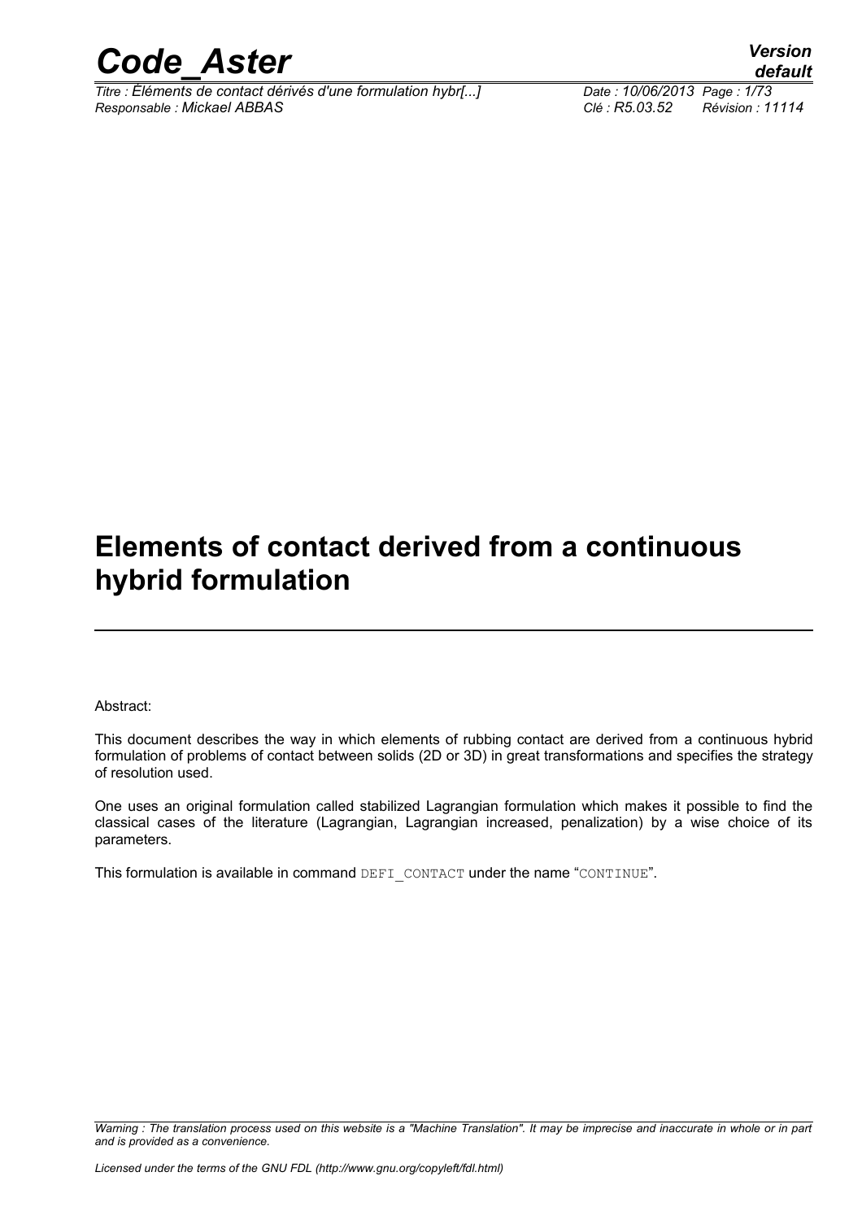# Elements of contact derived from a continuous hybrid formulation

Abstract:

This document describes the way in which elements of rubbing contact are derived from a continuous hybrid formulation of problems of contact between solids (2D or 3D) in great transformations and specifies the strategy of resolution used.

One uses an original formulation called stabilized Lagrangian formulation which makes it possible to find the classical cases of the literature (Lagrangian, Lagrangian increased, penalization) by a wise choice of its parameters.

This formulation is available in command DEFI_CONTACT under the name "CONTINUE".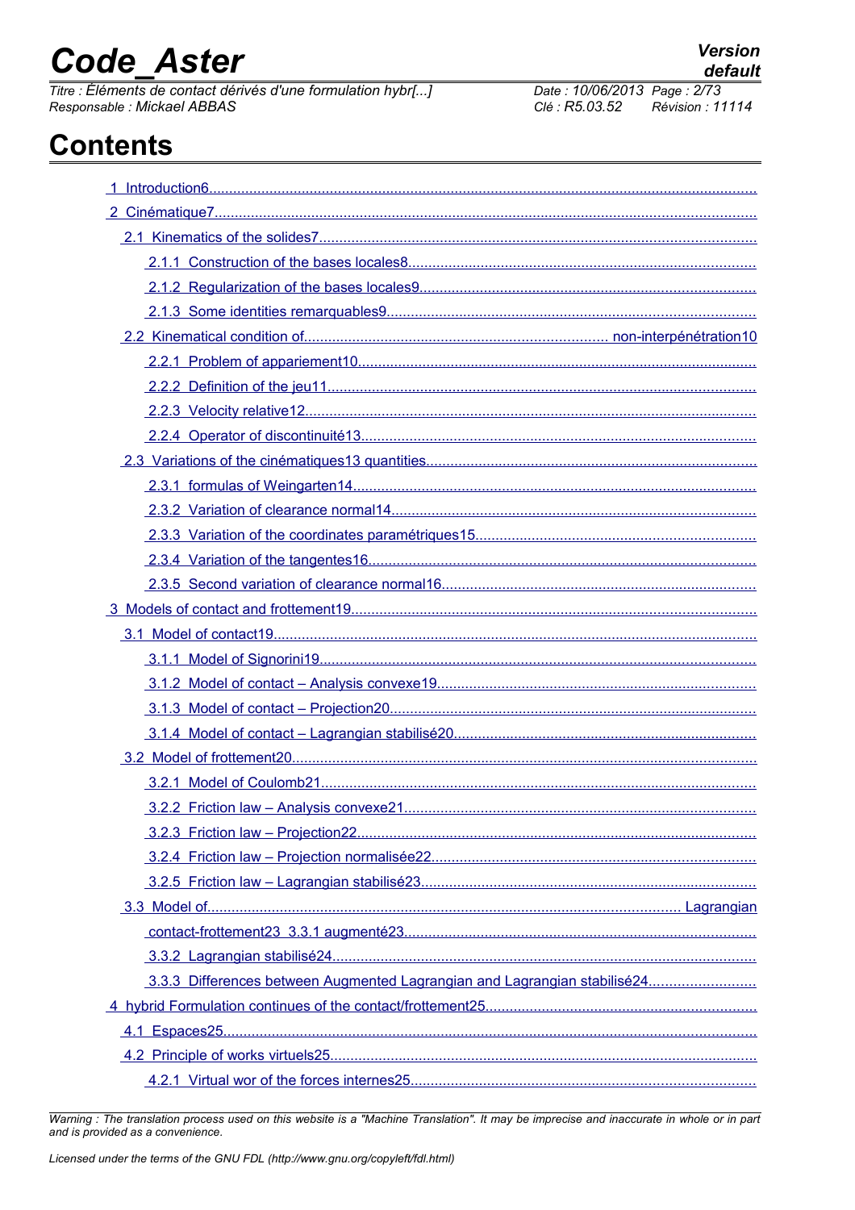# Contents

1 Introduction6
2 Cinématique7
  2.1 Kinematics of the solides7
    2.1.1 Construction of the bases locales8
    2.1.2 Regularization of the bases locales9
    2.1.3 Some identities remarquables9
  2.2 Kinematical condition of non-interpénétration10
    2.2.1 Problem of appariement10
    2.2.2 Definition of the jeu11
    2.2.3 Velocity relative12
    2.2.4 Operator of discontinuité13
  2.3 Variations of the cinématiques13 quantities
    2.3.1 formulas of Weingarten14
    2.3.2 Variation of clearance normal14
    2.3.3 Variation of the coordinates paramétriques15
    2.3.4 Variation of the tangentes16
    2.3.5 Second variation of clearance normal16
3 Models of contact and frottement19
  3.1 Model of contact19
    3.1.1 Model of Signorini19
    3.1.2 Model of contact – Analysis convexe19
    3.1.3 Model of contact – Projection20
    3.1.4 Model of contact – Lagrangian stabilisé20
  3.2 Model of frottement20
    3.2.1 Model of Coulomb21
    3.2.2 Friction law – Analysis convexe21
    3.2.3 Friction law – Projection22
    3.2.4 Friction law – Projection normalisée22
    3.2.5 Friction law – Lagrangian stabilisé23
  3.3 Model of Lagrangian contact-frottement23
    3.3.1 augmenté23
    3.3.2 Lagrangian stabilisé24
    3.3.3 Differences between Augmented Lagrangian and Lagrangian stabilisé24
4 hybrid Formulation continues of the contact/frottement25
  4.1 Espaces25
  4.2 Principle of works virtuels25
    4.2.1 Virtual wor of the forces internes25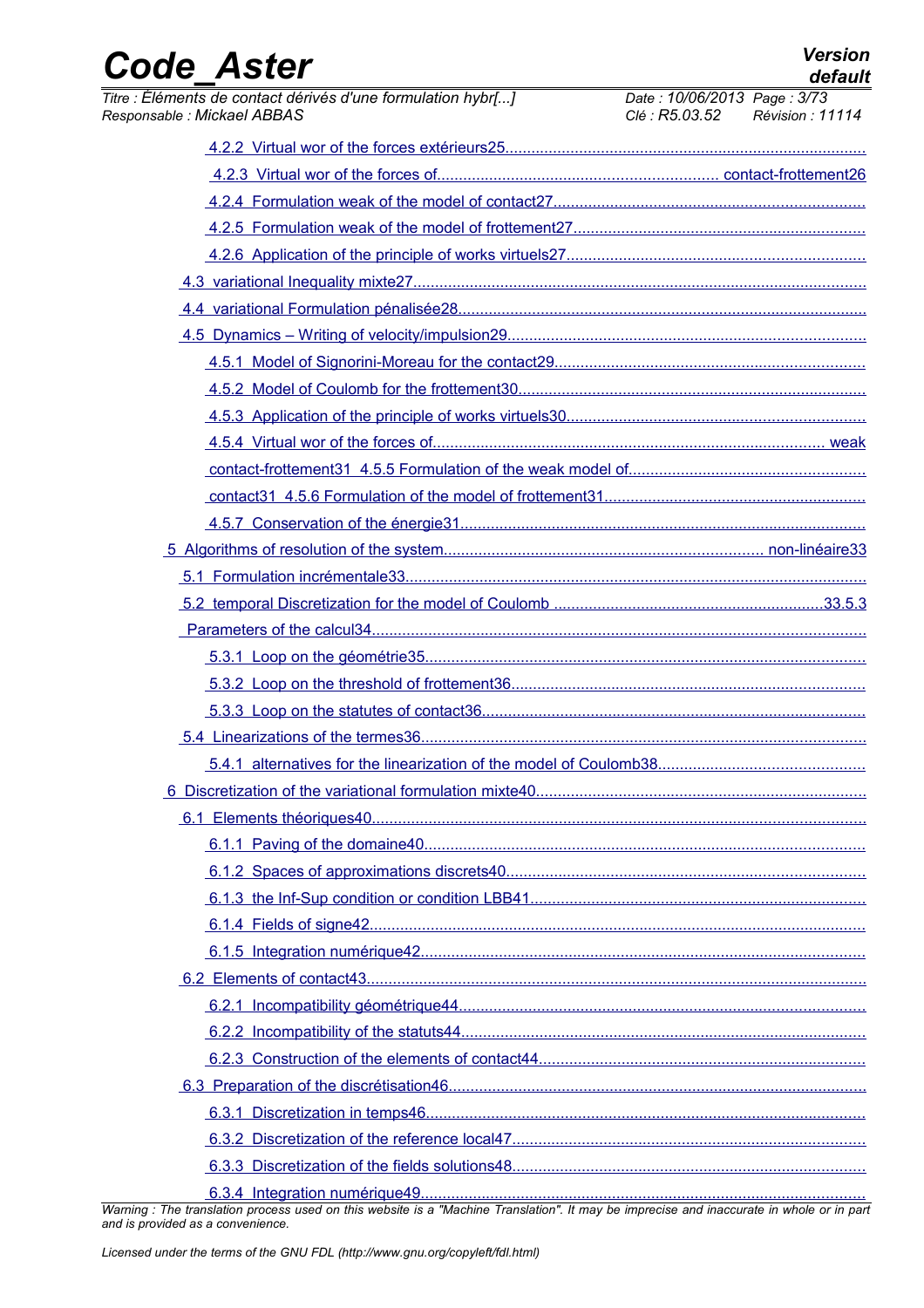4.2.2 Virtual wor of the forces extérieurs25

4.2.3 Virtual wor of the forces of contact-frottement26

4.2.4 Formulation weak of the model of contact27

4.2.5 Formulation weak of the model of frottement27

4.2.6 Application of the principle of works virtuels27

4.3 variational Inequality mixte27

4.4 variational Formulation pénalisée28

4.5 Dynamics – Writing of velocity/impulsion29

4.5.1 Model of Signorini-Moreau for the contact29

4.5.2 Model of Coulomb for the frottement30

4.5.3 Application of the principle of works virtuels30

4.5.4 Virtual wor of the forces of weak contact-frottement31 4.5.5 Formulation of the weak model of contact31 4.5.6 Formulation of the model of frottement31

4.5.7 Conservation of the énergie31

5 Algorithms of resolution of the system non-linéaire33

5.1 Formulation incrémentale33

5.2 temporal Discretization for the model of Coulomb 33.5.3 Parameters of the calcul34

5.3.1 Loop on the géométrie35

5.3.2 Loop on the threshold of frottement36

5.3.3 Loop on the statutes of contact36

5.4 Linearizations of the termes36

5.4.1 alternatives for the linearization of the model of Coulomb38

6 Discretization of the variational formulation mixte40

6.1 Elements théoriques40

6.1.1 Paving of the domaine40

6.1.2 Spaces of approximations discrets40

6.1.3 the Inf-Sup condition or condition LBB41

6.1.4 Fields of signe42

6.1.5 Integration numérique42

6.2 Elements of contact43

6.2.1 Incompatibility géométrique44

6.2.2 Incompatibility of the statuts44

6.2.3 Construction of the elements of contact44

6.3 Preparation of the discrétisation46

6.3.1 Discretization in temps46

6.3.2 Discretization of the reference local47

6.3.3 Discretization of the fields solutions48

6.3.4 Integration numérique49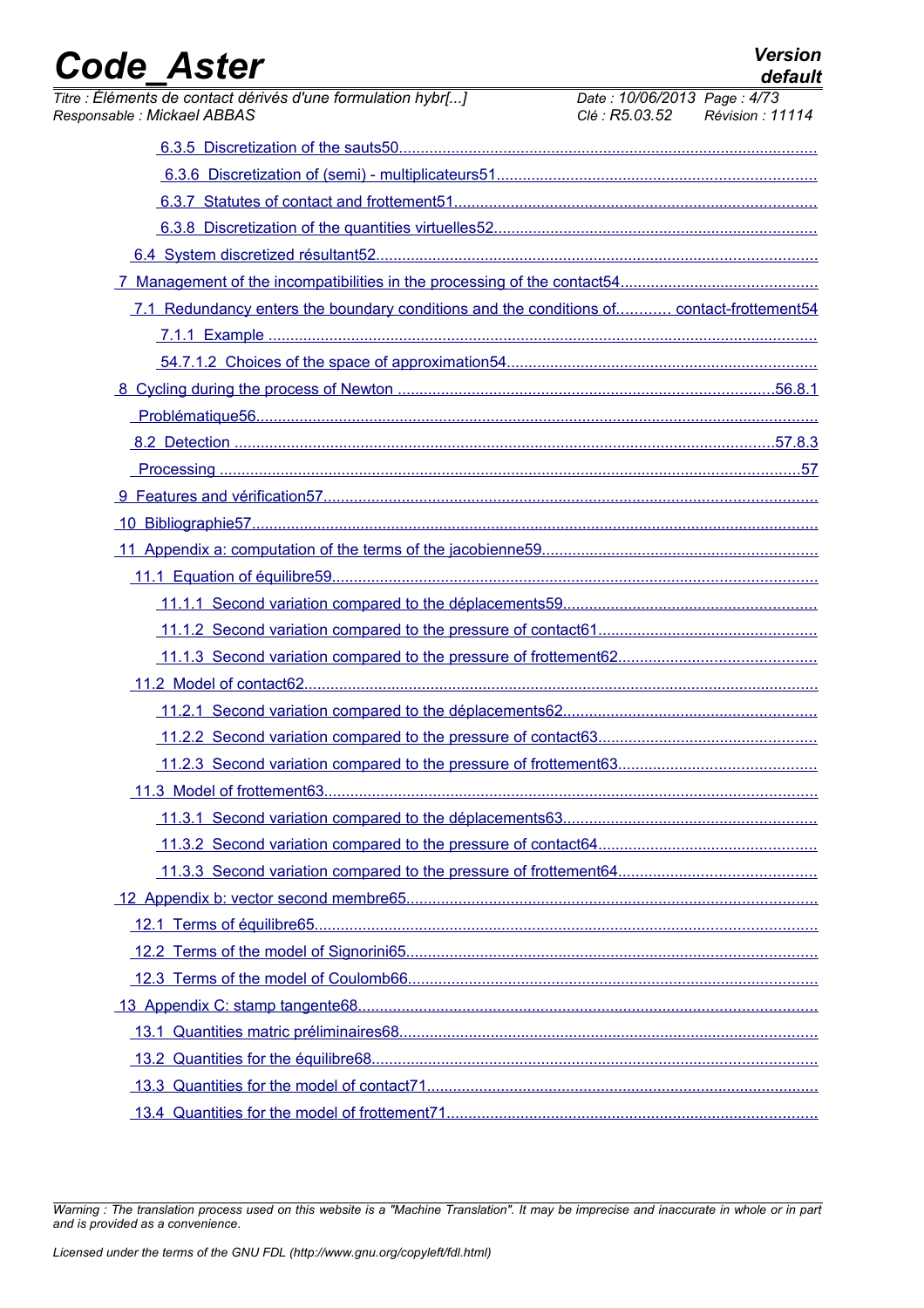6.3.5 Discretization of the sauts50

6.3.6 Discretization of (semi) - multiplicateurs51

6.3.7 Statutes of contact and frottement51

6.3.8 Discretization of the quantities virtuelles52

6.4 System discretized résultant52

7 Management of the incompatibilities in the processing of the contact54

7.1 Redundancy enters the boundary conditions and the conditions of............ contact-frottement54

7.1.1 Example

54.7.1.2 Choices of the space of approximation54

8 Cycling during the process of Newton ......56.8.1

Problématique56

8.2 Detection ......57.8.3

Processing ......57

9 Features and vérification57

10 Bibliographie57

11 Appendix a: computation of the terms of the jacobienne59

11.1 Equation of équilibre59

11.1.1 Second variation compared to the déplacements59

11.1.2 Second variation compared to the pressure of contact61

11.1.3 Second variation compared to the pressure of frottement62

11.2 Model of contact62

11.2.1 Second variation compared to the déplacements62

11.2.2 Second variation compared to the pressure of contact63

11.2.3 Second variation compared to the pressure of frottement63

11.3 Model of frottement63

11.3.1 Second variation compared to the déplacements63

11.3.2 Second variation compared to the pressure of contact64

11.3.3 Second variation compared to the pressure of frottement64

12 Appendix b: vector second membre65

12.1 Terms of équilibre65

12.2 Terms of the model of Signorini65

12.3 Terms of the model of Coulomb66

13 Appendix C: stamp tangente68

13.1 Quantities matric préliminaires68

13.2 Quantities for the équilibre68

13.3 Quantities for the model of contact71

13.4 Quantities for the model of frottement71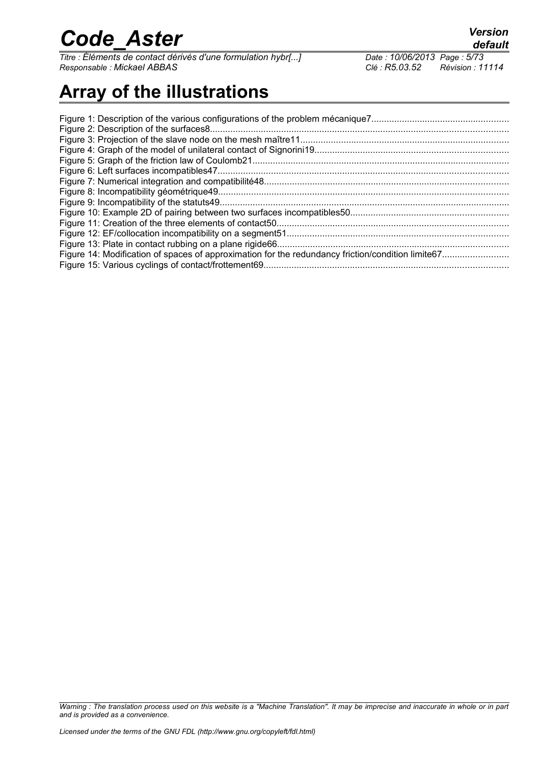# Array of the illustrations

Figure 1: Description of the various configurations of the problem mécanique7
Figure 2: Description of the surfaces8
Figure 3: Projection of the slave node on the mesh maître11
Figure 4: Graph of the model of unilateral contact of Signorini19
Figure 5: Graph of the friction law of Coulomb21
Figure 6: Left surfaces incompatibles47
Figure 7: Numerical integration and compatibilité48
Figure 8: Incompatibility géométrique49
Figure 9: Incompatibility of the statuts49
Figure 10: Example 2D of pairing between two surfaces incompatibles50
Figure 11: Creation of the three elements of contact50
Figure 12: EF/collocation incompatibility on a segment51
Figure 13: Plate in contact rubbing on a plane rigide66
Figure 14: Modification of spaces of approximation for the redundancy friction/condition limite67
Figure 15: Various cyclings of contact/frottement69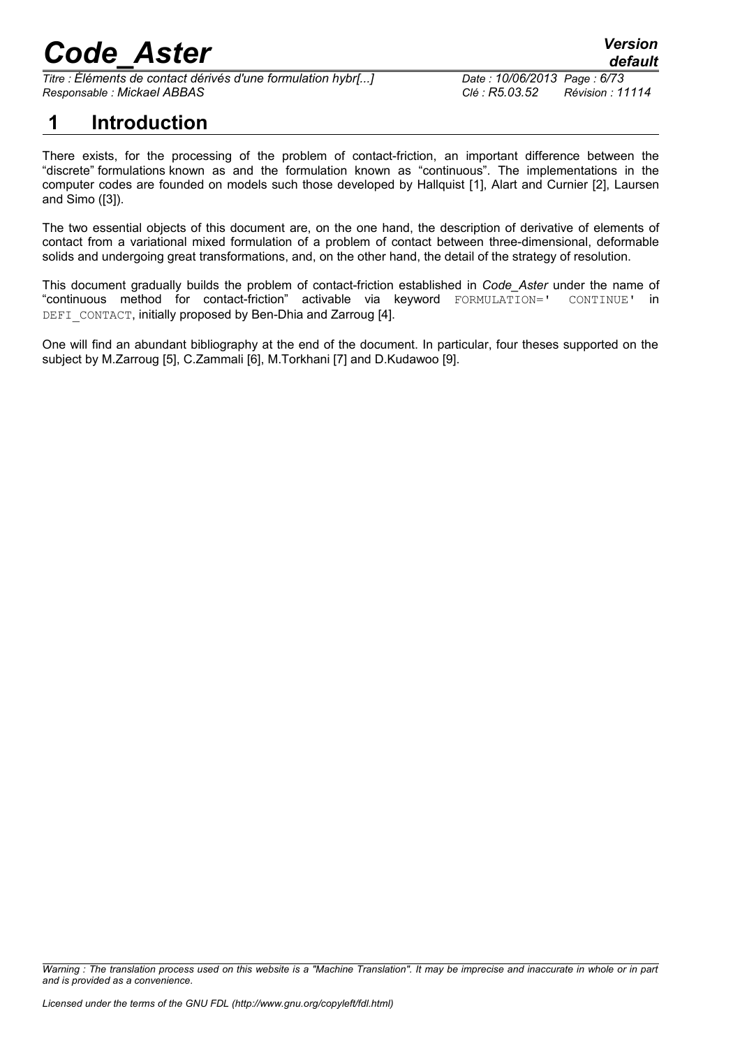# 1 Introduction

There exists, for the processing of the problem of contact-friction, an important difference between the "discrete" formulations known as and the formulation known as "continuous". The implementations in the computer codes are founded on models such those developed by Hallquist [1], Alart and Curnier [2], Laursen and Simo ([3]).

The two essential objects of this document are, on the one hand, the description of derivative of elements of contact from a variational mixed formulation of a problem of contact between three-dimensional, deformable solids and undergoing great transformations, and, on the other hand, the detail of the strategy of resolution.

This document gradually builds the problem of contact-friction established in *Code_Aster* under the name of "continuous method for contact-friction" activable via keyword `FORMULATION=' CONTINUE'` in `DEFI_CONTACT`, initially proposed by Ben-Dhia and Zarroug [4].

One will find an abundant bibliography at the end of the document. In particular, four theses supported on the subject by M.Zarroug [5], C.Zammali [6], M.Torkhani [7] and D.Kudawoo [9].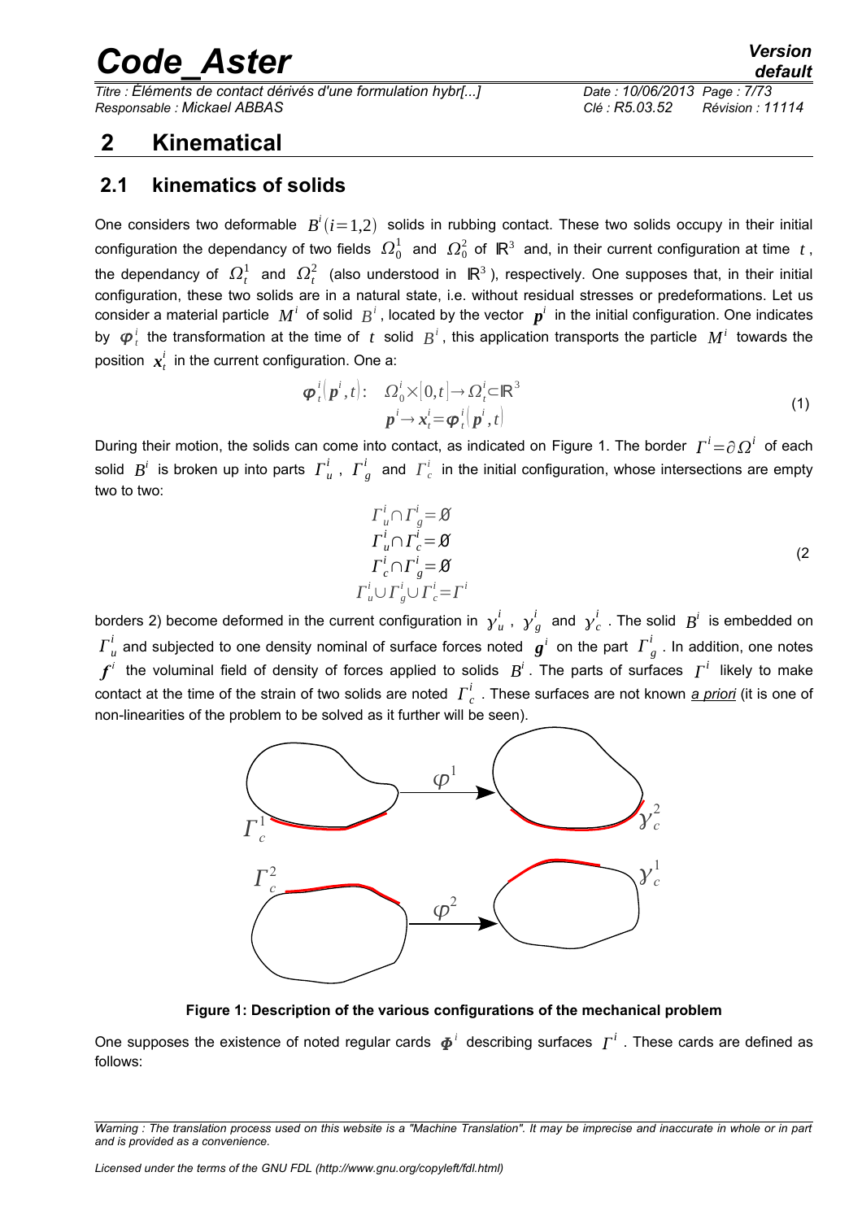# 2 Kinematical

## 2.1 kinematics of solids

One considers two deformable $B^i(i=1,2)$ solids in rubbing contact. These two solids occupy in their initial configuration the dependancy of two fields $\Omega_0^1$ and $\Omega_0^2$ of $\mathbb{R}^3$ and, in their current configuration at time $t$, the dependancy of $\Omega_t^1$ and $\Omega_t^2$ (also understood in $\mathbb{R}^3$), respectively. One supposes that, in their initial configuration, these two solids are in a natural state, i.e. without residual stresses or predeformations. Let us consider a material particle $M^i$ of solid $B^i$, located by the vector $\boldsymbol{p}^i$ in the initial configuration. One indicates by $\boldsymbol{\varphi}_t^i$ the transformation at the time of $t$ solid $B^i$, this application transports the particle $M^i$ towards the position $\boldsymbol{x}_t^i$ in the current configuration. One a:

$$
\begin{aligned}
\boldsymbol{\varphi}_t^i(\boldsymbol{p}^i,t): \quad & \Omega_0^i \times [0,t] \rightarrow \Omega_t^i \subset \mathbb{R}^3 \\
& \boldsymbol{p}^i \rightarrow \boldsymbol{x}_t^i = \boldsymbol{\varphi}_t^i(\boldsymbol{p}^i,t)
\end{aligned}
\tag{1}
$$

During their motion, the solids can come into contact, as indicated on Figure 1. The border $\Gamma^i = \partial\Omega^i$ of each solid $B^i$ is broken up into parts $\Gamma_u^i$, $\Gamma_g^i$ and $\Gamma_c^i$ in the initial configuration, whose intersections are empty two to two:

$$
\begin{aligned}
\Gamma_u^i \cap \Gamma_g^i &= \emptyset \\
\Gamma_u^i \cap \Gamma_c^i &= \emptyset \\
\Gamma_c^i \cap \Gamma_g^i &= \emptyset \\
\Gamma_u^i \cup \Gamma_g^i \cup \Gamma_c^i &= \Gamma^i
\end{aligned}
\tag{2}
$$

borders 2) become deformed in the current configuration in $\gamma_u^i$, $\gamma_g^i$ and $\gamma_c^i$. The solid $B^i$ is embedded on $\Gamma_u^i$ and subjected to one density nominal of surface forces noted $\boldsymbol{g}^i$ on the part $\Gamma_g^i$. In addition, one notes $\boldsymbol{f}^i$ the voluminal field of density of forces applied to solids $B^i$. The parts of surfaces $\Gamma^i$ likely to make contact at the time of the strain of two solids are noted $\Gamma_c^i$. These surfaces are not known *a priori* (it is one of non-linearities of the problem to be solved as it further will be seen).

$\varphi^1$

$\varphi^2$

$\Gamma_c^1$

$\Gamma_c^2$

$\gamma_c^2$

$\gamma_c^1$

**Figure 1: Description of the various configurations of the mechanical problem**

One supposes the existence of noted regular cards $\boldsymbol{\Phi}^i$ describing surfaces $\Gamma^i$. These cards are defined as follows: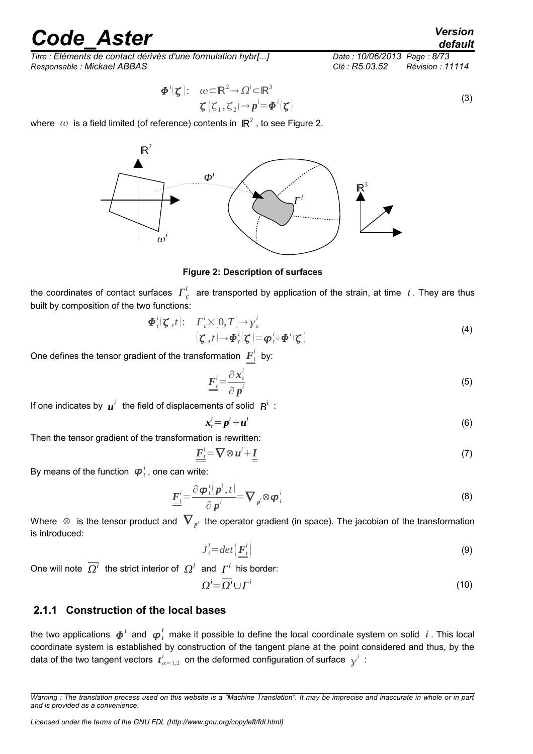$$\boldsymbol{\Phi}^i(\boldsymbol{\zeta}): \quad \omega \subset \mathbb{R}^2 \rightarrow \Omega^i \subset \mathbb{R}^3$$
$$\boldsymbol{\zeta}(\zeta_1, \zeta_2) \rightarrow \boldsymbol{p}^i = \boldsymbol{\Phi}^i(\boldsymbol{\zeta}) \tag{3}$$

where $\omega$ is a field limited (of reference) contents in $\mathbb{R}^2$, to see Figure 2.

$\mathbb{R}^2$

$\Phi^i$

$\Gamma^i$

$\mathbb{R}^3$

$\omega^i$

**Figure 2: Description of surfaces**

the coordinates of contact surfaces $\Gamma_c^i$ are transported by application of the strain, at time $t$. They are thus built by composition of the two functions:

$$\boldsymbol{\Phi}_t^i(\boldsymbol{\zeta}, t): \quad \Gamma_c^i \times [0, T] \rightarrow \gamma_c^i$$
$$(\boldsymbol{\zeta}, t) \rightarrow \boldsymbol{\Phi}_t^i(\boldsymbol{\zeta}) = \boldsymbol{\varphi}_t^i \circ \boldsymbol{\Phi}^i(\boldsymbol{\zeta}) \tag{4}$$

One defines the tensor gradient of the transformation $\underline{\underline{\boldsymbol{F}_t^i}}$ by:

$$\underline{\underline{\boldsymbol{F}_t^i}} = \frac{\partial \boldsymbol{x}_t^i}{\partial \boldsymbol{p}^i} \tag{5}$$

If one indicates by $\boldsymbol{u}^i$ the field of displacements of solid $B^i$ :

$$\boldsymbol{x}_t^i = \boldsymbol{p}^i + \boldsymbol{u}^i \tag{6}$$

Then the tensor gradient of the transformation is rewritten:

$$\underline{\underline{\boldsymbol{F}_t^i}} = \boldsymbol{\nabla} \otimes \boldsymbol{u}^i + \underline{\underline{\boldsymbol{I}}} \tag{7}$$

By means of the function $\boldsymbol{\varphi}_t^i$, one can write:

$$\underline{\underline{\boldsymbol{F}_t^i}} = \frac{\partial \boldsymbol{\varphi}_t^i(\boldsymbol{p}^i, t)}{\partial \boldsymbol{p}^i} = \boldsymbol{\nabla}_{\boldsymbol{p}^i} \otimes \boldsymbol{\varphi}_t^i \tag{8}$$

Where $\otimes$ is the tensor product and $\boldsymbol{\nabla}_{\boldsymbol{p}^i}$ the operator gradient (in space). The jacobian of the transformation is introduced:

$$J_t^i = det\left(\underline{\underline{\boldsymbol{F}_t^i}}\right) \tag{9}$$

One will note $\overline{\Omega^i}$ the strict interior of $\Omega^i$ and $\Gamma^i$ his border:

$$\Omega^i = \overline{\Omega^i} \cup \Gamma^i \tag{10}$$

### 2.1.1 Construction of the local bases

the two applications $\boldsymbol{\Phi}^i$ and $\boldsymbol{\varphi}_t^i$ make it possible to define the local coordinate system on solid $i$. This local coordinate system is established by construction of the tangent plane at the point considered and thus, by the data of the two tangent vectors $\boldsymbol{t}_{\alpha=1,2}^i$ on the deformed configuration of surface $\gamma^i$ :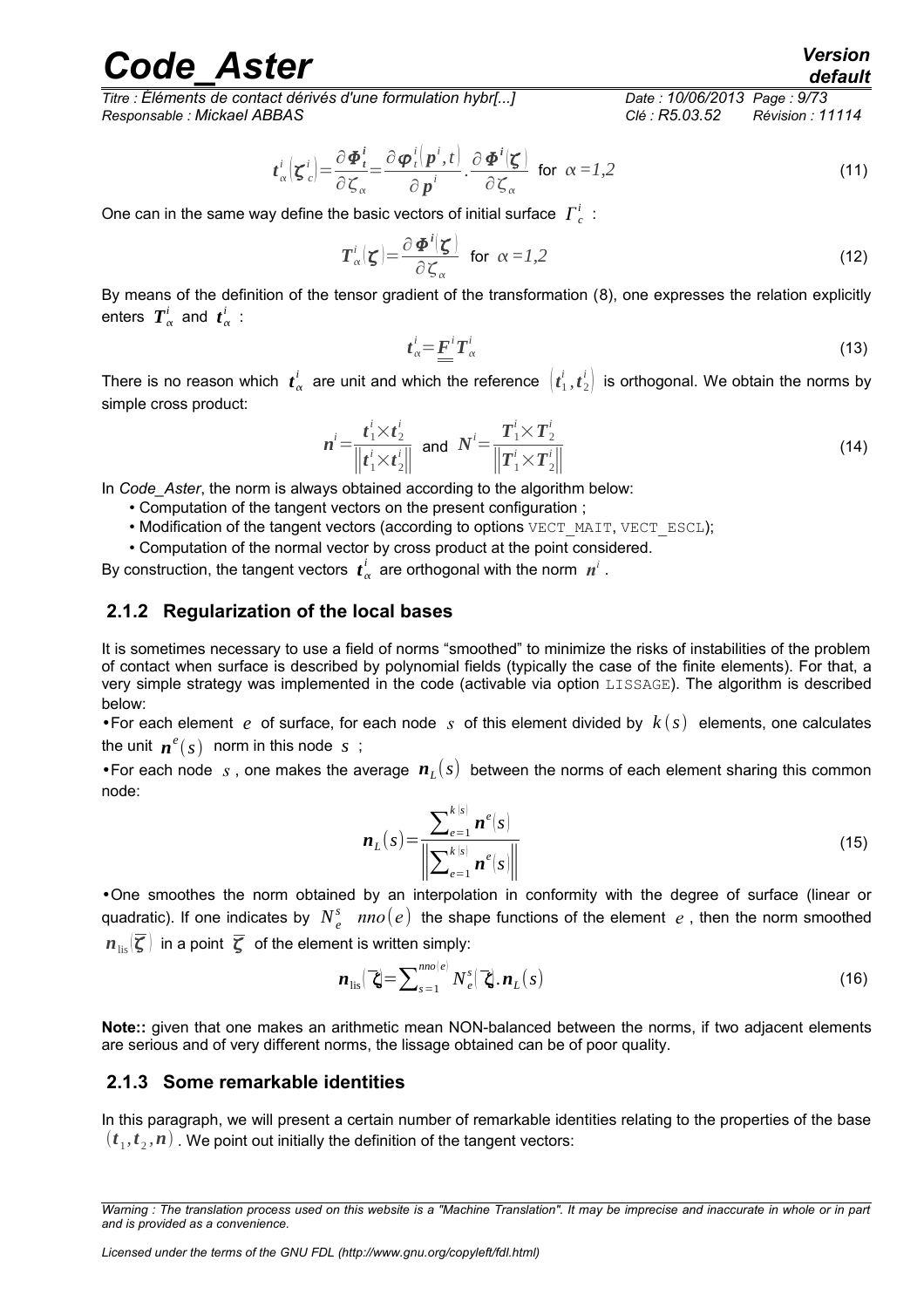$$\boldsymbol{t}_{\alpha}^{i}\left(\boldsymbol{\zeta}_{c}^{i}\right)=\frac{\partial \boldsymbol{\Phi}_{t}^{i}}{\partial \zeta_{\alpha}}=\frac{\partial \boldsymbol{\varphi}_{t}^{i}\left(\boldsymbol{p}^{i}, t\right)}{\partial \boldsymbol{p}^{i}} \cdot \frac{\partial \boldsymbol{\Phi}^{i}(\boldsymbol{\zeta})}{\partial \zeta_{\alpha}} \text { for } \alpha=1,2 \tag{11}$$

One can in the same way define the basic vectors of initial surface $\Gamma_{c}^{i}$ :

$$\boldsymbol{T}_{\alpha}^{i}(\boldsymbol{\zeta})=\frac{\partial \boldsymbol{\Phi}^{i}(\boldsymbol{\zeta})}{\partial \zeta_{\alpha}} \text { for } \alpha=1,2 \tag{12}$$

By means of the definition of the tensor gradient of the transformation (8), one expresses the relation explicitly enters $\boldsymbol{T}_{\alpha}^{i}$ and $\boldsymbol{t}_{\alpha}^{i}$ :

$$\boldsymbol{t}_{\alpha}^{i}=\underline{\underline{\boldsymbol{F}}}^{i} \boldsymbol{T}_{\alpha}^{i} \tag{13}$$

There is no reason which $\boldsymbol{t}_{\alpha}^{i}$ are unit and which the reference $\left(\boldsymbol{t}_{1}^{i}, \boldsymbol{t}_{2}^{i}\right)$ is orthogonal. We obtain the norms by simple cross product:

$$\boldsymbol{n}^{i}=\frac{\boldsymbol{t}_{1}^{i} \times \boldsymbol{t}_{2}^{i}}{\left\|\boldsymbol{t}_{1}^{i} \times \boldsymbol{t}_{2}^{i}\right\|} \text { and } \boldsymbol{N}^{i}=\frac{\boldsymbol{T}_{1}^{i} \times \boldsymbol{T}_{2}^{i}}{\left\|\boldsymbol{T}_{1}^{i} \times \boldsymbol{T}_{2}^{i}\right\|} \tag{14}$$

In *Code_Aster*, the norm is always obtained according to the algorithm below:

- Computation of the tangent vectors on the present configuration ;
- Modification of the tangent vectors (according to options VECT_MAIT, VECT_ESCL);
- Computation of the normal vector by cross product at the point considered.

By construction, the tangent vectors $\boldsymbol{t}_{\alpha}^{i}$ are orthogonal with the norm $\boldsymbol{n}^{i}$ .

### 2.1.2 Regularization of the local bases

It is sometimes necessary to use a field of norms "smoothed" to minimize the risks of instabilities of the problem of contact when surface is described by polynomial fields (typically the case of the finite elements). For that, a very simple strategy was implemented in the code (activable via option LISSAGE). The algorithm is described below:

- For each element $e$ of surface, for each node $s$ of this element divided by $k(s)$ elements, one calculates the unit $\boldsymbol{n}^{e}(s)$ norm in this node $s$ ;
- For each node $s$ , one makes the average $\boldsymbol{n}_{L}(s)$ between the norms of each element sharing this common node:

$$\boldsymbol{n}_{L}(s)=\frac{\sum_{e=1}^{k(s)} \boldsymbol{n}^{e}(s)}{\left\|\sum_{e=1}^{k(s)} \boldsymbol{n}^{e}(s)\right\|} \tag{15}$$

- One smoothes the norm obtained by an interpolation in conformity with the degree of surface (linear or quadratic). If one indicates by $N_{e}^{s}$ $nno(e)$ the shape functions of the element $e$ , then the norm smoothed $\boldsymbol{n}_{\text{lis}}(\overline{\boldsymbol{\zeta}})$ in a point $\overline{\boldsymbol{\zeta}}$ of the element is written simply:

$$\boldsymbol{n}_{\text{lis}}(\overline{\boldsymbol{\zeta}})=\sum_{s=1}^{nno(e)} N_{e}^{s}(\overline{\boldsymbol{\zeta}}) . \boldsymbol{n}_{L}(s) \tag{16}$$

**Note::** given that one makes an arithmetic mean NON-balanced between the norms, if two adjacent elements are serious and of very different norms, the lissage obtained can be of poor quality.

### 2.1.3 Some remarkable identities

In this paragraph, we will present a certain number of remarkable identities relating to the properties of the base $\left(\boldsymbol{t}_{1}, \boldsymbol{t}_{2}, \boldsymbol{n}\right)$ . We point out initially the definition of the tangent vectors: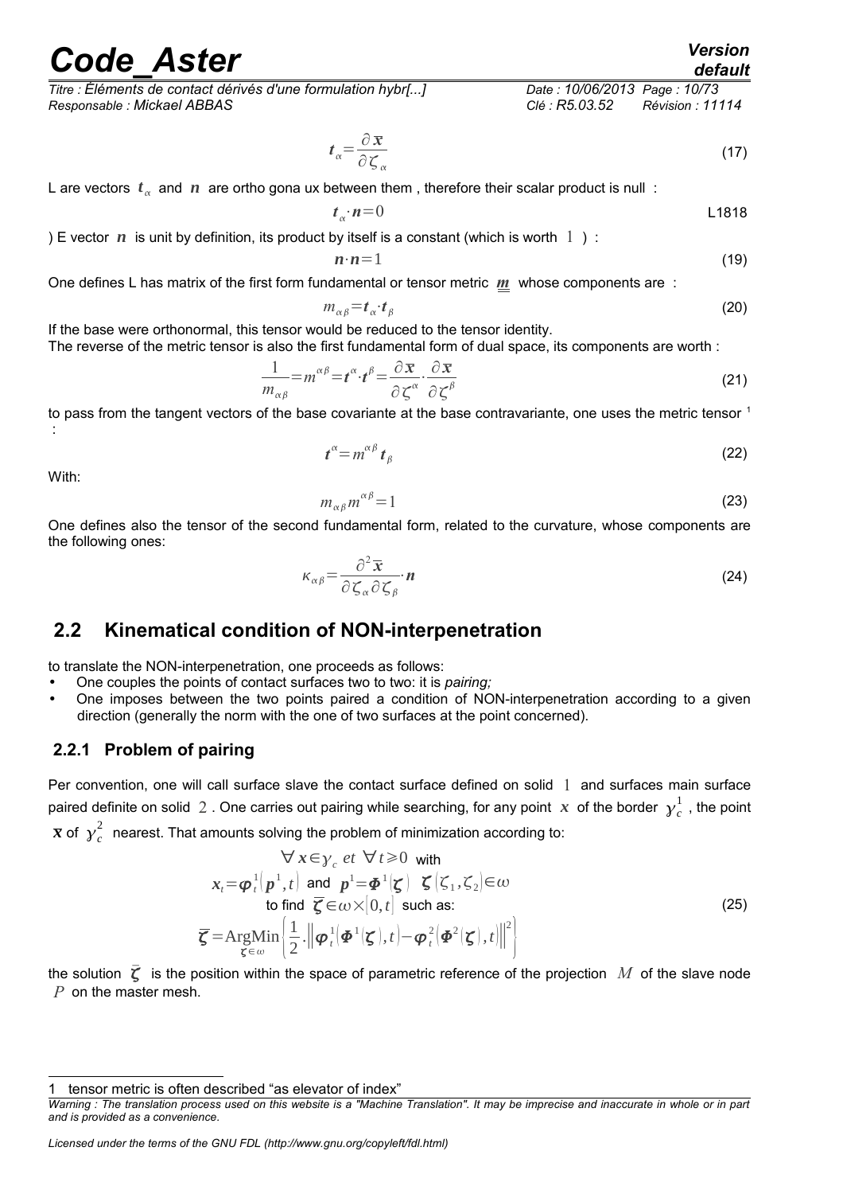$$\boldsymbol{t}_{\alpha}=\frac{\partial \overline{\boldsymbol{x}}}{\partial \zeta_{\alpha}} \tag{17}$$

L are vectors $\boldsymbol{t}_{\alpha}$ and $\boldsymbol{n}$ are ortho gona ux between them , therefore their scalar product is null :

$$\boldsymbol{t}_{\alpha}\cdot\boldsymbol{n}=0 \qquad \text{L1818}$$

) E vector $\boldsymbol{n}$ is unit by definition, its product by itself is a constant (which is worth $1$ ) :

$$\boldsymbol{n}\cdot\boldsymbol{n}=1 \tag{19}$$

One defines L has matrix of the first form fundamental or tensor metric $\underline{\underline{\boldsymbol{m}}}$ whose components are :

$$m_{\alpha\beta}=\boldsymbol{t}_{\alpha}\cdot\boldsymbol{t}_{\beta} \tag{20}$$

If the base were orthonormal, this tensor would be reduced to the tensor identity.
The reverse of the metric tensor is also the first fundamental form of dual space, its components are worth :

$$\frac{1}{m_{\alpha\beta}}=m^{\alpha\beta}=\boldsymbol{t}^{\alpha}\cdot\boldsymbol{t}^{\beta}=\frac{\partial \overline{\boldsymbol{x}}}{\partial \zeta^{\alpha}}\cdot\frac{\partial \overline{\boldsymbol{x}}}{\partial \zeta^{\beta}} \tag{21}$$

to pass from the tangent vectors of the base covariante at the base contravariante, one uses the metric tensor [1] :

$$\boldsymbol{t}^{\alpha}=m^{\alpha\beta}\boldsymbol{t}_{\beta} \tag{22}$$

With:

$$m_{\alpha\beta}m^{\alpha\beta}=1 \tag{23}$$

One defines also the tensor of the second fundamental form, related to the curvature, whose components are the following ones:

$$\kappa_{\alpha\beta}=\frac{\partial^{2}\overline{\boldsymbol{x}}}{\partial \zeta_{\alpha}\partial \zeta_{\beta}}\cdot\boldsymbol{n} \tag{24}$$

## 2.2 Kinematical condition of NON-interpenetration

to translate the NON-interpenetration, one proceeds as follows:

- One couples the points of contact surfaces two to two: it is *pairing;*
- One imposes between the two points paired a condition of NON-interpenetration according to a given direction (generally the norm with the one of two surfaces at the point concerned).

### 2.2.1 Problem of pairing

Per convention, one will call surface slave the contact surface defined on solid $1$ and surfaces main surface paired definite on solid $2$ . One carries out pairing while searching, for any point $\boldsymbol{x}$ of the border $\gamma_{c}^{1}$ , the point $\overline{\boldsymbol{x}}$ of $\gamma_{c}^{2}$ nearest. That amounts solving the problem of minimization according to:

$$\begin{gathered}
\forall \boldsymbol{x}\in\gamma_{c}\ et\ \forall t\geqslant 0 \text{ with} \\
\boldsymbol{x}_{t}=\boldsymbol{\varphi}_{t}^{1}\left(\boldsymbol{p}^{1},t\right) \text{ and } \boldsymbol{p}^{1}=\boldsymbol{\Phi}^{1}(\boldsymbol{\zeta})\quad \boldsymbol{\zeta}\left(\zeta_{1},\zeta_{2}\right)\in\omega \\
\text{to find } \overline{\boldsymbol{\zeta}}\in\omega\times\left[0,t\right] \text{ such as:} \\
\overline{\boldsymbol{\zeta}}=\underset{\boldsymbol{\zeta}\in\omega}{\text{ArgMin}}\left\{\frac{1}{2}.\left\|\boldsymbol{\varphi}_{t}^{1}\left(\boldsymbol{\Phi}^{1}(\boldsymbol{\zeta}),t\right)-\boldsymbol{\varphi}_{t}^{2}\left(\boldsymbol{\Phi}^{2}(\boldsymbol{\zeta}),t\right)\right\|^{2}\right\}
\end{gathered} \tag{25}$$

the solution $\bar{\boldsymbol{\zeta}}$ is the position within the space of parametric reference of the projection $M$ of the slave node $P$ on the master mesh.

---

1 tensor metric is often described "as elevator of index"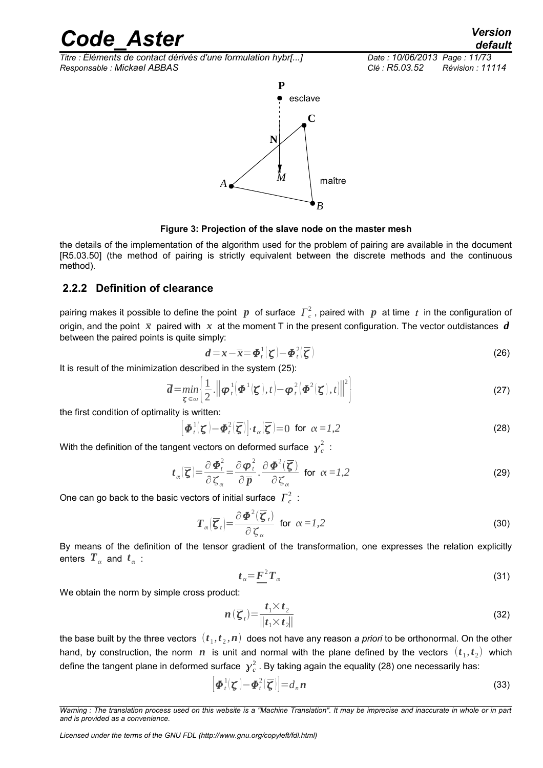P

esclave

C

N

M

A

maître

B

**Figure 3: Projection of the slave node on the master mesh**

the details of the implementation of the algorithm used for the problem of pairing are available in the document [R5.03.50] (the method of pairing is strictly equivalent between the discrete methods and the continuous method).

### 2.2.2 Definition of clearance

pairing makes it possible to define the point $\overline{p}$ of surface $\Gamma_c^2$, paired with $p$ at time $t$ in the configuration of origin, and the point $\overline{x}$ paired with $x$ at the moment T in the present configuration. The vector outdistances $d$ between the paired points is quite simply:

$$\boldsymbol{d}=\boldsymbol{x}-\overline{\boldsymbol{x}}=\boldsymbol{\Phi}_t^1(\boldsymbol{\zeta})-\boldsymbol{\Phi}_t^2(\overline{\boldsymbol{\zeta}}) \tag{26}$$

It is result of the minimization described in the system (25):

$$\overline{\boldsymbol{d}}=\min_{\boldsymbol{\zeta}\in\omega}\left\{\frac{1}{2}.\left\|\boldsymbol{\varphi}_t^1(\boldsymbol{\Phi}^1(\boldsymbol{\zeta}),t)-\boldsymbol{\varphi}_t^2(\boldsymbol{\Phi}^2(\boldsymbol{\zeta}),t)\right\|^2\right\} \tag{27}$$

the first condition of optimality is written:

$$\left[\boldsymbol{\Phi}_t^1(\boldsymbol{\zeta})-\boldsymbol{\Phi}_t^2(\overline{\boldsymbol{\zeta}})\right]\cdot\boldsymbol{t}_\alpha(\overline{\boldsymbol{\zeta}})=0 \text{ for } \alpha=1,2 \tag{28}$$

With the definition of the tangent vectors on deformed surface $\gamma_c^2$ :

$$\boldsymbol{t}_\alpha(\overline{\boldsymbol{\zeta}})=\frac{\partial\boldsymbol{\Phi}_t^2}{\partial\zeta_\alpha}=\frac{\partial\boldsymbol{\varphi}_t^2}{\partial\overline{\boldsymbol{p}}}.\frac{\partial\boldsymbol{\Phi}^2(\overline{\boldsymbol{\zeta}})}{\partial\zeta_\alpha} \text{ for } \alpha=1,2 \tag{29}$$

One can go back to the basic vectors of initial surface $\Gamma_c^2$ :

$$\boldsymbol{T}_\alpha(\overline{\boldsymbol{\zeta}}_t)=\frac{\partial\boldsymbol{\Phi}^2(\overline{\boldsymbol{\zeta}}_t)}{\partial\zeta_\alpha} \text{ for } \alpha=1,2 \tag{30}$$

By means of the definition of the tensor gradient of the transformation, one expresses the relation explicitly enters $\boldsymbol{T}_\alpha$ and $\boldsymbol{t}_\alpha$ :

$$\boldsymbol{t}_\alpha=\underline{\underline{\boldsymbol{F}}}^2\boldsymbol{T}_\alpha \tag{31}$$

We obtain the norm by simple cross product:

$$\boldsymbol{n}(\overline{\boldsymbol{\zeta}}_t)=\frac{\boldsymbol{t}_1\times\boldsymbol{t}_2}{\|\boldsymbol{t}_1\times\boldsymbol{t}_2\|} \tag{32}$$

the base built by the three vectors $(\boldsymbol{t}_1,\boldsymbol{t}_2,\boldsymbol{n})$ does not have any reason *a priori* to be orthonormal. On the other hand, by construction, the norm $\boldsymbol{n}$ is unit and normal with the plane defined by the vectors $(\boldsymbol{t}_1,\boldsymbol{t}_2)$ which define the tangent plane in deformed surface $\gamma_c^2$. By taking again the equality (28) one necessarily has:

$$\left[\boldsymbol{\Phi}_t^1(\boldsymbol{\zeta})-\boldsymbol{\Phi}_t^2(\overline{\boldsymbol{\zeta}})\right]=d_n\boldsymbol{n} \tag{33}$$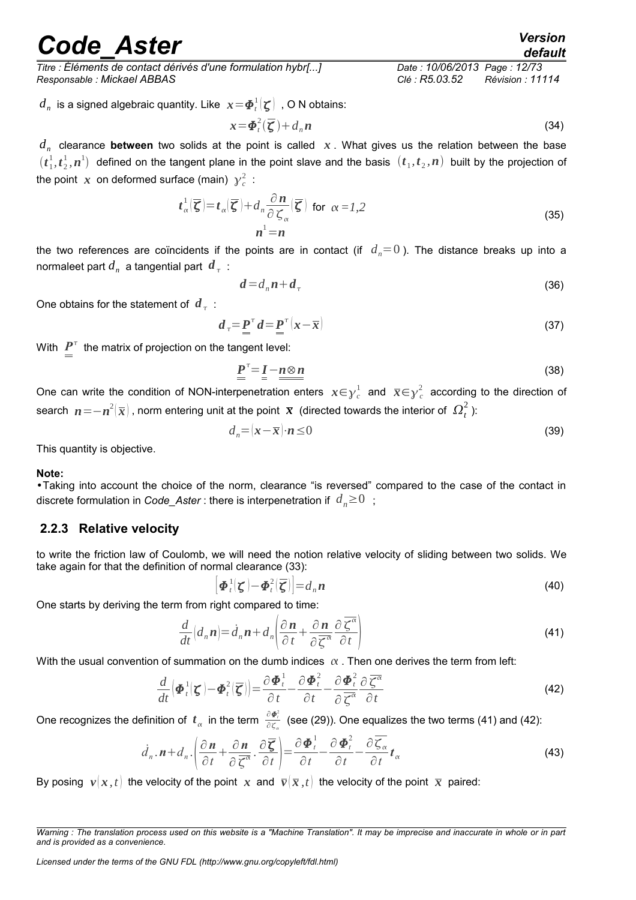$d_n$ is a signed algebraic quantity. Like $x=\Phi_t^1(\zeta)$ , O N obtains:

$$x=\Phi_t^2(\overline{\zeta})+d_n n \tag{34}$$

$d_n$ clearance **between** two solids at the point is called $x$ . What gives us the relation between the base $(t_1^1, t_2^1, n^1)$ defined on the tangent plane in the point slave and the basis $(t_1, t_2, n)$ built by the projection of the point $x$ on deformed surface (main) $\gamma_c^2$ :

$$t_\alpha^1(\overline{\zeta})=t_\alpha(\overline{\zeta})+d_n \frac{\partial n}{\partial \zeta_\alpha}(\overline{\zeta}) \text{ for } \alpha=1,2$$
$$n^1=n \tag{35}$$

the two references are coïncidents if the points are in contact (if $d_n=0$ ). The distance breaks up into a normaleet part $d_n$ a tangential part $d_\tau$ :

$$d=d_n n+d_\tau \tag{36}$$

One obtains for the statement of $d_\tau$ :

$$d_\tau=\underline{\underline{P}}^\tau d=\underline{\underline{P}}^\tau(x-\overline{x}) \tag{37}$$

With $\underline{\underline{P}}^\tau$ the matrix of projection on the tangent level:

$$\underline{\underline{P}}^\tau=\underline{\underline{I}}-\underline{\underline{n\otimes n}} \tag{38}$$

One can write the condition of NON-interpenetration enters $x\in\gamma_c^1$ and $\overline{x}\in\gamma_c^2$ according to the direction of search $n=-n^2(\overline{x})$ , norm entering unit at the point $\overline{x}$ (directed towards the interior of $\Omega_t^2$ ):

$$d_n=(x-\overline{x})\cdot n\leq 0 \tag{39}$$

This quantity is objective.

**Note:**

- Taking into account the choice of the norm, clearance "is reversed" compared to the case of the contact in discrete formulation in *Code_Aster* : there is interpenetration if $d_n\geq 0$ ;

### 2.2.3 Relative velocity

to write the friction law of Coulomb, we will need the notion relative velocity of sliding between two solids. We take again for that the definition of normal clearance (33):

$$\left[\Phi_t^1(\zeta)-\Phi_t^2(\overline{\zeta})\right]=d_n n \tag{40}$$

One starts by deriving the term from right compared to time:

$$\frac{d}{dt}(d_n n)=\dot{d}_n n+d_n\left(\frac{\partial n}{\partial t}+\frac{\partial n}{\partial \overline{\zeta}^\alpha}\frac{\partial \overline{\zeta}^\alpha}{\partial t}\right) \tag{41}$$

With the usual convention of summation on the dumb indices $\alpha$ . Then one derives the term from left:

$$\frac{d}{dt}\left(\Phi_t^1(\zeta)-\Phi_t^2(\overline{\zeta})\right)=\frac{\partial \Phi_t^1}{\partial t}-\frac{\partial \Phi_t^2}{\partial t}-\frac{\partial \Phi_t^2}{\partial \overline{\zeta}^\alpha}\frac{\partial \overline{\zeta}^\alpha}{\partial t} \tag{42}$$

One recognizes the definition of $t_\alpha$ in the term $\frac{\partial \Phi_t^2}{\partial \zeta_\alpha}$ (see (29)). One equalizes the two terms (41) and (42):

$$\dot{d}_n . n+d_n .\left(\frac{\partial n}{\partial t}+\frac{\partial n}{\partial \overline{\zeta}^\alpha}.\frac{\partial \overline{\zeta}}{\partial t}\right)=\frac{\partial \Phi_t^1}{\partial t}-\frac{\partial \Phi_t^2}{\partial t}-\frac{\partial \overline{\zeta_\alpha}}{\partial t}t_\alpha \tag{43}$$

By posing $v(x,t)$ the velocity of the point $x$ and $\overline{v}(\overline{x},t)$ the velocity of the point $\overline{x}$ paired: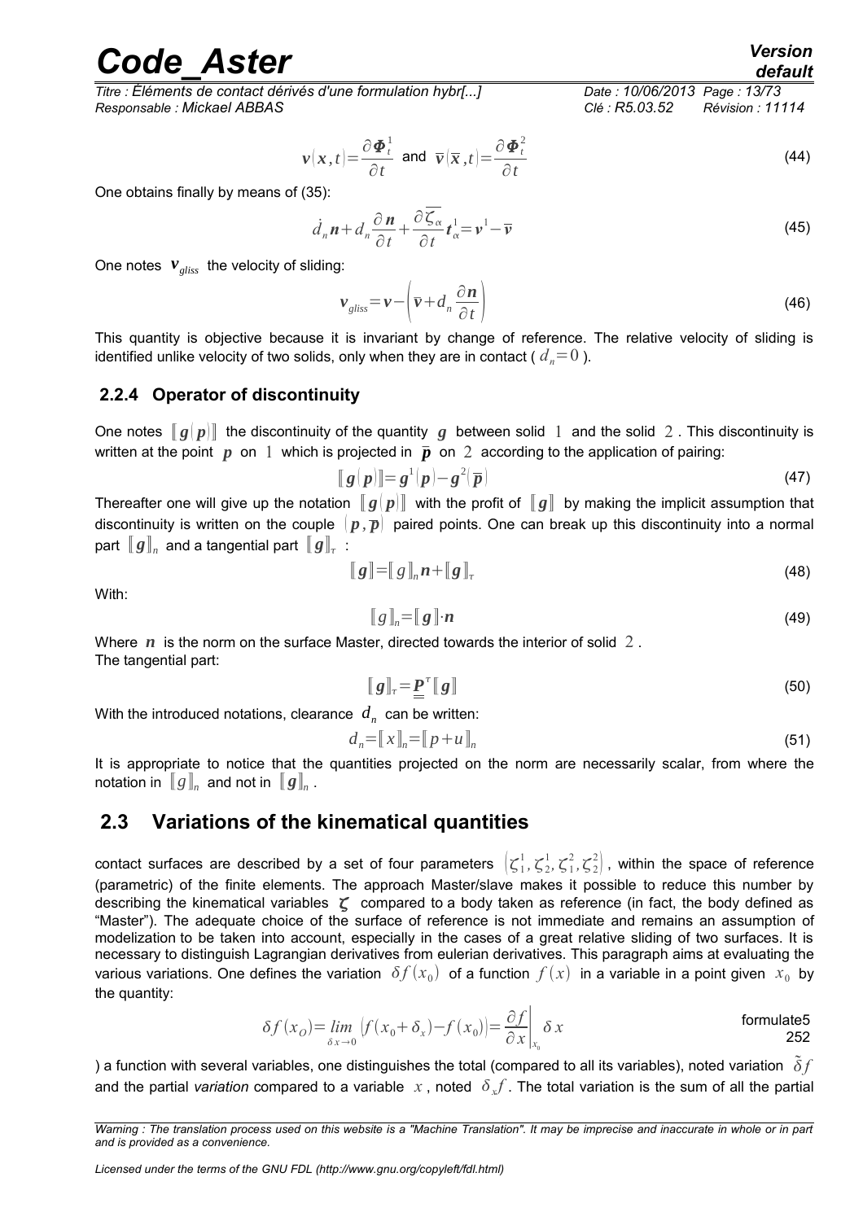$$\boldsymbol{v}(\boldsymbol{x},t)=\frac{\partial \boldsymbol{\Phi}_t^1}{\partial t} \text{ and } \overline{\boldsymbol{v}}(\overline{\boldsymbol{x}},t)=\frac{\partial \boldsymbol{\Phi}_t^2}{\partial t} \tag{44}$$

One obtains finally by means of (35):

$$\dot{d}_n \boldsymbol{n}+d_n \frac{\partial \boldsymbol{n}}{\partial t}+\frac{\partial \overline{\zeta_\alpha}}{\partial t}\boldsymbol{t}_\alpha^1=\boldsymbol{v}^1-\overline{\boldsymbol{v}} \tag{45}$$

One notes $\boldsymbol{v}_{gliss}$ the velocity of sliding:

$$\boldsymbol{v}_{gliss}=\boldsymbol{v}-\left(\overline{\boldsymbol{v}}+d_n \frac{\partial \boldsymbol{n}}{\partial t}\right) \tag{46}$$

This quantity is objective because it is invariant by change of reference. The relative velocity of sliding is identified unlike velocity of two solids, only when they are in contact ( $d_n=0$ ).

### 2.2.4 Operator of discontinuity

One notes $[\![\boldsymbol{g}(\boldsymbol{p})]\!]$ the discontinuity of the quantity $\boldsymbol{g}$ between solid $1$ and the solid $2$ . This discontinuity is written at the point $\boldsymbol{p}$ on $1$ which is projected in $\overline{\boldsymbol{p}}$ on $2$ according to the application of pairing:

$$[\![\boldsymbol{g}(\boldsymbol{p})]\!]=\boldsymbol{g}^1(\boldsymbol{p})-\boldsymbol{g}^2(\overline{\boldsymbol{p}}) \tag{47}$$

Thereafter one will give up the notation $[\![\boldsymbol{g}(\boldsymbol{p})]\!]$ with the profit of $[\![\boldsymbol{g}]\!]$ by making the implicit assumption that discontinuity is written on the couple $(\boldsymbol{p},\overline{\boldsymbol{p}})$ paired points. One can break up this discontinuity into a normal part $[\![\boldsymbol{g}]\!]_n$ and a tangential part $[\![\boldsymbol{g}]\!]_\tau$ :

$$[\![\boldsymbol{g}]\!]=[\![g]\!]_n \boldsymbol{n}+[\![\boldsymbol{g}]\!]_\tau \tag{48}$$

With:

$$[\![g]\!]_n=[\![\boldsymbol{g}]\!]\cdot\boldsymbol{n} \tag{49}$$

Where $\boldsymbol{n}$ is the norm on the surface Master, directed towards the interior of solid $2$ .
The tangential part:

$$[\![\boldsymbol{g}]\!]_\tau=\underline{\underline{\boldsymbol{P}}}^\tau[\![\boldsymbol{g}]\!] \tag{50}$$

With the introduced notations, clearance $d_n$ can be written:

$$d_n=[\![x]\!]_n=[\![p+u]\!]_n \tag{51}$$

It is appropriate to notice that the quantities projected on the norm are necessarily scalar, from where the notation in $[\![g]\!]_n$ and not in $[\![\boldsymbol{g}]\!]_n$ .

## 2.3 Variations of the kinematical quantities

contact surfaces are described by a set of four parameters $(\zeta_1^1,\zeta_2^1,\zeta_1^2,\zeta_2^2)$ , within the space of reference (parametric) of the finite elements. The approach Master/slave makes it possible to reduce this number by describing the kinematical variables $\boldsymbol{\zeta}$ compared to a body taken as reference (in fact, the body defined as "Master"). The adequate choice of the surface of reference is not immediate and remains an assumption of modelization to be taken into account, especially in the cases of a great relative sliding of two surfaces. It is necessary to distinguish Lagrangian derivatives from eulerian derivatives. This paragraph aims at evaluating the various variations. One defines the variation $\delta f(x_0)$ of a function $f(x)$ in a variable in a point given $x_0$ by the quantity:

$$\delta f(x_O)=\lim_{\delta x\to 0}(f(x_0+\delta_x)-f(x_0))=\left.\frac{\partial f}{\partial x}\right|_{x_0}\delta x \qquad \text{formulate5 252}$$

) a function with several variables, one distinguishes the total (compared to all its variables), noted variation $\tilde{\delta} f$ and the partial *variation* compared to a variable $x$ , noted $\delta_x f$ . The total variation is the sum of all the partial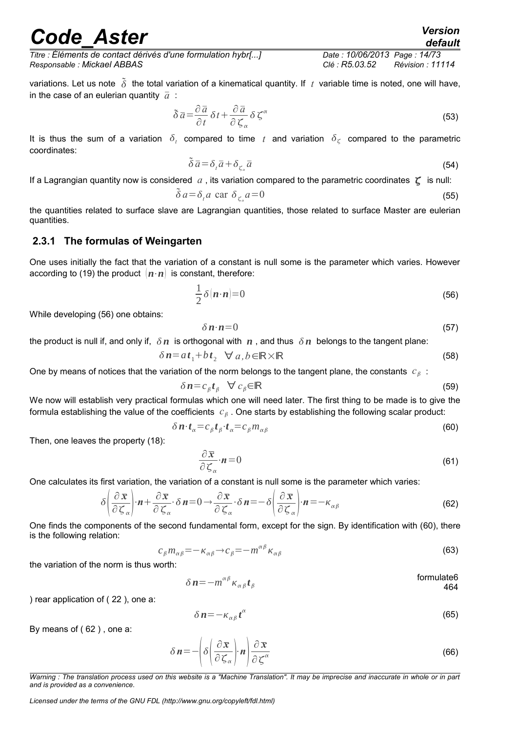variations. Let us note $\tilde{\delta}$ the total variation of a kinematical quantity. If $t$ variable time is noted, one will have, in the case of an eulerian quantity $\bar{a}$ :

$$\tilde{\delta}\bar{a}=\frac{\partial \bar{a}}{\partial t}\delta t+\frac{\partial \bar{a}}{\partial \zeta_{\alpha}}\delta \zeta^{\alpha} \tag{53}$$

It is thus the sum of a variation $\delta_t$ compared to time $t$ and variation $\delta_{\zeta}$ compared to the parametric coordinates:

$$\tilde{\delta}\bar{a}=\delta_t\bar{a}+\delta_{\zeta_{\alpha}}\bar{a} \tag{54}$$

If a Lagrangian quantity now is considered $a$ , its variation compared to the parametric coordinates $\boldsymbol{\zeta}$ is null:

$$\tilde{\delta}a=\delta_t a \text{ car } \delta_{\zeta_{\alpha}}a=0 \tag{55}$$

the quantities related to surface slave are Lagrangian quantities, those related to surface Master are eulerian quantities.

### 2.3.1 The formulas of Weingarten

One uses initially the fact that the variation of a constant is null some is the parameter which varies. However according to (19) the product $(\boldsymbol{n}\cdot\boldsymbol{n})$ is constant, therefore:

$$\frac{1}{2}\delta(\boldsymbol{n}\cdot\boldsymbol{n})=0 \tag{56}$$

While developing (56) one obtains:

$$\delta\boldsymbol{n}\cdot\boldsymbol{n}=0 \tag{57}$$

the product is null if, and only if, $\delta\boldsymbol{n}$ is orthogonal with $\boldsymbol{n}$ , and thus $\delta\boldsymbol{n}$ belongs to the tangent plane:

$$\delta\boldsymbol{n}=a\boldsymbol{t}_1+b\boldsymbol{t}_2 \quad \forall\, a,b\in\mathbb{R}\times\mathbb{R} \tag{58}$$

One by means of notices that the variation of the norm belongs to the tangent plane, the constants $c_{\beta}$ :

$$\delta\boldsymbol{n}=c_{\beta}\boldsymbol{t}_{\beta} \quad \forall\, c_{\beta}\in\mathbb{R} \tag{59}$$

We now will establish very practical formulas which one will need later. The first thing to be made is to give the formula establishing the value of the coefficients $c_{\beta}$ . One starts by establishing the following scalar product:

$$\delta\boldsymbol{n}\cdot\boldsymbol{t}_{\alpha}=c_{\beta}\boldsymbol{t}_{\beta}\cdot\boldsymbol{t}_{\alpha}=c_{\beta}m_{\alpha\beta} \tag{60}$$

Then, one leaves the property (18):

$$\frac{\partial\bar{\boldsymbol{x}}}{\partial\zeta_{\alpha}}\cdot\boldsymbol{n}=0 \tag{61}$$

One calculates its first variation, the variation of a constant is null some is the parameter which varies:

$$\delta\left(\frac{\partial\bar{\boldsymbol{x}}}{\partial\zeta_{\alpha}}\right)\cdot\boldsymbol{n}+\frac{\partial\bar{\boldsymbol{x}}}{\partial\zeta_{\alpha}}\cdot\delta\boldsymbol{n}=0\rightarrow\frac{\partial\bar{\boldsymbol{x}}}{\partial\zeta_{\alpha}}\cdot\delta\boldsymbol{n}=-\delta\left(\frac{\partial\bar{\boldsymbol{x}}}{\partial\zeta_{\alpha}}\right)\cdot\boldsymbol{n}=-\kappa_{\alpha\beta} \tag{62}$$

One finds the components of the second fundamental form, except for the sign. By identification with (60), there is the following relation:

$$c_{\beta}m_{\alpha\beta}=-\kappa_{\alpha\beta}\rightarrow c_{\beta}=-m^{\alpha\beta}\kappa_{\alpha\beta} \tag{63}$$

the variation of the norm is thus worth:

$$\delta\boldsymbol{n}=-m^{\alpha\beta}\kappa_{\alpha\beta}\boldsymbol{t}_{\beta}$$

formulate6
464

) rear application of ( 22 ), one a:

$$\delta\boldsymbol{n}=-\kappa_{\alpha\beta}\boldsymbol{t}^{\alpha} \tag{65}$$

By means of ( 62 ) , one a:

$$\delta\boldsymbol{n}=-\left(\delta\left(\frac{\partial\bar{\boldsymbol{x}}}{\partial\zeta_{\alpha}}\right)\cdot\boldsymbol{n}\right)\frac{\partial\bar{\boldsymbol{x}}}{\partial\zeta^{\alpha}} \tag{66}$$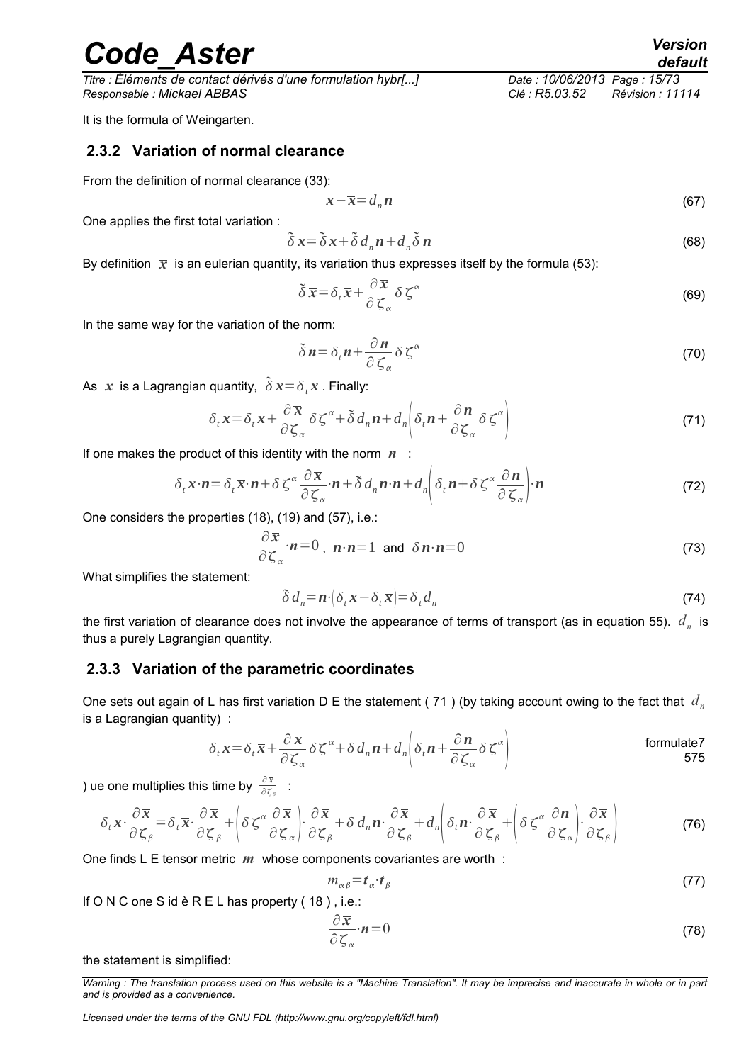It is the formula of Weingarten.

### 2.3.2 Variation of normal clearance

From the definition of normal clearance (33):

$$x-\bar{x}=d_n n \tag{67}$$

One applies the first total variation :

$$\tilde{\delta} x=\tilde{\delta}\bar{x}+\tilde{\delta} d_n n+d_n\tilde{\delta} n \tag{68}$$

By definition $\bar{x}$ is an eulerian quantity, its variation thus expresses itself by the formula (53):

$$\tilde{\delta}\bar{x}=\delta_t\bar{x}+\frac{\partial\bar{x}}{\partial\zeta_\alpha}\delta\zeta^\alpha \tag{69}$$

In the same way for the variation of the norm:

$$\tilde{\delta} n=\delta_t n+\frac{\partial n}{\partial\zeta_\alpha}\delta\zeta^\alpha \tag{70}$$

As $x$ is a Lagrangian quantity, $\tilde{\delta} x=\delta_t x$ . Finally:

$$\delta_t x=\delta_t\bar{x}+\frac{\partial\bar{x}}{\partial\zeta_\alpha}\delta\zeta^\alpha+\tilde{\delta} d_n n+d_n\left(\delta_t n+\frac{\partial n}{\partial\zeta_\alpha}\delta\zeta^\alpha\right) \tag{71}$$

If one makes the product of this identity with the norm $n$ :

$$\delta_t x\cdot n=\delta_t\bar{x}\cdot n+\delta\zeta^\alpha\frac{\partial\bar{x}}{\partial\zeta_\alpha}\cdot n+\tilde{\delta} d_n n\cdot n+d_n\left(\delta_t n+\delta\zeta^\alpha\frac{\partial n}{\partial\zeta_\alpha}\right)\cdot n \tag{72}$$

One considers the properties (18), (19) and (57), i.e.:

$$\frac{\partial\bar{x}}{\partial\zeta_\alpha}\cdot n=0\ ,\ n\cdot n=1\ \text{ and }\ \delta n\cdot n=0 \tag{73}$$

What simplifies the statement:

$$\tilde{\delta} d_n=n\cdot\left(\delta_t x-\delta_t\bar{x}\right)=\delta_t d_n \tag{74}$$

the first variation of clearance does not involve the appearance of terms of transport (as in equation 55). $d_n$ is thus a purely Lagrangian quantity.

### 2.3.3 Variation of the parametric coordinates

One sets out again of L has first variation D E the statement ( 71 ) (by taking account owing to the fact that $d_n$ is a Lagrangian quantity) :

$$\delta_t x=\delta_t\bar{x}+\frac{\partial\bar{x}}{\partial\zeta_\alpha}\delta\zeta^\alpha+\delta d_n n+d_n\left(\delta_t n+\frac{\partial n}{\partial\zeta_\alpha}\delta\zeta^\alpha\right) \qquad \text{formulate7 575}$$

) ue one multiplies this time by $\frac{\partial\bar{x}}{\partial\zeta_\beta}$ :

$$\delta_t x\cdot\frac{\partial\bar{x}}{\partial\zeta_\beta}=\delta_t\bar{x}\cdot\frac{\partial\bar{x}}{\partial\zeta_\beta}+\left(\delta\zeta^\alpha\frac{\partial\bar{x}}{\partial\zeta_\alpha}\right)\cdot\frac{\partial\bar{x}}{\partial\zeta_\beta}+\delta d_n n\cdot\frac{\partial\bar{x}}{\partial\zeta_\beta}+d_n\left(\delta_t n\cdot\frac{\partial\bar{x}}{\partial\zeta_\beta}+\left(\delta\zeta^\alpha\frac{\partial n}{\partial\zeta_\alpha}\right)\cdot\frac{\partial\bar{x}}{\partial\zeta_\beta}\right) \tag{76}$$

One finds L E tensor metric $\underline{\underline{m}}$ whose components covariantes are worth :

$$m_{\alpha\beta}=t_\alpha\cdot t_\beta \tag{77}$$

If O N C one S id è R E L has property ( 18 ) , i.e.:

$$\frac{\partial\bar{x}}{\partial\zeta_\alpha}\cdot n=0 \tag{78}$$

the statement is simplified: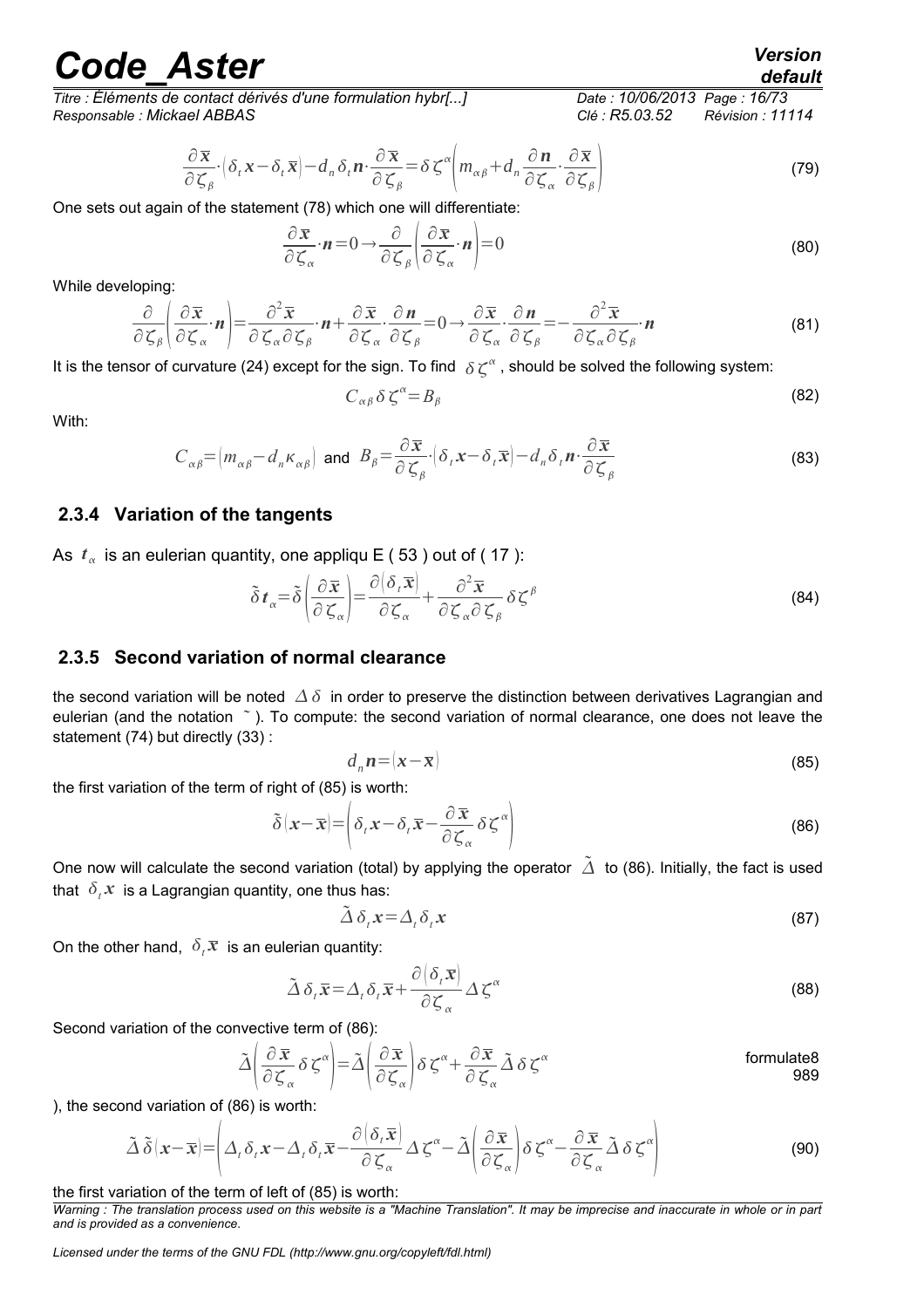$$\frac{\partial \bar{\boldsymbol{x}}}{\partial \zeta_\beta}\cdot\left(\delta_t \boldsymbol{x}-\delta_t \bar{\boldsymbol{x}}\right)-d_n \delta_t \boldsymbol{n}\cdot\frac{\partial \bar{\boldsymbol{x}}}{\partial \zeta_\beta}=\delta \zeta^\alpha\left(m_{\alpha\beta}+d_n \frac{\partial \boldsymbol{n}}{\partial \zeta_\alpha}\cdot\frac{\partial \bar{\boldsymbol{x}}}{\partial \zeta_\beta}\right) \tag{79}$$

One sets out again of the statement (78) which one will differentiate:

$$\frac{\partial \bar{\boldsymbol{x}}}{\partial \zeta_\alpha}\cdot\boldsymbol{n}=0\rightarrow\frac{\partial}{\partial \zeta_\beta}\left(\frac{\partial \bar{\boldsymbol{x}}}{\partial \zeta_\alpha}\cdot\boldsymbol{n}\right)=0 \tag{80}$$

While developing:

$$\frac{\partial}{\partial \zeta_\beta}\left(\frac{\partial \bar{\boldsymbol{x}}}{\partial \zeta_\alpha}\cdot\boldsymbol{n}\right)=\frac{\partial^2 \bar{\boldsymbol{x}}}{\partial \zeta_\alpha\partial \zeta_\beta}\cdot\boldsymbol{n}+\frac{\partial \bar{\boldsymbol{x}}}{\partial \zeta_\alpha}\cdot\frac{\partial \boldsymbol{n}}{\partial \zeta_\beta}=0\rightarrow\frac{\partial \bar{\boldsymbol{x}}}{\partial \zeta_\alpha}\cdot\frac{\partial \boldsymbol{n}}{\partial \zeta_\beta}=-\frac{\partial^2 \bar{\boldsymbol{x}}}{\partial \zeta_\alpha\partial \zeta_\beta}\cdot\boldsymbol{n} \tag{81}$$

It is the tensor of curvature (24) except for the sign. To find $\delta\zeta^\alpha$, should be solved the following system:

$$C_{\alpha\beta}\delta\zeta^\alpha=B_\beta \tag{82}$$

With:

$$C_{\alpha\beta}=\left(m_{\alpha\beta}-d_n\kappa_{\alpha\beta}\right)\text{ and }B_\beta=\frac{\partial \bar{\boldsymbol{x}}}{\partial \zeta_\beta}\cdot\left(\delta_t \boldsymbol{x}-\delta_t \bar{\boldsymbol{x}}\right)-d_n\delta_t\boldsymbol{n}\cdot\frac{\partial \bar{\boldsymbol{x}}}{\partial \zeta_\beta} \tag{83}$$

### 2.3.4 Variation of the tangents

As $\boldsymbol{t}_\alpha$ is an eulerian quantity, one appliqu E ( 53 ) out of ( 17 ):

$$\tilde{\delta}\boldsymbol{t}_\alpha=\tilde{\delta}\left(\frac{\partial \bar{\boldsymbol{x}}}{\partial \zeta_\alpha}\right)=\frac{\partial\left(\delta_t\bar{\boldsymbol{x}}\right)}{\partial \zeta_\alpha}+\frac{\partial^2 \bar{\boldsymbol{x}}}{\partial \zeta_\alpha\partial \zeta_\beta}\delta\zeta^\beta \tag{84}$$

### 2.3.5 Second variation of normal clearance

the second variation will be noted $\Delta\delta$ in order to preserve the distinction between derivatives Lagrangian and eulerian (and the notation ˜ ). To compute: the second variation of normal clearance, one does not leave the statement (74) but directly (33) :

$$d_n\boldsymbol{n}=\left(\boldsymbol{x}-\bar{\boldsymbol{x}}\right) \tag{85}$$

the first variation of the term of right of (85) is worth:

$$\tilde{\delta}\left(\boldsymbol{x}-\bar{\boldsymbol{x}}\right)=\left(\delta_t\boldsymbol{x}-\delta_t\bar{\boldsymbol{x}}-\frac{\partial \bar{\boldsymbol{x}}}{\partial \zeta_\alpha}\delta\zeta^\alpha\right) \tag{86}$$

One now will calculate the second variation (total) by applying the operator $\tilde{\Delta}$ to (86). Initially, the fact is used that $\delta_t\boldsymbol{x}$ is a Lagrangian quantity, one thus has:

$$\tilde{\Delta}\delta_t\boldsymbol{x}=\Delta_t\delta_t\boldsymbol{x} \tag{87}$$

On the other hand, $\delta_t\bar{\boldsymbol{x}}$ is an eulerian quantity:

$$\tilde{\Delta}\delta_t\bar{\boldsymbol{x}}=\Delta_t\delta_t\bar{\boldsymbol{x}}+\frac{\partial\left(\delta_t\bar{\boldsymbol{x}}\right)}{\partial \zeta_\alpha}\Delta\zeta^\alpha \tag{88}$$

Second variation of the convective term of (86):

$$\tilde{\Delta}\left(\frac{\partial \bar{\boldsymbol{x}}}{\partial \zeta_\alpha}\delta\zeta^\alpha\right)=\tilde{\Delta}\left(\frac{\partial \bar{\boldsymbol{x}}}{\partial \zeta_\alpha}\right)\delta\zeta^\alpha+\frac{\partial \bar{\boldsymbol{x}}}{\partial \zeta_\alpha}\tilde{\Delta}\delta\zeta^\alpha$$

formulate8 989

), the second variation of (86) is worth:

$$\tilde{\Delta}\tilde{\delta}\left(\boldsymbol{x}-\bar{\boldsymbol{x}}\right)=\left(\Delta_t\delta_t\boldsymbol{x}-\Delta_t\delta_t\bar{\boldsymbol{x}}-\frac{\partial\left(\delta_t\bar{\boldsymbol{x}}\right)}{\partial \zeta_\alpha}\Delta\zeta^\alpha-\tilde{\Delta}\left(\frac{\partial \bar{\boldsymbol{x}}}{\partial \zeta_\alpha}\right)\delta\zeta^\alpha-\frac{\partial \bar{\boldsymbol{x}}}{\partial \zeta_\alpha}\tilde{\Delta}\delta\zeta^\alpha\right) \tag{90}$$

the first variation of the term of left of (85) is worth: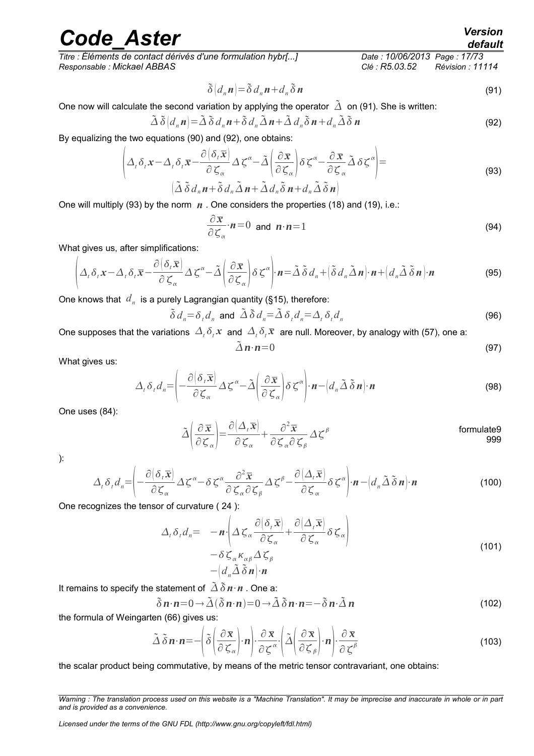$$\tilde{\delta}(d_n \boldsymbol{n}) = \tilde{\delta} d_n \boldsymbol{n} + d_n \tilde{\delta} \boldsymbol{n} \tag{91}$$

One now will calculate the second variation by applying the operator $\tilde{\Delta}$ on (91). She is written:

$$\tilde{\Delta}\tilde{\delta}(d_n \boldsymbol{n}) = \tilde{\Delta}\tilde{\delta} d_n \boldsymbol{n} + \tilde{\delta} d_n \tilde{\Delta} \boldsymbol{n} + \tilde{\Delta} d_n \tilde{\delta} \boldsymbol{n} + d_n \tilde{\Delta}\tilde{\delta} \boldsymbol{n} \tag{92}$$

By equalizing the two equations (90) and (92), one obtains:

$$\begin{gathered}\left(\Delta_t \delta_t \boldsymbol{x} - \Delta_t \delta_t \overline{\boldsymbol{x}} - \frac{\partial(\delta_t \overline{\boldsymbol{x}})}{\partial \zeta_\alpha} \Delta \zeta^\alpha - \tilde{\Delta}\left(\frac{\partial \overline{\boldsymbol{x}}}{\partial \zeta_\alpha}\right) \delta \zeta^\alpha - \frac{\partial \overline{\boldsymbol{x}}}{\partial \zeta_\alpha} \tilde{\Delta} \delta \zeta^\alpha\right) = \\ \left(\tilde{\Delta}\tilde{\delta} d_n \boldsymbol{n} + \tilde{\delta} d_n \tilde{\Delta} \boldsymbol{n} + \tilde{\Delta} d_n \tilde{\delta} \boldsymbol{n} + d_n \tilde{\Delta}\tilde{\delta} \boldsymbol{n}\right)\end{gathered} \tag{93}$$

One will multiply (93) by the norm $\boldsymbol{n}$ . One considers the properties (18) and (19), i.e.:

$$\frac{\partial \overline{\boldsymbol{x}}}{\partial \zeta_\alpha} \cdot \boldsymbol{n} = 0 \text{ and } \boldsymbol{n} \cdot \boldsymbol{n} = 1 \tag{94}$$

What gives us, after simplifications:

$$\left(\Delta_t \delta_t \boldsymbol{x} - \Delta_t \delta_t \overline{\boldsymbol{x}} - \frac{\partial(\delta_t \overline{\boldsymbol{x}})}{\partial \zeta_\alpha} \Delta \zeta^\alpha - \tilde{\Delta}\left(\frac{\partial \overline{\boldsymbol{x}}}{\partial \zeta_\alpha}\right) \delta \zeta^\alpha\right) \cdot \boldsymbol{n} = \tilde{\Delta}\tilde{\delta} d_n + \left(\tilde{\delta} d_n \tilde{\Delta} \boldsymbol{n}\right) \cdot \boldsymbol{n} + \left(d_n \tilde{\Delta}\tilde{\delta} \boldsymbol{n}\right) \cdot \boldsymbol{n} \tag{95}$$

One knows that $d_n$ is a purely Lagrangian quantity (§15), therefore:

$$\tilde{\delta} d_n = \delta_t d_n \text{ and } \tilde{\Delta}\tilde{\delta} d_n = \tilde{\Delta} \delta_t d_n = \Delta_t \delta_t d_n \tag{96}$$

One supposes that the variations $\Delta_t \delta_t \boldsymbol{x}$ and $\Delta_t \delta_t \overline{\boldsymbol{x}}$ are null. Moreover, by analogy with (57), one a:

$$\tilde{\Delta} \boldsymbol{n} \cdot \boldsymbol{n} = 0 \tag{97}$$

What gives us:

$$\Delta_t \delta_t d_n = \left(-\frac{\partial(\delta_t \overline{\boldsymbol{x}})}{\partial \zeta_\alpha} \Delta \zeta^\alpha - \tilde{\Delta}\left(\frac{\partial \overline{\boldsymbol{x}}}{\partial \zeta_\alpha}\right) \delta \zeta^\alpha\right) \cdot \boldsymbol{n} - \left(d_n \tilde{\Delta}\tilde{\delta} \boldsymbol{n}\right) \cdot \boldsymbol{n} \tag{98}$$

One uses (84):

$$\tilde{\Delta}\left(\frac{\partial \overline{\boldsymbol{x}}}{\partial \zeta_\alpha}\right) = \frac{\partial(\Delta_t \overline{\boldsymbol{x}})}{\partial \zeta_\alpha} + \frac{\partial^2 \overline{\boldsymbol{x}}}{\partial \zeta_\alpha \partial \zeta_\beta} \Delta \zeta^\beta \qquad \text{formulate9999}$$

):

$$\Delta_t \delta_t d_n = \left(-\frac{\partial(\delta_t \overline{\boldsymbol{x}})}{\partial \zeta_\alpha} \Delta \zeta^\alpha - \delta \zeta^\alpha \frac{\partial^2 \overline{\boldsymbol{x}}}{\partial \zeta_\alpha \partial \zeta_\beta} \Delta \zeta^\beta - \frac{\partial(\Delta_t \overline{\boldsymbol{x}})}{\partial \zeta_\alpha} \delta \zeta^\alpha\right) \cdot \boldsymbol{n} - \left(d_n \tilde{\Delta}\tilde{\delta} \boldsymbol{n}\right) \cdot \boldsymbol{n} \tag{100}$$

One recognizes the tensor of curvature ( 24 ):

$$\begin{aligned}\Delta_t \delta_t d_n = & -\boldsymbol{n} \cdot \left(\Delta \zeta_\alpha \frac{\partial(\delta_t \overline{\boldsymbol{x}})}{\partial \zeta_\alpha} + \frac{\partial(\Delta_t \overline{\boldsymbol{x}})}{\partial \zeta_\alpha} \delta \zeta_\alpha\right) \\ & - \delta \zeta_\alpha \kappa_{\alpha\beta} \Delta \zeta_\beta \\ & - \left(d_n \tilde{\Delta}\tilde{\delta} \boldsymbol{n}\right) \cdot \boldsymbol{n}\end{aligned} \tag{101}$$

It remains to specify the statement of $\tilde{\Delta}\tilde{\delta} \boldsymbol{n} \cdot \boldsymbol{n}$ . One a:

$$\tilde{\delta} \boldsymbol{n} \cdot \boldsymbol{n} = 0 \rightarrow \tilde{\Delta}(\tilde{\delta} \boldsymbol{n} \cdot \boldsymbol{n}) = 0 \rightarrow \tilde{\Delta}\tilde{\delta} \boldsymbol{n} \cdot \boldsymbol{n} = -\tilde{\delta} \boldsymbol{n} \cdot \tilde{\Delta} \boldsymbol{n} \tag{102}$$

the formula of Weingarten (66) gives us:

$$\tilde{\Delta}\tilde{\delta} \boldsymbol{n} \cdot \boldsymbol{n} = -\left(\tilde{\delta}\left(\frac{\partial \boldsymbol{x}}{\partial \zeta_\alpha}\right) \cdot \boldsymbol{n}\right) \cdot \frac{\partial \boldsymbol{x}}{\partial \zeta^\alpha} \cdot \left(\tilde{\Delta}\left(\frac{\partial \boldsymbol{x}}{\partial \zeta_\beta}\right) \cdot \boldsymbol{n}\right) \cdot \frac{\partial \boldsymbol{x}}{\partial \zeta^\beta} \tag{103}$$

the scalar product being commutative, by means of the metric tensor contravariant, one obtains: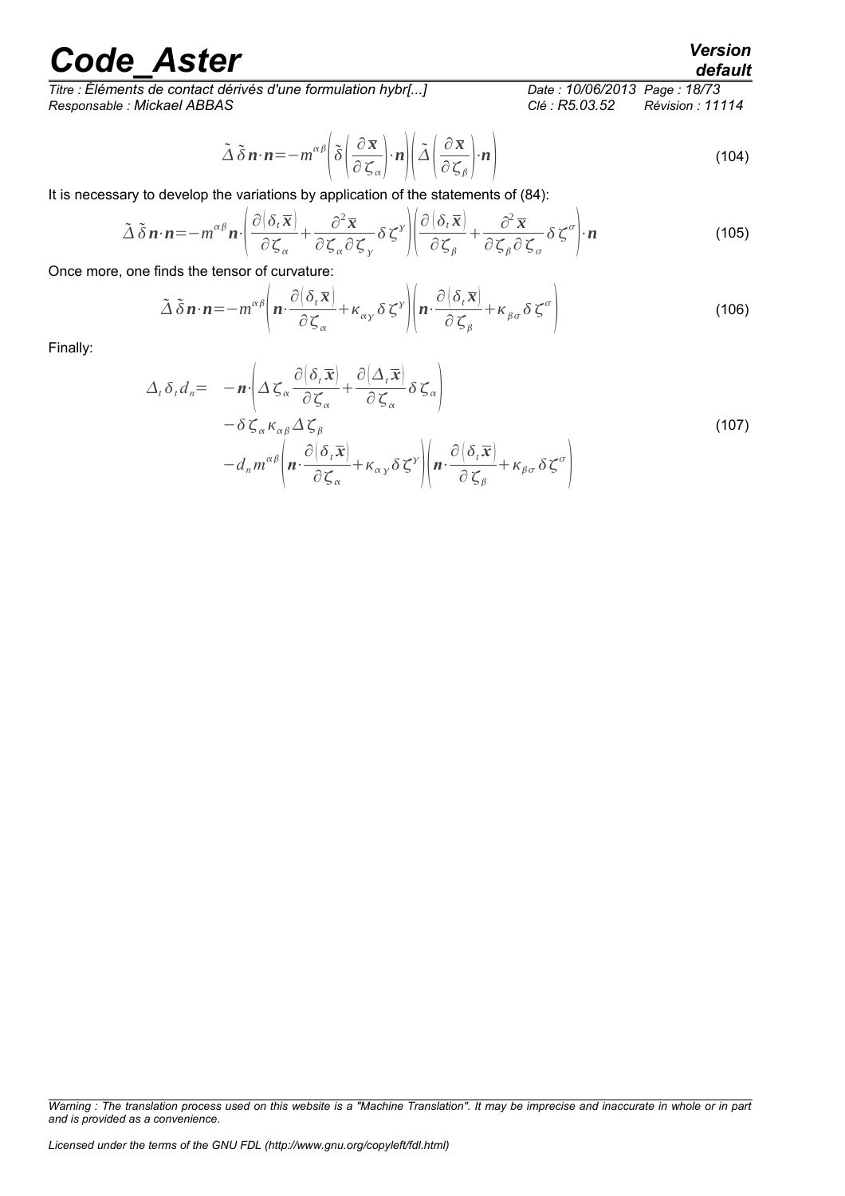$$\tilde{\Delta}\,\tilde{\delta}\,\boldsymbol{n}\cdot\boldsymbol{n}=-m^{\alpha\beta}\left(\tilde{\delta}\left(\frac{\partial\overline{\boldsymbol{x}}}{\partial\zeta_{\alpha}}\right)\cdot\boldsymbol{n}\right)\left(\tilde{\Delta}\left(\frac{\partial\overline{\boldsymbol{x}}}{\partial\zeta_{\beta}}\right)\cdot\boldsymbol{n}\right) \tag{104}$$

It is necessary to develop the variations by application of the statements of (84):

$$\tilde{\Delta}\,\tilde{\delta}\,\boldsymbol{n}\cdot\boldsymbol{n}=-m^{\alpha\beta}\boldsymbol{n}\cdot\left(\frac{\partial\left(\delta_{t}\overline{\boldsymbol{x}}\right)}{\partial\zeta_{\alpha}}+\frac{\partial^{2}\overline{\boldsymbol{x}}}{\partial\zeta_{\alpha}\partial\zeta_{\gamma}}\delta\zeta^{\gamma}\right)\left(\frac{\partial\left(\delta_{t}\overline{\boldsymbol{x}}\right)}{\partial\zeta_{\beta}}+\frac{\partial^{2}\overline{\boldsymbol{x}}}{\partial\zeta_{\beta}\partial\zeta_{\sigma}}\delta\zeta^{\sigma}\right)\cdot\boldsymbol{n} \tag{105}$$

Once more, one finds the tensor of curvature:

$$\tilde{\Delta}\,\tilde{\delta}\,\boldsymbol{n}\cdot\boldsymbol{n}=-m^{\alpha\beta}\left(\boldsymbol{n}\cdot\frac{\partial\left(\delta_{t}\overline{\boldsymbol{x}}\right)}{\partial\zeta_{\alpha}}+\kappa_{\alpha\gamma}\delta\zeta^{\gamma}\right)\left(\boldsymbol{n}\cdot\frac{\partial\left(\delta_{t}\overline{\boldsymbol{x}}\right)}{\partial\zeta_{\beta}}+\kappa_{\beta\sigma}\delta\zeta^{\sigma}\right) \tag{106}$$

Finally:

$$\begin{aligned}\Delta_{t}\delta_{t}d_{n}= & -\boldsymbol{n}\cdot\left(\Delta\zeta_{\alpha}\frac{\partial\left(\delta_{t}\overline{\boldsymbol{x}}\right)}{\partial\zeta_{\alpha}}+\frac{\partial\left(\Delta_{t}\overline{\boldsymbol{x}}\right)}{\partial\zeta_{\alpha}}\delta\zeta_{\alpha}\right)\\ & -\delta\zeta_{\alpha}\kappa_{\alpha\beta}\Delta\zeta_{\beta}\\ & -d_{n}m^{\alpha\beta}\left(\boldsymbol{n}\cdot\frac{\partial\left(\delta_{t}\overline{\boldsymbol{x}}\right)}{\partial\zeta_{\alpha}}+\kappa_{\alpha\gamma}\delta\zeta^{\gamma}\right)\left(\boldsymbol{n}\cdot\frac{\partial\left(\delta_{t}\overline{\boldsymbol{x}}\right)}{\partial\zeta_{\beta}}+\kappa_{\beta\sigma}\delta\zeta^{\sigma}\right)\end{aligned} \tag{107}$$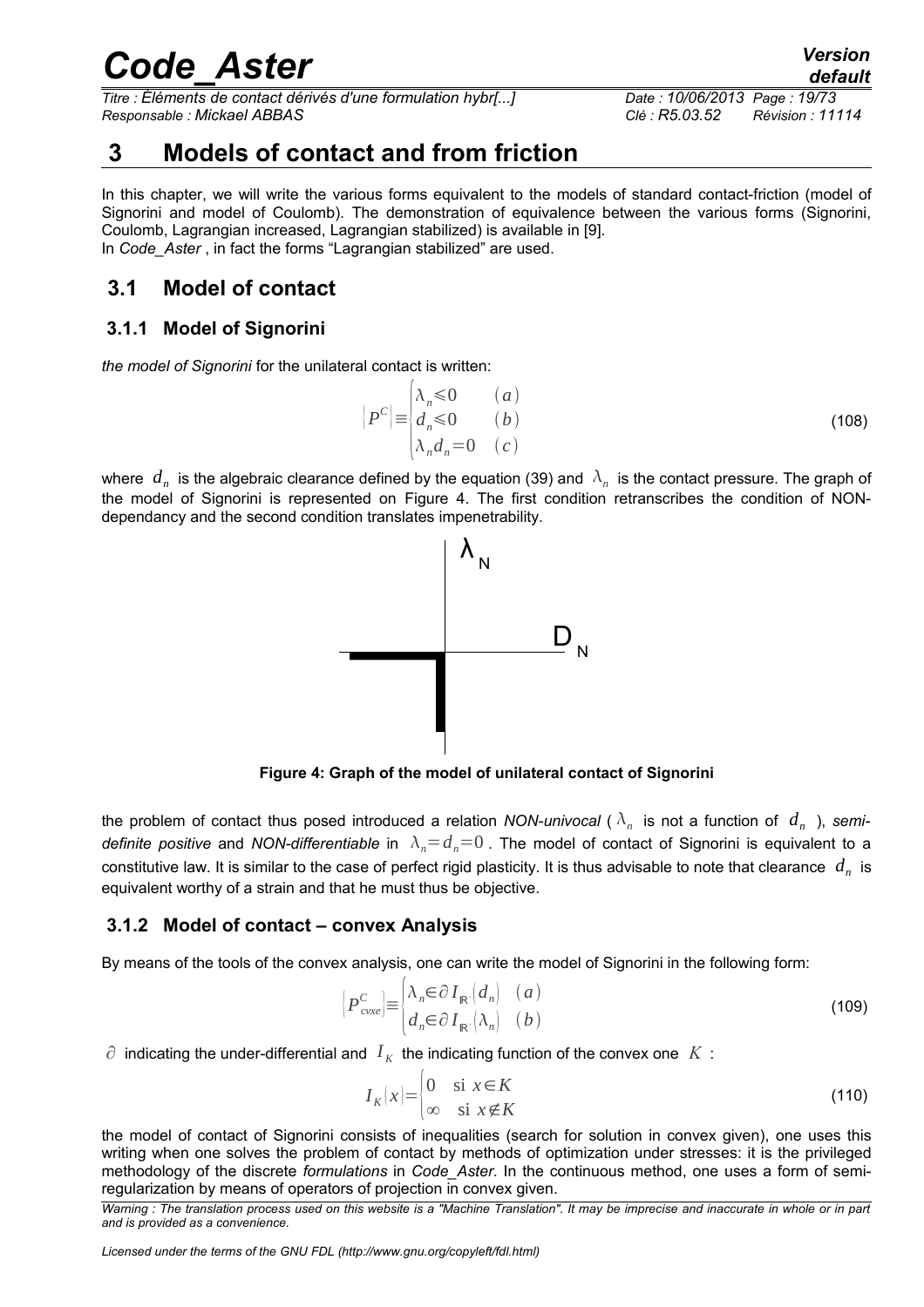# 3 Models of contact and from friction

In this chapter, we will write the various forms equivalent to the models of standard contact-friction (model of Signorini and model of Coulomb). The demonstration of equivalence between the various forms (Signorini, Coulomb, Lagrangian increased, Lagrangian stabilized) is available in [9].
In *Code_Aster* , in fact the forms "Lagrangian stabilized" are used.

## 3.1 Model of contact

### 3.1.1 Model of Signorini

*the model of Signorini* for the unilateral contact is written:

$$(P^C) \equiv \begin{cases} \lambda_n \leq 0 & (a) \\ d_n \leq 0 & (b) \\ \lambda_n d_n = 0 & (c) \end{cases} \tag{108}$$

where $d_n$ is the algebraic clearance defined by the equation (39) and $\lambda_n$ is the contact pressure. The graph of the model of Signorini is represented on Figure 4. The first condition retranscribes the condition of NON-dependancy and the second condition translates impenetrability.

λ N

D N

**Figure 4: Graph of the model of unilateral contact of Signorini**

the problem of contact thus posed introduced a relation *NON-univocal* ( $\lambda_n$ is not a function of $d_n$ ), *semi-definite positive* and *NON-differentiable* in $\lambda_n = d_n = 0$ . The model of contact of Signorini is equivalent to a constitutive law. It is similar to the case of perfect rigid plasticity. It is thus advisable to note that clearance $d_n$ is equivalent worthy of a strain and that he must thus be objective.

### 3.1.2 Model of contact – convex Analysis

By means of the tools of the convex analysis, one can write the model of Signorini in the following form:

$$(P^C_{cvxe}) \equiv \begin{cases} \lambda_n \in \partial I_{\mathbb{R}^-}(d_n) & (a) \\ d_n \in \partial I_{\mathbb{R}^-}(\lambda_n) & (b) \end{cases} \tag{109}$$

$\partial$ indicating the under-differential and $I_K$ the indicating function of the convex one $K$ :

$$I_K(x) = \begin{cases} 0 & \text{si } x \in K \\ \infty & \text{si } x \notin K \end{cases} \tag{110}$$

the model of contact of Signorini consists of inequalities (search for solution in convex given), one uses this writing when one solves the problem of contact by methods of optimization under stresses: it is the privileged methodology of the discrete *formulations* in *Code_Aster*. In the continuous method, one uses a form of semi-regularization by means of operators of projection in convex given.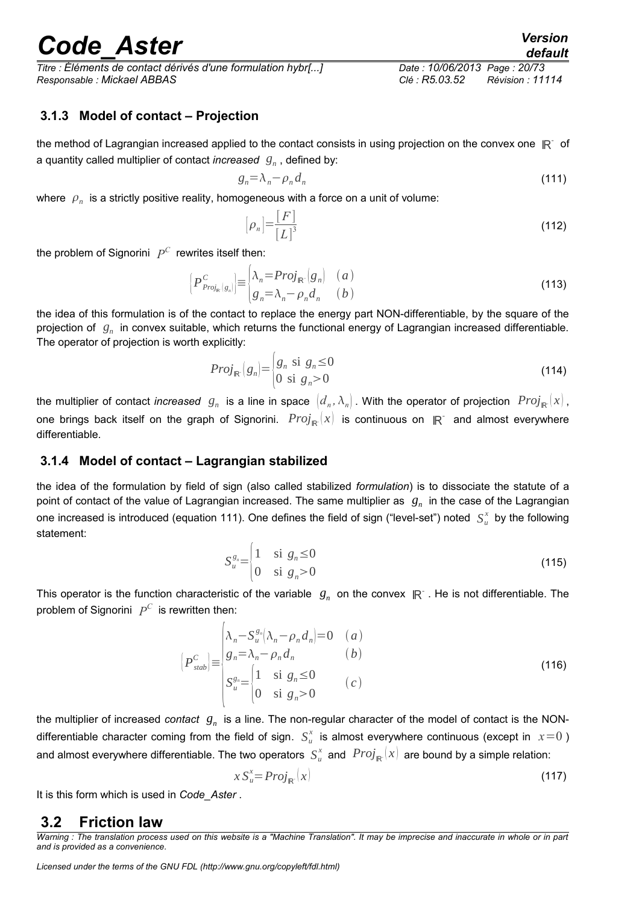### 3.1.3 Model of contact – Projection

the method of Lagrangian increased applied to the contact consists in using projection on the convex one $\mathbb{R}^-$ of a quantity called multiplier of contact *increased* $g_n$, defined by:

$$g_n = \lambda_n - \rho_n d_n \tag{111}$$

where $\rho_n$ is a strictly positive reality, homogeneous with a force on a unit of volume:

$$[\rho_n] = \frac{[F]}{[L]^3} \tag{112}$$

the problem of Signorini $P^C$ rewrites itself then:

$$\left(P^C_{Proj_{\mathbb{R}^-}(g_n)}\right) \equiv \begin{cases} \lambda_n = Proj_{\mathbb{R}^-}(g_n) & (a) \\ g_n = \lambda_n - \rho_n d_n & (b) \end{cases} \tag{113}$$

the idea of this formulation is of the contact to replace the energy part NON-differentiable, by the square of the projection of $g_n$ in convex suitable, which returns the functional energy of Lagrangian increased differentiable. The operator of projection is worth explicitly:

$$Proj_{\mathbb{R}^-}(g_n) = \begin{cases} g_n \text{ si } g_n \leq 0 \\ 0 \text{ si } g_n > 0 \end{cases} \tag{114}$$

the multiplier of contact *increased* $g_n$ is a line in space $(d_n, \lambda_n)$. With the operator of projection $Proj_{\mathbb{R}^-}(x)$, one brings back itself on the graph of Signorini. $Proj_{\mathbb{R}^-}(x)$ is continuous on $\mathbb{R}^-$ and almost everywhere differentiable.

### 3.1.4 Model of contact – Lagrangian stabilized

the idea of the formulation by field of sign (also called stabilized *formulation*) is to dissociate the statute of a point of contact of the value of Lagrangian increased. The same multiplier as $g_n$ in the case of the Lagrangian one increased is introduced (equation 111). One defines the field of sign ("level-set") noted $S^x_u$ by the following statement:

$$S^{g_n}_u = \begin{cases} 1 & \text{si } g_n \leq 0 \\ 0 & \text{si } g_n > 0 \end{cases} \tag{115}$$

This operator is the function characteristic of the variable $g_n$ on the convex $\mathbb{R}^-$. He is not differentiable. The problem of Signorini $P^C$ is rewritten then:

$$\left(P^C_{stab}\right) \equiv \begin{cases} \lambda_n - S^{g_n}_u(\lambda_n - \rho_n d_n) = 0 & (a) \\ g_n = \lambda_n - \rho_n d_n & (b) \\ S^{g_n}_u = \begin{cases} 1 & \text{si } g_n \leq 0 \\ 0 & \text{si } g_n > 0 \end{cases} & (c) \end{cases} \tag{116}$$

the multiplier of increased *contact* $g_n$ is a line. The non-regular character of the model of contact is the NON-differentiable character coming from the field of sign. $S^x_u$ is almost everywhere continuous (except in $x=0$) and almost everywhere differentiable. The two operators $S^x_u$ and $Proj_{\mathbb{R}^-}(x)$ are bound by a simple relation:

$$x S^x_u = Proj_{\mathbb{R}^-}(x) \tag{117}$$

It is this form which is used in *Code_Aster* .

## 3.2 Friction law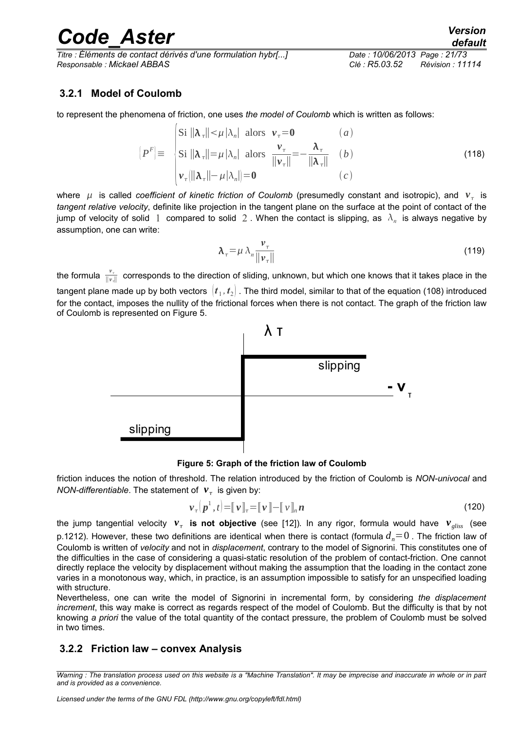### 3.2.1 Model of Coulomb

to represent the phenomena of friction, one uses *the model of Coulomb* which is written as follows:

$$[P^F] \equiv \begin{cases} \text{Si } \|\boldsymbol{\lambda}_\tau\| < \mu |\lambda_n| \text{ alors } \boldsymbol{v}_\tau = \mathbf{0} & (a) \\ \text{Si } \|\boldsymbol{\lambda}_\tau\| = \mu |\lambda_n| \text{ alors } \dfrac{\boldsymbol{v}_\tau}{\|\boldsymbol{v}_\tau\|} = -\dfrac{\boldsymbol{\lambda}_\tau}{\|\boldsymbol{\lambda}_\tau\|} & (b) \\ \boldsymbol{v}_\tau (\|\boldsymbol{\lambda}_\tau\| - \mu |\lambda_n|) = \mathbf{0} & (c) \end{cases} \tag{118}$$

where $\mu$ is called *coefficient of kinetic friction of Coulomb* (presumedly constant and isotropic), and $\boldsymbol{v}_\tau$ is *tangent relative velocity*, definite like projection in the tangent plane on the surface at the point of contact of the jump of velocity of solid $1$ compared to solid $2$. When the contact is slipping, as $\lambda_n$ is always negative by assumption, one can write:

$$\boldsymbol{\lambda}_\tau = \mu \lambda_n \frac{\boldsymbol{v}_\tau}{\|\boldsymbol{v}_\tau\|} \tag{119}$$

the formula $\frac{\boldsymbol{v}_\tau}{\|\boldsymbol{v}_\tau\|}$ corresponds to the direction of sliding, unknown, but which one knows that it takes place in the tangent plane made up by both vectors $(\boldsymbol{t}_1, \boldsymbol{t}_2)$. The third model, similar to that of the equation (108) introduced for the contact, imposes the nullity of the frictional forces when there is not contact. The graph of the friction law of Coulomb is represented on Figure 5.

λ τ

slipping

- v τ

slipping

**Figure 5: Graph of the friction law of Coulomb**

friction induces the notion of threshold. The relation introduced by the friction of Coulomb is *NON-univocal* and *NON-differentiable*. The statement of $\boldsymbol{v}_\tau$ is given by:

$$\boldsymbol{v}_\tau(\boldsymbol{p}^1, t) = [\![\boldsymbol{v}]\!]_\tau = [\![\boldsymbol{v}]\!] - [\![v]\!]_n \boldsymbol{n} \tag{120}$$

the jump tangential velocity $\boldsymbol{v}_\tau$ **is not objective** (see [12]). In any rigor, formula would have $\boldsymbol{v}_{gliss}$ (see p.1212). However, these two definitions are identical when there is contact (formula $d_n = 0$ . The friction law of Coulomb is written of *velocity* and not in *displacement*, contrary to the model of Signorini. This constitutes one of the difficulties in the case of considering a quasi-static resolution of the problem of contact-friction. One cannot directly replace the velocity by displacement without making the assumption that the loading in the contact zone varies in a monotonous way, which, in practice, is an assumption impossible to satisfy for an unspecified loading with structure.

Nevertheless, one can write the model of Signorini in incremental form, by considering *the displacement increment*, this way make is correct as regards respect of the model of Coulomb. But the difficulty is that by not knowing *a priori* the value of the total quantity of the contact pressure, the problem of Coulomb must be solved in two times.

### 3.2.2 Friction law – convex Analysis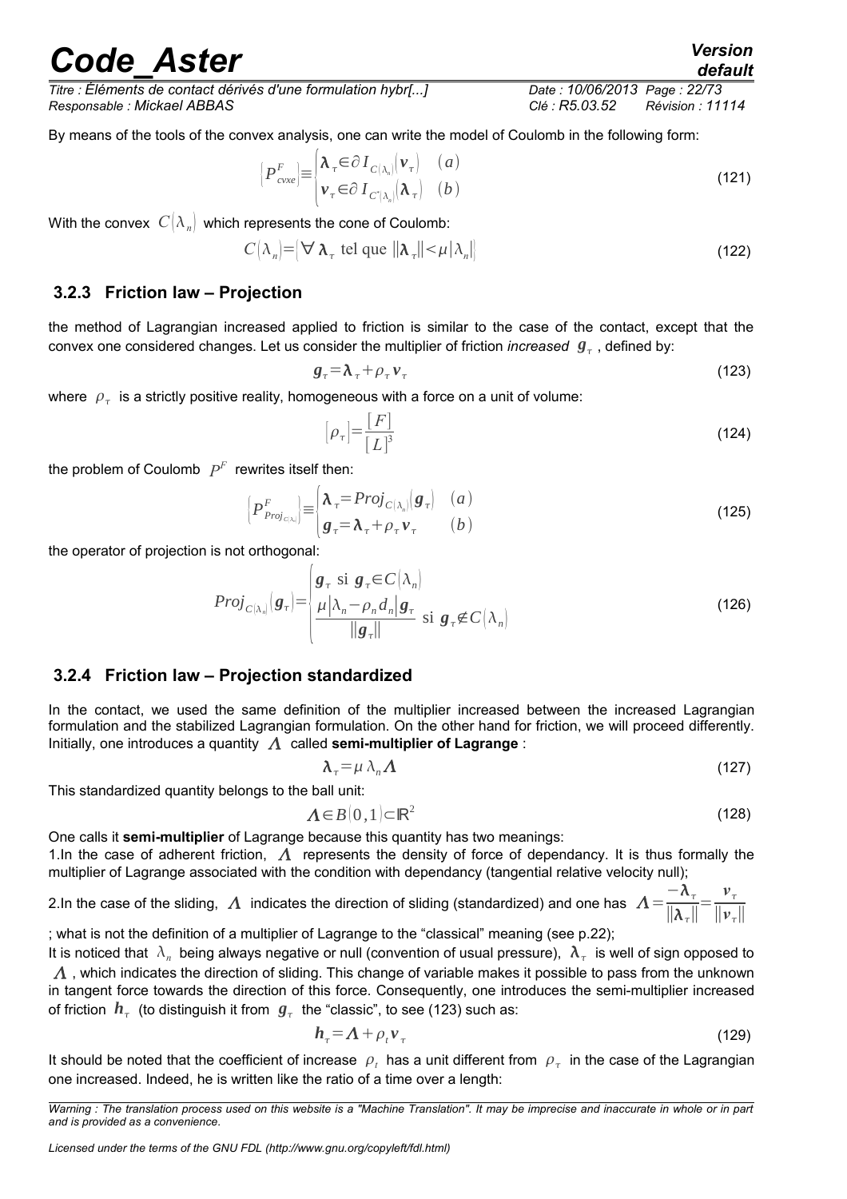By means of the tools of the convex analysis, one can write the model of Coulomb in the following form:

$$\left(P^F_{cvxe}\right) \equiv \begin{cases} \boldsymbol{\lambda}_\tau \in \partial I_{C(\lambda_n)}(\boldsymbol{v}_\tau) & (a) \\ \boldsymbol{v}_\tau \in \partial I_{C^*(\lambda_n)}(\boldsymbol{\lambda}_\tau) & (b) \end{cases} \tag{121}$$

With the convex $C(\lambda_n)$ which represents the cone of Coulomb:

$$C(\lambda_n) = \left(\forall\, \boldsymbol{\lambda}_\tau \text{ tel que } \|\boldsymbol{\lambda}_\tau\| < \mu|\lambda_n|\right) \tag{122}$$

### 3.2.3 Friction law – Projection

the method of Lagrangian increased applied to friction is similar to the case of the contact, except that the convex one considered changes. Let us consider the multiplier of friction *increased* $\boldsymbol{g}_\tau$, defined by:

$$\boldsymbol{g}_\tau = \boldsymbol{\lambda}_\tau + \rho_\tau \boldsymbol{v}_\tau \tag{123}$$

where $\rho_\tau$ is a strictly positive reality, homogeneous with a force on a unit of volume:

$$[\rho_\tau] = \frac{[F]}{[L]^3} \tag{124}$$

the problem of Coulomb $P^F$ rewrites itself then:

$$\left(P^F_{Proj_{C(\lambda_n)}}\right) \equiv \begin{cases} \boldsymbol{\lambda}_\tau = Proj_{C(\lambda_n)}(\boldsymbol{g}_\tau) & (a) \\ \boldsymbol{g}_\tau = \boldsymbol{\lambda}_\tau + \rho_\tau \boldsymbol{v}_\tau & (b) \end{cases} \tag{125}$$

the operator of projection is not orthogonal:

$$Proj_{C(\lambda_n)}(\boldsymbol{g}_\tau) = \begin{cases} \boldsymbol{g}_\tau \text{ si } \boldsymbol{g}_\tau \in C(\lambda_n) \\ \dfrac{\mu|\lambda_n - \rho_n d_n|\boldsymbol{g}_\tau}{\|\boldsymbol{g}_\tau\|} \text{ si } \boldsymbol{g}_\tau \notin C(\lambda_n) \end{cases} \tag{126}$$

### 3.2.4 Friction law – Projection standardized

In the contact, we used the same definition of the multiplier increased between the increased Lagrangian formulation and the stabilized Lagrangian formulation. On the other hand for friction, we will proceed differently. Initially, one introduces a quantity $\boldsymbol{\Lambda}$ called **semi-multiplier of Lagrange** :

$$\boldsymbol{\lambda}_\tau = \mu \lambda_n \boldsymbol{\Lambda} \tag{127}$$

This standardized quantity belongs to the ball unit:

$$\boldsymbol{\Lambda} \in B(0,1) \subset \mathbb{R}^2 \tag{128}$$

One calls it **semi-multiplier** of Lagrange because this quantity has two meanings:

1. In the case of adherent friction, $\boldsymbol{\Lambda}$ represents the density of force of dependancy. It is thus formally the multiplier of Lagrange associated with the condition with dependancy (tangential relative velocity null);
2. In the case of the sliding, $\boldsymbol{\Lambda}$ indicates the direction of sliding (standardized) and one has $\boldsymbol{\Lambda} = \dfrac{-\boldsymbol{\lambda}_\tau}{\|\boldsymbol{\lambda}_\tau\|} = \dfrac{\boldsymbol{v}_\tau}{\|\boldsymbol{v}_\tau\|}$ ; what is not the definition of a multiplier of Lagrange to the "classical" meaning (see p.22);

It is noticed that $\lambda_n$ being always negative or null (convention of usual pressure), $\boldsymbol{\lambda}_\tau$ is well of sign opposed to $\boldsymbol{\Lambda}$, which indicates the direction of sliding. This change of variable makes it possible to pass from the unknown in tangent force towards the direction of this force. Consequently, one introduces the semi-multiplier increased of friction $\boldsymbol{h}_\tau$ (to distinguish it from $\boldsymbol{g}_\tau$ the "classic", to see (123) such as:

$$\boldsymbol{h}_\tau = \boldsymbol{\Lambda} + \rho_t \boldsymbol{v}_\tau \tag{129}$$

It should be noted that the coefficient of increase $\rho_t$ has a unit different from $\rho_\tau$ in the case of the Lagrangian one increased. Indeed, he is written like the ratio of a time over a length: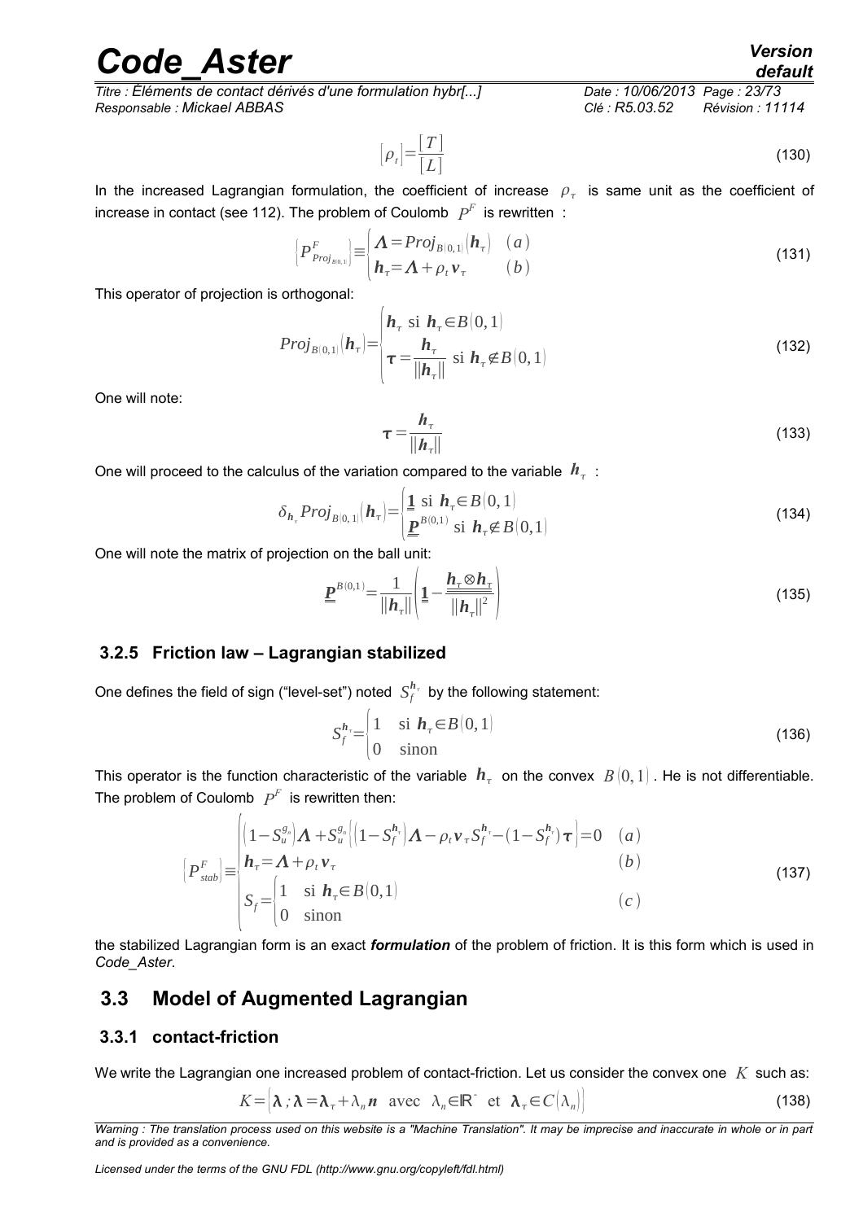$$[\rho_t]=\frac{[T]}{[L]} \tag{130}$$

In the increased Lagrangian formulation, the coefficient of increase $\rho_\tau$ is same unit as the coefficient of increase in contact (see 112). The problem of Coulomb $P^F$ is rewritten :

$$\left(P^F_{Proj_{B(0,1)}}\right)\equiv\begin{cases}\boldsymbol{\Lambda}=Proj_{B(0,1)}(\boldsymbol{h}_\tau) & (a)\\ \boldsymbol{h}_\tau=\boldsymbol{\Lambda}+\rho_t\boldsymbol{v}_\tau & (b)\end{cases} \tag{131}$$

This operator of projection is orthogonal:

$$Proj_{B(0,1)}(\boldsymbol{h}_\tau)=\begin{cases}\boldsymbol{h}_\tau \text{ si } \boldsymbol{h}_\tau\in B(0,1)\\ \boldsymbol{\tau}=\dfrac{\boldsymbol{h}_\tau}{\|\boldsymbol{h}_\tau\|} \text{ si } \boldsymbol{h}_\tau\notin B(0,1)\end{cases} \tag{132}$$

One will note:

$$\boldsymbol{\tau}=\frac{\boldsymbol{h}_\tau}{\|\boldsymbol{h}_\tau\|} \tag{133}$$

One will proceed to the calculus of the variation compared to the variable $\boldsymbol{h}_\tau$ :

$$\delta_{\boldsymbol{h}_\tau}Proj_{B(0,1)}(\boldsymbol{h}_\tau)=\begin{cases}\underline{\underline{\mathbf{1}}} \text{ si } \boldsymbol{h}_\tau\in B(0,1)\\ \underline{\underline{\boldsymbol{P}}}^{B(0,1)} \text{ si } \boldsymbol{h}_\tau\notin B(0,1)\end{cases} \tag{134}$$

One will note the matrix of projection on the ball unit:

$$\underline{\underline{\boldsymbol{P}}}^{B(0,1)}=\frac{1}{\|\boldsymbol{h}_\tau\|}\left(\underline{\underline{\mathbf{1}}}-\frac{\underline{\underline{\boldsymbol{h}_\tau\otimes\boldsymbol{h}_\tau}}}{\|\boldsymbol{h}_\tau\|^2}\right) \tag{135}$$

### 3.2.5 Friction law – Lagrangian stabilized

One defines the field of sign ("level-set") noted $S_f^{\boldsymbol{h}_\tau}$ by the following statement:

$$S_f^{\boldsymbol{h}_\tau}=\begin{cases}1 & \text{si } \boldsymbol{h}_\tau\in B(0,1)\\ 0 & \text{sinon}\end{cases} \tag{136}$$

This operator is the function characteristic of the variable $\boldsymbol{h}_\tau$ on the convex $B(0,1)$. He is not differentiable. The problem of Coulomb $P^F$ is rewritten then:

$$\left(P^F_{stab}\right)\equiv\begin{cases}\left(1-S_u^{g_n}\right)\boldsymbol{\Lambda}+S_u^{g_n}\left[\left(1-S_f^{\boldsymbol{h}_\tau}\right)\boldsymbol{\Lambda}-\rho_t\boldsymbol{v}_\tau S_f^{\boldsymbol{h}_\tau}-\left(1-S_f^{\boldsymbol{h}_\tau}\right)\boldsymbol{\tau}\right]=0 & (a)\\ \boldsymbol{h}_\tau=\boldsymbol{\Lambda}+\rho_t\boldsymbol{v}_\tau & (b)\\ S_f=\begin{cases}1 & \text{si } \boldsymbol{h}_\tau\in B(0,1)\\ 0 & \text{sinon}\end{cases} & (c)\end{cases} \tag{137}$$

the stabilized Lagrangian form is an exact ***formulation*** of the problem of friction. It is this form which is used in *Code_Aster*.

## 3.3 Model of Augmented Lagrangian

### 3.3.1 contact-friction

We write the Lagrangian one increased problem of contact-friction. Let us consider the convex one $K$ such as:

$$K=\left\{\boldsymbol{\lambda}\,;\boldsymbol{\lambda}=\boldsymbol{\lambda}_\tau+\lambda_n\boldsymbol{n} \;\; \text{avec} \;\; \lambda_n\in\mathbb{R}^- \;\; \text{et} \;\; \boldsymbol{\lambda}_\tau\in C(\lambda_n)\right\} \tag{138}$$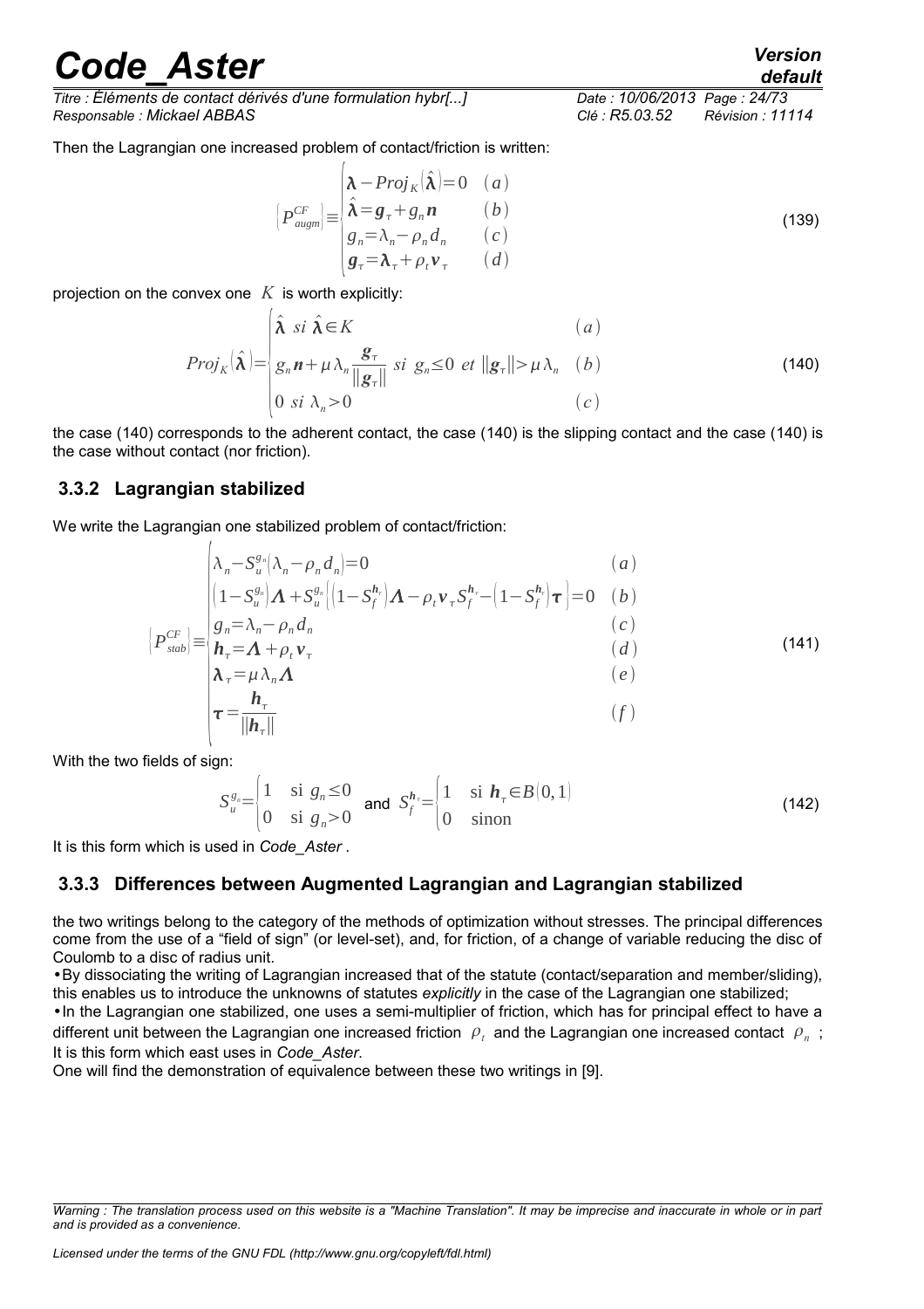Then the Lagrangian one increased problem of contact/friction is written:

$$
\left[P_{augm}^{CF}\right] \equiv \begin{cases} \boldsymbol{\lambda} - Proj_K\left(\hat{\boldsymbol{\lambda}}\right) = 0 & (a) \\ \hat{\boldsymbol{\lambda}} = \boldsymbol{g}_\tau + g_n \boldsymbol{n} & (b) \\ g_n = \lambda_n - \rho_n d_n & (c) \\ \boldsymbol{g}_\tau = \boldsymbol{\lambda}_\tau + \rho_t \boldsymbol{v}_\tau & (d) \end{cases} \tag{139}
$$

projection on the convex one $K$ is worth explicitly:

$$
Proj_K\left(\hat{\boldsymbol{\lambda}}\right) = \begin{cases} \hat{\boldsymbol{\lambda}} \;\; si \;\; \hat{\boldsymbol{\lambda}} \in K & (a) \\ g_n \boldsymbol{n} + \mu \lambda_n \dfrac{\boldsymbol{g}_\tau}{\|\boldsymbol{g}_\tau\|} \;\; si \;\; g_n \leq 0 \;\; et \;\; \|\boldsymbol{g}_\tau\| > \mu \lambda_n & (b) \\ 0 \;\; si \;\; \lambda_n > 0 & (c) \end{cases} \tag{140}
$$

the case (140) corresponds to the adherent contact, the case (140) is the slipping contact and the case (140) is the case without contact (nor friction).

### 3.3.2 Lagrangian stabilized

We write the Lagrangian one stabilized problem of contact/friction:

$$
\left[P_{stab}^{CF}\right] \equiv \begin{cases} \lambda_n - S_u^{g_n}\left(\lambda_n - \rho_n d_n\right) = 0 & (a) \\ \left(1 - S_u^{g_n}\right)\boldsymbol{\Lambda} + S_u^{g_n}\left[\left(1 - S_f^{\boldsymbol{h}_\tau}\right)\boldsymbol{\Lambda} - \rho_t \boldsymbol{v}_\tau S_f^{\boldsymbol{h}_\tau} - \left(1 - S_f^{\boldsymbol{h}_\tau}\right)\boldsymbol{\tau}\right] = 0 & (b) \\ g_n = \lambda_n - \rho_n d_n & (c) \\ \boldsymbol{h}_\tau = \boldsymbol{\Lambda} + \rho_t \boldsymbol{v}_\tau & (d) \\ \boldsymbol{\lambda}_\tau = \mu \lambda_n \boldsymbol{\Lambda} & (e) \\ \boldsymbol{\tau} = \dfrac{\boldsymbol{h}_\tau}{\|\boldsymbol{h}_\tau\|} & (f) \end{cases} \tag{141}
$$

With the two fields of sign:

$$
S_u^{g_n} = \begin{cases} 1 & \text{si } g_n \leq 0 \\ 0 & \text{si } g_n > 0 \end{cases} \quad \text{and} \quad S_f^{\boldsymbol{h}_\tau} = \begin{cases} 1 & \text{si } \boldsymbol{h}_\tau \in B(0,1) \\ 0 & \text{sinon} \end{cases} \tag{142}
$$

It is this form which is used in *Code_Aster* .

### 3.3.3 Differences between Augmented Lagrangian and Lagrangian stabilized

the two writings belong to the category of the methods of optimization without stresses. The principal differences come from the use of a "field of sign" (or level-set), and, for friction, of a change of variable reducing the disc of Coulomb to a disc of radius unit.

- By dissociating the writing of Lagrangian increased that of the statute (contact/separation and member/sliding), this enables us to introduce the unknowns of statutes *explicitly* in the case of the Lagrangian one stabilized;
- In the Lagrangian one stabilized, one uses a semi-multiplier of friction, which has for principal effect to have a different unit between the Lagrangian one increased friction $\rho_t$ and the Lagrangian one increased contact $\rho_n$ ;

It is this form which east uses in *Code_Aster*.

One will find the demonstration of equivalence between these two writings in [9].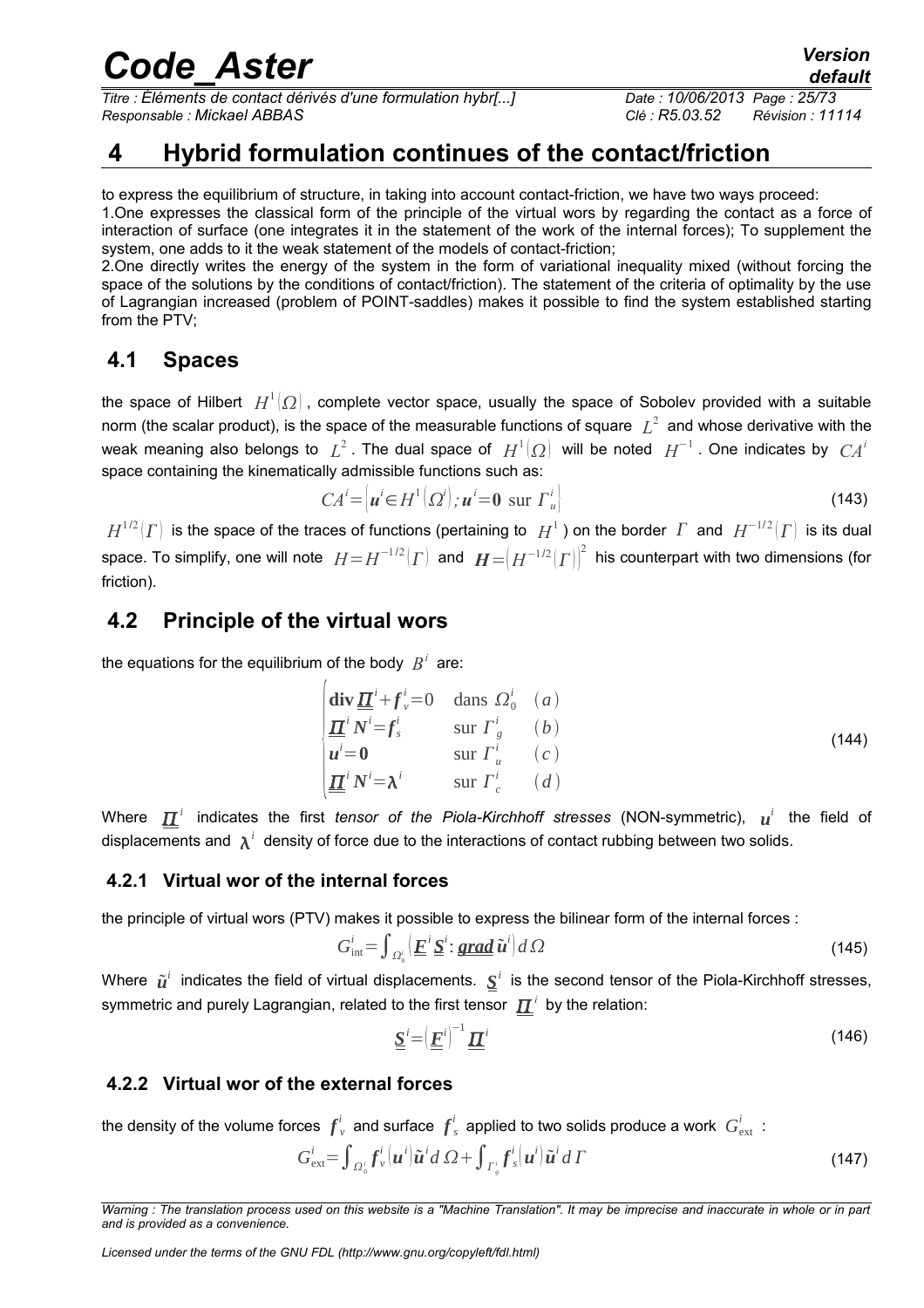# 4 Hybrid formulation continues of the contact/friction

to express the equilibrium of structure, in taking into account contact-friction, we have two ways proceed:

1.One expresses the classical form of the principle of the virtual wors by regarding the contact as a force of interaction of surface (one integrates it in the statement of the work of the internal forces); To supplement the system, one adds to it the weak statement of the models of contact-friction;

2.One directly writes the energy of the system in the form of variational inequality mixed (without forcing the space of the solutions by the conditions of contact/friction). The statement of the criteria of optimality by the use of Lagrangian increased (problem of POINT-saddles) makes it possible to find the system established starting from the PTV;

## 4.1 Spaces

the space of Hilbert $H^1(\Omega)$, complete vector space, usually the space of Sobolev provided with a suitable norm (the scalar product), is the space of the measurable functions of square $L^2$ and whose derivative with the weak meaning also belongs to $L^2$. The dual space of $H^1(\Omega)$ will be noted $H^{-1}$. One indicates by $CA^i$ space containing the kinematically admissible functions such as:

$$CA^i = \left\{ \boldsymbol{u}^i \in H^1(\Omega^i); \boldsymbol{u}^i = \boldsymbol{0} \text{ sur } \Gamma_u^i \right\} \tag{143}$$

$H^{1/2}(\Gamma)$ is the space of the traces of functions (pertaining to $H^1$) on the border $\Gamma$ and $H^{-1/2}(\Gamma)$ is its dual space. To simplify, one will note $H = H^{-1/2}(\Gamma)$ and $\boldsymbol{H} = \left(H^{-1/2}(\Gamma)\right)^2$ his counterpart with two dimensions (for friction).

## 4.2 Principle of the virtual wors

the equations for the equilibrium of the body $B^i$ are:

$$\begin{cases} \mathbf{div}\, \underline{\underline{\boldsymbol{\Pi}}}^i + \boldsymbol{f}_v^i = 0 & \text{dans } \Omega_0^i \quad (a) \\ \underline{\underline{\boldsymbol{\Pi}}}^i \, \boldsymbol{N}^i = \boldsymbol{f}_s^i & \text{sur } \Gamma_g^i \quad (b) \\ \boldsymbol{u}^i = \boldsymbol{0} & \text{sur } \Gamma_u^i \quad (c) \\ \underline{\underline{\boldsymbol{\Pi}}}^i \, \boldsymbol{N}^i = \boldsymbol{\lambda}^i & \text{sur } \Gamma_c^i \quad (d) \end{cases} \tag{144}$$

Where $\underline{\underline{\boldsymbol{\Pi}}}^i$ indicates the first *tensor of the Piola-Kirchhoff stresses* (NON-symmetric), $\boldsymbol{u}^i$ the field of displacements and $\boldsymbol{\lambda}^i$ density of force due to the interactions of contact rubbing between two solids.

### 4.2.1 Virtual wor of the internal forces

the principle of virtual wors (PTV) makes it possible to express the bilinear form of the internal forces :

$$G_{\text{int}}^i = \int_{\Omega_0^i} \left( \underline{\underline{\boldsymbol{F}}}^i \, \underline{\underline{\boldsymbol{S}}}^i : \underline{\underline{\boldsymbol{grad}}}\, \tilde{\boldsymbol{u}}^i \right) d\Omega \tag{145}$$

Where $\tilde{\boldsymbol{u}}^i$ indicates the field of virtual displacements. $\underline{\underline{\boldsymbol{S}}}^i$ is the second tensor of the Piola-Kirchhoff stresses, symmetric and purely Lagrangian, related to the first tensor $\underline{\underline{\boldsymbol{\Pi}}}^i$ by the relation:

$$\underline{\underline{\boldsymbol{S}}}^i = \left( \underline{\underline{\boldsymbol{F}}}^i \right)^{-1} \underline{\underline{\boldsymbol{\Pi}}}^i \tag{146}$$

### 4.2.2 Virtual wor of the external forces

the density of the volume forces $\boldsymbol{f}_v^i$ and surface $\boldsymbol{f}_s^i$ applied to two solids produce a work $G_{\text{ext}}^i$ :

$$G_{\text{ext}}^i = \int_{\Omega_0^i} \boldsymbol{f}_v^i \left( \boldsymbol{u}^i \right) \tilde{\boldsymbol{u}}^i \, d\Omega + \int_{\Gamma_g^i} \boldsymbol{f}_s^i \left( \boldsymbol{u}^i \right) \tilde{\boldsymbol{u}}^i \, d\Gamma \tag{147}$$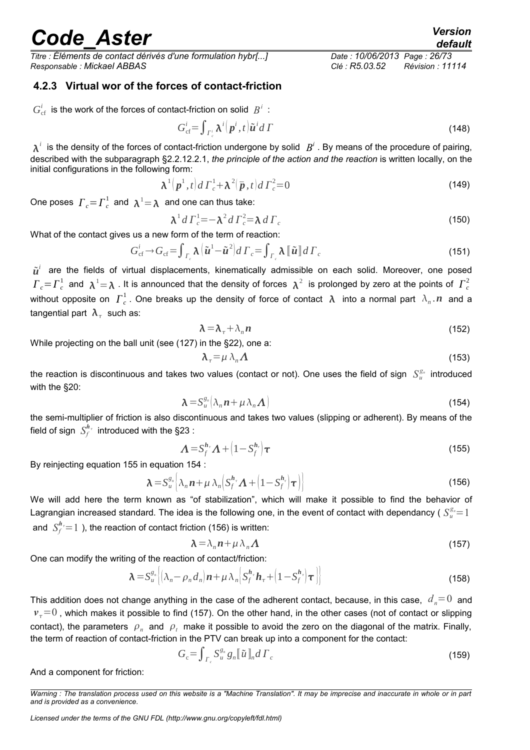### 4.2.3 Virtual wor of the forces of contact-friction

$G_{\mathrm{cf}}^{i}$ is the work of the forces of contact-friction on solid $B^{i}$ :

$$G_{\mathrm{cf}}^{i}=\int_{\Gamma_c^i}\boldsymbol{\lambda}^{i}(\boldsymbol{p}^{i},t)\tilde{\boldsymbol{u}}^{i}d\,\Gamma \tag{148}$$

$\boldsymbol{\lambda}^{i}$ is the density of the forces of contact-friction undergone by solid $B^{i}$. By means of the procedure of pairing, described with the subparagraph §2.2.12.2.1, *the principle of the action and the reaction* is written locally, on the initial configurations in the following form:

$$\boldsymbol{\lambda}^{1}(\boldsymbol{p}^{1},t)d\,\Gamma_c^{1}+\boldsymbol{\lambda}^{2}(\bar{\boldsymbol{p}},t)d\,\Gamma_c^{2}=0 \tag{149}$$

One poses $\Gamma_c=\Gamma_c^1$ and $\boldsymbol{\lambda}^1=\boldsymbol{\lambda}$ and one can thus take:

$$\boldsymbol{\lambda}^{1}d\,\Gamma_c^{1}=-\boldsymbol{\lambda}^{2}d\,\Gamma_c^{2}=\boldsymbol{\lambda}\,d\,\Gamma_c \tag{150}$$

What of the contact gives us a new form of the term of reaction:

$$G_{\mathrm{cf}}^{i}\rightarrow G_{\mathrm{cf}}=\int_{\Gamma_c}\boldsymbol{\lambda}(\tilde{\boldsymbol{u}}^{1}-\tilde{\boldsymbol{u}}^{2})d\,\Gamma_c=\int_{\Gamma_c}\boldsymbol{\lambda}[\![\tilde{\boldsymbol{u}}]\!]d\,\Gamma_c \tag{151}$$

$\tilde{\boldsymbol{u}}^{i}$ are the fields of virtual displacements, kinematically admissible on each solid. Moreover, one posed $\Gamma_c=\Gamma_c^1$ and $\boldsymbol{\lambda}^1=\boldsymbol{\lambda}$. It is announced that the density of forces $\boldsymbol{\lambda}^2$ is prolonged by zero at the points of $\Gamma_c^2$ without opposite on $\Gamma_c^1$. One breaks up the density of force of contact $\boldsymbol{\lambda}$ into a normal part $\lambda_n.\boldsymbol{n}$ and a tangential part $\boldsymbol{\lambda}_{\tau}$ such as:

$$\boldsymbol{\lambda}=\boldsymbol{\lambda}_{\tau}+\lambda_n\boldsymbol{n} \tag{152}$$

While projecting on the ball unit (see (127) in the §22), one a:

$$\boldsymbol{\lambda}_{\tau}=\mu\,\lambda_n\boldsymbol{\Lambda} \tag{153}$$

the reaction is discontinuous and takes two values (contact or not). One uses the field of sign $S_u^{g_n}$ introduced with the §20:

$$\boldsymbol{\lambda}=S_u^{g_n}(\lambda_n\boldsymbol{n}+\mu\,\lambda_n\boldsymbol{\Lambda}) \tag{154}$$

the semi-multiplier of friction is also discontinuous and takes two values (slipping or adherent). By means of the field of sign $S_f^{\boldsymbol{h}_\tau}$ introduced with the §23 :

$$\boldsymbol{\Lambda}=S_f^{\boldsymbol{h}_\tau}\boldsymbol{\Lambda}+(1-S_f^{\boldsymbol{h}_\tau})\boldsymbol{\tau} \tag{155}$$

By reinjecting equation 155 in equation 154 :

$$\boldsymbol{\lambda}=S_u^{g_n}\left[\lambda_n\boldsymbol{n}+\mu\,\lambda_n\left(S_f^{\boldsymbol{h}_\tau}\boldsymbol{\Lambda}+(1-S_f^{\boldsymbol{h}_\tau})\boldsymbol{\tau}\right)\right] \tag{156}$$

We will add here the term known as "of stabilization", which will make it possible to find the behavior of Lagrangian increased standard. The idea is the following one, in the event of contact with dependancy ( $S_u^{g_n}=1$ and $S_f^{\boldsymbol{h}_\tau}=1$ ), the reaction of contact friction (156) is written:

$$\boldsymbol{\lambda}=\lambda_n\boldsymbol{n}+\mu\,\lambda_n\boldsymbol{\Lambda} \tag{157}$$

One can modify the writing of the reaction of contact/friction:

$$\boldsymbol{\lambda}=S_u^{g_n}\left[(\lambda_n-\rho_n d_n)\boldsymbol{n}+\mu\,\lambda_n\left(S_f^{\boldsymbol{h}_\tau}\boldsymbol{h}_{\tau}+(1-S_f^{\boldsymbol{h}_\tau})\boldsymbol{\tau}\right)\right] \tag{158}$$

This addition does not change anything in the case of the adherent contact, because, in this case, $d_n=0$ and $\boldsymbol{v}_{\tau}=0$, which makes it possible to find (157). On the other hand, in the other cases (not of contact or slipping contact), the parameters $\rho_n$ and $\rho_t$ make it possible to avoid the zero on the diagonal of the matrix. Finally, the term of reaction of contact-friction in the PTV can break up into a component for the contact:

$$G_{\mathrm{c}}=\int_{\Gamma_c}S_u^{g_n}g_n[\![\tilde{u}]\!]_n d\,\Gamma_c \tag{159}$$

And a component for friction: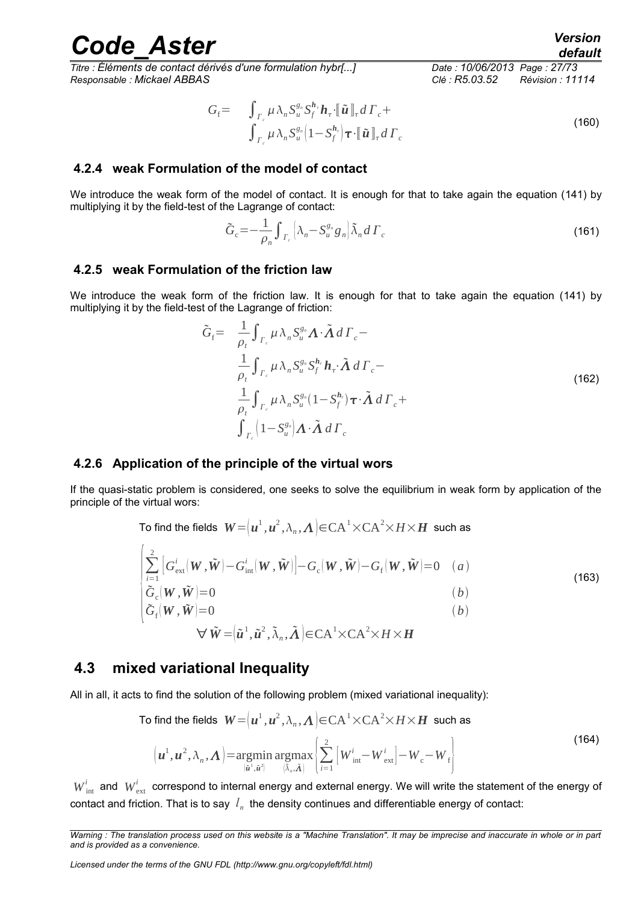$$G_{\mathrm{f}}= \int_{\Gamma_c} \mu \lambda_n S_u^{g_n} S_f^{\boldsymbol{h}_\tau} \boldsymbol{h}_\tau \cdot [\![ \tilde{\boldsymbol{u}} ]\!]_\tau d\Gamma_c + \int_{\Gamma_c} \mu \lambda_n S_u^{g_n} \left(1-S_f^{\boldsymbol{h}_\tau}\right) \boldsymbol{\tau} \cdot [\![ \tilde{\boldsymbol{u}} ]\!]_\tau d\Gamma_c \tag{160}$$

### 4.2.4 weak Formulation of the model of contact

We introduce the weak form of the model of contact. It is enough for that to take again the equation (141) by multiplying it by the field-test of the Lagrange of contact:

$$\tilde{G}_{\mathrm{c}} = -\frac{1}{\rho_n} \int_{\Gamma_c} \left( \lambda_n - S_u^{g_n} g_n \right) \tilde{\lambda}_n d\Gamma_c \tag{161}$$

### 4.2.5 weak Formulation of the friction law

We introduce the weak form of the friction law. It is enough for that to take again the equation (141) by multiplying it by the field-test of the Lagrange of friction:

$$\begin{aligned} \tilde{G}_{\mathrm{f}} = & \frac{1}{\rho_t} \int_{\Gamma_c} \mu \lambda_n S_u^{g_n} \boldsymbol{\Lambda} \cdot \tilde{\boldsymbol{\Lambda}} \, d\Gamma_c - \\ & \frac{1}{\rho_t} \int_{\Gamma_c} \mu \lambda_n S_u^{g_n} S_f^{\boldsymbol{h}_\tau} \boldsymbol{h}_\tau \cdot \tilde{\boldsymbol{\Lambda}} \, d\Gamma_c - \\ & \frac{1}{\rho_t} \int_{\Gamma_c} \mu \lambda_n S_u^{g_n} (1 - S_f^{\boldsymbol{h}_\tau}) \boldsymbol{\tau} \cdot \tilde{\boldsymbol{\Lambda}} \, d\Gamma_c + \\ & \int_{\Gamma_c} \left(1 - S_u^{g_n}\right) \boldsymbol{\Lambda} \cdot \tilde{\boldsymbol{\Lambda}} \, d\Gamma_c \end{aligned} \tag{162}$$

### 4.2.6 Application of the principle of the virtual wors

If the quasi-static problem is considered, one seeks to solve the equilibrium in weak form by application of the principle of the virtual wors:

To find the fields $\boldsymbol{W} = \left(\boldsymbol{u}^1, \boldsymbol{u}^2, \lambda_n, \boldsymbol{\Lambda}\right) \in \mathrm{CA}^1 \times \mathrm{CA}^2 \times H \times \boldsymbol{H}$ such as

$$\begin{cases} \sum_{i=1}^{2} \left[ G_{\mathrm{ext}}^i(\boldsymbol{W}, \tilde{\boldsymbol{W}}) - G_{\mathrm{int}}^i(\boldsymbol{W}, \tilde{\boldsymbol{W}}) \right] - G_{\mathrm{c}}(\boldsymbol{W}, \tilde{\boldsymbol{W}}) - G_{\mathrm{f}}(\boldsymbol{W}, \tilde{\boldsymbol{W}}) = 0 & (a) \\ \tilde{G}_{\mathrm{c}}(\boldsymbol{W}, \tilde{\boldsymbol{W}}) = 0 & (b) \\ \tilde{G}_{\mathrm{f}}(\boldsymbol{W}, \tilde{\boldsymbol{W}}) = 0 & (b) \end{cases}$$
$$\forall \tilde{\boldsymbol{W}} = \left(\tilde{\boldsymbol{u}}^1, \tilde{\boldsymbol{u}}^2, \tilde{\lambda}_n, \tilde{\boldsymbol{\Lambda}}\right) \in \mathrm{CA}^1 \times \mathrm{CA}^2 \times H \times \boldsymbol{H} \tag{163}$$

## 4.3 mixed variational Inequality

All in all, it acts to find the solution of the following problem (mixed variational inequality):

To find the fields $\boldsymbol{W} = \left(\boldsymbol{u}^1, \boldsymbol{u}^2, \lambda_n, \boldsymbol{\Lambda}\right) \in \mathrm{CA}^1 \times \mathrm{CA}^2 \times H \times \boldsymbol{H}$ such as

$$\left(\boldsymbol{u}^1, \boldsymbol{u}^2, \lambda_n, \boldsymbol{\Lambda}\right) = \underset{\left(\tilde{\boldsymbol{u}}^1, \tilde{\boldsymbol{u}}^2\right)}{\operatorname{argmin}} \underset{\left(\tilde{\lambda}_n, \tilde{\boldsymbol{\Lambda}}\right)}{\operatorname{argmax}} \left\{ \sum_{i=1}^{2} \left[ W_{\mathrm{int}}^i - W_{\mathrm{ext}}^i \right] - W_{\mathrm{c}} - W_{\mathrm{f}} \right\} \tag{164}$$

$W_{\mathrm{int}}^i$ and $W_{\mathrm{ext}}^i$ correspond to internal energy and external energy. We will write the statement of the energy of contact and friction. That is to say $l_n$ the density continues and differentiable energy of contact: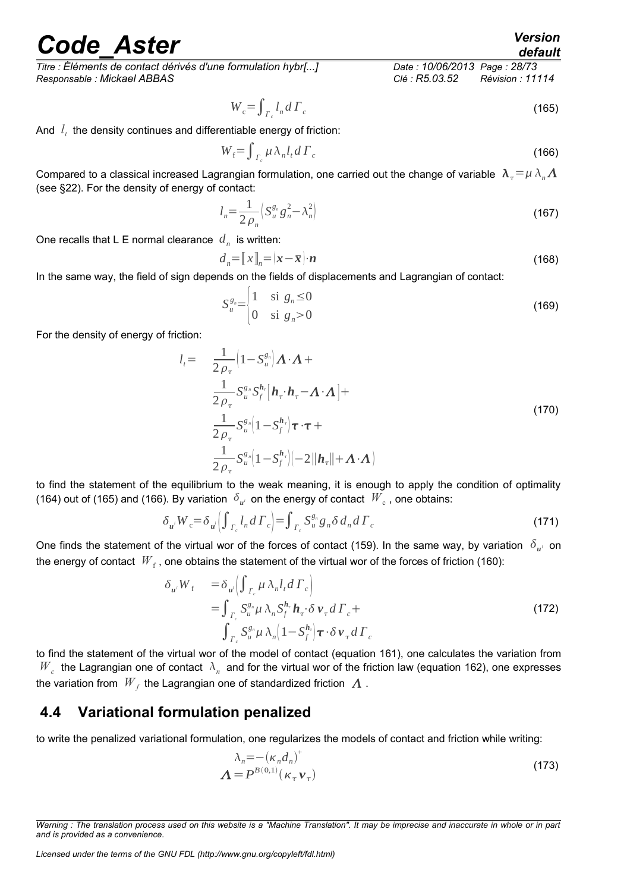$$W_c = \int_{\Gamma_c} l_n \, d\Gamma_c \tag{165}$$

And $l_t$ the density continues and differentiable energy of friction:

$$W_f = \int_{\Gamma_c} \mu \lambda_n l_t \, d\Gamma_c \tag{166}$$

Compared to a classical increased Lagrangian formulation, one carried out the change of variable $\boldsymbol{\lambda}_\tau = \mu \lambda_n \boldsymbol{\Lambda}$ (see §22). For the density of energy of contact:

$$l_n = \frac{1}{2\rho_n}\left(S_u^{g_n} g_n^2 - \lambda_n^2\right) \tag{167}$$

One recalls that L E normal clearance $d_n$ is written:

$$d_n = [\![ x ]\!]_n = (\boldsymbol{x} - \bar{\boldsymbol{x}}) \cdot \boldsymbol{n} \tag{168}$$

In the same way, the field of sign depends on the fields of displacements and Lagrangian of contact:

$$S_u^{g_n} = \begin{cases} 1 & \text{si } g_n \leq 0 \\ 0 & \text{si } g_n > 0 \end{cases} \tag{169}$$

For the density of energy of friction:

$$\begin{aligned} l_t = \quad & \frac{1}{2\rho_\tau}\left(1 - S_u^{g_n}\right) \boldsymbol{\Lambda} \cdot \boldsymbol{\Lambda} + \\ & \frac{1}{2\rho_\tau} S_u^{g_n} S_f^{\boldsymbol{h}_\tau}\left[\boldsymbol{h}_\tau \cdot \boldsymbol{h}_\tau - \boldsymbol{\Lambda} \cdot \boldsymbol{\Lambda}\right] + \\ & \frac{1}{2\rho_\tau} S_u^{g_n}\left(1 - S_f^{\boldsymbol{h}_\tau}\right) \boldsymbol{\tau} \cdot \boldsymbol{\tau} + \\ & \frac{1}{2\rho_\tau} S_u^{g_n}\left(1 - S_f^{\boldsymbol{h}_\tau}\right)\left(-2\|\boldsymbol{h}_\tau\| + \boldsymbol{\Lambda} \cdot \boldsymbol{\Lambda}\right) \end{aligned} \tag{170}$$

to find the statement of the equilibrium to the weak meaning, it is enough to apply the condition of optimality (164) out of (165) and (166). By variation $\delta_{\boldsymbol{u}^i}$ on the energy of contact $W_c$, one obtains:

$$\delta_{\boldsymbol{u}^i} W_c = \delta_{\boldsymbol{u}^i}\left(\int_{\Gamma_c} l_n \, d\Gamma_c\right) = \int_{\Gamma_c} S_u^{g_n} g_n \delta d_n \, d\Gamma_c \tag{171}$$

One finds the statement of the virtual wor of the forces of contact (159). In the same way, by variation $\delta_{\boldsymbol{u}^i}$ on the energy of contact $W_f$, one obtains the statement of the virtual wor of the forces of friction (160):

$$\begin{aligned} \delta_{\boldsymbol{u}^i} W_f \quad & = \delta_{\boldsymbol{u}^i}\left(\int_{\Gamma_c} \mu \lambda_n l_t \, d\Gamma_c\right) \\ & = \int_{\Gamma_c} S_u^{g_n} \mu \lambda_n S_f^{\boldsymbol{h}_\tau} \boldsymbol{h}_\tau \cdot \delta \boldsymbol{v}_\tau \, d\Gamma_c + \\ & \quad \int_{\Gamma_c} S_u^{g_n} \mu \lambda_n \left(1 - S_f^{\boldsymbol{h}_\tau}\right) \boldsymbol{\tau} \cdot \delta \boldsymbol{v}_\tau \, d\Gamma_c \end{aligned} \tag{172}$$

to find the statement of the virtual wor of the model of contact (equation 161), one calculates the variation from $W_c$ the Lagrangian one of contact $\lambda_n$ and for the virtual wor of the friction law (equation 162), one expresses the variation from $W_f$ the Lagrangian one of standardized friction $\boldsymbol{\Lambda}$.

## 4.4 Variational formulation penalized

to write the penalized variational formulation, one regularizes the models of contact and friction while writing:

$$\begin{aligned} \lambda_n &= -(\kappa_n d_n)^+ \\ \boldsymbol{\Lambda} &= P^{B(0,1)}(\kappa_\tau \boldsymbol{v}_\tau) \end{aligned} \tag{173}$$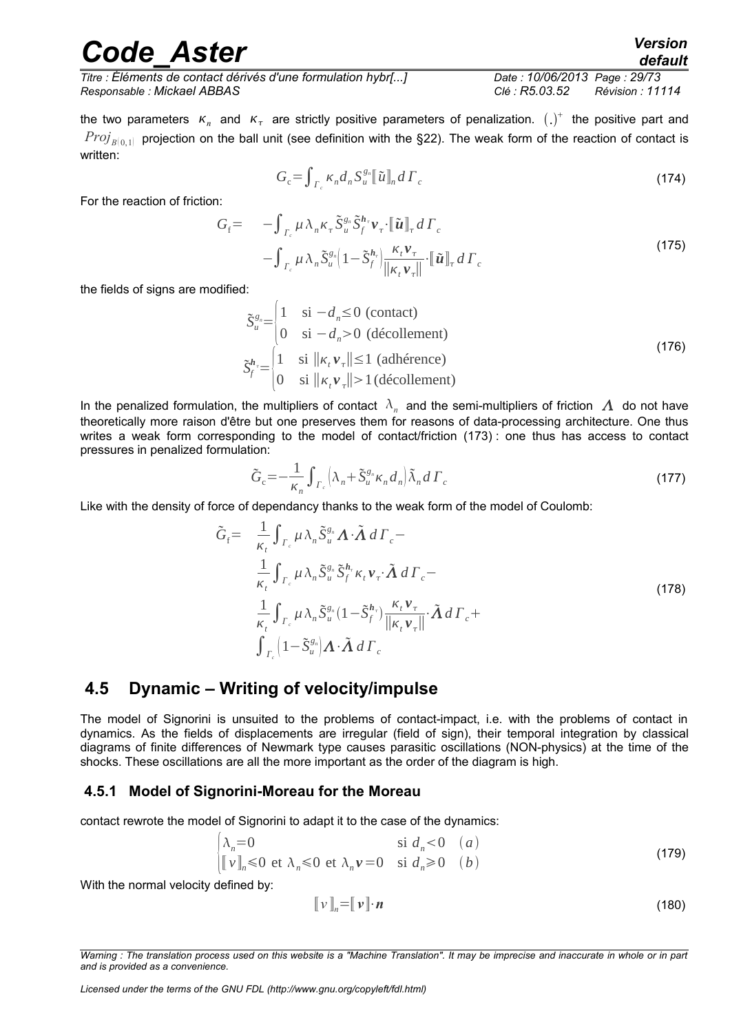the two parameters $\kappa_n$ and $\kappa_\tau$ are strictly positive parameters of penalization. $(.)^+$ the positive part and $Proj_{B(0,1)}$ projection on the ball unit (see definition with the §22). The weak form of the reaction of contact is written:

$$G_c = \int_{\Gamma_c} \kappa_n d_n S_u^{g_n} [\![\tilde{u}]\!]_n \, d\Gamma_c \tag{174}$$

For the reaction of friction:

$$\begin{aligned} G_f = & -\int_{\Gamma_c} \mu \lambda_n \kappa_\tau \tilde{S}_u^{g_n} \tilde{S}_f^{h_\tau} \boldsymbol{v}_\tau \cdot [\![\tilde{\boldsymbol{u}}]\!]_\tau \, d\Gamma_c \\ & -\int_{\Gamma_c} \mu \lambda_n \tilde{S}_u^{g_n} \left(1 - \tilde{S}_f^{h_\tau}\right) \frac{\kappa_t \boldsymbol{v}_\tau}{\|\kappa_t \boldsymbol{v}_\tau\|} \cdot [\![\tilde{\boldsymbol{u}}]\!]_\tau \, d\Gamma_c \end{aligned} \tag{175}$$

the fields of signs are modified:

$$\begin{aligned} \tilde{S}_u^{g_n} &= \begin{cases} 1 & \text{si } -d_n \leq 0 \text{ (contact)} \\ 0 & \text{si } -d_n > 0 \text{ (décollement)} \end{cases} \\ \tilde{S}_f^{h_\tau} &= \begin{cases} 1 & \text{si } \|\kappa_t \boldsymbol{v}_\tau\| \leq 1 \text{ (adhérence)} \\ 0 & \text{si } \|\kappa_t \boldsymbol{v}_\tau\| > 1 \text{ (décollement)} \end{cases} \end{aligned} \tag{176}$$

In the penalized formulation, the multipliers of contact $\lambda_n$ and the semi-multipliers of friction $\boldsymbol{\Lambda}$ do not have theoretically more raison d'être but one preserves them for reasons of data-processing architecture. One thus writes a weak form corresponding to the model of contact/friction (173) : one thus has access to contact pressures in penalized formulation:

$$\tilde{G}_c = -\frac{1}{\kappa_n} \int_{\Gamma_c} \left(\lambda_n + \tilde{S}_u^{g_n} \kappa_n d_n\right) \tilde{\lambda}_n \, d\Gamma_c \tag{177}$$

Like with the density of force of dependancy thanks to the weak form of the model of Coulomb:

$$\begin{aligned} \tilde{G}_f = & \frac{1}{\kappa_t} \int_{\Gamma_c} \mu \lambda_n \tilde{S}_u^{g_n} \boldsymbol{\Lambda} \cdot \tilde{\boldsymbol{\Lambda}} \, d\Gamma_c - \\ & \frac{1}{\kappa_t} \int_{\Gamma_c} \mu \lambda_n \tilde{S}_u^{g_n} \tilde{S}_f^{h_\tau} \kappa_t \boldsymbol{v}_\tau \cdot \tilde{\boldsymbol{\Lambda}} \, d\Gamma_c - \\ & \frac{1}{\kappa_t} \int_{\Gamma_c} \mu \lambda_n \tilde{S}_u^{g_n} (1 - \tilde{S}_f^{h_\tau}) \frac{\kappa_t \boldsymbol{v}_\tau}{\|\kappa_t \boldsymbol{v}_\tau\|} \cdot \tilde{\boldsymbol{\Lambda}} \, d\Gamma_c + \\ & \int_{\Gamma_c} \left(1 - \tilde{S}_u^{g_n}\right) \boldsymbol{\Lambda} \cdot \tilde{\boldsymbol{\Lambda}} \, d\Gamma_c \end{aligned} \tag{178}$$

## 4.5 Dynamic – Writing of velocity/impulse

The model of Signorini is unsuited to the problems of contact-impact, i.e. with the problems of contact in dynamics. As the fields of displacements are irregular (field of sign), their temporal integration by classical diagrams of finite differences of Newmark type causes parasitic oscillations (NON-physics) at the time of the shocks. These oscillations are all the more important as the order of the diagram is high.

### 4.5.1 Model of Signorini-Moreau for the Moreau

contact rewrote the model of Signorini to adapt it to the case of the dynamics:

$$\begin{cases} \lambda_n = 0 & \text{si } d_n < 0 \quad (a) \\ [\![v]\!]_n \leqslant 0 \text{ et } \lambda_n \leqslant 0 \text{ et } \lambda_n \boldsymbol{v} = 0 & \text{si } d_n \geqslant 0 \quad (b) \end{cases} \tag{179}$$

With the normal velocity defined by:

$$[\![v]\!]_n = [\![\boldsymbol{v}]\!] \cdot \boldsymbol{n} \tag{180}$$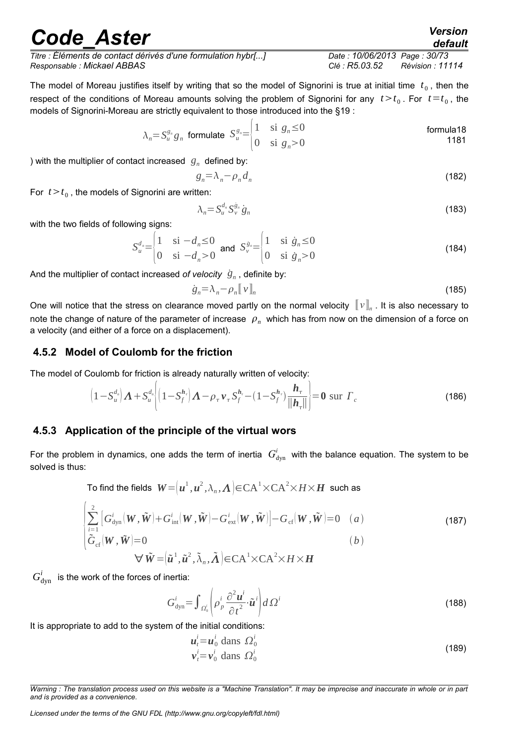The model of Moreau justifies itself by writing that so the model of Signorini is true at initial time $t_0$, then the respect of the conditions of Moreau amounts solving the problem of Signorini for any $t > t_0$. For $t = t_0$, the models of Signorini-Moreau are strictly equivalent to those introduced into the §19 :

$$\lambda_n = S_u^{g_n} g_n \text{ formulate } S_u^{g_n} = \begin{cases} 1 & \text{si } g_n \leq 0 \\ 0 & \text{si } g_n > 0 \end{cases} \quad \text{formula18 1181}$$

) with the multiplier of contact increased $g_n$ defined by:

$$g_n = \lambda_n - \rho_n d_n \tag{182}$$

For $t > t_0$, the models of Signorini are written:

$$\lambda_n = S_u^{d_n} S_v^{\dot{g}_n} \dot{g}_n \tag{183}$$

with the two fields of following signs:

$$S_u^{d_n} = \begin{cases} 1 & \text{si } -d_n \leq 0 \\ 0 & \text{si } -d_n > 0 \end{cases} \text{ and } S_v^{\dot{g}_n} = \begin{cases} 1 & \text{si } \dot{g}_n \leq 0 \\ 0 & \text{si } \dot{g}_n > 0 \end{cases} \tag{184}$$

And the multiplier of contact increased *of velocity* $\dot{g}_n$, definite by:

$$\dot{g}_n = \lambda_n - \rho_n [\![ v ]\!]_n \tag{185}$$

One will notice that the stress on clearance moved partly on the normal velocity $[\![ v ]\!]_n$. It is also necessary to note the change of nature of the parameter of increase $\rho_n$ which has from now on the dimension of a force on a velocity (and either of a force on a displacement).

### 4.5.2 Model of Coulomb for the friction

The model of Coulomb for friction is already naturally written of velocity:

$$\left(1 - S_u^{d_n}\right) \boldsymbol{\Lambda} + S_u^{d_n} \left( \left(1 - S_f^{\boldsymbol{h}_\tau}\right) \boldsymbol{\Lambda} - \rho_\tau \boldsymbol{v}_\tau S_f^{\boldsymbol{h}_\tau} - \left(1 - S_f^{\boldsymbol{h}_\tau}\right) \frac{\boldsymbol{h}_\tau}{\|\boldsymbol{h}_\tau\|} \right) = \boldsymbol{0} \text{ sur } \Gamma_c \tag{186}$$

### 4.5.3 Application of the principle of the virtual wors

For the problem in dynamics, one adds the term of inertia $G_{\text{dyn}}^i$ with the balance equation. The system to be solved is thus:

To find the fields $\boldsymbol{W} = \left(\boldsymbol{u}^1, \boldsymbol{u}^2, \lambda_n, \boldsymbol{\Lambda}\right) \in \text{CA}^1 \times \text{CA}^2 \times H \times \boldsymbol{H}$ such as

$$\begin{cases} \sum_{i=1}^{2} \left[ G_{\text{dyn}}^i \left(\boldsymbol{W}, \tilde{\boldsymbol{W}}\right) + G_{\text{int}}^i \left(\boldsymbol{W}, \tilde{\boldsymbol{W}}\right) - G_{\text{ext}}^i \left(\boldsymbol{W}, \tilde{\boldsymbol{W}}\right) \right] - G_{\text{cf}} \left(\boldsymbol{W}, \tilde{\boldsymbol{W}}\right) = 0 & (a) \\ \tilde{G}_{\text{cf}} \left(\boldsymbol{W}, \tilde{\boldsymbol{W}}\right) = 0 & (b) \end{cases}$$
$$\forall \tilde{\boldsymbol{W}} = \left(\tilde{\boldsymbol{u}}^1, \tilde{\boldsymbol{u}}^2, \tilde{\lambda}_n, \tilde{\boldsymbol{\Lambda}}\right) \in \text{CA}^1 \times \text{CA}^2 \times H \times \boldsymbol{H} \tag{187}$$

$G_{\text{dyn}}^i$ is the work of the forces of inertia:

$$G_{\text{dyn}}^i = \int_{\Omega_0^i} \left( \rho_p^i \frac{\partial^2 \boldsymbol{u}^i}{\partial t^2} \cdot \tilde{\boldsymbol{u}}^i \right) d\Omega^i \tag{188}$$

It is appropriate to add to the system of the initial conditions:

$$\begin{aligned} \boldsymbol{u}_t^i &= \boldsymbol{u}_0^i \text{ dans } \Omega_0^i \\ \boldsymbol{v}_t^i &= \boldsymbol{v}_0^i \text{ dans } \Omega_0^i \end{aligned} \tag{189}$$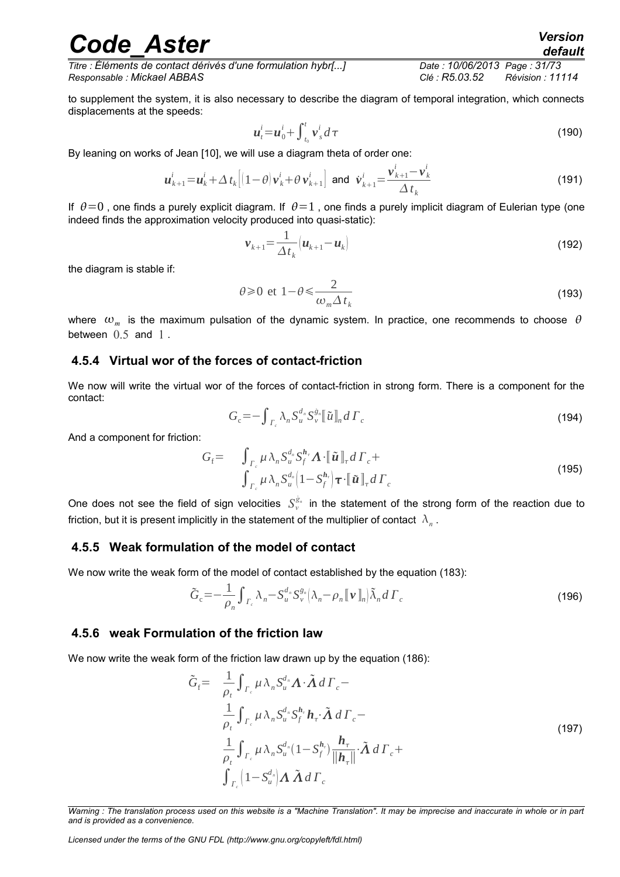to supplement the system, it is also necessary to describe the diagram of temporal integration, which connects displacements at the speeds:

$$\boldsymbol{u}_t^i = \boldsymbol{u}_0^i + \int_{t_0}^{t} \boldsymbol{v}_s^i \, d\tau \tag{190}$$

By leaning on works of Jean [10], we will use a diagram theta of order one:

$$\boldsymbol{u}_{k+1}^i = \boldsymbol{u}_k^i + \Delta t_k \left[ (1-\theta) \boldsymbol{v}_k^i + \theta \boldsymbol{v}_{k+1}^i \right] \text{ and } \dot{\boldsymbol{v}}_{k+1}^i = \frac{\boldsymbol{v}_{k+1}^i - \boldsymbol{v}_k^i}{\Delta t_k} \tag{191}$$

If $\theta = 0$ , one finds a purely explicit diagram. If $\theta = 1$ , one finds a purely implicit diagram of Eulerian type (one indeed finds the approximation velocity produced into quasi-static):

$$\boldsymbol{v}_{k+1} = \frac{1}{\Delta t_k} \left( \boldsymbol{u}_{k+1} - \boldsymbol{u}_k \right) \tag{192}$$

the diagram is stable if:

$$\theta \geqslant 0 \text{ et } 1 - \theta \leqslant \frac{2}{\omega_m \Delta t_k} \tag{193}$$

where $\omega_m$ is the maximum pulsation of the dynamic system. In practice, one recommends to choose $\theta$ between $0.5$ and $1$ .

### 4.5.4 Virtual wor of the forces of contact-friction

We now will write the virtual wor of the forces of contact-friction in strong form. There is a component for the contact:

$$G_c = -\int_{\Gamma_c} \lambda_n S_u^{d_n} S_v^{\dot{g}_n} [\![ \tilde{u} ]\!]_n \, d\Gamma_c \tag{194}$$

And a component for friction:

$$\begin{aligned} G_f = & \int_{\Gamma_c} \mu \lambda_n S_u^{d_n} S_f^{\boldsymbol{h}_\tau} \boldsymbol{\Lambda} \cdot [\![ \tilde{\boldsymbol{u}} ]\!]_\tau \, d\Gamma_c + \\ & \int_{\Gamma_c} \mu \lambda_n S_u^{d_n} \left( 1 - S_f^{\boldsymbol{h}_\tau} \right) \boldsymbol{\tau} \cdot [\![ \tilde{\boldsymbol{u}} ]\!]_\tau \, d\Gamma_c \end{aligned} \tag{195}$$

One does not see the field of sign velocities $S_v^{\dot{g}_n}$ in the statement of the strong form of the reaction due to friction, but it is present implicitly in the statement of the multiplier of contact $\lambda_n$ .

### 4.5.5 Weak formulation of the model of contact

We now write the weak form of the model of contact established by the equation (183):

$$\tilde{G}_c = -\frac{1}{\rho_n} \int_{\Gamma_c} \lambda_n - S_u^{d_n} S_v^{\dot{g}_n} \left( \lambda_n - \rho_n [\![ \boldsymbol{v} ]\!]_n \right) \tilde{\lambda}_n \, d\Gamma_c \tag{196}$$

### 4.5.6 weak Formulation of the friction law

We now write the weak form of the friction law drawn up by the equation (186):

$$\begin{aligned} \tilde{G}_f = & \frac{1}{\rho_t} \int_{\Gamma_c} \mu \lambda_n S_u^{d_n} \boldsymbol{\Lambda} \cdot \tilde{\boldsymbol{\Lambda}} \, d\Gamma_c - \\ & \frac{1}{\rho_t} \int_{\Gamma_c} \mu \lambda_n S_u^{d_n} S_f^{\boldsymbol{h}_\tau} \boldsymbol{h}_\tau \cdot \tilde{\boldsymbol{\Lambda}} \, d\Gamma_c - \\ & \frac{1}{\rho_t} \int_{\Gamma_c} \mu \lambda_n S_u^{d_n} (1 - S_f^{\boldsymbol{h}_\tau}) \frac{\boldsymbol{h}_\tau}{\|\boldsymbol{h}_\tau\|} \cdot \tilde{\boldsymbol{\Lambda}} \, d\Gamma_c + \\ & \int_{\Gamma_c} \left( 1 - S_u^{d_n} \right) \boldsymbol{\Lambda} \, \tilde{\boldsymbol{\Lambda}} \, d\Gamma_c \end{aligned} \tag{197}$$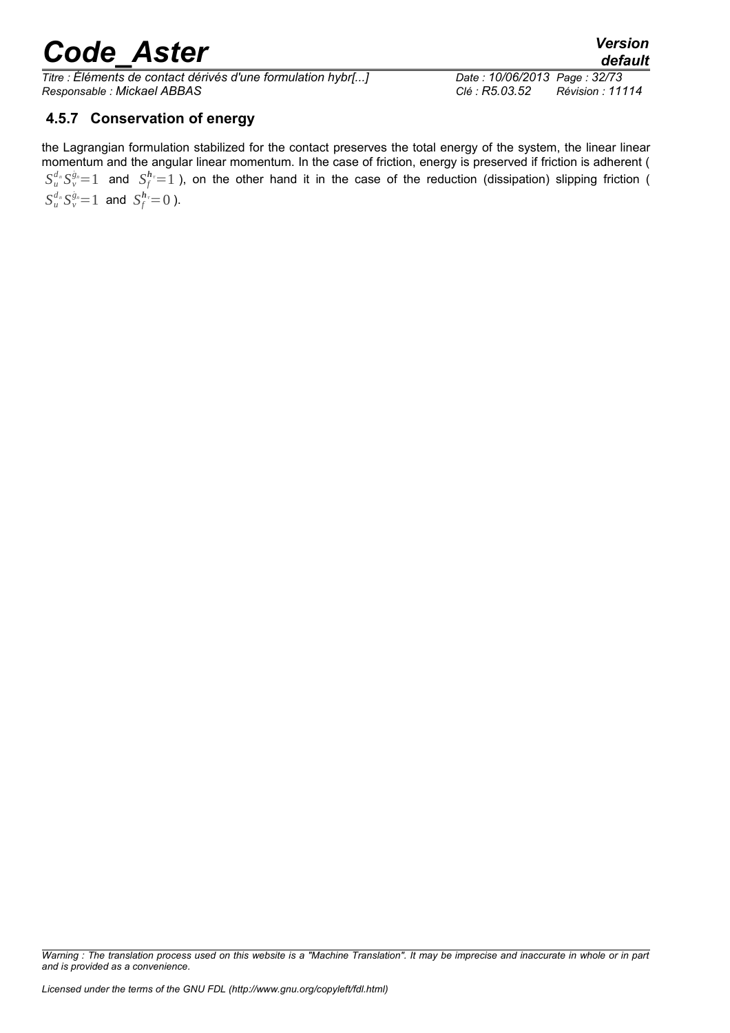### 4.5.7 Conservation of energy

the Lagrangian formulation stabilized for the contact preserves the total energy of the system, the linear linear momentum and the angular linear momentum. In the case of friction, energy is preserved if friction is adherent ( $S_u^{d_n} S_v^{\dot{g}_n}=1$ and $S_f^{\boldsymbol{h}_\tau}=1$ ), on the other hand it in the case of the reduction (dissipation) slipping friction ( $S_u^{d_n} S_v^{\dot{g}_n}=1$ and $S_f^{\boldsymbol{h}_\tau}=0$ ).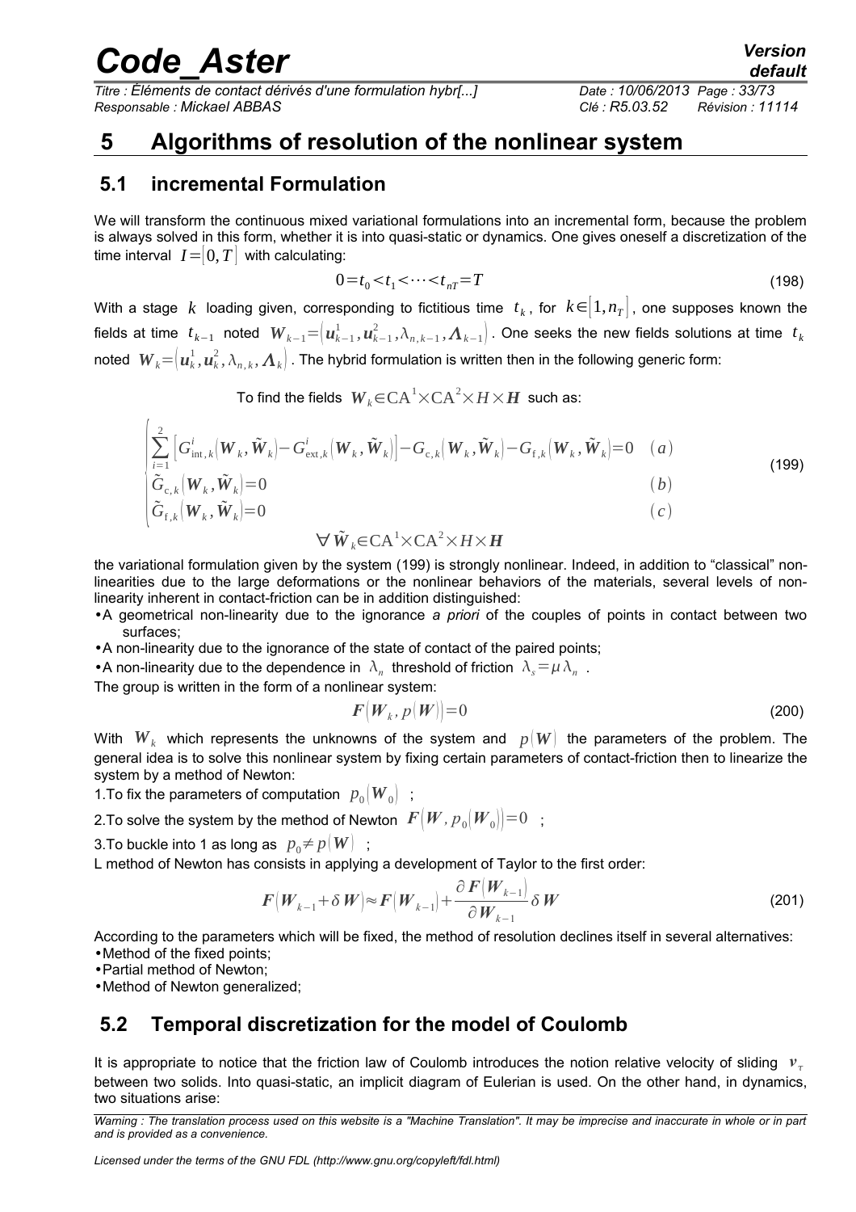# 5 Algorithms of resolution of the nonlinear system

## 5.1 incremental Formulation

We will transform the continuous mixed variational formulations into an incremental form, because the problem is always solved in this form, whether it is into quasi-static or dynamics. One gives oneself a discretization of the time interval $I=[0,T]$ with calculating:

$$0=t_0<t_1<\cdots<t_{nT}=T \tag{198}$$

With a stage $k$ loading given, corresponding to fictitious time $t_k$, for $k\in[1,n_T]$, one supposes known the fields at time $t_{k-1}$ noted $\boldsymbol{W}_{k-1}=(\boldsymbol{u}_{k-1}^1,\boldsymbol{u}_{k-1}^2,\lambda_{n,k-1},\boldsymbol{\Lambda}_{k-1})$. One seeks the new fields solutions at time $t_k$ noted $\boldsymbol{W}_k=(\boldsymbol{u}_k^1,\boldsymbol{u}_k^2,\lambda_{n,k},\boldsymbol{\Lambda}_k)$. The hybrid formulation is written then in the following generic form:

To find the fields $\boldsymbol{W}_k\in \mathrm{CA}^1\times \mathrm{CA}^2\times H\times \boldsymbol{H}$ such as:

$$\begin{cases}\sum_{i=1}^{2}\left[G_{\mathrm{int},k}^i(\boldsymbol{W}_k,\tilde{\boldsymbol{W}}_k)-G_{\mathrm{ext},k}^i(\boldsymbol{W}_k,\tilde{\boldsymbol{W}}_k)\right]-G_{\mathrm{c},k}(\boldsymbol{W}_k,\tilde{\boldsymbol{W}}_k)-G_{\mathrm{f},k}(\boldsymbol{W}_k,\tilde{\boldsymbol{W}}_k)=0 & (a)\\ \tilde{G}_{\mathrm{c},k}(\boldsymbol{W}_k,\tilde{\boldsymbol{W}}_k)=0 & (b)\\ \tilde{G}_{\mathrm{f},k}(\boldsymbol{W}_k,\tilde{\boldsymbol{W}}_k)=0 & (c)\end{cases} \tag{199}$$

$$\forall\, \tilde{\boldsymbol{W}}_k\in \mathrm{CA}^1\times \mathrm{CA}^2\times H\times \boldsymbol{H}$$

the variational formulation given by the system (199) is strongly nonlinear. Indeed, in addition to "classical" non-linearities due to the large deformations or the nonlinear behaviors of the materials, several levels of non-linearity inherent in contact-friction can be in addition distinguished:

- A geometrical non-linearity due to the ignorance *a priori* of the couples of points in contact between two surfaces;
- A non-linearity due to the ignorance of the state of contact of the paired points;
- A non-linearity due to the dependence in $\lambda_n$ threshold of friction $\lambda_s=\mu\lambda_n$.

The group is written in the form of a nonlinear system:

$$\boldsymbol{F}(\boldsymbol{W}_k,p(\boldsymbol{W}))=0 \tag{200}$$

With $\boldsymbol{W}_k$ which represents the unknowns of the system and $p(\boldsymbol{W})$ the parameters of the problem. The general idea is to solve this nonlinear system by fixing certain parameters of contact-friction then to linearize the system by a method of Newton:

1. To fix the parameters of computation $p_0(\boldsymbol{W}_0)$ ;
2. To solve the system by the method of Newton $\boldsymbol{F}(\boldsymbol{W},p_0(\boldsymbol{W}_0))=0$ ;
3. To buckle into 1 as long as $p_0\neq p(\boldsymbol{W})$ ;

L method of Newton has consists in applying a development of Taylor to the first order:

$$\boldsymbol{F}(\boldsymbol{W}_{k-1}+\delta\boldsymbol{W})\approx \boldsymbol{F}(\boldsymbol{W}_{k-1})+\frac{\partial \boldsymbol{F}(\boldsymbol{W}_{k-1})}{\partial \boldsymbol{W}_{k-1}}\delta\boldsymbol{W} \tag{201}$$

According to the parameters which will be fixed, the method of resolution declines itself in several alternatives:

- Method of the fixed points;
- Partial method of Newton;
- Method of Newton generalized;

## 5.2 Temporal discretization for the model of Coulomb

It is appropriate to notice that the friction law of Coulomb introduces the notion relative velocity of sliding $\boldsymbol{v}_\tau$ between two solids. Into quasi-static, an implicit diagram of Eulerian is used. On the other hand, in dynamics, two situations arise: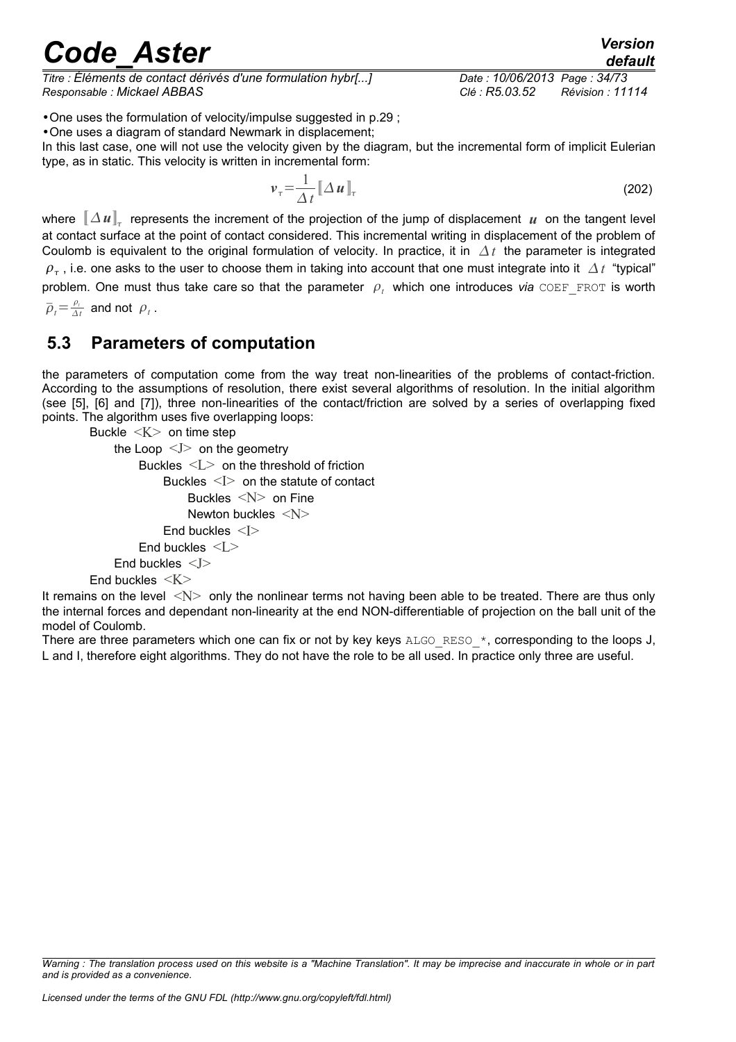- One uses the formulation of velocity/impulse suggested in p.29 ;
- One uses a diagram of standard Newmark in displacement;

In this last case, one will not use the velocity given by the diagram, but the incremental form of implicit Eulerian type, as in static. This velocity is written in incremental form:

$$v_\tau = \frac{1}{\Delta t} [\![ \Delta \boldsymbol{u} ]\!]_\tau \qquad (202)$$

where $[\![ \Delta \boldsymbol{u} ]\!]_\tau$ represents the increment of the projection of the jump of displacement $\boldsymbol{u}$ on the tangent level at contact surface at the point of contact considered. This incremental writing in displacement of the problem of Coulomb is equivalent to the original formulation of velocity. In practice, it in $\Delta t$ the parameter is integrated $\rho_\tau$ , i.e. one asks to the user to choose them in taking into account that one must integrate into it $\Delta t$ "typical" problem. One must thus take care so that the parameter $\rho_t$ which one introduces *via* COEF_FROT is worth $\bar{\rho}_t = \frac{\rho_t}{\Delta t}$ and not $\rho_t$ .

## 5.3 Parameters of computation

the parameters of computation come from the way treat non-linearities of the problems of contact-friction. According to the assumptions of resolution, there exist several algorithms of resolution. In the initial algorithm (see [5], [6] and [7]), three non-linearities of the contact/friction are solved by a series of overlapping fixed points. The algorithm uses five overlapping loops:

```
Buckle <K> on time step
    the Loop <J> on the geometry
        Buckles <L> on the threshold of friction
            Buckles <I> on the statute of contact
                Buckles <N> on Fine
                Newton buckles <N>
            End buckles <I>
        End buckles <L>
    End buckles <J>
End buckles <K>
```

It remains on the level $<N>$ only the nonlinear terms not having been able to be treated. There are thus only the internal forces and dependant non-linearity at the end NON-differentiable of projection on the ball unit of the model of Coulomb.

There are three parameters which one can fix or not by key keys ALGO_RESO_*, corresponding to the loops J, L and I, therefore eight algorithms. They do not have the role to be all used. In practice only three are useful.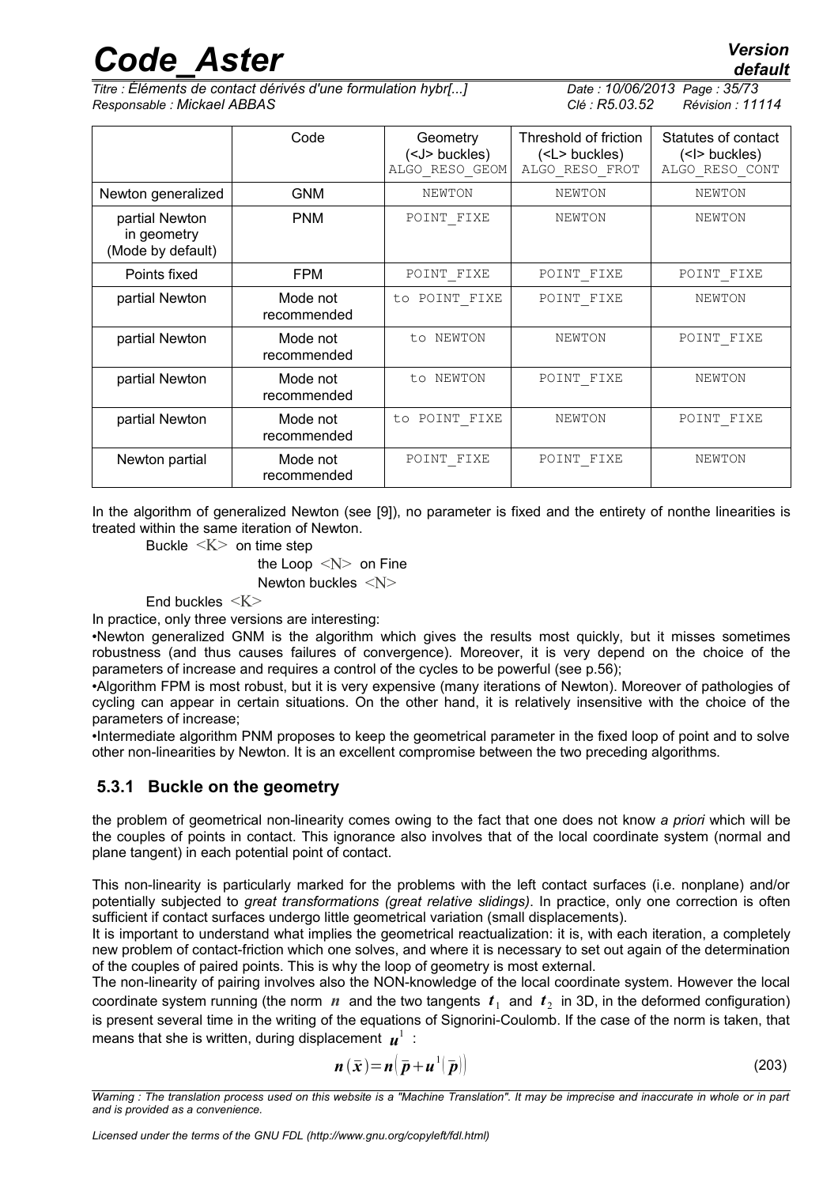| | Code | Geometry (<J> buckles) ALGO_RESO_GEOM | Threshold of friction (<L> buckles) ALGO_RESO_FROT | Statutes of contact (<I> buckles) ALGO_RESO_CONT |
|---|---|---|---|---|
| Newton generalized | GNM | NEWTON | NEWTON | NEWTON |
| partial Newton in geometry (Mode by default) | PNM | POINT_FIXE | NEWTON | NEWTON |
| Points fixed | FPM | POINT_FIXE | POINT_FIXE | POINT_FIXE |
| partial Newton | Mode not recommended | to POINT_FIXE | POINT_FIXE | NEWTON |
| partial Newton | Mode not recommended | to NEWTON | NEWTON | POINT_FIXE |
| partial Newton | Mode not recommended | to NEWTON | POINT_FIXE | NEWTON |
| partial Newton | Mode not recommended | to POINT_FIXE | NEWTON | POINT_FIXE |
| Newton partial | Mode not recommended | POINT_FIXE | POINT_FIXE | NEWTON |

In the algorithm of generalized Newton (see [9]), no parameter is fixed and the entirety of nonthe linearities is treated within the same iteration of Newton.

Buckle $\langle K \rangle$ on time step

the Loop $\langle N \rangle$ on Fine

Newton buckles $\langle N \rangle$

End buckles $\langle K \rangle$

In practice, only three versions are interesting:

- Newton generalized GNM is the algorithm which gives the results most quickly, but it misses sometimes robustness (and thus causes failures of convergence). Moreover, it is very depend on the choice of the parameters of increase and requires a control of the cycles to be powerful (see p.56);
- Algorithm FPM is most robust, but it is very expensive (many iterations of Newton). Moreover of pathologies of cycling can appear in certain situations. On the other hand, it is relatively insensitive with the choice of the parameters of increase;
- Intermediate algorithm PNM proposes to keep the geometrical parameter in the fixed loop of point and to solve other non-linearities by Newton. It is an excellent compromise between the two preceding algorithms.

### 5.3.1 Buckle on the geometry

the problem of geometrical non-linearity comes owing to the fact that one does not know *a priori* which will be the couples of points in contact. This ignorance also involves that of the local coordinate system (normal and plane tangent) in each potential point of contact.

This non-linearity is particularly marked for the problems with the left contact surfaces (i.e. nonplane) and/or potentially subjected to *great transformations (great relative slidings)*. In practice, only one correction is often sufficient if contact surfaces undergo little geometrical variation (small displacements).

It is important to understand what implies the geometrical reactualization: it is, with each iteration, a completely new problem of contact-friction which one solves, and where it is necessary to set out again of the determination of the couples of paired points. This is why the loop of geometry is most external.

The non-linearity of pairing involves also the NON-knowledge of the local coordinate system. However the local coordinate system running (the norm $\boldsymbol{n}$ and the two tangents $\boldsymbol{t}_1$ and $\boldsymbol{t}_2$ in 3D, in the deformed configuration) is present several time in the writing of the equations of Signorini-Coulomb. If the case of the norm is taken, that means that she is written, during displacement $\boldsymbol{u}^1$ :

$$\boldsymbol{n}(\bar{\boldsymbol{x}})=\boldsymbol{n}\left(\bar{\boldsymbol{p}}+\boldsymbol{u}^1(\bar{\boldsymbol{p}})\right) \tag{203}$$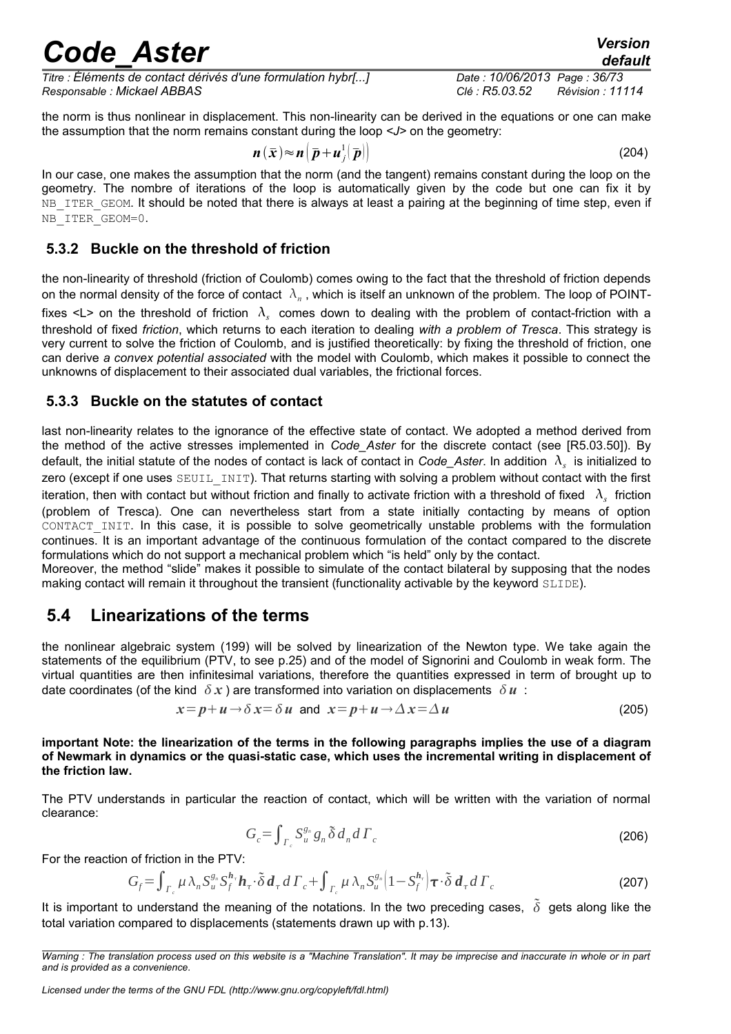the norm is thus nonlinear in displacement. This non-linearity can be derived in the equations or one can make the assumption that the norm remains constant during the loop <J> on the geometry:

$$\boldsymbol{n}(\bar{\boldsymbol{x}}) \approx \boldsymbol{n}\left(\bar{\boldsymbol{p}}+\boldsymbol{u}_j^1(\bar{\boldsymbol{p}})\right) \tag{204}$$

In our case, one makes the assumption that the norm (and the tangent) remains constant during the loop on the geometry. The nombre of iterations of the loop is automatically given by the code but one can fix it by NB_ITER_GEOM. It should be noted that there is always at least a pairing at the beginning of time step, even if NB_ITER_GEOM=0.

### 5.3.2 Buckle on the threshold of friction

the non-linearity of threshold (friction of Coulomb) comes owing to the fact that the threshold of friction depends on the normal density of the force of contact $\lambda_n$, which is itself an unknown of the problem. The loop of POINT-fixes <L> on the threshold of friction $\lambda_s$ comes down to dealing with the problem of contact-friction with a threshold of fixed *friction*, which returns to each iteration to dealing *with a problem of Tresca*. This strategy is very current to solve the friction of Coulomb, and is justified theoretically: by fixing the threshold of friction, one can derive *a convex potential associated* with the model with Coulomb, which makes it possible to connect the unknowns of displacement to their associated dual variables, the frictional forces.

### 5.3.3 Buckle on the statutes of contact

last non-linearity relates to the ignorance of the effective state of contact. We adopted a method derived from the method of the active stresses implemented in *Code_Aster* for the discrete contact (see [R5.03.50]). By default, the initial statute of the nodes of contact is lack of contact in *Code_Aster*. In addition $\lambda_s$ is initialized to zero (except if one uses SEUIL_INIT). That returns starting with solving a problem without contact with the first iteration, then with contact but without friction and finally to activate friction with a threshold of fixed $\lambda_s$ friction (problem of Tresca). One can nevertheless start from a state initially contacting by means of option CONTACT_INIT. In this case, it is possible to solve geometrically unstable problems with the formulation continues. It is an important advantage of the continuous formulation of the contact compared to the discrete formulations which do not support a mechanical problem which "is held" only by the contact.
Moreover, the method "slide" makes it possible to simulate of the contact bilateral by supposing that the nodes making contact will remain it throughout the transient (functionality activable by the keyword SLIDE).

## 5.4 Linearizations of the terms

the nonlinear algebraic system (199) will be solved by linearization of the Newton type. We take again the statements of the equilibrium (PTV, to see p.25) and of the model of Signorini and Coulomb in weak form. The virtual quantities are then infinitesimal variations, therefore the quantities expressed in term of brought up to date coordinates (of the kind $\delta \boldsymbol{x}$ ) are transformed into variation on displacements $\delta \boldsymbol{u}$ :

$$\boldsymbol{x}=\boldsymbol{p}+\boldsymbol{u} \rightarrow \delta \boldsymbol{x}=\delta \boldsymbol{u} \text{ and } \boldsymbol{x}=\boldsymbol{p}+\boldsymbol{u} \rightarrow \Delta \boldsymbol{x}=\Delta \boldsymbol{u} \tag{205}$$

**important Note: the linearization of the terms in the following paragraphs implies the use of a diagram of Newmark in dynamics or the quasi-static case, which uses the incremental writing in displacement of the friction law.**

The PTV understands in particular the reaction of contact, which will be written with the variation of normal clearance:

$$G_c=\int_{\Gamma_c} S_u^{g_n} g_n \tilde{\delta} d_n \, d\Gamma_c \tag{206}$$

For the reaction of friction in the PTV:

$$G_f=\int_{\Gamma_c} \mu \lambda_n S_u^{g_n} S_f^{\boldsymbol{h}_\tau} \boldsymbol{h}_\tau \cdot \tilde{\delta} \boldsymbol{d}_\tau \, d\Gamma_c+\int_{\Gamma_c} \mu \lambda_n S_u^{g_n}\left(1-S_f^{\boldsymbol{h}_\tau}\right) \boldsymbol{\tau} \cdot \tilde{\delta} \boldsymbol{d}_\tau \, d\Gamma_c \tag{207}$$

It is important to understand the meaning of the notations. In the two preceding cases, $\tilde{\delta}$ gets along like the total variation compared to displacements (statements drawn up with p.13).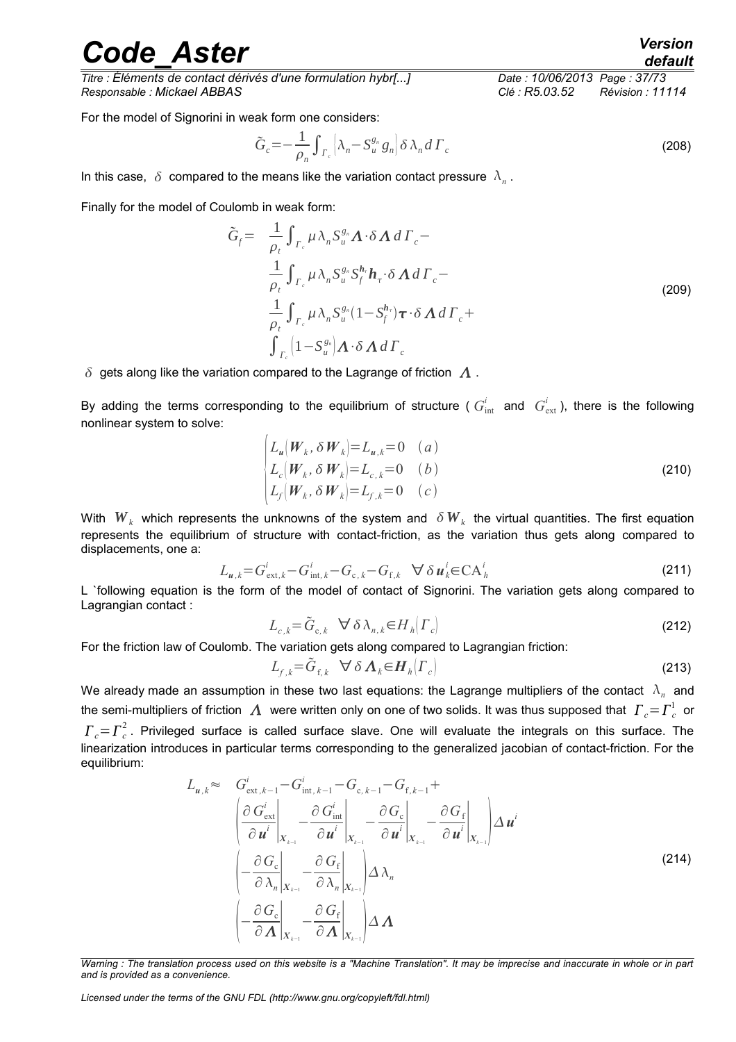For the model of Signorini in weak form one considers:

$$\tilde{G}_c = -\frac{1}{\rho_n}\int_{\Gamma_c}\left(\lambda_n - S_u^{g_n} g_n\right)\delta\lambda_n \, d\Gamma_c \tag{208}$$

In this case, $\delta$ compared to the means like the variation contact pressure $\lambda_n$.

Finally for the model of Coulomb in weak form:

$$\begin{aligned}\tilde{G}_f = \ & \frac{1}{\rho_t}\int_{\Gamma_c}\mu\lambda_n S_u^{g_n}\boldsymbol{\Lambda}\cdot\delta\boldsymbol{\Lambda}\, d\Gamma_c - \\ & \frac{1}{\rho_t}\int_{\Gamma_c}\mu\lambda_n S_u^{g_n} S_f^{\boldsymbol{h}_\tau}\boldsymbol{h}_\tau\cdot\delta\boldsymbol{\Lambda}\, d\Gamma_c - \\ & \frac{1}{\rho_t}\int_{\Gamma_c}\mu\lambda_n S_u^{g_n}\left(1 - S_f^{\boldsymbol{h}_\tau}\right)\boldsymbol{\tau}\cdot\delta\boldsymbol{\Lambda}\, d\Gamma_c + \\ & \int_{\Gamma_c}\left(1 - S_u^{g_n}\right)\boldsymbol{\Lambda}\cdot\delta\boldsymbol{\Lambda}\, d\Gamma_c\end{aligned} \tag{209}$$

$\delta$ gets along like the variation compared to the Lagrange of friction $\boldsymbol{\Lambda}$.

By adding the terms corresponding to the equilibrium of structure ($G_{\text{int}}^i$ and $G_{\text{ext}}^i$), there is the following nonlinear system to solve:

$$\begin{cases} L_{\boldsymbol{u}}\left(\boldsymbol{W}_k, \delta\boldsymbol{W}_k\right) = L_{\boldsymbol{u},k} = 0 & (a) \\ L_c\left(\boldsymbol{W}_k, \delta\boldsymbol{W}_k\right) = L_{c,k} = 0 & (b) \\ L_f\left(\boldsymbol{W}_k, \delta\boldsymbol{W}_k\right) = L_{f,k} = 0 & (c) \end{cases} \tag{210}$$

With $\boldsymbol{W}_k$ which represents the unknowns of the system and $\delta\boldsymbol{W}_k$ the virtual quantities. The first equation represents the equilibrium of structure with contact-friction, as the variation thus gets along compared to displacements, one a:

$$L_{\boldsymbol{u},k} = G_{\text{ext},k}^i - G_{\text{int},k}^i - G_{\text{c},k} - G_{\text{f},k} \quad \forall\,\delta\boldsymbol{u}_k^i \in \text{CA}_h^i \tag{211}$$

L `following equation is the form of the model of contact of Signorini. The variation gets along compared to Lagrangian contact :

$$L_{c,k} = \tilde{G}_{\text{c},k} \quad \forall\,\delta\lambda_{n,k} \in H_h\left(\Gamma_c\right) \tag{212}$$

For the friction law of Coulomb. The variation gets along compared to Lagrangian friction:

$$L_{f,k} = \tilde{G}_{\text{f},k} \quad \forall\,\delta\boldsymbol{\Lambda}_k \in \boldsymbol{H}_h\left(\Gamma_c\right) \tag{213}$$

We already made an assumption in these two last equations: the Lagrange multipliers of the contact $\lambda_n$ and the semi-multipliers of friction $\boldsymbol{\Lambda}$ were written only on one of two solids. It was thus supposed that $\Gamma_c = \Gamma_c^1$ or $\Gamma_c = \Gamma_c^2$. Privileged surface is called surface slave. One will evaluate the integrals on this surface. The linearization introduces in particular terms corresponding to the generalized jacobian of contact-friction. For the equilibrium:

$$\begin{aligned} L_{\boldsymbol{u},k} \approx \ & G_{\text{ext},k-1}^i - G_{\text{int},k-1}^i - G_{\text{c},k-1} - G_{\text{f},k-1} + \\ & \left(\left.\frac{\partial G_{\text{ext}}^i}{\partial \boldsymbol{u}^i}\right|_{\boldsymbol{X}_{k-1}} - \left.\frac{\partial G_{\text{int}}^i}{\partial \boldsymbol{u}^i}\right|_{\boldsymbol{X}_{k-1}} - \left.\frac{\partial G_{\text{c}}}{\partial \boldsymbol{u}^i}\right|_{\boldsymbol{X}_{k-1}} - \left.\frac{\partial G_{\text{f}}}{\partial \boldsymbol{u}^i}\right|_{\boldsymbol{X}_{k-1}}\right)\Delta\boldsymbol{u}^i \\ & \left(-\left.\frac{\partial G_{\text{c}}}{\partial \lambda_n}\right|_{\boldsymbol{X}_{k-1}} - \left.\frac{\partial G_{\text{f}}}{\partial \lambda_n}\right|_{\boldsymbol{X}_{k-1}}\right)\Delta\lambda_n \\ & \left(-\left.\frac{\partial G_{\text{c}}}{\partial \boldsymbol{\Lambda}}\right|_{\boldsymbol{X}_{k-1}} - \left.\frac{\partial G_{\text{f}}}{\partial \boldsymbol{\Lambda}}\right|_{\boldsymbol{X}_{k-1}}\right)\Delta\boldsymbol{\Lambda} \end{aligned} \tag{214}$$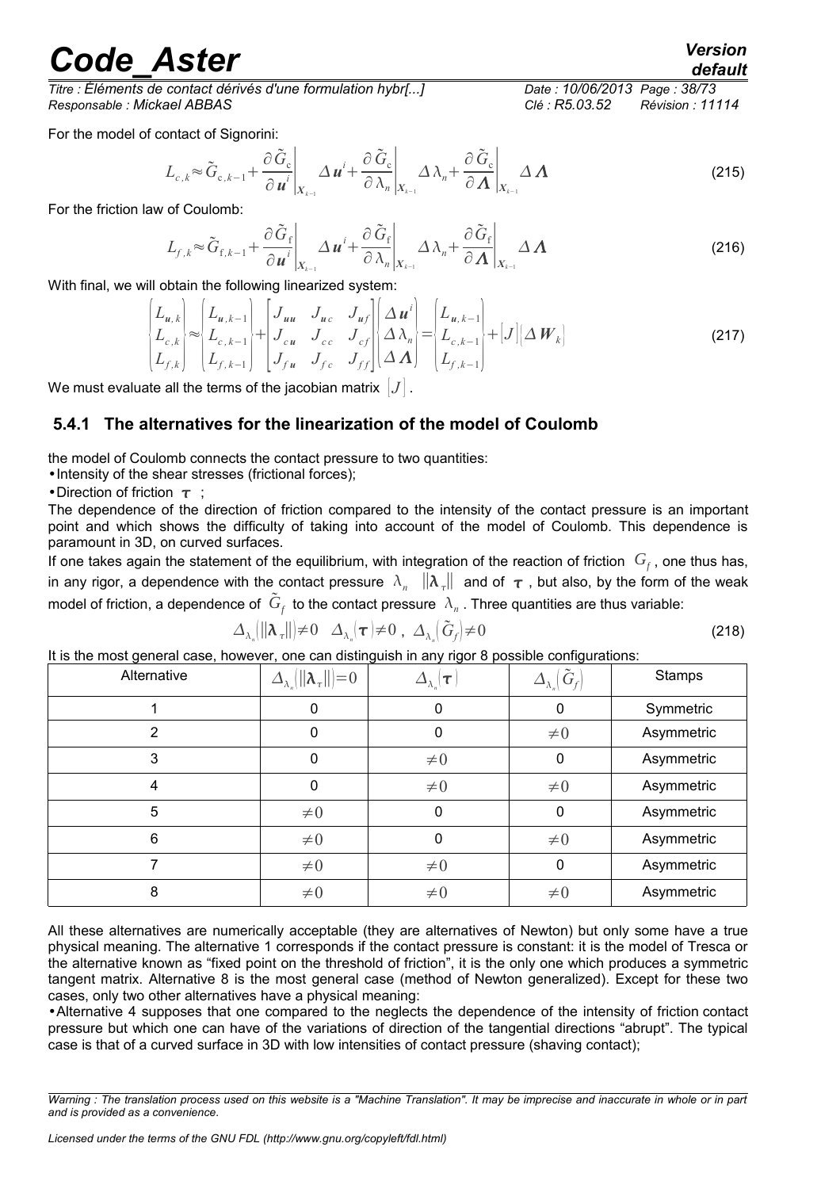For the model of contact of Signorini:

$$L_{c,k} \approx \tilde{G}_{c,k-1} + \left.\frac{\partial \tilde{G}_c}{\partial \boldsymbol{u}^i}\right|_{X_{k-1}} \Delta \boldsymbol{u}^i + \left.\frac{\partial \tilde{G}_c}{\partial \lambda_n}\right|_{X_{k-1}} \Delta \lambda_n + \left.\frac{\partial \tilde{G}_c}{\partial \boldsymbol{\Lambda}}\right|_{X_{k-1}} \Delta \boldsymbol{\Lambda} \tag{215}$$

For the friction law of Coulomb:

$$L_{f,k} \approx \tilde{G}_{f,k-1} + \left.\frac{\partial \tilde{G}_f}{\partial \boldsymbol{u}^i}\right|_{X_{k-1}} \Delta \boldsymbol{u}^i + \left.\frac{\partial \tilde{G}_f}{\partial \lambda_n}\right|_{X_{k-1}} \Delta \lambda_n + \left.\frac{\partial \tilde{G}_f}{\partial \boldsymbol{\Lambda}}\right|_{X_{k-1}} \Delta \boldsymbol{\Lambda} \tag{216}$$

With final, we will obtain the following linearized system:

$$\begin{Bmatrix} L_{\boldsymbol{u},k} \\ L_{c,k} \\ L_{f,k} \end{Bmatrix} \approx \begin{Bmatrix} L_{\boldsymbol{u},k-1} \\ L_{c,k-1} \\ L_{f,k-1} \end{Bmatrix} + \begin{bmatrix} J_{\boldsymbol{uu}} & J_{\boldsymbol{u}c} & J_{\boldsymbol{u}f} \\ J_{c\boldsymbol{u}} & J_{cc} & J_{cf} \\ J_{f\boldsymbol{u}} & J_{fc} & J_{ff} \end{bmatrix} \begin{Bmatrix} \Delta \boldsymbol{u}^i \\ \Delta \lambda_n \\ \Delta \boldsymbol{\Lambda} \end{Bmatrix} = \begin{Bmatrix} L_{\boldsymbol{u},k-1} \\ L_{c,k-1} \\ L_{f,k-1} \end{Bmatrix} + [J]\{\Delta \boldsymbol{W}_k\} \tag{217}$$

We must evaluate all the terms of the jacobian matrix $[J]$.

### 5.4.1 The alternatives for the linearization of the model of Coulomb

the model of Coulomb connects the contact pressure to two quantities:

- Intensity of the shear stresses (frictional forces);
- Direction of friction $\boldsymbol{\tau}$ ;

The dependence of the direction of friction compared to the intensity of the contact pressure is an important point and which shows the difficulty of taking into account of the model of Coulomb. This dependence is paramount in 3D, on curved surfaces.

If one takes again the statement of the equilibrium, with integration of the reaction of friction $G_f$, one thus has, in any rigor, a dependence with the contact pressure $\lambda_n$ $\|\boldsymbol{\lambda}_\tau\|$ and of $\boldsymbol{\tau}$ , but also, by the form of the weak model of friction, a dependence of $\tilde{G}_f$ to the contact pressure $\lambda_n$. Three quantities are thus variable:

$$\Delta_{\lambda_n}(\|\boldsymbol{\lambda}_\tau\|) \neq 0 \quad \Delta_{\lambda_n}(\boldsymbol{\tau}) \neq 0\ ,\ \Delta_{\lambda_n}(\tilde{G}_f) \neq 0 \tag{218}$$

It is the most general case, however, one can distinguish in any rigor 8 possible configurations:

| Alternative | $\Delta_{\lambda_n}(\|\boldsymbol{\lambda}_\tau\|)=0$ | $\Delta_{\lambda_n}(\boldsymbol{\tau})$ | $\Delta_{\lambda_n}(\tilde{G}_f)$ | Stamps |
|---|---|---|---|---|
| 1 | 0 | 0 | 0 | Symmetric |
| 2 | 0 | 0 | $\neq 0$ | Asymmetric |
| 3 | 0 | $\neq 0$ | 0 | Asymmetric |
| 4 | 0 | $\neq 0$ | $\neq 0$ | Asymmetric |
| 5 | $\neq 0$ | 0 | 0 | Asymmetric |
| 6 | $\neq 0$ | 0 | $\neq 0$ | Asymmetric |
| 7 | $\neq 0$ | $\neq 0$ | 0 | Asymmetric |
| 8 | $\neq 0$ | $\neq 0$ | $\neq 0$ | Asymmetric |

All these alternatives are numerically acceptable (they are alternatives of Newton) but only some have a true physical meaning. The alternative 1 corresponds if the contact pressure is constant: it is the model of Tresca or the alternative known as "fixed point on the threshold of friction", it is the only one which produces a symmetric tangent matrix. Alternative 8 is the most general case (method of Newton generalized). Except for these two cases, only two other alternatives have a physical meaning:

- Alternative 4 supposes that one compared to the neglects the dependence of the intensity of friction contact pressure but which one can have of the variations of direction of the tangential directions "abrupt". The typical case is that of a curved surface in 3D with low intensities of contact pressure (shaving contact);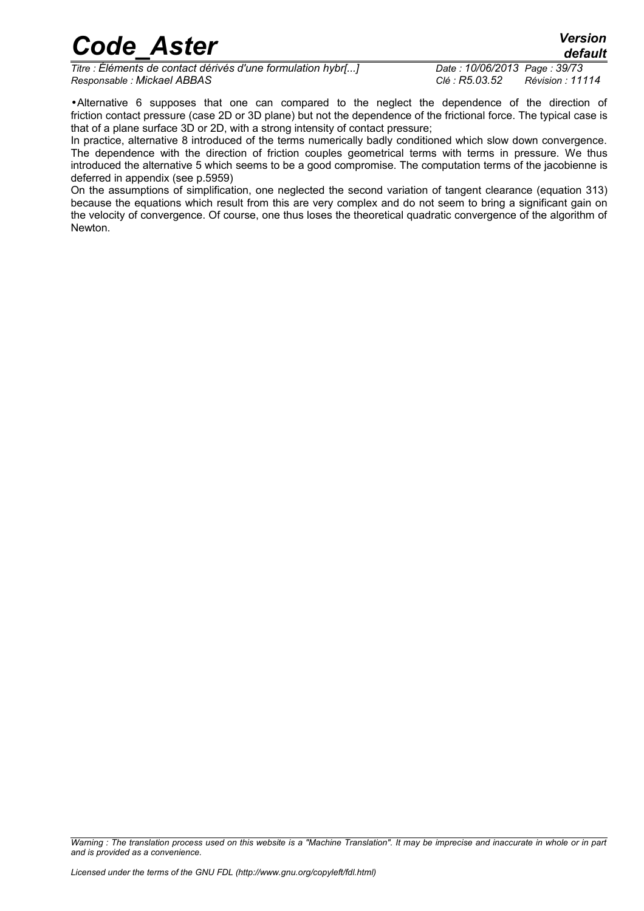- Alternative 6 supposes that one can compared to the neglect the dependence of the direction of friction contact pressure (case 2D or 3D plane) but not the dependence of the frictional force. The typical case is that of a plane surface 3D or 2D, with a strong intensity of contact pressure;

In practice, alternative 8 introduced of the terms numerically badly conditioned which slow down convergence. The dependence with the direction of friction couples geometrical terms with terms in pressure. We thus introduced the alternative 5 which seems to be a good compromise. The computation terms of the jacobienne is deferred in appendix (see p.5959)

On the assumptions of simplification, one neglected the second variation of tangent clearance (equation 313) because the equations which result from this are very complex and do not seem to bring a significant gain on the velocity of convergence. Of course, one thus loses the theoretical quadratic convergence of the algorithm of Newton.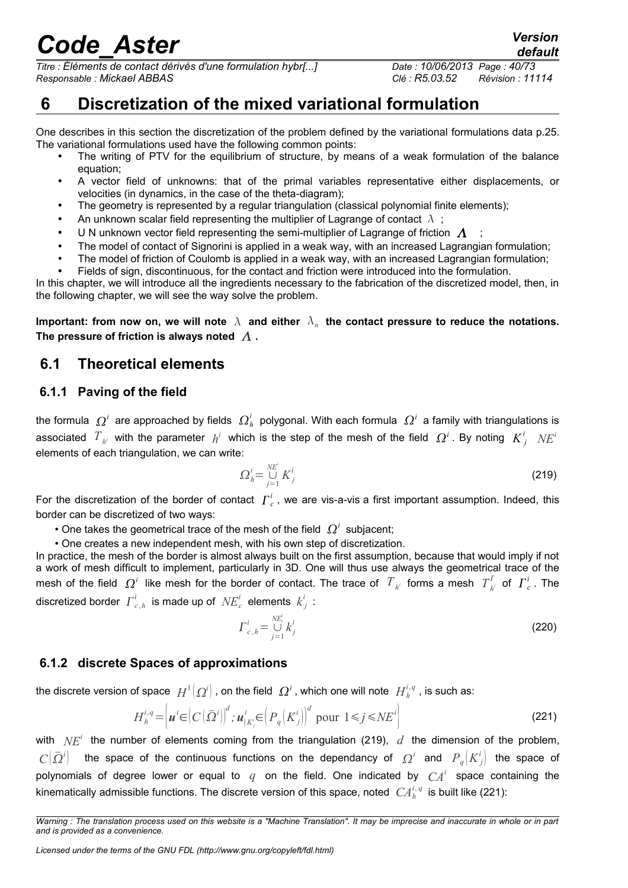# 6 Discretization of the mixed variational formulation

One describes in this section the discretization of the problem defined by the variational formulations data p.25. The variational formulations used have the following common points:

- The writing of PTV for the equilibrium of structure, by means of a weak formulation of the balance equation;
- A vector field of unknowns: that of the primal variables representative either displacements, or velocities (in dynamics, in the case of the theta-diagram);
- The geometry is represented by a regular triangulation (classical polynomial finite elements);
- An unknown scalar field representing the multiplier of Lagrange of contact $\lambda$ ;
- U N unknown vector field representing the semi-multiplier of Lagrange of friction $\boldsymbol{\Lambda}$ ;
- The model of contact of Signorini is applied in a weak way, with an increased Lagrangian formulation;
- The model of friction of Coulomb is applied in a weak way, with an increased Lagrangian formulation;
- Fields of sign, discontinuous, for the contact and friction were introduced into the formulation.

In this chapter, we will introduce all the ingredients necessary to the fabrication of the discretized model, then, in the following chapter, we will see the way solve the problem.

**Important: from now on, we will note $\lambda$ and either $\lambda_n$ the contact pressure to reduce the notations. The pressure of friction is always noted $\boldsymbol{\Lambda}$ .**

## 6.1 Theoretical elements

### 6.1.1 Paving of the field

the formula $\Omega^i$ are approached by fields $\Omega_h^i$ polygonal. With each formula $\Omega^i$ a family with triangulations is associated $T_{h^i}$ with the parameter $h^i$ which is the step of the mesh of the field $\Omega^i$. By noting $K_j^i$ $NE^i$ elements of each triangulation, we can write:

$$\Omega_h^i = \bigcup_{j=1}^{NE^i} K_j^i \tag{219}$$

For the discretization of the border of contact $\Gamma_c^i$, we are vis-a-vis a first important assumption. Indeed, this border can be discretized of two ways:

- One takes the geometrical trace of the mesh of the field $\Omega^i$ subjacent;
- One creates a new independent mesh, with his own step of discretization.

In practice, the mesh of the border is almost always built on the first assumption, because that would imply if not a work of mesh difficult to implement, particularly in 3D. One will thus use always the geometrical trace of the mesh of the field $\Omega^i$ like mesh for the border of contact. The trace of $T_{h^i}$ forms a mesh $T_{h^i}^{\Gamma}$ of $\Gamma_c^i$. The discretized border $\Gamma_{c,h}^i$ is made up of $NE_c^i$ elements $k_j^i$ :

$$\Gamma_{c,h}^i = \bigcup_{j=1}^{NE_c^i} k_j^i \tag{220}$$

### 6.1.2 discrete Spaces of approximations

the discrete version of space $H^1(\Omega^i)$, on the field $\Omega^i$, which one will note $H_h^{i,q}$, is such as:

$$H_h^{i,q} = \left\{ \boldsymbol{u}^i \in \left(C\left(\bar{\Omega}^i\right)\right)^d ; \boldsymbol{u}^i_{|K_j^i} \in \left(P_q\left(K_j^i\right)\right)^d \text{ pour } 1 \leqslant j \leqslant NE^i \right\} \tag{221}$$

with $NE^i$ the number of elements coming from the triangulation (219), $d$ the dimension of the problem, $C\left(\bar{\Omega}^i\right)$ the space of the continuous functions on the dependancy of $\Omega^i$ and $P_q\left(K_j^i\right)$ the space of polynomials of degree lower or equal to $q$ on the field. One indicated by $CA^i$ space containing the kinematically admissible functions. The discrete version of this space, noted $CA_h^{i,q}$ is built like (221):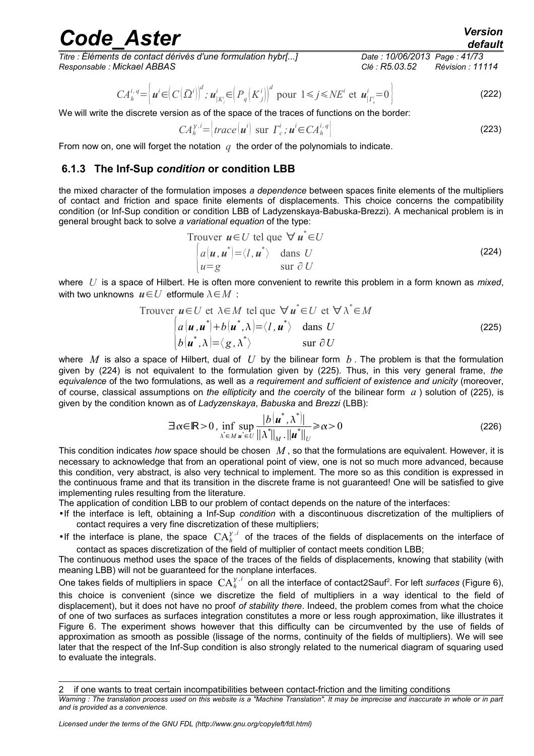$$CA_h^{i,q} = \left\{ \boldsymbol{u}^i \in \left( C\left(\bar{\Omega}^i\right) \right)^d ; \boldsymbol{u}^i_{|K^i_j} \in \left( P_q\left(K^i_j\right) \right)^d \text{ pour } 1 \leqslant j \leqslant NE^i \text{ et } \boldsymbol{u}^i_{|\Gamma_u} = 0 \right\} \tag{222}$$

We will write the discrete version as of the space of the traces of functions on the border:

$$CA_h^{\gamma,i} = \left\{ trace\left(\boldsymbol{u}^i\right) \text{ sur } \Gamma_c^i ; \boldsymbol{u}^i \in CA_h^{i,q} \right\} \tag{223}$$

From now on, one will forget the notation $q$ the order of the polynomials to indicate.

### 6.1.3 The Inf-Sup *condition* or condition LBB

the mixed character of the formulation imposes *a dependence* between spaces finite elements of the multipliers of contact and friction and space finite elements of displacements. This choice concerns the compatibility condition (or Inf-Sup condition or condition LBB of Ladyzenskaya-Babuska-Brezzi). A mechanical problem is in general brought back to solve *a variational equation* of the type:

$$\begin{aligned} &\text{Trouver } \boldsymbol{u} \in U \text{ tel que } \forall \boldsymbol{u}^* \in U \\ &\begin{cases} a\left(\boldsymbol{u}, \boldsymbol{u}^*\right) = \langle l, \boldsymbol{u}^* \rangle & \text{dans } U \\ u = g & \text{sur } \partial U \end{cases} \end{aligned} \tag{224}$$

where $U$ is a space of Hilbert. He is often more convenient to rewrite this problem in a form known as *mixed*, with two unknowns $\boldsymbol{u} \in U$ etformule $\lambda \in M$ :

$$\begin{aligned} &\text{Trouver } \boldsymbol{u} \in U \text{ et } \lambda \in M \text{ tel que } \forall \boldsymbol{u}^* \in U \text{ et } \forall \lambda^* \in M \\ &\begin{cases} a\left(\boldsymbol{u}, \boldsymbol{u}^*\right) + b\left(\boldsymbol{u}^*, \lambda\right) = \langle l, \boldsymbol{u}^* \rangle & \text{dans } U \\ b\left(\boldsymbol{u}^*, \lambda\right) = \langle g, \lambda^* \rangle & \text{sur } \partial U \end{cases} \end{aligned} \tag{225}$$

where $M$ is also a space of Hilbert, dual of $U$ by the bilinear form $b$. The problem is that the formulation given by (224) is not equivalent to the formulation given by (225). Thus, in this very general frame, *the equivalence* of the two formulations, as well as *a requirement and sufficient of existence and unicity* (moreover, of course, classical assumptions on *the ellipticity* and *the coercity* of the bilinear form $a$) solution of (225), is given by the condition known as of *Ladyzenskaya*, *Babuska* and *Brezzi* (LBB):

$$\exists \alpha \in \mathbb{R} > 0, \inf_{\lambda^* \in M} \sup_{\boldsymbol{u}^* \in U} \frac{\left| b\left(\boldsymbol{u}^*, \lambda^*\right) \right|}{\left\| \lambda^* \right\|_M . \left\| \boldsymbol{u}^* \right\|_U} \geqslant \alpha > 0 \tag{226}$$

This condition indicates *how* space should be chosen $M$, so that the formulations are equivalent. However, it is necessary to acknowledge that from an operational point of view, one is not so much more advanced, because this condition, very abstract, is also very technical to implement. The more so as this condition is expressed in the continuous frame and that its transition in the discrete frame is not guaranteed! One will be satisfied to give implementing rules resulting from the literature.

The application of condition LBB to our problem of contact depends on the nature of the interfaces:

- If the interface is left, obtaining a Inf-Sup *condition* with a discontinuous discretization of the multipliers of contact requires a very fine discretization of these multipliers;
- If the interface is plane, the space $\mathrm{CA}_h^{\gamma,i}$ of the traces of the fields of displacements on the interface of contact as spaces discretization of the field of multiplier of contact meets condition LBB;

The continuous method uses the space of the traces of the fields of displacements, knowing that stability (with meaning LBB) will not be guaranteed for the nonplane interfaces.

One takes fields of multipliers in space $\mathrm{CA}_h^{\gamma,i}$ on all the interface of contact2Sauf[2]. For left *surfaces* (Figure 6), this choice is convenient (since we discretize the field of multipliers in a way identical to the field of displacement), but it does not have no proof *of stability there*. Indeed, the problem comes from what the choice of one of two surfaces as surfaces integration constitutes a more or less rough approximation, like illustrates it Figure 6. The experiment shows however that this difficulty can be circumvented by the use of fields of approximation as smooth as possible (lissage of the norms, continuity of the fields of multipliers). We will see later that the respect of the Inf-Sup condition is also strongly related to the numerical diagram of squaring used to evaluate the integrals.

---

2 if one wants to treat certain incompatibilities between contact-friction and the limiting conditions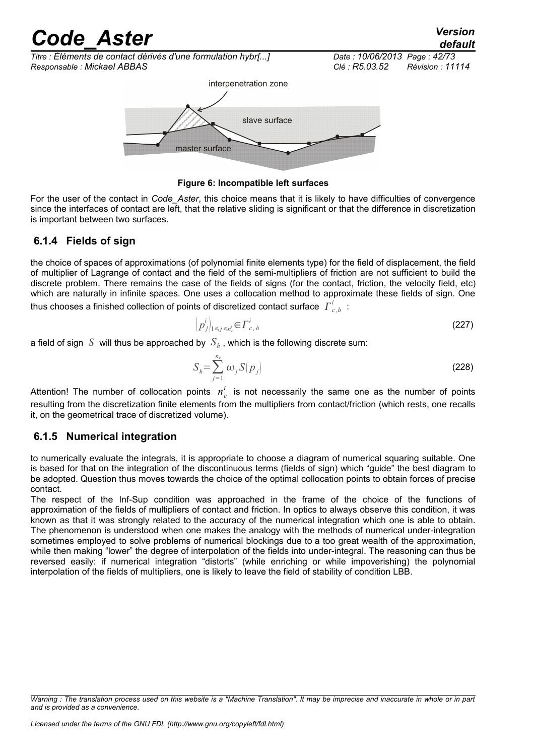interpenetration zone

slave surface

master surface

**Figure 6: Incompatible left surfaces**

For the user of the contact in *Code_Aster*, this choice means that it is likely to have difficulties of convergence since the interfaces of contact are left, that the relative sliding is significant or that the difference in discretization is important between two surfaces.

### 6.1.4 Fields of sign

the choice of spaces of approximations (of polynomial finite elements type) for the field of displacement, the field of multiplier of Lagrange of contact and the field of the semi-multipliers of friction are not sufficient to build the discrete problem. There remains the case of the fields of signs (for the contact, friction, the velocity field, etc) which are naturally in infinite spaces. One uses a collocation method to approximate these fields of sign. One thus chooses a finished collection of points of discretized contact surface $\Gamma^i_{c,h}$ :

$$\left(p^i_j\right)_{1\leqslant j\leqslant n^i_c}\in\Gamma^i_{c,h} \tag{227}$$

a field of sign $S$ will thus be approached by $S_h$ , which is the following discrete sum:

$$S_h=\sum_{j=1}^{n_c}\omega_j S\left(p_j\right) \tag{228}$$

Attention! The number of collocation points $n^i_c$ is not necessarily the same one as the number of points resulting from the discretization finite elements from the multipliers from contact/friction (which rests, one recalls it, on the geometrical trace of discretized volume).

### 6.1.5 Numerical integration

to numerically evaluate the integrals, it is appropriate to choose a diagram of numerical squaring suitable. One is based for that on the integration of the discontinuous terms (fields of sign) which "guide" the best diagram to be adopted. Question thus moves towards the choice of the optimal collocation points to obtain forces of precise contact.

The respect of the Inf-Sup condition was approached in the frame of the choice of the functions of approximation of the fields of multipliers of contact and friction. In optics to always observe this condition, it was known as that it was strongly related to the accuracy of the numerical integration which one is able to obtain. The phenomenon is understood when one makes the analogy with the methods of numerical under-integration sometimes employed to solve problems of numerical blockings due to a too great wealth of the approximation, while then making "lower" the degree of interpolation of the fields into under-integral. The reasoning can thus be reversed easily: if numerical integration "distorts" (while enriching or while impoverishing) the polynomial interpolation of the fields of multipliers, one is likely to leave the field of stability of condition LBB.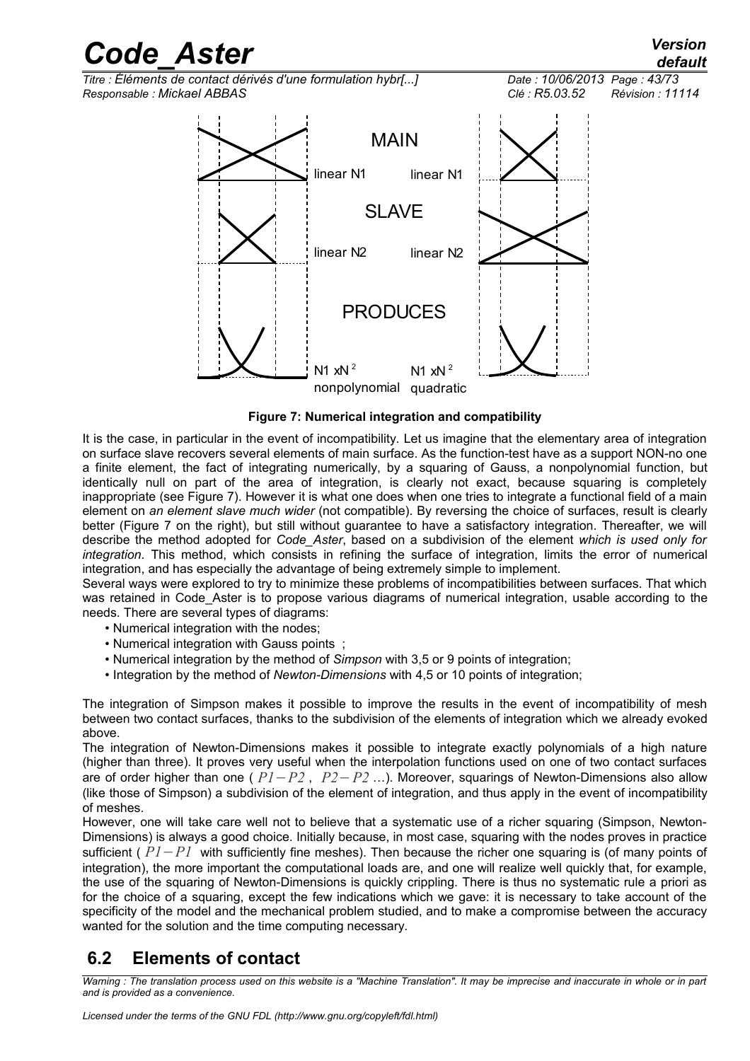MAIN

linear N1 linear N1

SLAVE

linear N2 linear N2

PRODUCES

N1 xN 2 N1 xN 2

nonpolynomial quadratic

**Figure 7: Numerical integration and compatibility**

It is the case, in particular in the event of incompatibility. Let us imagine that the elementary area of integration on surface slave recovers several elements of main surface. As the function-test have as a support NON-no one a finite element, the fact of integrating numerically, by a squaring of Gauss, a nonpolynomial function, but identically null on part of the area of integration, is clearly not exact, because squaring is completely inappropriate (see Figure 7). However it is what one does when one tries to integrate a functional field of a main element on *an element slave much wider* (not compatible). By reversing the choice of surfaces, result is clearly better (Figure 7 on the right), but still without guarantee to have a satisfactory integration. Thereafter, we will describe the method adopted for *Code_Aster*, based on a subdivision of the element *which is used only for integration*. This method, which consists in refining the surface of integration, limits the error of numerical integration, and has especially the advantage of being extremely simple to implement.

Several ways were explored to try to minimize these problems of incompatibilities between surfaces. That which was retained in Code_Aster is to propose various diagrams of numerical integration, usable according to the needs. There are several types of diagrams:

- Numerical integration with the nodes;
- Numerical integration with Gauss points ;
- Numerical integration by the method of *Simpson* with 3,5 or 9 points of integration;
- Integration by the method of *Newton-Dimensions* with 4,5 or 10 points of integration;

The integration of Simpson makes it possible to improve the results in the event of incompatibility of mesh between two contact surfaces, thanks to the subdivision of the elements of integration which we already evoked above.

The integration of Newton-Dimensions makes it possible to integrate exactly polynomials of a high nature (higher than three). It proves very useful when the interpolation functions used on one of two contact surfaces are of order higher than one ( $P1-P2$ , $P2-P2$ ...). Moreover, squarings of Newton-Dimensions also allow (like those of Simpson) a subdivision of the element of integration, and thus apply in the event of incompatibility of meshes.

However, one will take care well not to believe that a systematic use of a richer squaring (Simpson, Newton-Dimensions) is always a good choice. Initially because, in most case, squaring with the nodes proves in practice sufficient ( $P1-P1$ with sufficiently fine meshes). Then because the richer one squaring is (of many points of integration), the more important the computational loads are, and one will realize well quickly that, for example, the use of the squaring of Newton-Dimensions is quickly crippling. There is thus no systematic rule a priori as for the choice of a squaring, except the few indications which we gave: it is necessary to take account of the specificity of the model and the mechanical problem studied, and to make a compromise between the accuracy wanted for the solution and the time computing necessary.

## 6.2 Elements of contact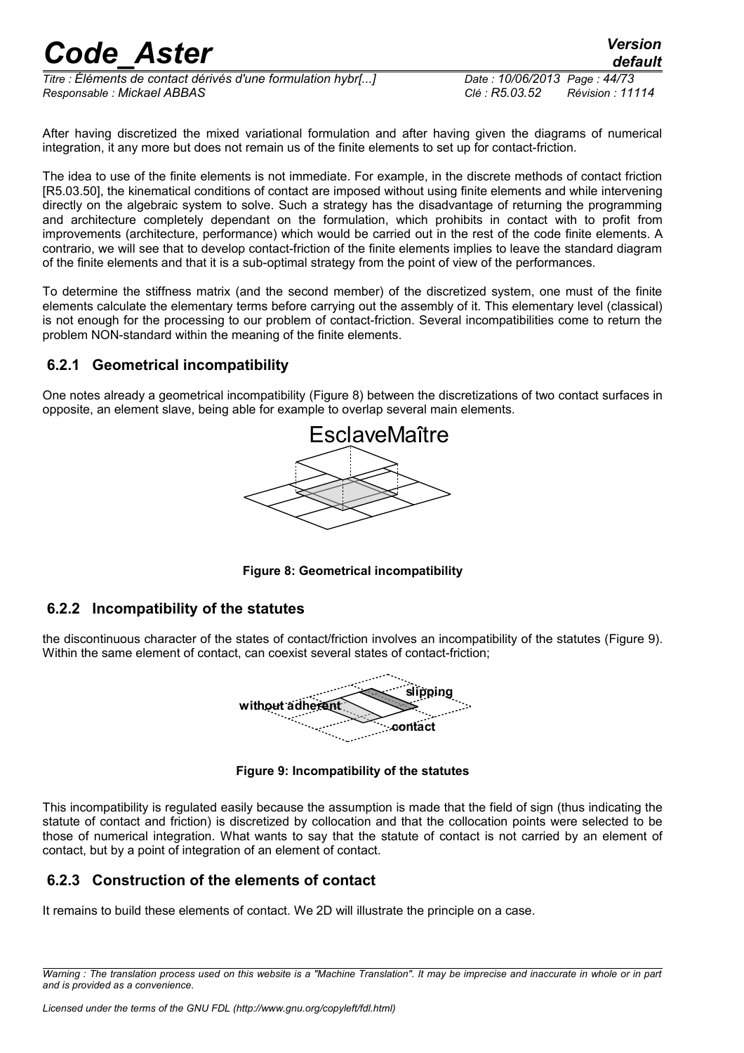After having discretized the mixed variational formulation and after having given the diagrams of numerical integration, it any more but does not remain us of the finite elements to set up for contact-friction.

The idea to use of the finite elements is not immediate. For example, in the discrete methods of contact friction [R5.03.50], the kinematical conditions of contact are imposed without using finite elements and while intervening directly on the algebraic system to solve. Such a strategy has the disadvantage of returning the programming and architecture completely dependant on the formulation, which prohibits in contact with to profit from improvements (architecture, performance) which would be carried out in the rest of the code finite elements. A contrario, we will see that to develop contact-friction of the finite elements implies to leave the standard diagram of the finite elements and that it is a sub-optimal strategy from the point of view of the performances.

To determine the stiffness matrix (and the second member) of the discretized system, one must of the finite elements calculate the elementary terms before carrying out the assembly of it. This elementary level (classical) is not enough for the processing to our problem of contact-friction. Several incompatibilities come to return the problem NON-standard within the meaning of the finite elements.

### 6.2.1 Geometrical incompatibility

One notes already a geometrical incompatibility (Figure 8) between the discretizations of two contact surfaces in opposite, an element slave, being able for example to overlap several main elements.

EsclaveMaître

**Figure 8: Geometrical incompatibility**

### 6.2.2 Incompatibility of the statutes

the discontinuous character of the states of contact/friction involves an incompatibility of the statutes (Figure 9). Within the same element of contact, can coexist several states of contact-friction;

without adherent

slipping

contact

**Figure 9: Incompatibility of the statutes**

This incompatibility is regulated easily because the assumption is made that the field of sign (thus indicating the statute of contact and friction) is discretized by collocation and that the collocation points were selected to be those of numerical integration. What wants to say that the statute of contact is not carried by an element of contact, but by a point of integration of an element of contact.

### 6.2.3 Construction of the elements of contact

It remains to build these elements of contact. We 2D will illustrate the principle on a case.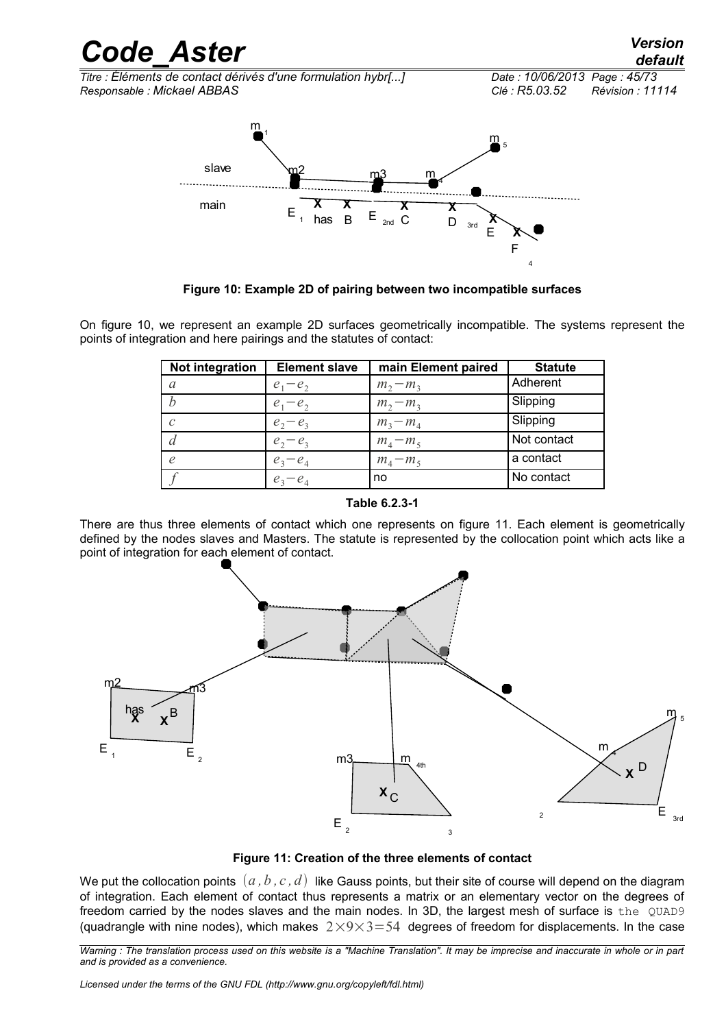Figure 10: Example 2D of pairing between two incompatible surfaces

On figure 10, we represent an example 2D surfaces geometrically incompatible. The systems represent the points of integration and here pairings and the statutes of contact:

| Not integration | Element slave | main Element paired | Statute |
|---|---|---|---|
| $a$ | $e_1 - e_2$ | $m_2 - m_3$ | Adherent |
| $b$ | $e_1 - e_2$ | $m_2 - m_3$ | Slipping |
| $c$ | $e_2 - e_3$ | $m_3 - m_4$ | Slipping |
| $d$ | $e_2 - e_3$ | $m_4 - m_5$ | Not contact |
| $e$ | $e_3 - e_4$ | $m_4 - m_5$ | a contact |
| $f$ | $e_3 - e_4$ | no | No contact |

**Table 6.2.3-1**

There are thus three elements of contact which one represents on figure 11. Each element is geometrically defined by the nodes slaves and Masters. The statute is represented by the collocation point which acts like a point of integration for each element of contact.

Figure 11: Creation of the three elements of contact

We put the collocation points $(a, b, c, d)$ like Gauss points, but their site of course will depend on the diagram of integration. Each element of contact thus represents a matrix or an elementary vector on the degrees of freedom carried by the nodes slaves and the main nodes. In 3D, the largest mesh of surface is `the QUAD9` (quadrangle with nine nodes), which makes $2 \times 9 \times 3 = 54$ degrees of freedom for displacements. In the case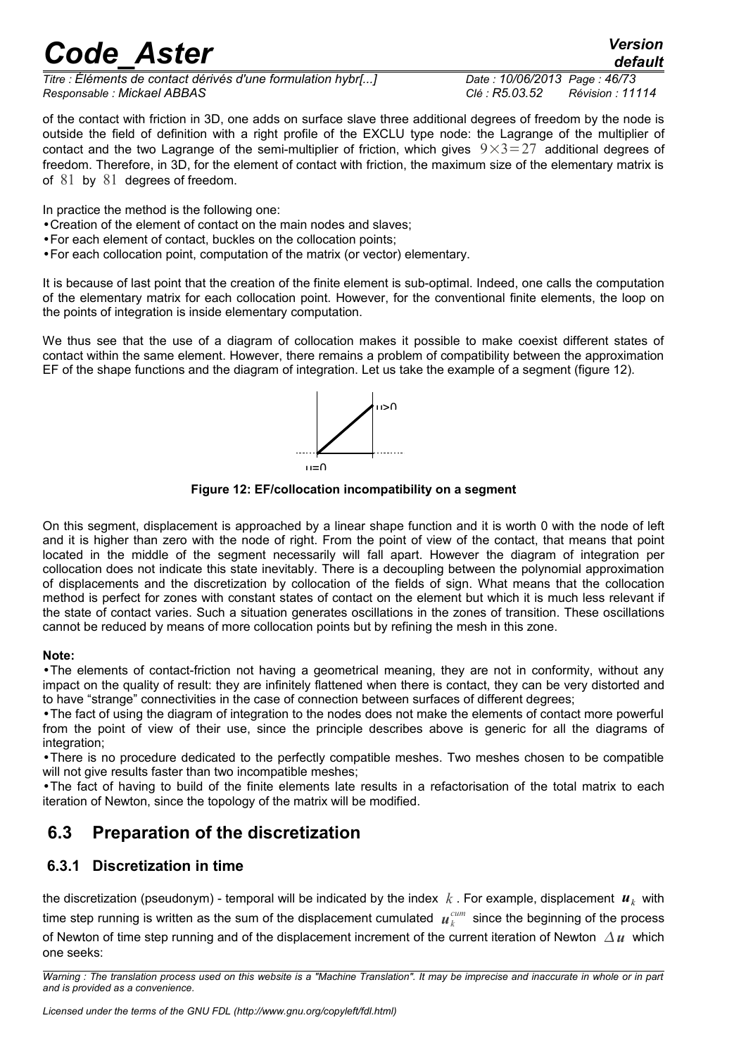of the contact with friction in 3D, one adds on surface slave three additional degrees of freedom by the node is outside the field of definition with a right profile of the EXCLU type node: the Lagrange of the multiplier of contact and the two Lagrange of the semi-multiplier of friction, which gives $9\times3=27$ additional degrees of freedom. Therefore, in 3D, for the element of contact with friction, the maximum size of the elementary matrix is of $81$ by $81$ degrees of freedom.

In practice the method is the following one:

- Creation of the element of contact on the main nodes and slaves;
- For each element of contact, buckles on the collocation points;
- For each collocation point, computation of the matrix (or vector) elementary.

It is because of last point that the creation of the finite element is sub-optimal. Indeed, one calls the computation of the elementary matrix for each collocation point. However, for the conventional finite elements, the loop on the points of integration is inside elementary computation.

We thus see that the use of a diagram of collocation makes it possible to make coexist different states of contact within the same element. However, there remains a problem of compatibility between the approximation EF of the shape functions and the diagram of integration. Let us take the example of a segment (figure 12).

u>0

u=0

**Figure 12: EF/collocation incompatibility on a segment**

On this segment, displacement is approached by a linear shape function and it is worth 0 with the node of left and it is higher than zero with the node of right. From the point of view of the contact, that means that point located in the middle of the segment necessarily will fall apart. However the diagram of integration per collocation does not indicate this state inevitably. There is a decoupling between the polynomial approximation of displacements and the discretization by collocation of the fields of sign. What means that the collocation method is perfect for zones with constant states of contact on the element but which it is much less relevant if the state of contact varies. Such a situation generates oscillations in the zones of transition. These oscillations cannot be reduced by means of more collocation points but by refining the mesh in this zone.

**Note:**

- The elements of contact-friction not having a geometrical meaning, they are not in conformity, without any impact on the quality of result: they are infinitely flattened when there is contact, they can be very distorted and to have "strange" connectivities in the case of connection between surfaces of different degrees;
- The fact of using the diagram of integration to the nodes does not make the elements of contact more powerful from the point of view of their use, since the principle describes above is generic for all the diagrams of integration;
- There is no procedure dedicated to the perfectly compatible meshes. Two meshes chosen to be compatible will not give results faster than two incompatible meshes;
- The fact of having to build of the finite elements late results in a refactorisation of the total matrix to each iteration of Newton, since the topology of the matrix will be modified.

## 6.3 Preparation of the discretization

### 6.3.1 Discretization in time

the discretization (pseudonym) - temporal will be indicated by the index $k$. For example, displacement $\boldsymbol{u}_k$ with time step running is written as the sum of the displacement cumulated $\boldsymbol{u}_k^{cum}$ since the beginning of the process of Newton of time step running and of the displacement increment of the current iteration of Newton $\Delta\boldsymbol{u}$ which one seeks: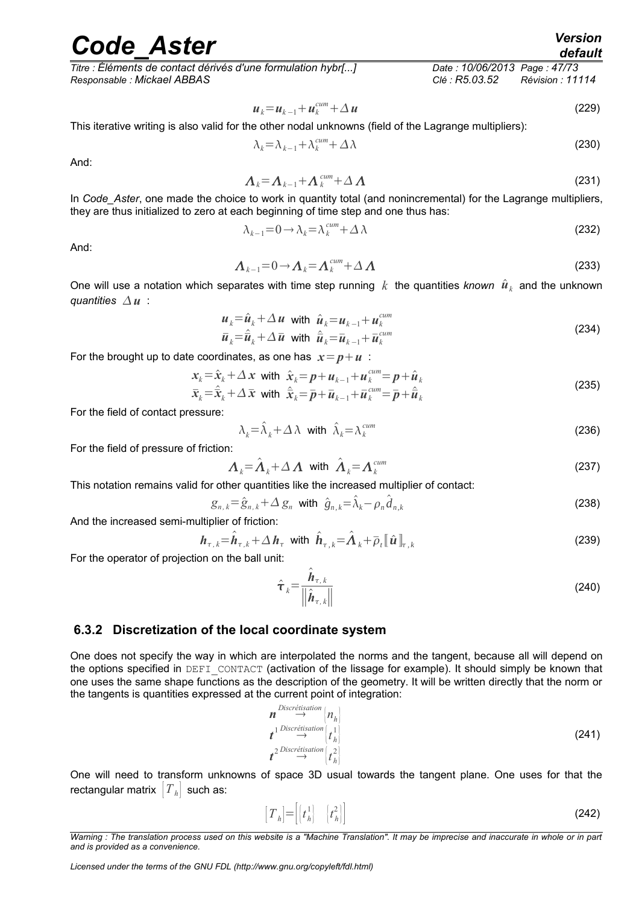$$\boldsymbol{u}_k = \boldsymbol{u}_{k-1} + \boldsymbol{u}_k^{cum} + \Delta \boldsymbol{u} \tag{229}$$

This iterative writing is also valid for the other nodal unknowns (field of the Lagrange multipliers):

$$\lambda_k = \lambda_{k-1} + \lambda_k^{cum} + \Delta \lambda \tag{230}$$

And:

$$\boldsymbol{\Lambda}_k = \boldsymbol{\Lambda}_{k-1} + \boldsymbol{\Lambda}_k^{cum} + \Delta \boldsymbol{\Lambda} \tag{231}$$

In *Code_Aster*, one made the choice to work in quantity total (and nonincremental) for the Lagrange multipliers, they are thus initialized to zero at each beginning of time step and one thus has:

$$\lambda_{k-1} = 0 \rightarrow \lambda_k = \lambda_k^{cum} + \Delta \lambda \tag{232}$$

And:

$$\boldsymbol{\Lambda}_{k-1} = 0 \rightarrow \boldsymbol{\Lambda}_k = \boldsymbol{\Lambda}_k^{cum} + \Delta \boldsymbol{\Lambda} \tag{233}$$

One will use a notation which separates with time step running $k$ the quantities *known* $\hat{\boldsymbol{u}}_k$ and the unknown *quantities* $\Delta \boldsymbol{u}$ :

$$\begin{aligned} \boldsymbol{u}_k &= \hat{\boldsymbol{u}}_k + \Delta \boldsymbol{u} \text{ with } \hat{\boldsymbol{u}}_k = \boldsymbol{u}_{k-1} + \boldsymbol{u}_k^{cum} \\ \bar{\boldsymbol{u}}_k &= \hat{\bar{\boldsymbol{u}}}_k + \Delta \bar{\boldsymbol{u}} \text{ with } \hat{\bar{\boldsymbol{u}}}_k = \bar{\boldsymbol{u}}_{k-1} + \bar{\boldsymbol{u}}_k^{cum} \end{aligned} \tag{234}$$

For the brought up to date coordinates, as one has $\boldsymbol{x} = \boldsymbol{p} + \boldsymbol{u}$ :

$$\begin{aligned} \boldsymbol{x}_k &= \hat{\boldsymbol{x}}_k + \Delta \boldsymbol{x} \text{ with } \hat{\boldsymbol{x}}_k = \boldsymbol{p} + \boldsymbol{u}_{k-1} + \boldsymbol{u}_k^{cum} = \boldsymbol{p} + \hat{\boldsymbol{u}}_k \\ \bar{\boldsymbol{x}}_k &= \hat{\bar{\boldsymbol{x}}}_k + \Delta \bar{\boldsymbol{x}} \text{ with } \hat{\bar{\boldsymbol{x}}}_k = \bar{\boldsymbol{p}} + \bar{\boldsymbol{u}}_{k-1} + \bar{\boldsymbol{u}}_k^{cum} = \bar{\boldsymbol{p}} + \hat{\bar{\boldsymbol{u}}}_k \end{aligned} \tag{235}$$

For the field of contact pressure:

$$\lambda_k = \hat{\lambda}_k + \Delta \lambda \text{ with } \hat{\lambda}_k = \lambda_k^{cum} \tag{236}$$

For the field of pressure of friction:

$$\boldsymbol{\Lambda}_k = \hat{\boldsymbol{\Lambda}}_k + \Delta \boldsymbol{\Lambda} \text{ with } \hat{\boldsymbol{\Lambda}}_k = \boldsymbol{\Lambda}_k^{cum} \tag{237}$$

This notation remains valid for other quantities like the increased multiplier of contact:

$$g_{n,k} = \hat{g}_{n,k} + \Delta g_n \text{ with } \hat{g}_{n,k} = \hat{\lambda}_k - \rho_n \hat{d}_{n,k} \tag{238}$$

And the increased semi-multiplier of friction:

$$\boldsymbol{h}_{\tau,k} = \hat{\boldsymbol{h}}_{\tau,k} + \Delta \boldsymbol{h}_\tau \text{ with } \hat{\boldsymbol{h}}_{\tau,k} = \hat{\boldsymbol{\Lambda}}_k + \bar{\rho}_t [\![ \hat{\boldsymbol{u}} ]\!]_{\tau,k} \tag{239}$$

For the operator of projection on the ball unit:

$$\hat{\boldsymbol{\tau}}_k = \frac{\hat{\boldsymbol{h}}_{\tau,k}}{\left\| \hat{\boldsymbol{h}}_{\tau,k} \right\|} \tag{240}$$

### 6.3.2 Discretization of the local coordinate system

One does not specify the way in which are interpolated the norms and the tangent, because all will depend on the options specified in DEFI_CONTACT (activation of the lissage for example). It should simply be known that one uses the same shape functions as the description of the geometry. It will be written directly that the norm or the tangents is quantities expressed at the current point of integration:

$$\begin{aligned} \boldsymbol{n} &\overset{Discrétisation}{\rightarrow} \{ n_h \} \\ \boldsymbol{t}^1 &\overset{Discrétisation}{\rightarrow} \{ t_h^1 \} \\ \boldsymbol{t}^2 &\overset{Discrétisation}{\rightarrow} \{ t_h^2 \} \end{aligned} \tag{241}$$

One will need to transform unknowns of space 3D usual towards the tangent plane. One uses for that the rectangular matrix $[T_h]$ such as:

$$[T_h] = \left[ \{ t_h^1 \} \quad \{ t_h^2 \} \right] \tag{242}$$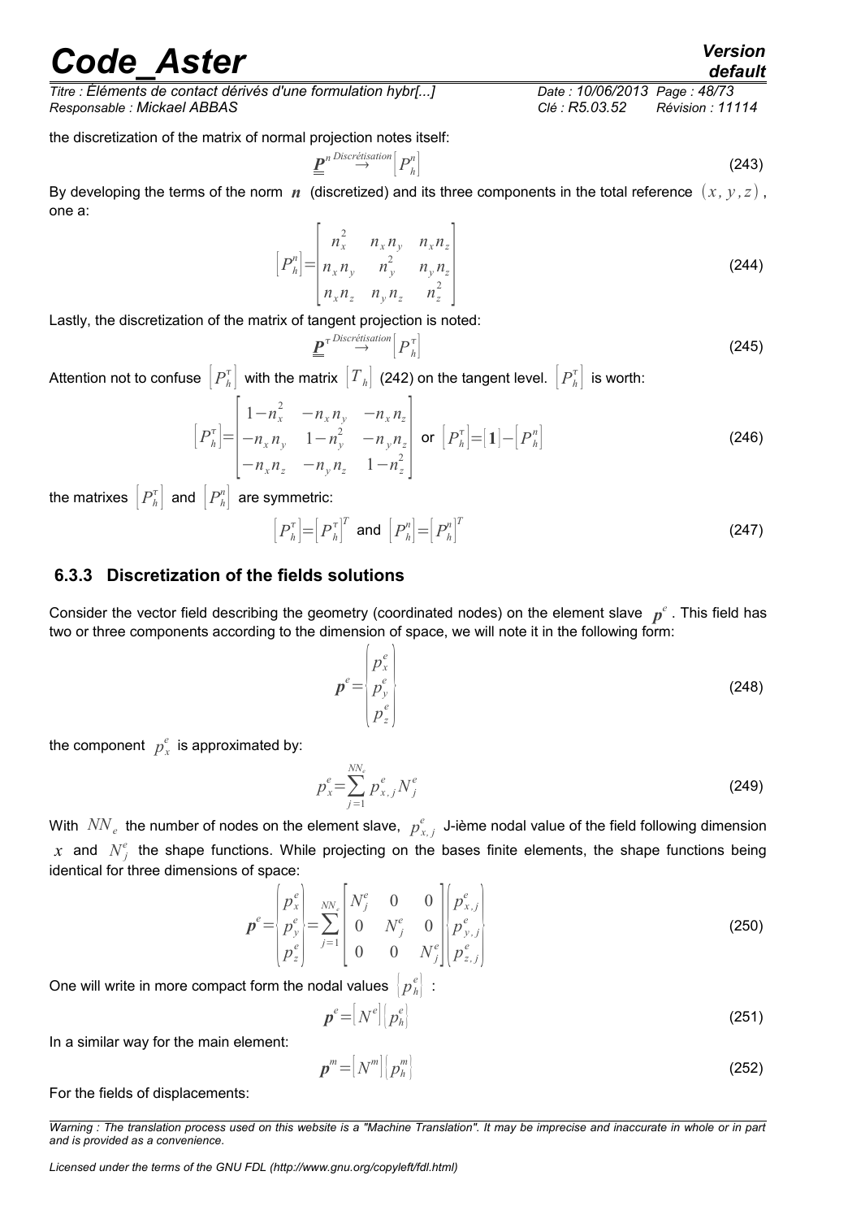the discretization of the matrix of normal projection notes itself:

$$\underline{\underline{P}}^{n} \overset{Discrétisation}{\rightarrow} \left[P_h^n\right] \tag{243}$$

By developing the terms of the norm $\boldsymbol{n}$ (discretized) and its three components in the total reference $(x, y, z)$, one a:

$$\left[P_h^n\right] = \begin{bmatrix} n_x^2 & n_x n_y & n_x n_z \\ n_x n_y & n_y^2 & n_y n_z \\ n_x n_z & n_y n_z & n_z^2 \end{bmatrix} \tag{244}$$

Lastly, the discretization of the matrix of tangent projection is noted:

$$\underline{\underline{P}}^{\tau} \overset{Discrétisation}{\rightarrow} \left[P_h^{\tau}\right] \tag{245}$$

Attention not to confuse $\left[P_h^{\tau}\right]$ with the matrix $\left[T_h\right]$ (242) on the tangent level. $\left[P_h^{\tau}\right]$ is worth:

$$\left[P_h^{\tau}\right] = \begin{bmatrix} 1-n_x^2 & -n_x n_y & -n_x n_z \\ -n_x n_y & 1-n_y^2 & -n_y n_z \\ -n_x n_z & -n_y n_z & 1-n_z^2 \end{bmatrix} \text{ or } \left[P_h^{\tau}\right] = [\mathbf{1}] - \left[P_h^n\right] \tag{246}$$

the matrixes $\left[P_h^{\tau}\right]$ and $\left[P_h^n\right]$ are symmetric:

$$\left[P_h^{\tau}\right] = \left[P_h^{\tau}\right]^T \text{ and } \left[P_h^n\right] = \left[P_h^n\right]^T \tag{247}$$

### 6.3.3 Discretization of the fields solutions

Consider the vector field describing the geometry (coordinated nodes) on the element slave $\boldsymbol{p}^e$. This field has two or three components according to the dimension of space, we will note it in the following form:

$$\boldsymbol{p}^e = \begin{Bmatrix} p_x^e \\ p_y^e \\ p_z^e \end{Bmatrix} \tag{248}$$

the component $p_x^e$ is approximated by:

$$p_x^e = \sum_{j=1}^{NN_e} p_{x,j}^e N_j^e \tag{249}$$

With $NN_e$ the number of nodes on the element slave, $p_{x,j}^e$ J-ième nodal value of the field following dimension $x$ and $N_j^e$ the shape functions. While projecting on the bases finite elements, the shape functions being identical for three dimensions of space:

$$\boldsymbol{p}^e = \begin{Bmatrix} p_x^e \\ p_y^e \\ p_z^e \end{Bmatrix} = \sum_{j=1}^{NN_e} \begin{bmatrix} N_j^e & 0 & 0 \\ 0 & N_j^e & 0 \\ 0 & 0 & N_j^e \end{bmatrix} \begin{Bmatrix} p_{x,j}^e \\ p_{y,j}^e \\ p_{z,j}^e \end{Bmatrix} \tag{250}$$

One will write in more compact form the nodal values $\left\{p_h^e\right\}$ :

$$\boldsymbol{p}^e = \left[N^e\right]\left\{p_h^e\right\} \tag{251}$$

In a similar way for the main element:

$$\boldsymbol{p}^m = \left[N^m\right]\left\{p_h^m\right\} \tag{252}$$

For the fields of displacements: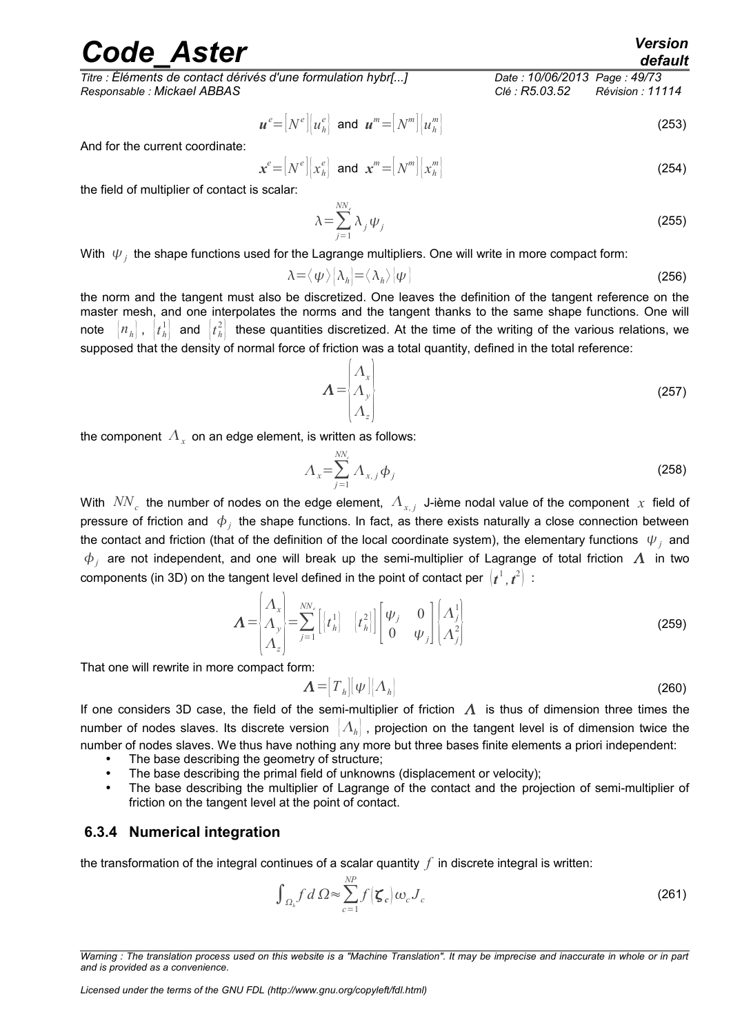$$\boldsymbol{u}^e = [N^e]\{u_h^e\} \text{ and } \boldsymbol{u}^m = [N^m]\{u_h^m\} \tag{253}$$

And for the current coordinate:

$$\boldsymbol{x}^e = [N^e]\{x_h^e\} \text{ and } \boldsymbol{x}^m = [N^m]\{x_h^m\} \tag{254}$$

the field of multiplier of contact is scalar:

$$\lambda = \sum_{j=1}^{NN_e} \lambda_j \psi_j \tag{255}$$

With $\psi_j$ the shape functions used for the Lagrange multipliers. One will write in more compact form:

$$\lambda = \langle \psi \rangle \{\lambda_h\} = \langle \lambda_h \rangle \{\psi\} \tag{256}$$

the norm and the tangent must also be discretized. One leaves the definition of the tangent reference on the master mesh, and one interpolates the norms and the tangent thanks to the same shape functions. One will note $\{n_h\}$, $\{t_h^1\}$ and $\{t_h^2\}$ these quantities discretized. At the time of the writing of the various relations, we supposed that the density of normal force of friction was a total quantity, defined in the total reference:

$$\boldsymbol{\Lambda} = \begin{Bmatrix} \Lambda_x \\ \Lambda_y \\ \Lambda_z \end{Bmatrix} \tag{257}$$

the component $\Lambda_x$ on an edge element, is written as follows:

$$\Lambda_x = \sum_{j=1}^{NN_c} \Lambda_{x,j} \phi_j \tag{258}$$

With $NN_c$ the number of nodes on the edge element, $\Lambda_{x,j}$ J-ième nodal value of the component $x$ field of pressure of friction and $\phi_j$ the shape functions. In fact, as there exists naturally a close connection between the contact and friction (that of the definition of the local coordinate system), the elementary functions $\psi_j$ and $\phi_j$ are not independent, and one will break up the semi-multiplier of Lagrange of total friction $\boldsymbol{\Lambda}$ in two components (in 3D) on the tangent level defined in the point of contact per $(\boldsymbol{t}^1, \boldsymbol{t}^2)$ :

$$\boldsymbol{\Lambda} = \begin{Bmatrix} \Lambda_x \\ \Lambda_y \\ \Lambda_z \end{Bmatrix} = \sum_{j=1}^{NN_e} \left[ \{t_h^1\} \quad \{t_h^2\} \right] \begin{bmatrix} \psi_j & 0 \\ 0 & \psi_j \end{bmatrix} \begin{Bmatrix} \Lambda_j^1 \\ \Lambda_j^2 \end{Bmatrix} \tag{259}$$

That one will rewrite in more compact form:

$$\boldsymbol{\Lambda} = [T_h][\psi]\{\Lambda_h\} \tag{260}$$

If one considers 3D case, the field of the semi-multiplier of friction $\boldsymbol{\Lambda}$ is thus of dimension three times the number of nodes slaves. Its discrete version $\{\Lambda_h\}$, projection on the tangent level is of dimension twice the number of nodes slaves. We thus have nothing any more but three bases finite elements a priori independent:

- The base describing the geometry of structure;
- The base describing the primal field of unknowns (displacement or velocity);
- The base describing the multiplier of Lagrange of the contact and the projection of semi-multiplier of friction on the tangent level at the point of contact.

### 6.3.4 Numerical integration

the transformation of the integral continues of a scalar quantity $f$ in discrete integral is written:

$$\int_{\Omega_h} f \, d\Omega \approx \sum_{c=1}^{NP} f(\boldsymbol{\zeta}_c) \omega_c J_c \tag{261}$$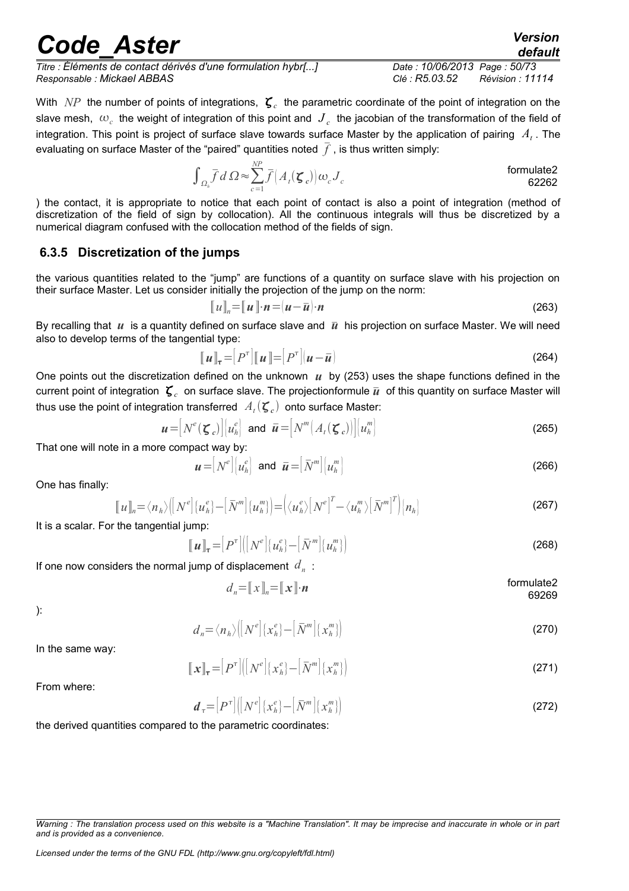With $NP$ the number of points of integrations, $\boldsymbol{\zeta}_c$ the parametric coordinate of the point of integration on the slave mesh, $\omega_c$ the weight of integration of this point and $J_c$ the jacobian of the transformation of the field of integration. This point is project of surface slave towards surface Master by the application of pairing $A_t$. The evaluating on surface Master of the "paired" quantities noted $\bar{f}$, is thus written simply:

$$\int_{\Omega_h} \bar{f} \, d\Omega \approx \sum_{c=1}^{NP} \bar{f}\left(A_t(\boldsymbol{\zeta}_c)\right) \omega_c J_c \qquad \text{formulate2 62262}$$

) the contact, it is appropriate to notice that each point of contact is also a point of integration (method of discretization of the field of sign by collocation). All the continuous integrals will thus be discretized by a numerical diagram confused with the collocation method of the fields of sign.

### 6.3.5 Discretization of the jumps

the various quantities related to the "jump" are functions of a quantity on surface slave with his projection on their surface Master. Let us consider initially the projection of the jump on the norm:

$$[\![u]\!]_n = [\![\boldsymbol{u}]\!] \cdot \boldsymbol{n} = (\boldsymbol{u} - \bar{\boldsymbol{u}}) \cdot \boldsymbol{n} \tag{263}$$

By recalling that $\boldsymbol{u}$ is a quantity defined on surface slave and $\bar{\boldsymbol{u}}$ his projection on surface Master. We will need also to develop terms of the tangential type:

$$[\![\boldsymbol{u}]\!]_{\boldsymbol{\tau}} = \left[P^{\tau}\right] [\![\boldsymbol{u}]\!] = \left[P^{\tau}\right] (\boldsymbol{u} - \bar{\boldsymbol{u}}) \tag{264}$$

One points out the discretization defined on the unknown $\boldsymbol{u}$ by (253) uses the shape functions defined in the current point of integration $\boldsymbol{\zeta}_c$ on surface slave. The projectionformule $\bar{\boldsymbol{u}}$ of this quantity on surface Master will thus use the point of integration transferred $A_t(\boldsymbol{\zeta}_c)$ onto surface Master:

$$\boldsymbol{u} = \left[N^e(\boldsymbol{\zeta}_c)\right]\left\{u_h^e\right\} \text{ and } \bar{\boldsymbol{u}} = \left[N^m\left(A_t(\boldsymbol{\zeta}_c)\right)\right]\left\{u_h^m\right\} \tag{265}$$

That one will note in a more compact way by:

$$\boldsymbol{u} = \left[N^e\right]\left\{u_h^e\right\} \text{ and } \bar{\boldsymbol{u}} = \left[\bar{N}^m\right]\left\{u_h^m\right\} \tag{266}$$

One has finally:

$$[\![u]\!]_n = \langle n_h \rangle \left(\left[N^e\right]\left\{u_h^e\right\} - \left[\bar{N}^m\right]\left\{u_h^m\right\}\right) = \left(\langle u_h^e \rangle \left[N^e\right]^T - \langle u_h^m \rangle \left[\bar{N}^m\right]^T\right)\left\{n_h\right\} \tag{267}$$

It is a scalar. For the tangential jump:

$$[\![\boldsymbol{u}]\!]_{\boldsymbol{\tau}} = \left[P^{\tau}\right]\left(\left[N^e\right]\left\{u_h^e\right\} - \left[\bar{N}^m\right]\left\{u_h^m\right\}\right) \tag{268}$$

If one now considers the normal jump of displacement $d_n$:

$$d_n = [\![x]\!]_n = [\![\boldsymbol{x}]\!] \cdot \boldsymbol{n} \qquad \text{formulate2 69269}$$

):

$$d_n = \langle n_h \rangle \left(\left[N^e\right]\left\{x_h^e\right\} - \left[\bar{N}^m\right]\left\{x_h^m\right\}\right) \tag{270}$$

In the same way:

$$[\![\boldsymbol{x}]\!]_{\boldsymbol{\tau}} = \left[P^{\tau}\right]\left(\left[N^e\right]\left\{x_h^e\right\} - \left[\bar{N}^m\right]\left\{x_h^m\right\}\right) \tag{271}$$

From where:

$$\boldsymbol{d}_{\tau} = \left[P^{\tau}\right]\left(\left[N^e\right]\left\{x_h^e\right\} - \left[\bar{N}^m\right]\left\{x_h^m\right\}\right) \tag{272}$$

the derived quantities compared to the parametric coordinates: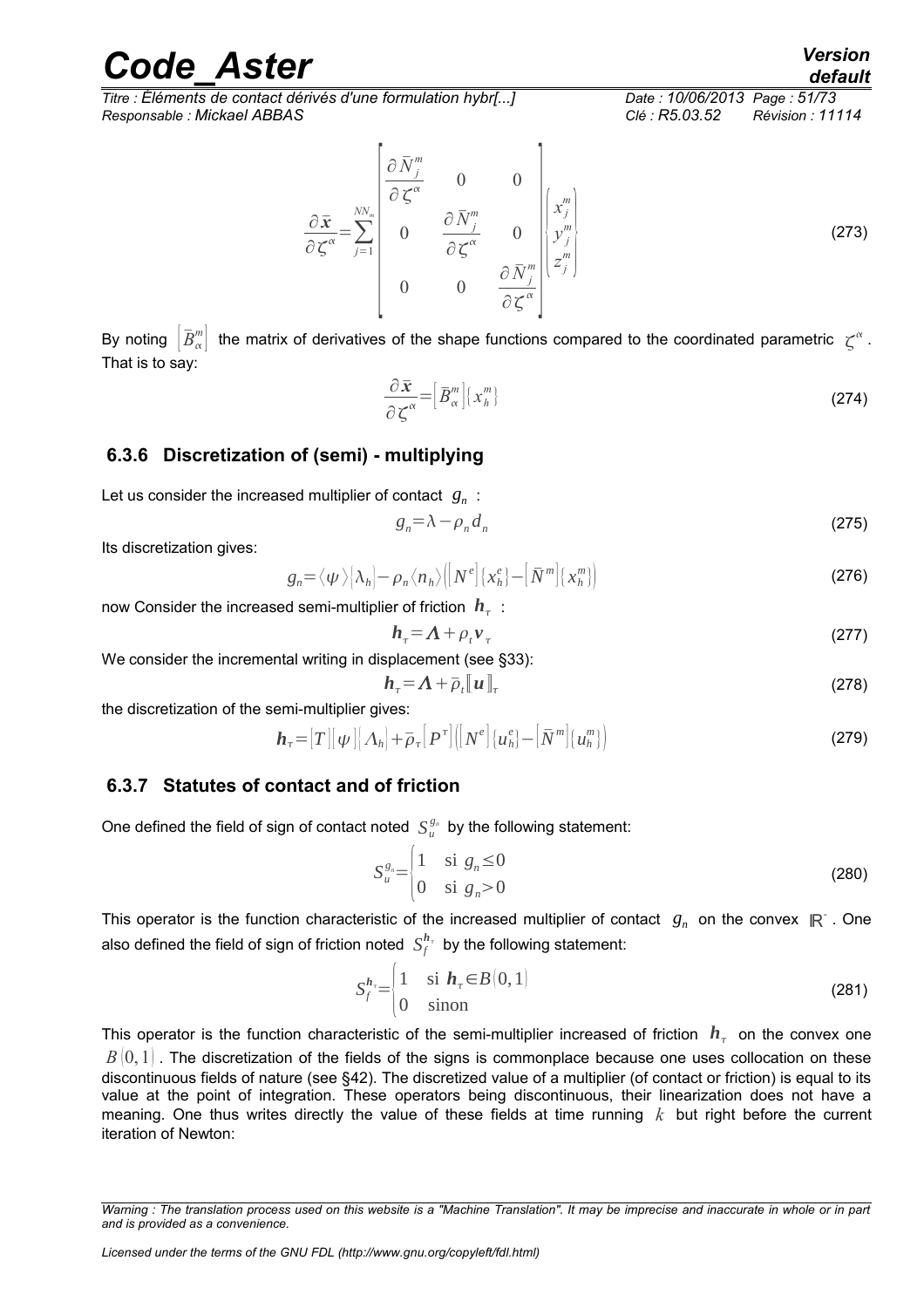$$\frac{\partial \bar{\boldsymbol{x}}}{\partial \zeta^{\alpha}} = \sum_{j=1}^{NN_m} \begin{bmatrix} \frac{\partial \bar{N}_j^m}{\partial \zeta^{\alpha}} & 0 & 0 \\ 0 & \frac{\partial \bar{N}_j^m}{\partial \zeta^{\alpha}} & 0 \\ 0 & 0 & \frac{\partial \bar{N}_j^m}{\partial \zeta^{\alpha}} \end{bmatrix} \begin{Bmatrix} x_j^m \\ y_j^m \\ z_j^m \end{Bmatrix} \tag{273}$$

By noting $[\bar{B}_{\alpha}^m]$ the matrix of derivatives of the shape functions compared to the coordinated parametric $\zeta^{\alpha}$. That is to say:

$$\frac{\partial \bar{\boldsymbol{x}}}{\partial \zeta^{\alpha}} = [\bar{B}_{\alpha}^m]\{x_h^m\} \tag{274}$$

### 6.3.6 Discretization of (semi) - multiplying

Let us consider the increased multiplier of contact $g_n$ :

$$g_n = \lambda - \rho_n d_n \tag{275}$$

Its discretization gives:

$$g_n = \langle \psi \rangle \{\lambda_h\} - \rho_n \langle n_h \rangle \left( [N^e]\{x_h^e\} - [\bar{N}^m]\{x_h^m\} \right) \tag{276}$$

now Consider the increased semi-multiplier of friction $\boldsymbol{h}_{\tau}$ :

$$\boldsymbol{h}_{\tau} = \boldsymbol{\Lambda} + \rho_t \boldsymbol{v}_{\tau} \tag{277}$$

We consider the incremental writing in displacement (see §33):

$$\boldsymbol{h}_{\tau} = \boldsymbol{\Lambda} + \bar{\rho}_t [\![ \boldsymbol{u} ]\!]_{\tau} \tag{278}$$

the discretization of the semi-multiplier gives:

$$\boldsymbol{h}_{\tau} = [T][\psi]\{\Lambda_h\} + \bar{\rho}_{\tau} [P^{\tau}] \left( [N^e]\{u_h^e\} - [\bar{N}^m]\{u_h^m\} \right) \tag{279}$$

### 6.3.7 Statutes of contact and of friction

One defined the field of sign of contact noted $S_u^{g_n}$ by the following statement:

$$S_u^{g_n} = \begin{cases} 1 & \text{si } g_n \leq 0 \\ 0 & \text{si } g_n > 0 \end{cases} \tag{280}$$

This operator is the function characteristic of the increased multiplier of contact $g_n$ on the convex $\mathbb{R}^-$. One also defined the field of sign of friction noted $S_f^{\boldsymbol{h}_{\tau}}$ by the following statement:

$$S_f^{\boldsymbol{h}_{\tau}} = \begin{cases} 1 & \text{si } \boldsymbol{h}_{\tau} \in B(0,1) \\ 0 & \text{sinon} \end{cases} \tag{281}$$

This operator is the function characteristic of the semi-multiplier increased of friction $\boldsymbol{h}_{\tau}$ on the convex one $B(0,1)$. The discretization of the fields of the signs is commonplace because one uses collocation on these discontinuous fields of nature (see §42). The discretized value of a multiplier (of contact or friction) is equal to its value at the point of integration. These operators being discontinuous, their linearization does not have a meaning. One thus writes directly the value of these fields at time running $k$ but right before the current iteration of Newton: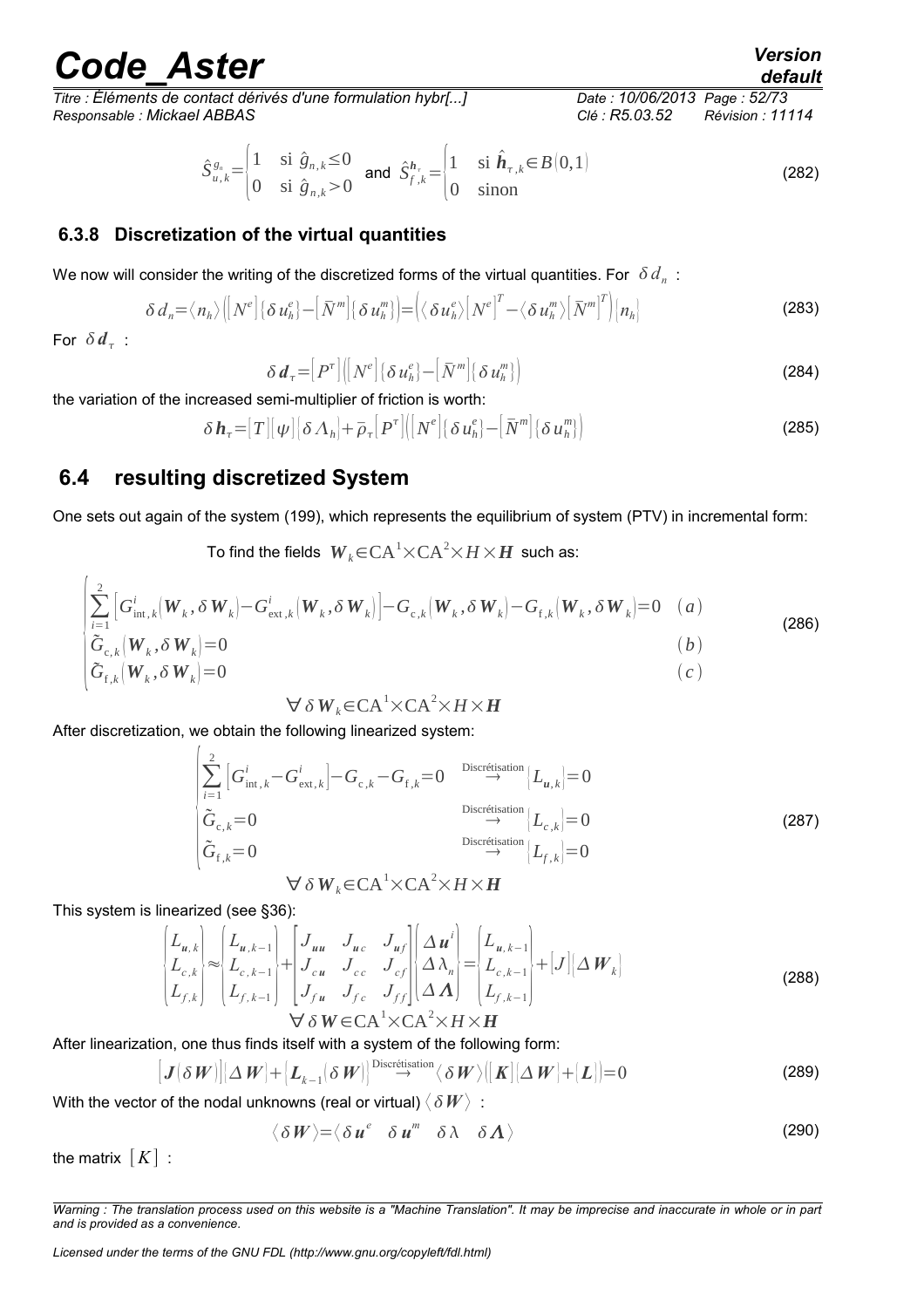$$\hat{S}^{g_n}_{u,k}=\begin{cases}1 & \text{si } \hat{g}_{n,k}\leq 0\\ 0 & \text{si } \hat{g}_{n,k}>0\end{cases} \text{ and } \hat{S}^{\boldsymbol{h}_\tau}_{f,k}=\begin{cases}1 & \text{si } \hat{\boldsymbol{h}}_{\tau,k}\in B(0,1)\\ 0 & \text{sinon}\end{cases} \tag{282}$$

### 6.3.8 Discretization of the virtual quantities

We now will consider the writing of the discretized forms of the virtual quantities. For $\delta d_n$ :

$$\delta d_n=\langle n_h\rangle\left([N^e]\{\delta u_h^e\}-[\bar{N}^m]\{\delta u_h^m\}\right)=\left(\langle \delta u_h^e\rangle [N^e]^T-\langle \delta u_h^m\rangle [\bar{N}^m]^T\right)\{n_h\} \tag{283}$$

For $\delta \boldsymbol{d}_\tau$ :

$$\delta \boldsymbol{d}_\tau=[P^\tau]\left([N^e]\{\delta u_h^e\}-[\bar{N}^m]\{\delta u_h^m\}\right) \tag{284}$$

the variation of the increased semi-multiplier of friction is worth:

$$\delta \boldsymbol{h}_\tau=[T][\psi]\{\delta \Lambda_h\}+\bar{\rho}_\tau[P^\tau]\left([N^e]\{\delta u_h^e\}-[\bar{N}^m]\{\delta u_h^m\}\right) \tag{285}$$

## 6.4 resulting discretized System

One sets out again of the system (199), which represents the equilibrium of system (PTV) in incremental form:

To find the fields $\boldsymbol{W}_k\in \mathrm{CA}^1\times \mathrm{CA}^2\times H\times \boldsymbol{H}$ such as:

$$\begin{cases}\sum_{i=1}^{2}\left[G^i_{\mathrm{int},k}(\boldsymbol{W}_k,\delta \boldsymbol{W}_k)-G^i_{\mathrm{ext},k}(\boldsymbol{W}_k,\delta \boldsymbol{W}_k)\right]-G_{\mathrm{c},k}(\boldsymbol{W}_k,\delta \boldsymbol{W}_k)-G_{\mathrm{f},k}(\boldsymbol{W}_k,\delta \boldsymbol{W}_k)=0 & (a)\\ \tilde{G}_{\mathrm{c},k}(\boldsymbol{W}_k,\delta \boldsymbol{W}_k)=0 & (b)\\ \tilde{G}_{\mathrm{f},k}(\boldsymbol{W}_k,\delta \boldsymbol{W}_k)=0 & (c)\end{cases} \tag{286}$$

$$\forall \delta \boldsymbol{W}_k\in \mathrm{CA}^1\times \mathrm{CA}^2\times H\times \boldsymbol{H}$$

After discretization, we obtain the following linearized system:

$$\begin{cases}\sum_{i=1}^{2}\left[G^i_{\mathrm{int},k}-G^i_{\mathrm{ext},k}\right]-G_{\mathrm{c},k}-G_{\mathrm{f},k}=0 & \overset{\text{Discrétisation}}{\rightarrow}\{L_{\boldsymbol{u},k}\}=0\\ \tilde{G}_{\mathrm{c},k}=0 & \overset{\text{Discrétisation}}{\rightarrow}\{L_{c,k}\}=0\\ \tilde{G}_{\mathrm{f},k}=0 & \overset{\text{Discrétisation}}{\rightarrow}\{L_{f,k}\}=0\end{cases} \tag{287}$$

$$\forall \delta \boldsymbol{W}_k\in \mathrm{CA}^1\times \mathrm{CA}^2\times H\times \boldsymbol{H}$$

This system is linearized (see §36):

$$\begin{Bmatrix}L_{\boldsymbol{u},k}\\ L_{c,k}\\ L_{f,k}\end{Bmatrix}\approx\begin{Bmatrix}L_{\boldsymbol{u},k-1}\\ L_{c,k-1}\\ L_{f,k-1}\end{Bmatrix}+\begin{bmatrix}J_{\boldsymbol{uu}} & J_{\boldsymbol{u}c} & J_{\boldsymbol{u}f}\\ J_{c\boldsymbol{u}} & J_{cc} & J_{cf}\\ J_{f\boldsymbol{u}} & J_{fc} & J_{ff}\end{bmatrix}\begin{Bmatrix}\Delta \boldsymbol{u}^i\\ \Delta \lambda_n\\ \Delta \boldsymbol{\Lambda}\end{Bmatrix}=\begin{Bmatrix}L_{\boldsymbol{u},k-1}\\ L_{c,k-1}\\ L_{f,k-1}\end{Bmatrix}+[J]\{\Delta \boldsymbol{W}_k\} \tag{288}$$

$$\forall \delta \boldsymbol{W}\in \mathrm{CA}^1\times \mathrm{CA}^2\times H\times \boldsymbol{H}$$

After linearization, one thus finds itself with a system of the following form:

$$[\boldsymbol{J}(\delta \boldsymbol{W})]\{\Delta \boldsymbol{W}\}+\{\boldsymbol{L}_{k-1}(\delta \boldsymbol{W})\}\overset{\text{Discrétisation}}{\rightarrow}\langle \delta \boldsymbol{W}\rangle\left([\boldsymbol{K}]\{\Delta \boldsymbol{W}\}+\{\boldsymbol{L}\}\right)=0 \tag{289}$$

With the vector of the nodal unknowns (real or virtual) $\langle \delta \boldsymbol{W}\rangle$ :

$$\langle \delta \boldsymbol{W}\rangle=\langle \delta \boldsymbol{u}^e \quad \delta \boldsymbol{u}^m \quad \delta \lambda \quad \delta \boldsymbol{\Lambda}\rangle \tag{290}$$

the matrix $[K]$ :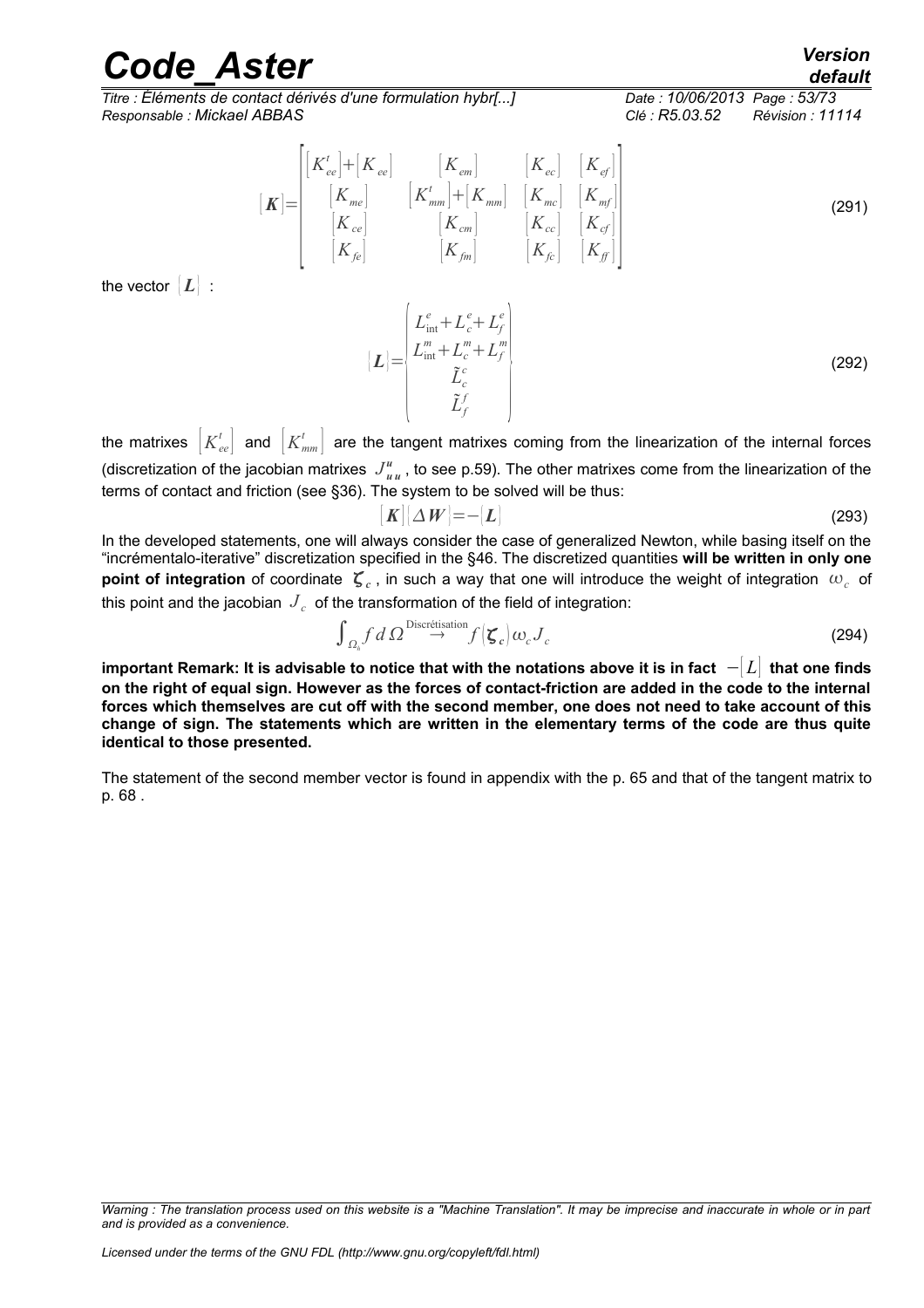$$[\boldsymbol{K}]=\begin{bmatrix} [K_{ee}^{t}]+[K_{ee}] & [K_{em}] & [K_{ec}] & [K_{ef}] \\ [K_{me}] & [K_{mm}^{t}]+[K_{mm}] & [K_{mc}] & [K_{mf}] \\ [K_{ce}] & [K_{cm}] & [K_{cc}] & [K_{cf}] \\ [K_{fe}] & [K_{fm}] & [K_{fc}] & [K_{ff}] \end{bmatrix} \tag{291}$$

the vector $\{\boldsymbol{L}\}$ :

$$\{\boldsymbol{L}\}=\begin{Bmatrix} L_{\text{int}}^{e}+L_{c}^{e}+L_{f}^{e} \\ L_{\text{int}}^{m}+L_{c}^{m}+L_{f}^{m} \\ \tilde{L}_{c}^{c} \\ \tilde{L}_{f}^{f} \end{Bmatrix} \tag{292}$$

the matrixes $[K_{ee}^{t}]$ and $[K_{mm}^{t}]$ are the tangent matrixes coming from the linearization of the internal forces (discretization of the jacobian matrixes $J_{uu}^{u}$, to see p.59). The other matrixes come from the linearization of the terms of contact and friction (see §36). The system to be solved will be thus:

$$[\boldsymbol{K}]\{\Delta \boldsymbol{W}\}=-\{\boldsymbol{L}\} \tag{293}$$

In the developed statements, one will always consider the case of generalized Newton, while basing itself on the "incrémentalo-iterative" discretization specified in the §46. The discretized quantities **will be written in only one point of integration** of coordinate $\boldsymbol{\zeta}_{c}$, in such a way that one will introduce the weight of integration $\omega_{c}$ of this point and the jacobian $J_{c}$ of the transformation of the field of integration:

$$\int_{\Omega_{h}} f \, d\Omega \overset{\text{Discrétisation}}{\rightarrow} f(\boldsymbol{\zeta}_{c})\omega_{c} J_{c} \tag{294}$$

**important Remark: It is advisable to notice that with the notations above it is in fact $-[L]$ that one finds on the right of equal sign. However as the forces of contact-friction are added in the code to the internal forces which themselves are cut off with the second member, one does not need to take account of this change of sign. The statements which are written in the elementary terms of the code are thus quite identical to those presented.**

The statement of the second member vector is found in appendix with the p. 65 and that of the tangent matrix to p. 68 .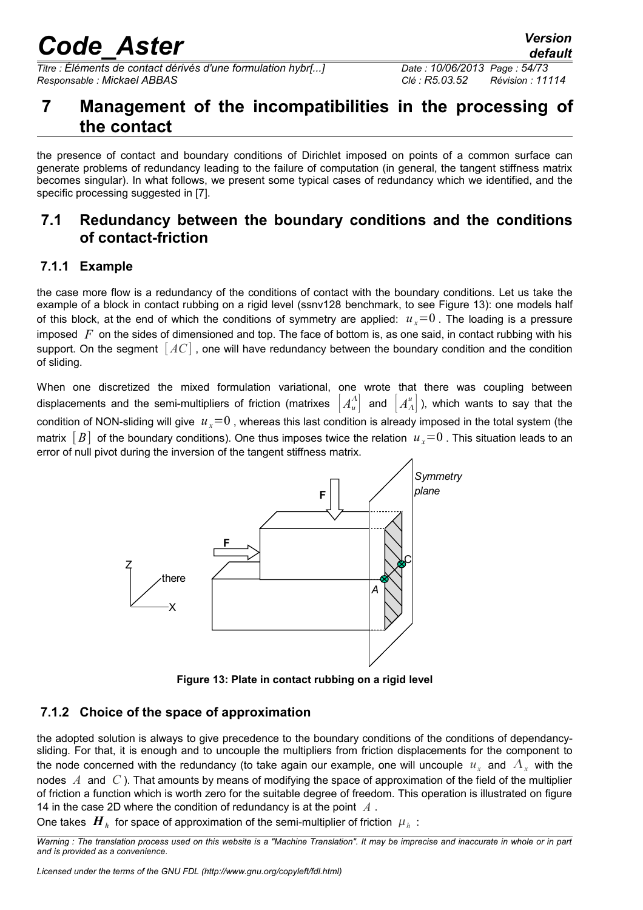# 7 Management of the incompatibilities in the processing of the contact

the presence of contact and boundary conditions of Dirichlet imposed on points of a common surface can generate problems of redundancy leading to the failure of computation (in general, the tangent stiffness matrix becomes singular). In what follows, we present some typical cases of redundancy which we identified, and the specific processing suggested in [7].

## 7.1 Redundancy between the boundary conditions and the conditions of contact-friction

### 7.1.1 Example

the case more flow is a redundancy of the conditions of contact with the boundary conditions. Let us take the example of a block in contact rubbing on a rigid level (ssnv128 benchmark, to see Figure 13): one models half of this block, at the end of which the conditions of symmetry are applied: $u_x=0$. The loading is a pressure imposed $F$ on the sides of dimensioned and top. The face of bottom is, as one said, in contact rubbing with his support. On the segment $[AC]$, one will have redundancy between the boundary condition and the condition of sliding.

When one discretized the mixed formulation variational, one wrote that there was coupling between displacements and the semi-multipliers of friction (matrixes $\left[A_u^{\Lambda}\right]$ and $\left[A_{\Lambda}^u\right]$), which wants to say that the condition of NON-sliding will give $u_x=0$, whereas this last condition is already imposed in the total system (the matrix $[B]$ of the boundary conditions). One thus imposes twice the relation $u_x=0$. This situation leads to an error of null pivot during the inversion of the tangent stiffness matrix.

Figure 13: Plate in contact rubbing on a rigid level

### 7.1.2 Choice of the space of approximation

the adopted solution is always to give precedence to the boundary conditions of the conditions of dependancy-sliding. For that, it is enough and to uncouple the multipliers from friction displacements for the component to the node concerned with the redundancy (to take again our example, one will uncouple $u_x$ and $\Lambda_x$ with the nodes $A$ and $C$). That amounts by means of modifying the space of approximation of the field of the multiplier of friction a function which is worth zero for the suitable degree of freedom. This operation is illustrated on figure 14 in the case 2D where the condition of redundancy is at the point $A$.

One takes $\boldsymbol{H}_h$ for space of approximation of the semi-multiplier of friction $\mu_h$ :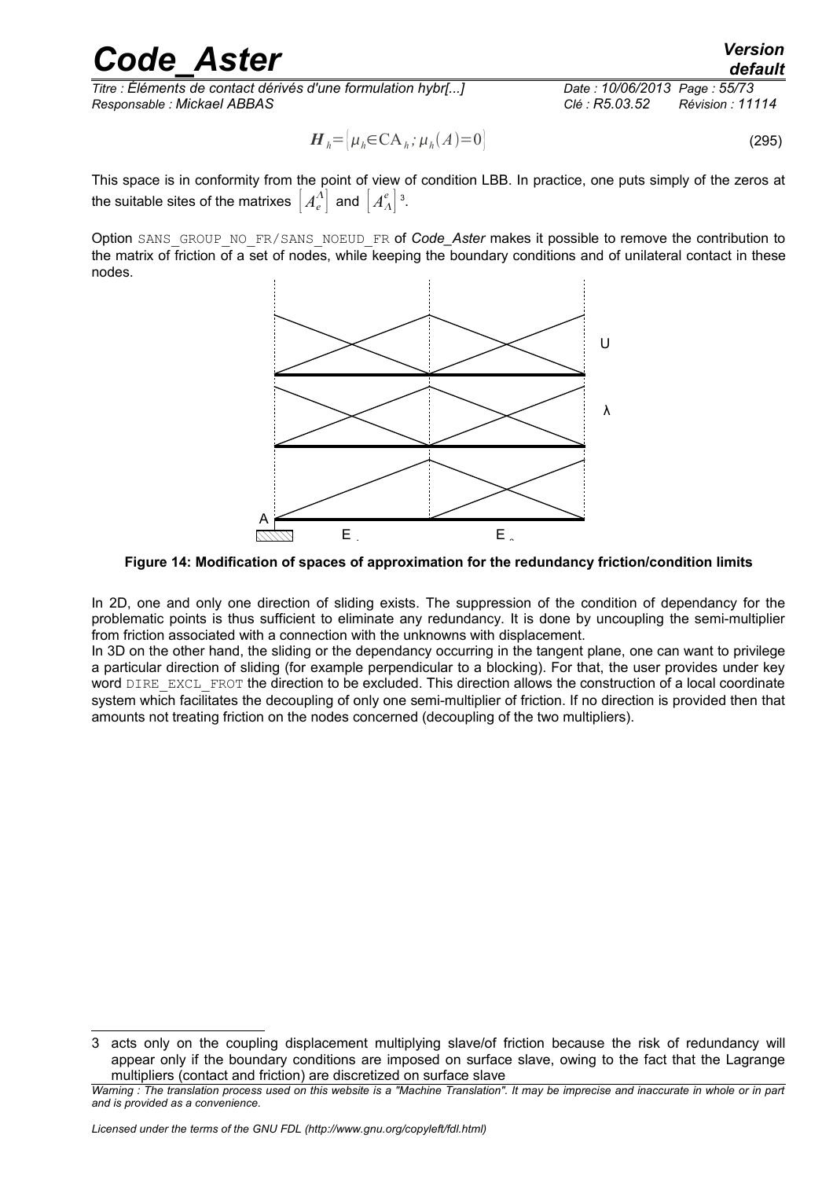$$\boldsymbol{H}_h = \{\mu_h \in \text{CA}_h ; \mu_h(A) = 0\} \tag{295}$$

This space is in conformity from the point of view of condition LBB. In practice, one puts simply of the zeros at the suitable sites of the matrixes $\left[A_e^{\Lambda}\right]$ and $\left[A_{\Lambda}^e\right]$[3].

Option SANS_GROUP_NO_FR/SANS_NOEUD_FR of *Code_Aster* makes it possible to remove the contribution to the matrix of friction of a set of nodes, while keeping the boundary conditions and of unilateral contact in these nodes.

U

λ

A

E

E

**Figure 14: Modification of spaces of approximation for the redundancy friction/condition limits**

In 2D, one and only one direction of sliding exists. The suppression of the condition of dependancy for the problematic points is thus sufficient to eliminate any redundancy. It is done by uncoupling the semi-multiplier from friction associated with a connection with the unknowns with displacement.

In 3D on the other hand, the sliding or the dependancy occurring in the tangent plane, one can want to privilege a particular direction of sliding (for example perpendicular to a blocking). For that, the user provides under key word DIRE_EXCL_FROT the direction to be excluded. This direction allows the construction of a local coordinate system which facilitates the decoupling of only one semi-multiplier of friction. If no direction is provided then that amounts not treating friction on the nodes concerned (decoupling of the two multipliers).

3 acts only on the coupling displacement multiplying slave/of friction because the risk of redundancy will appear only if the boundary conditions are imposed on surface slave, owing to the fact that the Lagrange multipliers (contact and friction) are discretized on surface slave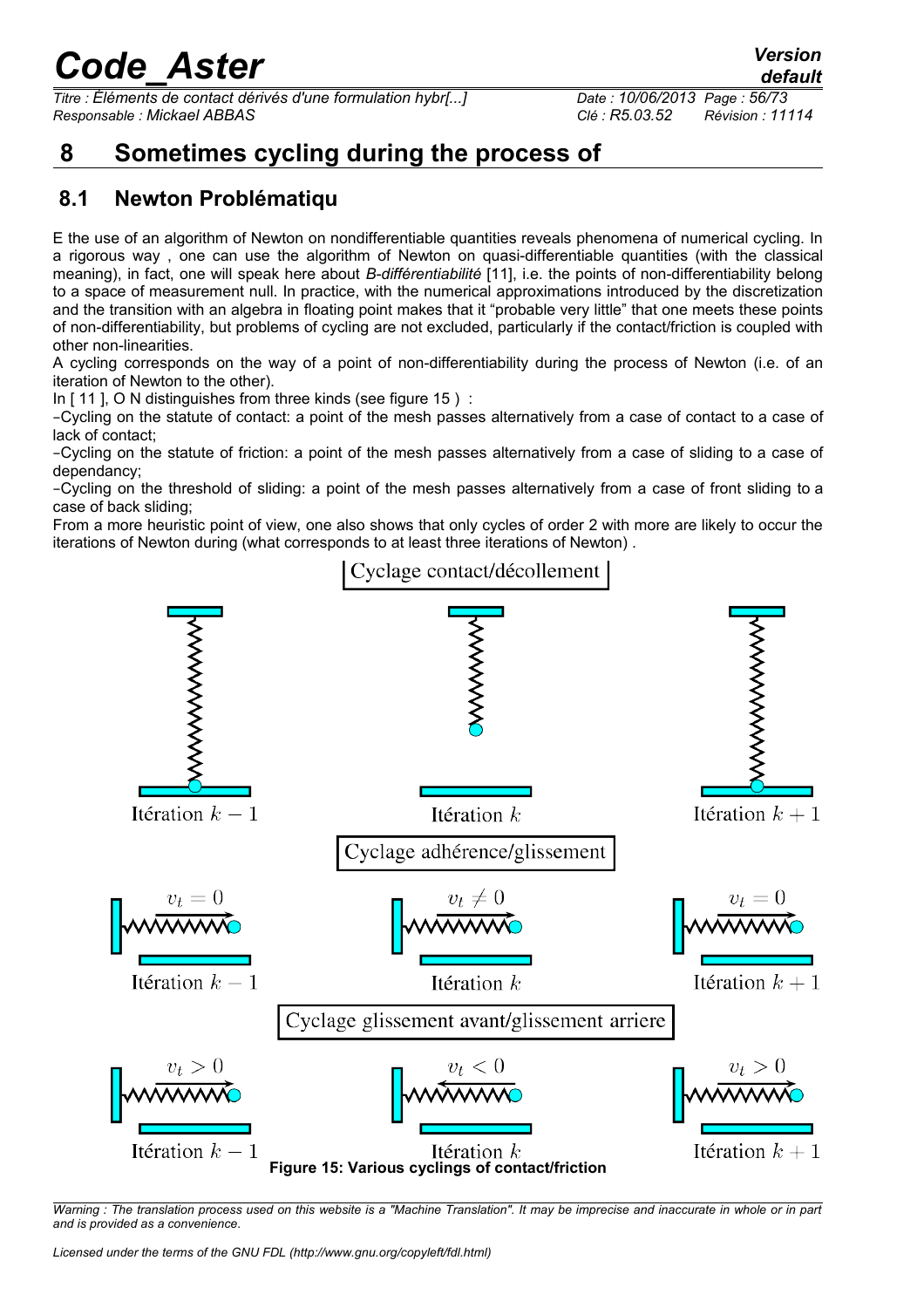# 8 Sometimes cycling during the process of

## 8.1 Newton Problématiqu

E the use of an algorithm of Newton on nondifferentiable quantities reveals phenomena of numerical cycling. In a rigorous way , one can use the algorithm of Newton on quasi-differentiable quantities (with the classical meaning), in fact, one will speak here about *B-différentiabilité* [11], i.e. the points of non-differentiability belong to a space of measurement null. In practice, with the numerical approximations introduced by the discretization and the transition with an algebra in floating point makes that it "probable very little" that one meets these points of non-differentiability, but problems of cycling are not excluded, particularly if the contact/friction is coupled with other non-linearities.

A cycling corresponds on the way of a point of non-differentiability during the process of Newton (i.e. of an iteration of Newton to the other).

In [ 11 ], O N distinguishes from three kinds (see figure 15 ) :

- Cycling on the statute of contact: a point of the mesh passes alternatively from a case of contact to a case of lack of contact;
- Cycling on the statute of friction: a point of the mesh passes alternatively from a case of sliding to a case of dependancy;
- Cycling on the threshold of sliding: a point of the mesh passes alternatively from a case of front sliding to a case of back sliding;

From a more heuristic point of view, one also shows that only cycles of order 2 with more are likely to occur the iterations of Newton during (what corresponds to at least three iterations of Newton) .

Cyclage contact/décollement

Itération $k-1$ Itération $k$ Itération $k+1$

Cyclage adhérence/glissement

$v_t = 0$ $v_t \neq 0$ $v_t = 0$

Itération $k-1$ Itération $k$ Itération $k+1$

Cyclage glissement avant/glissement arriere

$v_t > 0$ $v_t < 0$ $v_t > 0$

Itération $k-1$ Itération $k$ Itération $k+1$

**Figure 15: Various cyclings of contact/friction**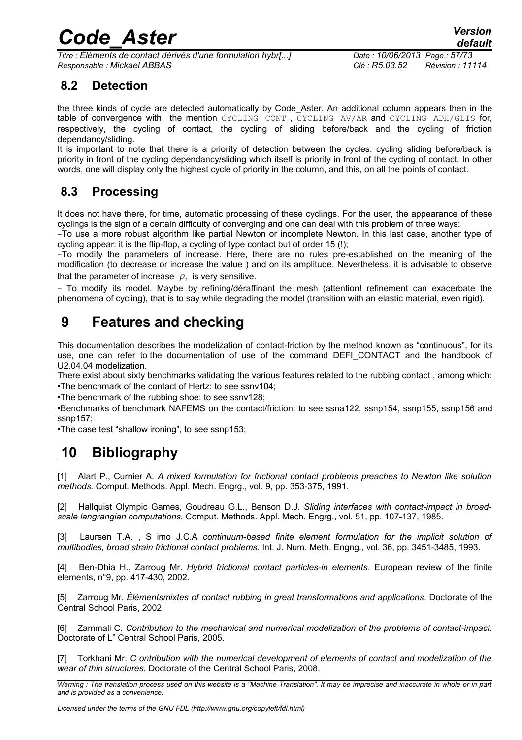## 8.2 Detection

the three kinds of cycle are detected automatically by Code_Aster. An additional column appears then in the table of convergence with the mention CYCLING CONT , CYCLING AV/AR and CYCLING ADH/GLIS for, respectively, the cycling of contact, the cycling of sliding before/back and the cycling of friction dependancy/sliding.

It is important to note that there is a priority of detection between the cycles: cycling sliding before/back is priority in front of the cycling dependancy/sliding which itself is priority in front of the cycling of contact. In other words, one will display only the highest cycle of priority in the column, and this, on all the points of contact.

## 8.3 Processing

It does not have there, for time, automatic processing of these cyclings. For the user, the appearance of these cyclings is the sign of a certain difficulty of converging and one can deal with this problem of three ways:

- To use a more robust algorithm like partial Newton or incomplete Newton. In this last case, another type of cycling appear: it is the flip-flop, a cycling of type contact but of order 15 (!);
- To modify the parameters of increase. Here, there are no rules pre-established on the meaning of the modification (to decrease or increase the value ) and on its amplitude. Nevertheless, it is advisable to observe that the parameter of increase $\rho_t$ is very sensitive.
- To modify its model. Maybe by refining/déraffinant the mesh (attention! refinement can exacerbate the phenomena of cycling), that is to say while degrading the model (transition with an elastic material, even rigid).

# 9 Features and checking

This documentation describes the modelization of contact-friction by the method known as "continuous", for its use, one can refer to the documentation of use of the command DEFI_CONTACT and the handbook of U2.04.04 modelization.

There exist about sixty benchmarks validating the various features related to the rubbing contact , among which:

- The benchmark of the contact of Hertz: to see ssnv104;
- The benchmark of the rubbing shoe: to see ssnv128;
- Benchmarks of benchmark NAFEMS on the contact/friction: to see ssna122, ssnp154, ssnp155, ssnp156 and ssnp157;
- The case test "shallow ironing", to see ssnp153;

# 10 Bibliography

[1] Alart P., Curnier A. *A mixed formulation for frictional contact problems preaches to Newton like solution methods.* Comput. Methods. Appl. Mech. Engrg., vol. 9, pp. 353-375, 1991.

[2] Hallquist Olympic Games, Goudreau G.L., Benson D.J. *Sliding interfaces with contact-impact in broad-scale langrangian computations.* Comput. Methods. Appl. Mech. Engrg., vol. 51, pp. 107-137, 1985.

[3] Laursen T.A. , S imo J.C.A *continuum-based finite element formulation for the implicit solution of multibodies, broad strain frictional contact problems.* Int. J. Num. Meth. Engng., vol. 36, pp. 3451-3485, 1993.

[4] Ben-Dhia H., Zarroug Mr. *Hybrid frictional contact particles-in elements*. European review of the finite elements, n°9, pp. 417-430, 2002.

[5] Zarroug Mr. *Élémentsmixtes of contact rubbing in great transformations and applications*. Doctorate of the Central School Paris, 2002.

[6] Zammali C. *Contribution to the mechanical and numerical modelization of the problems of contact-impact.* Doctorate of L" Central School Paris, 2005.

[7] Torkhani Mr. *C ontribution with the numerical development of elements of contact and modelization of the wear of thin structures.* Doctorate of the Central School Paris, 2008.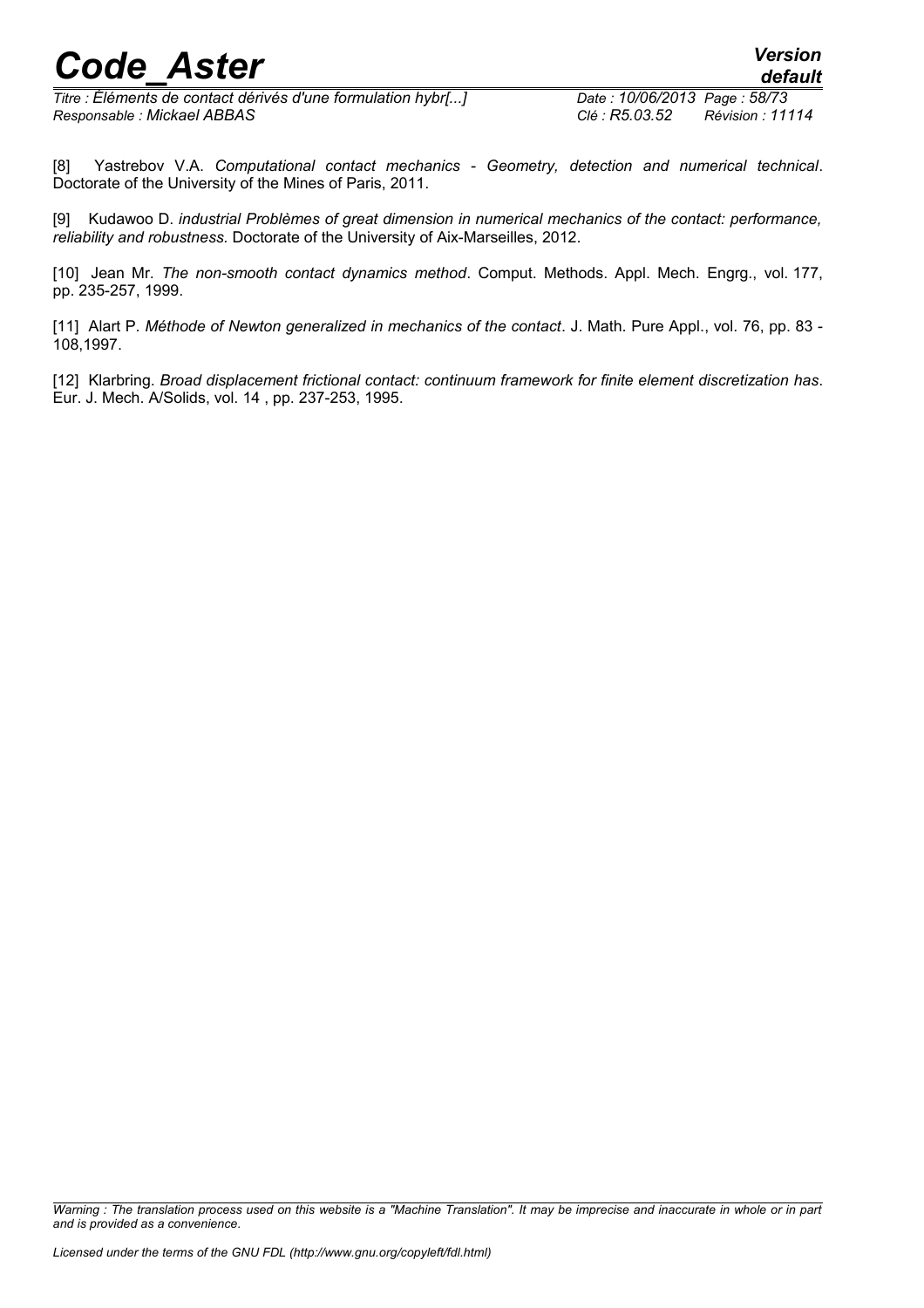[8] Yastrebov V.A. *Computational contact mechanics - Geometry, detection and numerical technical*. Doctorate of the University of the Mines of Paris, 2011.

[9] Kudawoo D. *industrial Problèmes of great dimension in numerical mechanics of the contact: performance, reliability and robustness.* Doctorate of the University of Aix-Marseilles, 2012.

[10] Jean Mr. *The non-smooth contact dynamics method*. Comput. Methods. Appl. Mech. Engrg., vol. 177, pp. 235-257, 1999.

[11] Alart P. *Méthode of Newton generalized in mechanics of the contact*. J. Math. Pure Appl., vol. 76, pp. 83 - 108,1997.

[12] Klarbring. *Broad displacement frictional contact: continuum framework for finite element discretization has*. Eur. J. Mech. A/Solids, vol. 14 , pp. 237-253, 1995.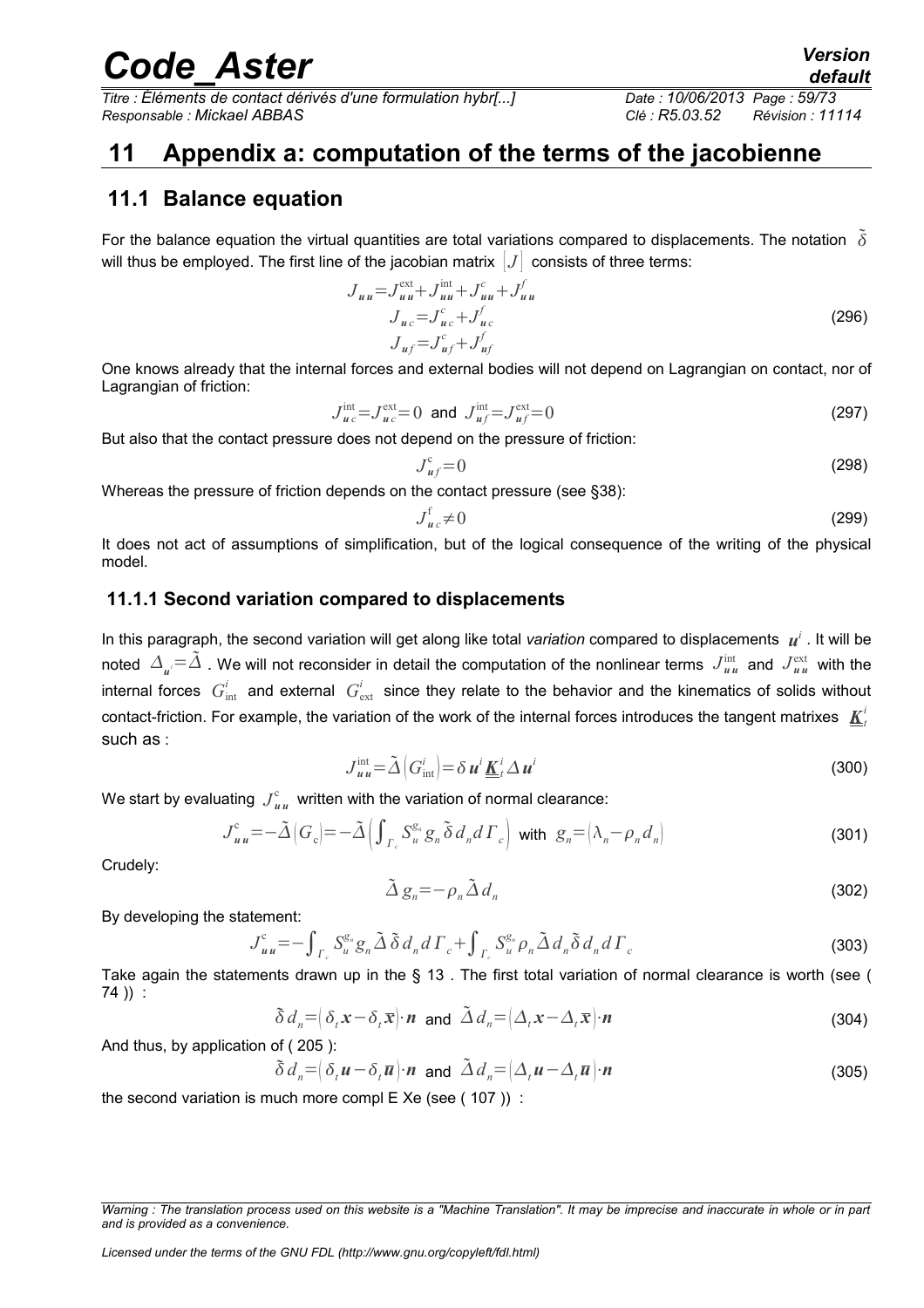# 11 Appendix a: computation of the terms of the jacobienne

## 11.1 Balance equation

For the balance equation the virtual quantities are total variations compared to displacements. The notation $\tilde{\delta}$ will thus be employed. The first line of the jacobian matrix $[J]$ consists of three terms:

$$J_{uu} = J_{uu}^{\text{ext}} + J_{uu}^{\text{int}} + J_{uu}^{c} + J_{uu}^{f}$$
$$J_{uc} = J_{uc}^{c} + J_{uc}^{f} \tag{296}$$
$$J_{uf} = J_{uf}^{c} + J_{uf}^{f}$$

One knows already that the internal forces and external bodies will not depend on Lagrangian on contact, nor of Lagrangian of friction:

$$J_{uc}^{\text{int}} = J_{uc}^{\text{ext}} = 0 \text{ and } J_{uf}^{\text{int}} = J_{uf}^{\text{ext}} = 0 \tag{297}$$

But also that the contact pressure does not depend on the pressure of friction:

$$J_{uf}^{\text{c}} = 0 \tag{298}$$

Whereas the pressure of friction depends on the contact pressure (see §38):

$$J_{uc}^{\text{f}} \neq 0 \tag{299}$$

It does not act of assumptions of simplification, but of the logical consequence of the writing of the physical model.

### 11.1.1 Second variation compared to displacements

In this paragraph, the second variation will get along like total *variation* compared to displacements $\boldsymbol{u}^i$ . It will be noted $\Delta_{u^i} = \tilde{\Delta}$ . We will not reconsider in detail the computation of the nonlinear terms $J_{uu}^{\text{int}}$ and $J_{uu}^{\text{ext}}$ with the internal forces $G_{\text{int}}^i$ and external $G_{\text{ext}}^i$ since they relate to the behavior and the kinematics of solids without contact-friction. For example, the variation of the work of the internal forces introduces the tangent matrixes $\underline{\boldsymbol{K}}_t^i$ such as :

$$J_{uu}^{\text{int}} = \tilde{\Delta}\left(G_{\text{int}}^i\right) = \delta \boldsymbol{u}^i \underline{\boldsymbol{K}}_t^i \Delta \boldsymbol{u}^i \tag{300}$$

We start by evaluating $J_{uu}^{\text{c}}$ written with the variation of normal clearance:

$$J_{uu}^{\text{c}} = -\tilde{\Delta}\left(G_{\text{c}}\right) = -\tilde{\Delta}\left(\int_{\Gamma_c} S_u^{g_n} g_n \tilde{\delta} d_n d\Gamma_c\right) \text{ with } g_n = \left(\lambda_n - \rho_n d_n\right) \tag{301}$$

Crudely:

$$\tilde{\Delta} g_n = -\rho_n \tilde{\Delta} d_n \tag{302}$$

By developing the statement:

$$J_{uu}^{\text{c}} = -\int_{\Gamma_c} S_u^{g_n} g_n \tilde{\Delta} \tilde{\delta} d_n d\Gamma_c + \int_{\Gamma_c} S_u^{g_n} \rho_n \tilde{\Delta} d_n \tilde{\delta} d_n d\Gamma_c \tag{303}$$

Take again the statements drawn up in the § 13 . The first total variation of normal clearance is worth (see ( 74 )) :

$$\tilde{\delta} d_n = \left(\delta_t \boldsymbol{x} - \delta_t \overline{\boldsymbol{x}}\right) \cdot \boldsymbol{n} \text{ and } \tilde{\Delta} d_n = \left(\Delta_t \boldsymbol{x} - \Delta_t \overline{\boldsymbol{x}}\right) \cdot \boldsymbol{n} \tag{304}$$

And thus, by application of ( 205 ):

$$\tilde{\delta} d_n = \left(\delta_t \boldsymbol{u} - \delta_t \overline{\boldsymbol{u}}\right) \cdot \boldsymbol{n} \text{ and } \tilde{\Delta} d_n = \left(\Delta_t \boldsymbol{u} - \Delta_t \overline{\boldsymbol{u}}\right) \cdot \boldsymbol{n} \tag{305}$$

the second variation is much more compl E Xe (see ( 107 )) :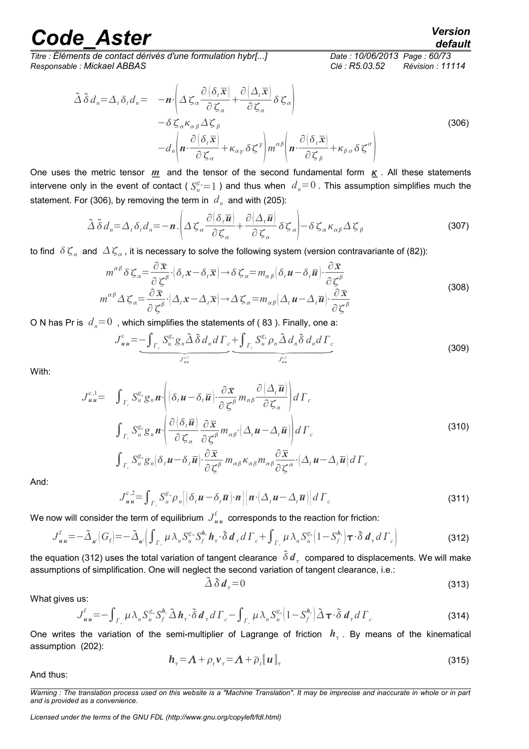$$\tilde{\Delta}\tilde{\delta} d_n = \Delta_t \delta_t d_n = \begin{aligned}[t] & -\boldsymbol{n}\cdot\left(\Delta\zeta_\alpha \frac{\partial(\delta_t \overline{\boldsymbol{x}})}{\partial\zeta_\alpha} + \frac{\partial(\Delta_t \overline{\boldsymbol{x}})}{\partial\zeta_\alpha}\delta\zeta_\alpha\right) \\ & -\delta\zeta_\alpha \kappa_{\alpha\beta}\Delta\zeta_\beta \\ & -d_n\left(\boldsymbol{n}\cdot\frac{\partial(\delta_t \overline{\boldsymbol{x}})}{\partial\zeta_\alpha} + \kappa_{\alpha\gamma}\delta\zeta^\gamma\right) m^{\alpha\beta}\left(\boldsymbol{n}\cdot\frac{\partial(\delta_t \overline{\boldsymbol{x}})}{\partial\zeta_\beta} + \kappa_{\beta\sigma}\delta\zeta^\sigma\right)\end{aligned} \tag{306}$$

One uses the metric tensor $\underline{\underline{m}}$ and the tensor of the second fundamental form $\underline{\underline{\kappa}}$. All these statements intervene only in the event of contact ( $S_u^{g_n}=1$ ) and thus when $d_n=0$. This assumption simplifies much the statement. For (306), by removing the term in $d_n$ and with (205):

$$\tilde{\Delta}\tilde{\delta} d_n = \Delta_t \delta_t d_n = -\boldsymbol{n}.\left(\Delta\zeta_\alpha \frac{\partial(\delta_t \overline{\boldsymbol{u}})}{\partial\zeta_\alpha} + \frac{\partial(\Delta_t \overline{\boldsymbol{u}})}{\partial\zeta_\alpha}\delta\zeta_\alpha\right) - \delta\zeta_\alpha \kappa_{\alpha\beta}\Delta\zeta_\beta \tag{307}$$

to find $\delta\zeta_\alpha$ and $\Delta\zeta_\alpha$, it is necessary to solve the following system (version contravariante of (82)):

$$\begin{aligned} m^{\alpha\beta}\delta\zeta_\alpha &= \frac{\partial\overline{\boldsymbol{x}}}{\partial\zeta^\beta}\cdot(\delta_t \boldsymbol{x} - \delta_t \overline{\boldsymbol{x}}) \rightarrow \delta\zeta_\alpha = m_{\alpha\beta}(\delta_t \boldsymbol{u} - \delta_t \overline{\boldsymbol{u}})\cdot\frac{\partial\overline{\boldsymbol{x}}}{\partial\zeta^\beta} \\ m^{\alpha\beta}\Delta\zeta_\alpha &= \frac{\partial\overline{\boldsymbol{x}}}{\partial\zeta^\beta}\cdot(\Delta_t \boldsymbol{x} - \Delta_t \overline{\boldsymbol{x}}) \rightarrow \Delta\zeta_\alpha = m_{\alpha\beta}(\Delta_t \boldsymbol{u} - \Delta_t \overline{\boldsymbol{u}})\cdot\frac{\partial\overline{\boldsymbol{x}}}{\partial\zeta^\beta} \end{aligned} \tag{308}$$

O N has Pr is $d_n=0$ , which simplifies the statements of ( 83 ). Finally, one a:

$$J_{\boldsymbol{uu}}^{c} = \underbrace{-\int_{\Gamma_c} S_u^{g_n} g_n \tilde{\Delta}\tilde{\delta} d_n d\Gamma_c}_{J_{\boldsymbol{uu}}^{c,1}} + \underbrace{\int_{\Gamma_c} S_u^{g_n} \rho_n \tilde{\Delta} d_n \tilde{\delta} d_n d\Gamma_c}_{J_{\boldsymbol{uu}}^{c,2}} \tag{309}$$

With:

$$\begin{aligned} J_{\boldsymbol{uu}}^{c,1} = & \int_{\Gamma_c} S_u^{g_n} g_n \boldsymbol{n}\cdot\left((\delta_t \boldsymbol{u} - \delta_t \overline{\boldsymbol{u}})\cdot\frac{\partial\overline{\boldsymbol{x}}}{\partial\zeta^\beta} m_{\alpha\beta}\frac{\partial(\Delta_t \overline{\boldsymbol{u}})}{\partial\zeta_\alpha}\right) d\Gamma_c \\ & \int_{\Gamma_c} S_u^{g_n} g_n \boldsymbol{n}\cdot\left(\frac{\partial(\delta_t \overline{\boldsymbol{u}})}{\partial\zeta_\alpha}\frac{\partial\overline{\boldsymbol{x}}}{\partial\zeta^\beta} m_{\alpha\beta}\cdot(\Delta_t \boldsymbol{u} - \Delta_t \overline{\boldsymbol{u}})\right) d\Gamma_c \\ & \int_{\Gamma_c} S_u^{g_n} g_n (\delta_t \boldsymbol{u} - \delta_t \overline{\boldsymbol{u}})\cdot\frac{\partial\overline{\boldsymbol{x}}}{\partial\zeta^\beta} m_{\alpha\beta}\kappa_{\alpha\beta} m_{\alpha\beta}\frac{\partial\overline{\boldsymbol{x}}}{\partial\zeta^\alpha}\cdot(\Delta_t \boldsymbol{u} - \Delta_t \overline{\boldsymbol{u}}) d\Gamma_c \end{aligned} \tag{310}$$

And:

$$J_{\boldsymbol{uu}}^{c,2} = \int_{\Gamma_c} S_u^{g_n} \rho_n \left[(\delta_t \boldsymbol{u} - \delta_t \overline{\boldsymbol{u}})\cdot\boldsymbol{n}\right]\left[\boldsymbol{n}\cdot(\Delta_t \boldsymbol{u} - \Delta_t \overline{\boldsymbol{u}})\right] d\Gamma_c \tag{311}$$

We now will consider the term of equilibrium $J_{\boldsymbol{uu}}^{f}$ corresponds to the reaction for friction:

$$J_{\boldsymbol{uu}}^{f} = -\tilde{\Delta}_{\boldsymbol{u}'}(G_f) = -\tilde{\Delta}_{\boldsymbol{u}'}\left(\int_{\Gamma_c} \mu\lambda_n S_u^{g_n} S_f^{\boldsymbol{h}_\tau} \boldsymbol{h}_\tau\cdot\tilde{\delta}\boldsymbol{d}_\tau d\Gamma_c + \int_{\Gamma_c} \mu\lambda_n S_u^{g_n}\left(1 - S_f^{\boldsymbol{h}_\tau}\right)\boldsymbol{\tau}\cdot\tilde{\delta}\boldsymbol{d}_\tau d\Gamma_c\right) \tag{312}$$

the equation (312) uses the total variation of tangent clearance $\tilde{\delta}\boldsymbol{d}_\tau$ compared to displacements. We will make assumptions of simplification. One will neglect the second variation of tangent clearance, i.e.:

$$\tilde{\Delta}\tilde{\delta}\boldsymbol{d}_\tau = 0 \tag{313}$$

What gives us:

$$J_{\boldsymbol{uu}}^{f} = -\int_{\Gamma_c} \mu\lambda_n S_u^{g_n} S_f^{\boldsymbol{h}_\tau}\tilde{\Delta}\boldsymbol{h}_\tau\cdot\tilde{\delta}\boldsymbol{d}_\tau d\Gamma_c - \int_{\Gamma_c} \mu\lambda_n S_u^{g_n}\left(1 - S_f^{\boldsymbol{h}_\tau}\right)\tilde{\Delta}\boldsymbol{\tau}\cdot\tilde{\delta}\boldsymbol{d}_\tau d\Gamma_c \tag{314}$$

One writes the variation of the semi-multiplier of Lagrange of friction $\boldsymbol{h}_\tau$. By means of the kinematical assumption (202):

$$\boldsymbol{h}_\tau = \boldsymbol{\Lambda} + \rho_t \boldsymbol{v}_\tau = \boldsymbol{\Lambda} + \bar{\rho}_t [\![\boldsymbol{u}]\!]_\tau \tag{315}$$

And thus: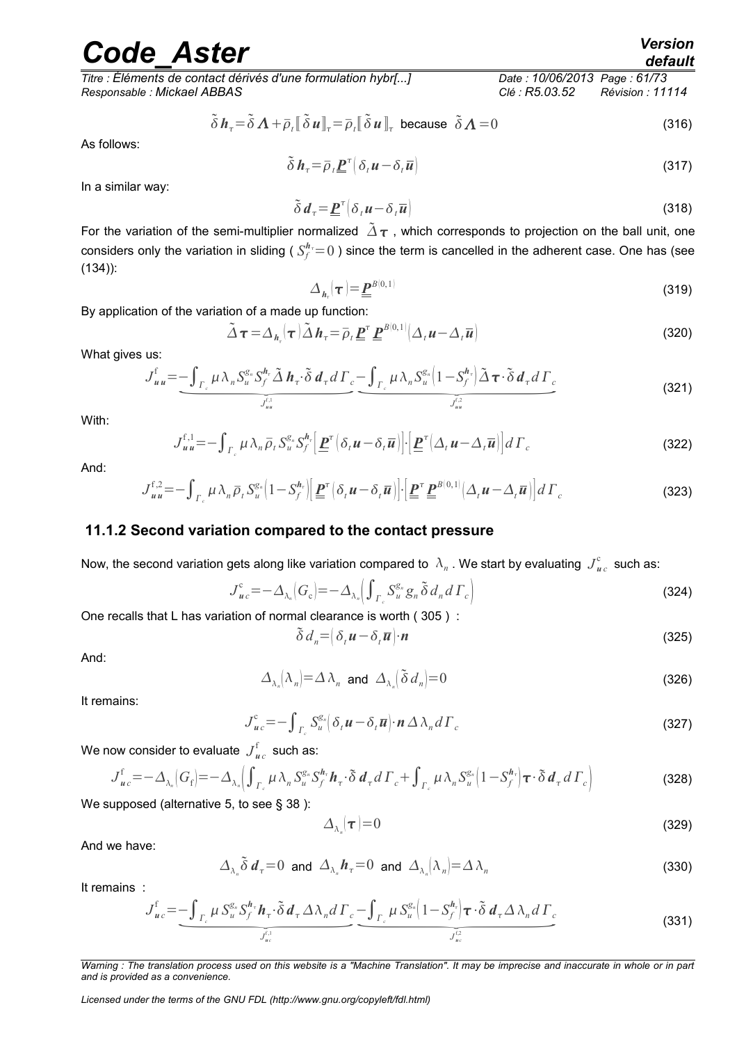$$\tilde{\delta}\boldsymbol{h}_\tau = \tilde{\delta}\boldsymbol{\Lambda} + \bar{\rho}_t [\![\tilde{\delta}\boldsymbol{u}]\!]_\tau = \bar{\rho}_t [\![\tilde{\delta}\boldsymbol{u}]\!]_\tau \text{ because } \tilde{\delta}\boldsymbol{\Lambda} = 0 \tag{316}$$

As follows:

$$\tilde{\delta}\boldsymbol{h}_\tau = \bar{\rho}_t \underline{\boldsymbol{P}}^\tau \left(\delta_t \boldsymbol{u} - \delta_t \bar{\boldsymbol{u}}\right) \tag{317}$$

In a similar way:

$$\tilde{\delta}\boldsymbol{d}_\tau = \underline{\boldsymbol{P}}^\tau \left(\delta_t \boldsymbol{u} - \delta_t \bar{\boldsymbol{u}}\right) \tag{318}$$

For the variation of the semi-multiplier normalized $\tilde{\Delta}\boldsymbol{\tau}$, which corresponds to projection on the ball unit, one considers only the variation in sliding ( $S_f^{\boldsymbol{h}_\tau} = 0$ ) since the term is cancelled in the adherent case. One has (see (134)):

$$\Delta_{\boldsymbol{h}_\tau}(\boldsymbol{\tau}) = \underline{\underline{\boldsymbol{P}}}^{B(0,1)} \tag{319}$$

By application of the variation of a made up function:

$$\tilde{\Delta}\boldsymbol{\tau} = \Delta_{\boldsymbol{h}_\tau}(\boldsymbol{\tau})\tilde{\Delta}\boldsymbol{h}_\tau = \bar{\rho}_t \underline{\boldsymbol{P}}^\tau \underline{\boldsymbol{P}}^{B(0,1)} \left(\Delta_t \boldsymbol{u} - \Delta_t \bar{\boldsymbol{u}}\right) \tag{320}$$

What gives us:

$$J_{\boldsymbol{uu}}^{\mathrm{f}} = \underbrace{-\int_{\Gamma_c} \mu \lambda_n S_u^{g_n} S_f^{\boldsymbol{h}_\tau} \tilde{\Delta}\boldsymbol{h}_\tau \cdot \tilde{\delta}\boldsymbol{d}_\tau d\Gamma_c}_{J_{\boldsymbol{uu}}^{\mathrm{f},1}} \underbrace{-\int_{\Gamma_c} \mu \lambda_n S_u^{g_n} \left(1 - S_f^{\boldsymbol{h}_\tau}\right) \tilde{\Delta}\boldsymbol{\tau} \cdot \tilde{\delta}\boldsymbol{d}_\tau d\Gamma_c}_{J_{\boldsymbol{uu}}^{\mathrm{f},2}} \tag{321}$$

With:

$$J_{\boldsymbol{uu}}^{\mathrm{f},1} = -\int_{\Gamma_c} \mu \lambda_n \bar{\rho}_t S_u^{g_n} S_f^{\boldsymbol{h}_\tau} \left[\underline{\boldsymbol{P}}^\tau \left(\delta_t \boldsymbol{u} - \delta_t \bar{\boldsymbol{u}}\right)\right] \cdot \left[\underline{\boldsymbol{P}}^\tau \left(\Delta_t \boldsymbol{u} - \Delta_t \bar{\boldsymbol{u}}\right)\right] d\Gamma_c \tag{322}$$

And:

$$J_{\boldsymbol{uu}}^{\mathrm{f},2} = -\int_{\Gamma_c} \mu \lambda_n \bar{\rho}_t S_u^{g_n} \left(1 - S_f^{\boldsymbol{h}_\tau}\right) \left[\underline{\boldsymbol{P}}^\tau \left(\delta_t \boldsymbol{u} - \delta_t \bar{\boldsymbol{u}}\right)\right] \cdot \left[\underline{\underline{\boldsymbol{P}}}^\tau \underline{\underline{\boldsymbol{P}}}^{B(0,1)} \left(\Delta_t \boldsymbol{u} - \Delta_t \bar{\boldsymbol{u}}\right)\right] d\Gamma_c \tag{323}$$

### 11.1.2 Second variation compared to the contact pressure

Now, the second variation gets along like variation compared to $\lambda_n$. We start by evaluating $J_{\boldsymbol{u}c}^{\mathrm{c}}$ such as:

$$J_{\boldsymbol{u}c}^{\mathrm{c}} = -\Delta_{\lambda_n}(G_{\mathrm{c}}) = -\Delta_{\lambda_n}\left(\int_{\Gamma_c} S_u^{g_n} g_n \tilde{\delta} d_n d\Gamma_c\right) \tag{324}$$

One recalls that L has variation of normal clearance is worth ( 305 ) :

$$\tilde{\delta} d_n = \left(\delta_t \boldsymbol{u} - \delta_t \bar{\boldsymbol{u}}\right) \cdot \boldsymbol{n} \tag{325}$$

And:

$$\Delta_{\lambda_n}(\lambda_n) = \Delta\lambda_n \text{ and } \Delta_{\lambda_n}(\tilde{\delta} d_n) = 0 \tag{326}$$

It remains:

$$J_{\boldsymbol{u}c}^{\mathrm{c}} = -\int_{\Gamma_c} S_u^{g_n} \left(\delta_t \boldsymbol{u} - \delta_t \bar{\boldsymbol{u}}\right) \cdot \boldsymbol{n} \, \Delta\lambda_n d\Gamma_c \tag{327}$$

We now consider to evaluate $J_{\boldsymbol{u}c}^{\mathrm{f}}$ such as:

$$J_{\boldsymbol{u}c}^{\mathrm{f}} = -\Delta_{\lambda_n}(G_{\mathrm{f}}) = -\Delta_{\lambda_n}\left(\int_{\Gamma_c} \mu \lambda_n S_u^{g_n} S_f^{\boldsymbol{h}_\tau} \boldsymbol{h}_\tau \cdot \tilde{\delta}\boldsymbol{d}_\tau d\Gamma_c + \int_{\Gamma_c} \mu \lambda_n S_u^{g_n} \left(1 - S_f^{\boldsymbol{h}_\tau}\right) \boldsymbol{\tau} \cdot \tilde{\delta}\boldsymbol{d}_\tau d\Gamma_c\right) \tag{328}$$

We supposed (alternative 5, to see § 38 ):

$$\Delta_{\lambda_n}(\boldsymbol{\tau}) = 0 \tag{329}$$

And we have:

$$\Delta_{\lambda_n} \tilde{\delta}\boldsymbol{d}_\tau = 0 \text{ and } \Delta_{\lambda_n} \boldsymbol{h}_\tau = 0 \text{ and } \Delta_{\lambda_n}(\lambda_n) = \Delta\lambda_n \tag{330}$$

It remains :

$$J_{\boldsymbol{u}c}^{\mathrm{f}} = \underbrace{-\int_{\Gamma_c} \mu S_u^{g_n} S_f^{\boldsymbol{h}_\tau} \boldsymbol{h}_\tau \cdot \tilde{\delta}\boldsymbol{d}_\tau \Delta\lambda_n d\Gamma_c}_{J_{\boldsymbol{u}c}^{\mathrm{f},1}} \underbrace{-\int_{\Gamma_c} \mu S_u^{g_n} \left(1 - S_f^{\boldsymbol{h}_\tau}\right) \boldsymbol{\tau} \cdot \tilde{\delta}\boldsymbol{d}_\tau \Delta\lambda_n d\Gamma_c}_{J_{\boldsymbol{u}c}^{\mathrm{f},2}} \tag{331}$$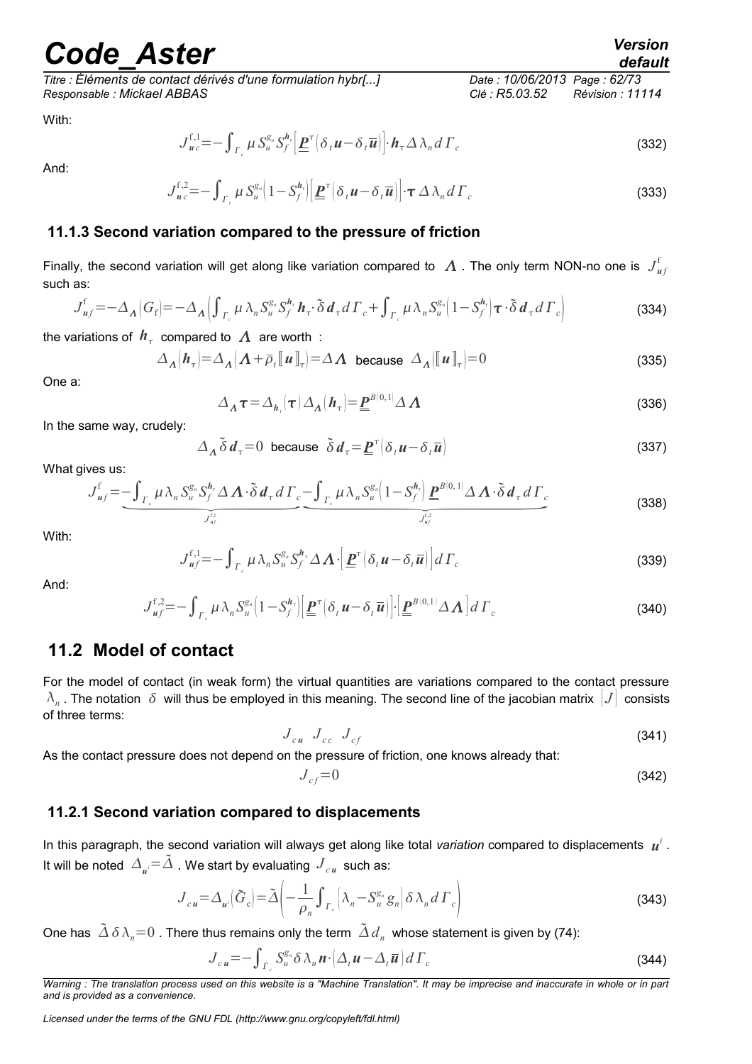With:

$$J_{\boldsymbol{u}c}^{\mathrm{f},1}=-\int_{\Gamma_c}\mu\, S_u^{g_n} S_f^{\boldsymbol{h}_\tau}\left[\underline{\underline{\boldsymbol{P}}}^\tau\left(\delta_t \boldsymbol{u}-\delta_t \overline{\boldsymbol{u}}\right)\right]\cdot \boldsymbol{h}_\tau \Delta\lambda_n\, d\Gamma_c \tag{332}$$

And:

$$J_{\boldsymbol{u}c}^{\mathrm{f},2}=-\int_{\Gamma_c}\mu\, S_u^{g_n}\left(1-S_f^{\boldsymbol{h}_\tau}\right)\left[\underline{\underline{\boldsymbol{P}}}^\tau\left(\delta_t \boldsymbol{u}-\delta_t \overline{\boldsymbol{u}}\right)\right]\cdot \boldsymbol{\tau}\, \Delta\lambda_n\, d\Gamma_c \tag{333}$$

### 11.1.3 Second variation compared to the pressure of friction

Finally, the second variation will get along like variation compared to $\boldsymbol{\Lambda}$. The only term NON-no one is $J_{\boldsymbol{u}f}^{\mathrm{f}}$ such as:

$$J_{\boldsymbol{u}f}^{\mathrm{f}}=-\Delta_{\boldsymbol{\Lambda}}\left(G_{\mathrm{f}}\right)=-\Delta_{\boldsymbol{\Lambda}}\left(\int_{\Gamma_c}\mu\,\lambda_n S_u^{g_n} S_f^{\boldsymbol{h}_\tau} \boldsymbol{h}_\tau\cdot\tilde{\delta}\boldsymbol{d}_\tau\, d\Gamma_c+\int_{\Gamma_c}\mu\,\lambda_n S_u^{g_n}\left(1-S_f^{\boldsymbol{h}_\tau}\right)\boldsymbol{\tau}\cdot\tilde{\delta}\boldsymbol{d}_\tau\, d\Gamma_c\right) \tag{334}$$

the variations of $\boldsymbol{h}_\tau$ compared to $\boldsymbol{\Lambda}$ are worth :

$$\Delta_{\boldsymbol{\Lambda}}\left(\boldsymbol{h}_\tau\right)=\Delta_{\boldsymbol{\Lambda}}\left(\boldsymbol{\Lambda}+\bar{\rho}_t \llbracket \boldsymbol{u}\rrbracket_\tau\right)=\Delta\boldsymbol{\Lambda} \quad \text{because} \quad \Delta_{\boldsymbol{\Lambda}}\left(\llbracket \boldsymbol{u}\rrbracket_\tau\right)=0 \tag{335}$$

One a:

$$\Delta_{\boldsymbol{\Lambda}}\boldsymbol{\tau}=\Delta_{\boldsymbol{h}_\tau}(\boldsymbol{\tau})\,\Delta_{\boldsymbol{\Lambda}}\left(\boldsymbol{h}_\tau\right)=\underline{\underline{\boldsymbol{P}}}^{B(0,1)}\Delta\boldsymbol{\Lambda} \tag{336}$$

In the same way, crudely:

$$\Delta_{\boldsymbol{\Lambda}}\tilde{\delta}\boldsymbol{d}_\tau=0 \quad \text{because} \quad \tilde{\delta}\boldsymbol{d}_\tau=\underline{\underline{\boldsymbol{P}}}^\tau\left(\delta_t \boldsymbol{u}-\delta_t \overline{\boldsymbol{u}}\right) \tag{337}$$

What gives us:

$$J_{\boldsymbol{u}f}^{\mathrm{f}}=\underbrace{-\int_{\Gamma_c}\mu\,\lambda_n S_u^{g_n} S_f^{\boldsymbol{h}_\tau}\Delta\boldsymbol{\Lambda}\cdot\tilde{\delta}\boldsymbol{d}_\tau\, d\Gamma_c}_{J_{\boldsymbol{u}f}^{\mathrm{f},1}}\underbrace{-\int_{\Gamma_c}\mu\,\lambda_n S_u^{g_n}\left(1-S_f^{\boldsymbol{h}_\tau}\right)\underline{\underline{\boldsymbol{P}}}^{B(0,1)}\Delta\boldsymbol{\Lambda}\cdot\tilde{\delta}\boldsymbol{d}_\tau\, d\Gamma_c}_{J_{\boldsymbol{u}f}^{\mathrm{f},2}} \tag{338}$$

With:

$$J_{\boldsymbol{u}f}^{\mathrm{f},1}=-\int_{\Gamma_c}\mu\,\lambda_n S_u^{g_n} S_f^{\boldsymbol{h}_\tau}\Delta\boldsymbol{\Lambda}\cdot\left[\underline{\underline{\boldsymbol{P}}}^\tau\left(\delta_t \boldsymbol{u}-\delta_t \overline{\boldsymbol{u}}\right)\right]d\Gamma_c \tag{339}$$

And:

$$J_{\boldsymbol{u}f}^{\mathrm{f},2}=-\int_{\Gamma_c}\mu\,\lambda_n S_u^{g_n}\left(1-S_f^{\boldsymbol{h}_\tau}\right)\left[\underline{\underline{\boldsymbol{P}}}^\tau\left(\delta_t \boldsymbol{u}-\delta_t \overline{\boldsymbol{u}}\right)\right]\cdot\left[\underline{\underline{\boldsymbol{P}}}^{B(0,1)}\Delta\boldsymbol{\Lambda}\right]d\Gamma_c \tag{340}$$

## 11.2 Model of contact

For the model of contact (in weak form) the virtual quantities are variations compared to the contact pressure $\lambda_n$. The notation $\delta$ will thus be employed in this meaning. The second line of the jacobian matrix $[J]$ consists of three terms:

$$J_{c\boldsymbol{u}} \quad J_{cc} \quad J_{cf} \tag{341}$$

As the contact pressure does not depend on the pressure of friction, one knows already that:

$$J_{cf}=0 \tag{342}$$

### 11.2.1 Second variation compared to displacements

In this paragraph, the second variation will always get along like total *variation* compared to displacements $\boldsymbol{u}^i$. It will be noted $\Delta_{\boldsymbol{u}^i}=\tilde{\Delta}$. We start by evaluating $J_{c\boldsymbol{u}}$ such as:

$$J_{c\boldsymbol{u}}=\Delta_{\boldsymbol{u}^i}\left(\tilde{G}_{\mathrm{c}}\right)=\tilde{\Delta}\left(-\frac{1}{\rho_n}\int_{\Gamma_c}\left(\lambda_n-S_u^{g_n} g_n\right)\delta\lambda_n\, d\Gamma_c\right) \tag{343}$$

One has $\tilde{\Delta}\delta\lambda_n=0$. There thus remains only the term $\tilde{\Delta}d_n$ whose statement is given by (74):

$$J_{c\boldsymbol{u}}=-\int_{\Gamma_c}S_u^{g_n}\delta\lambda_n \boldsymbol{n}\cdot\left(\Delta_t \boldsymbol{u}-\Delta_t \overline{\boldsymbol{u}}\right)d\Gamma_c \tag{344}$$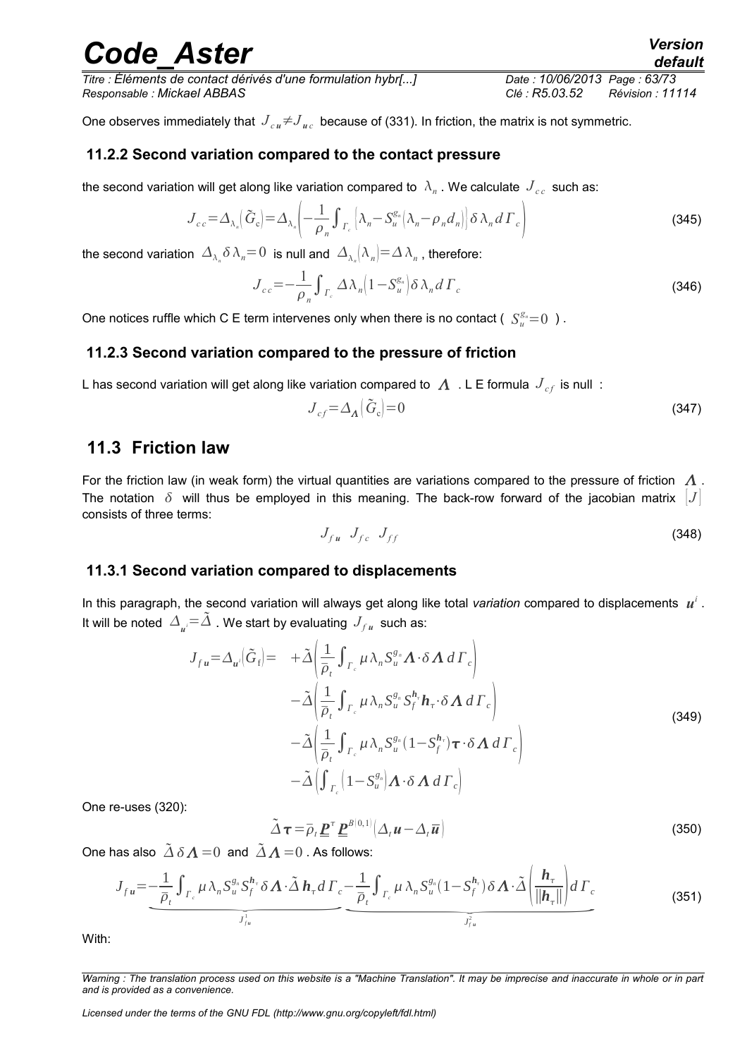One observes immediately that $J_{c\boldsymbol{u}} \neq J_{\boldsymbol{u}c}$ because of (331). In friction, the matrix is not symmetric.

### 11.2.2 Second variation compared to the contact pressure

the second variation will get along like variation compared to $\lambda_n$ . We calculate $J_{cc}$ such as:

$$J_{cc} = \Delta_{\lambda_n}\left(\tilde{G}_c\right) = \Delta_{\lambda_n}\left(-\frac{1}{\rho_n}\int_{\Gamma_c}\left[\lambda_n - S_u^{g_n}\left(\lambda_n - \rho_n d_n\right)\right]\delta\lambda_n \, d\Gamma_c\right) \tag{345}$$

the second variation $\Delta_{\lambda_n}\delta\lambda_n = 0$ is null and $\Delta_{\lambda_n}\left(\lambda_n\right) = \Delta\lambda_n$ , therefore:

$$J_{cc} = -\frac{1}{\rho_n}\int_{\Gamma_c}\Delta\lambda_n\left(1 - S_u^{g_n}\right)\delta\lambda_n \, d\Gamma_c \tag{346}$$

One notices ruffle which C E term intervenes only when there is no contact ( $S_u^{g_n} = 0$ ) .

### 11.2.3 Second variation compared to the pressure of friction

L has second variation will get along like variation compared to $\boldsymbol{\Lambda}$ . L E formula $J_{cf}$ is null :

$$J_{cf} = \Delta_{\boldsymbol{\Lambda}}\left(\tilde{G}_c\right) = 0 \tag{347}$$

## 11.3 Friction law

For the friction law (in weak form) the virtual quantities are variations compared to the pressure of friction $\boldsymbol{\Lambda}$ . The notation $\delta$ will thus be employed in this meaning. The back-row forward of the jacobian matrix $[J]$ consists of three terms:

$$J_{f\boldsymbol{u}} \quad J_{fc} \quad J_{ff} \tag{348}$$

### 11.3.1 Second variation compared to displacements

In this paragraph, the second variation will always get along like total *variation* compared to displacements $\boldsymbol{u}^i$ . It will be noted $\Delta_{\boldsymbol{u}^i} = \tilde{\Delta}$ . We start by evaluating $J_{f\boldsymbol{u}}$ such as:

$$\begin{aligned} J_{f\boldsymbol{u}} = \Delta_{\boldsymbol{u}^i}\left(\tilde{G}_f\right) = \quad & +\tilde{\Delta}\left(\frac{1}{\bar{\rho}_t}\int_{\Gamma_c}\mu\lambda_n S_u^{g_n}\boldsymbol{\Lambda}\cdot\delta\boldsymbol{\Lambda}\, d\Gamma_c\right) \\ & -\tilde{\Delta}\left(\frac{1}{\bar{\rho}_t}\int_{\Gamma_c}\mu\lambda_n S_u^{g_n}S_f^{\boldsymbol{h}_\tau}\boldsymbol{h}_\tau\cdot\delta\boldsymbol{\Lambda}\, d\Gamma_c\right) \\ & -\tilde{\Delta}\left(\frac{1}{\bar{\rho}_t}\int_{\Gamma_c}\mu\lambda_n S_u^{g_n}\left(1 - S_f^{\boldsymbol{h}_\tau}\right)\boldsymbol{\tau}\cdot\delta\boldsymbol{\Lambda}\, d\Gamma_c\right) \\ & -\tilde{\Delta}\left(\int_{\Gamma_c}\left(1 - S_u^{g_n}\right)\boldsymbol{\Lambda}\cdot\delta\boldsymbol{\Lambda}\, d\Gamma_c\right) \end{aligned} \tag{349}$$

One re-uses (320):

$$\tilde{\Delta}\boldsymbol{\tau} = \bar{\rho}_t \underline{\boldsymbol{P}}^\tau \underline{\boldsymbol{P}}^{B(0,1)}\left(\Delta_t \boldsymbol{u} - \Delta_t \bar{\boldsymbol{u}}\right) \tag{350}$$

One has also $\tilde{\Delta}\delta\boldsymbol{\Lambda} = 0$ and $\tilde{\Delta}\boldsymbol{\Lambda} = 0$ . As follows:

$$J_{f\boldsymbol{u}} = \underbrace{-\frac{1}{\bar{\rho}_t}\int_{\Gamma_c}\mu\lambda_n S_u^{g_n}S_f^{\boldsymbol{h}_\tau}\delta\boldsymbol{\Lambda}\cdot\tilde{\Delta}\boldsymbol{h}_\tau\, d\Gamma_c}_{J_{fu}^1}\underbrace{-\frac{1}{\bar{\rho}_t}\int_{\Gamma_c}\mu\lambda_n S_u^{g_n}\left(1 - S_f^{\boldsymbol{h}_\tau}\right)\delta\boldsymbol{\Lambda}\cdot\tilde{\Delta}\left(\frac{\boldsymbol{h}_\tau}{\|\boldsymbol{h}_\tau\|}\right)d\Gamma_c}_{J_{fu}^2} \tag{351}$$

With: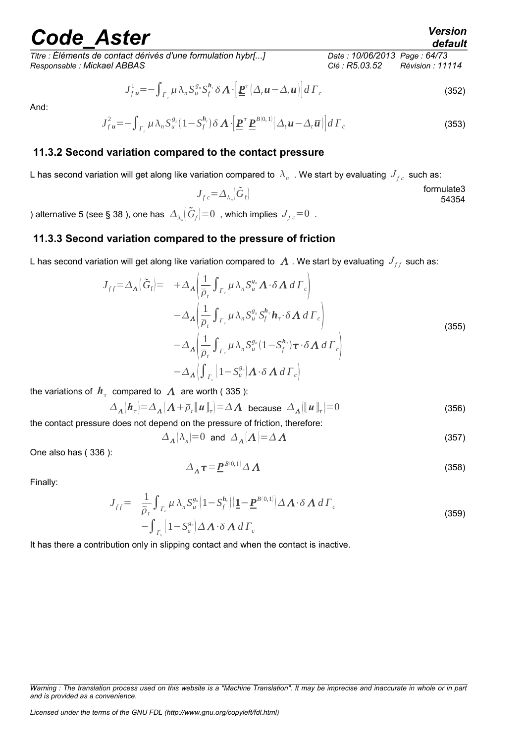$$J_{f\boldsymbol{u}}^{1}=-\int_{\Gamma_c}\mu\lambda_n S_u^{g_n} S_f^{\boldsymbol{h}_\tau}\delta\boldsymbol{\Lambda}\cdot\left[\underline{\underline{\boldsymbol{P}}}^{\tau}\left(\Delta_t\boldsymbol{u}-\Delta_t\bar{\boldsymbol{u}}\right)\right]d\Gamma_c \tag{352}$$

And:

$$J_{f\boldsymbol{u}}^{2}=-\int_{\Gamma_c}\mu\lambda_n S_u^{g_n}(1-S_f^{\boldsymbol{h}_\tau})\delta\boldsymbol{\Lambda}\cdot\left[\underline{\underline{\boldsymbol{P}}}^{\tau}\underline{\underline{\boldsymbol{P}}}^{B(0,1)}\left(\Delta_t\boldsymbol{u}-\Delta_t\bar{\boldsymbol{u}}\right)\right]d\Gamma_c \tag{353}$$

### 11.3.2 Second variation compared to the contact pressure

L has second variation will get along like variation compared to $\lambda_n$ . We start by evaluating $J_{fc}$ such as:

$$J_{fc}=\Delta_{\lambda_n}(\tilde{G}_{\mathrm{f}})$$

formulate3 54354

) alternative 5 (see § 38 ), one has $\Delta_{\lambda_n}(\tilde{G}_f)=0$ , which implies $J_{fc}=0$ .

### 11.3.3 Second variation compared to the pressure of friction

L has second variation will get along like variation compared to $\boldsymbol{\Lambda}$ . We start by evaluating $J_{ff}$ such as:

$$\begin{aligned}J_{ff}=\Delta_{\boldsymbol{\Lambda}}(\tilde{G}_{\mathrm{f}})= & +\Delta_{\boldsymbol{\Lambda}}\left(\frac{1}{\bar{\rho}_t}\int_{\Gamma_c}\mu\lambda_n S_u^{g_n}\boldsymbol{\Lambda}\cdot\delta\boldsymbol{\Lambda}\,d\Gamma_c\right)\\ & -\Delta_{\boldsymbol{\Lambda}}\left(\frac{1}{\bar{\rho}_t}\int_{\Gamma_c}\mu\lambda_n S_u^{g_n}S_f^{\boldsymbol{h}_\tau}\boldsymbol{h}_\tau\cdot\delta\boldsymbol{\Lambda}\,d\Gamma_c\right)\\ & -\Delta_{\boldsymbol{\Lambda}}\left(\frac{1}{\bar{\rho}_t}\int_{\Gamma_c}\mu\lambda_n S_u^{g_n}(1-S_f^{\boldsymbol{h}_\tau})\boldsymbol{\tau}\cdot\delta\boldsymbol{\Lambda}\,d\Gamma_c\right)\\ & -\Delta_{\boldsymbol{\Lambda}}\left(\int_{\Gamma_c}\left(1-S_u^{g_n}\right)\boldsymbol{\Lambda}\cdot\delta\boldsymbol{\Lambda}\,d\Gamma_c\right)\end{aligned} \tag{355}$$

the variations of $\boldsymbol{h}_\tau$ compared to $\boldsymbol{\Lambda}$ are worth ( 335 ):

$$\Delta_{\boldsymbol{\Lambda}}(\boldsymbol{h}_\tau)=\Delta_{\boldsymbol{\Lambda}}(\boldsymbol{\Lambda}+\bar{\rho}_t[\![\boldsymbol{u}]\!]_\tau)=\Delta\boldsymbol{\Lambda}\ \text{ because }\ \Delta_{\boldsymbol{\Lambda}}([\![\boldsymbol{u}]\!]_\tau)=0 \tag{356}$$

the contact pressure does not depend on the pressure of friction, therefore:

$$\Delta_{\boldsymbol{\Lambda}}(\lambda_n)=0\ \text{ and }\ \Delta_{\boldsymbol{\Lambda}}(\boldsymbol{\Lambda})=\Delta\boldsymbol{\Lambda} \tag{357}$$

One also has ( 336 ):

$$\Delta_{\boldsymbol{\Lambda}}\boldsymbol{\tau}=\underline{\underline{\boldsymbol{P}}}^{B(0,1)}\Delta\boldsymbol{\Lambda} \tag{358}$$

Finally:

$$\begin{aligned}J_{ff}= & \frac{1}{\bar{\rho}_t}\int_{\Gamma_c}\mu\lambda_n S_u^{g_n}\left(1-S_f^{\boldsymbol{h}_\tau}\right)\left(\underline{\underline{\mathbf{1}}}-\underline{\underline{\boldsymbol{P}}}^{B(0,1)}\right)\Delta\boldsymbol{\Lambda}\cdot\delta\boldsymbol{\Lambda}\,d\Gamma_c\\ & -\int_{\Gamma_c}\left(1-S_u^{g_n}\right)\Delta\boldsymbol{\Lambda}\cdot\delta\boldsymbol{\Lambda}\,d\Gamma_c\end{aligned} \tag{359}$$

It has there a contribution only in slipping contact and when the contact is inactive.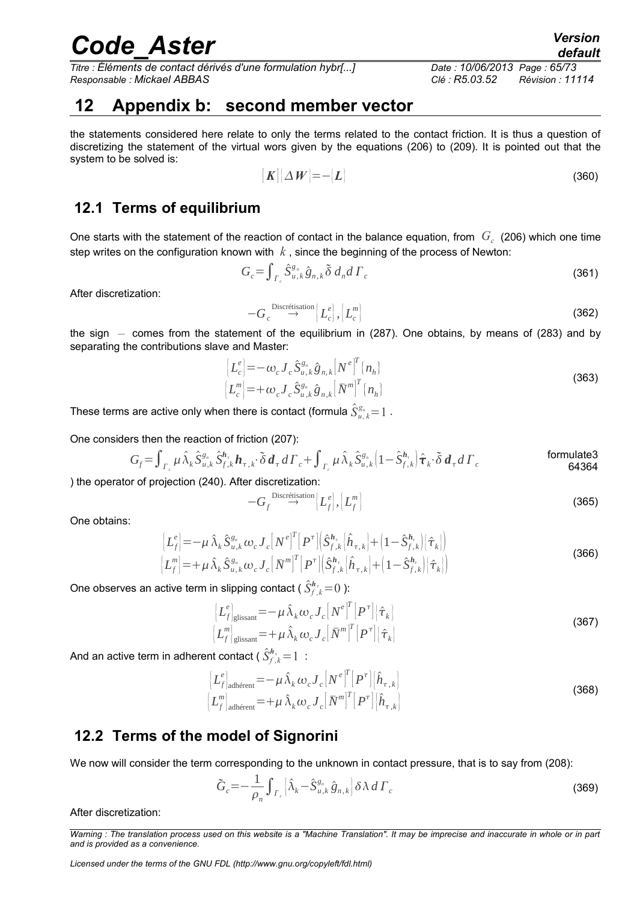## 12 Appendix b: second member vector

the statements considered here relate to only the terms related to the contact friction. It is thus a question of discretizing the statement of the virtual wors given by the equations (206) to (209). It is pointed out that the system to be solved is:

$$[\boldsymbol{K}][\Delta \boldsymbol{W}]=-[\boldsymbol{L}] \tag{360}$$

### 12.1 Terms of equilibrium

One starts with the statement of the reaction of contact in the balance equation, from $G_c$ (206) which one time step writes on the configuration known with $k$, since the beginning of the process of Newton:

$$G_c=\int_{\Gamma_c} \hat{S}_{u,k}^{g_n} \hat{g}_{n,k} \tilde{\delta}\, d_n d\Gamma_c \tag{361}$$

After discretization:

$$-G_c \overset{\text{Discrétisation}}{\rightarrow} \{L_c^e\},\{L_c^m\} \tag{362}$$

the sign $-$ comes from the statement of the equilibrium in (287). One obtains, by means of (283) and by separating the contributions slave and Master:

$$\begin{aligned}\{L_c^e\}&=-\omega_c J_c \hat{S}_{u,k}^{g_n} \hat{g}_{n,k} [N^e]^T \{n_h\}\\ \{L_c^m\}&=+\omega_c J_c \hat{S}_{u,k}^{g_n} \hat{g}_{n,k} [\bar{N}^m]^T \{n_h\}\end{aligned} \tag{363}$$

These terms are active only when there is contact (formula $\hat{S}_{u,k}^{g_n}=1$ .

One considers then the reaction of friction (207):

$$G_f=\int_{\Gamma_c} \mu \hat{\lambda}_k \hat{S}_{u,k}^{g_n} \hat{S}_{f,k}^{\boldsymbol{h}_\tau} \boldsymbol{h}_{\tau,k}\cdot \tilde{\delta}\, \boldsymbol{d}_\tau\, d\Gamma_c+\int_{\Gamma_c} \mu \hat{\lambda}_k \hat{S}_{u,k}^{g_n}\left(1-\hat{S}_{f,k}^{\boldsymbol{h}_\tau}\right) \hat{\boldsymbol{\tau}}_k\cdot \tilde{\delta}\, \boldsymbol{d}_\tau\, d\Gamma_c \qquad \text{formulate3 64364}$$

) the operator of projection (240). After discretization:

$$-G_f \overset{\text{Discrétisation}}{\rightarrow} \{L_f^e\},\{L_f^m\} \tag{365}$$

One obtains:

$$\begin{aligned}\{L_f^e\}&=-\mu \hat{\lambda}_k \hat{S}_{u,k}^{g_n} \omega_c J_c [N^e]^T [P^\tau]\left(\hat{S}_{f,k}^{\boldsymbol{h}_\tau}\{\hat{h}_{\tau,k}\}+\left(1-\hat{S}_{f,k}^{\boldsymbol{h}_\tau}\right)\{\hat{\tau}_k\}\right)\\ \{L_f^m\}&=+\mu \hat{\lambda}_k \hat{S}_{u,k}^{g_n} \omega_c J_c [\bar{N}^m]^T [P^\tau]\left(\hat{S}_{f,k}^{\boldsymbol{h}_\tau}\{\hat{h}_{\tau,k}\}+\left(1-\hat{S}_{f,k}^{\boldsymbol{h}_\tau}\right)\{\hat{\tau}_k\}\right)\end{aligned} \tag{366}$$

One observes an active term in slipping contact ( $\hat{S}_{f,k}^{\boldsymbol{h}_\tau}=0$ ):

$$\begin{aligned}\{L_f^e\}_{\text{glissant}}&=-\mu \hat{\lambda}_k \omega_c J_c [N^e]^T [P^\tau]\{\hat{\tau}_k\}\\ \{L_f^m\}_{\text{glissant}}&=+\mu \hat{\lambda}_k \omega_c J_c [\bar{N}^m]^T [P^\tau]\{\hat{\tau}_k\}\end{aligned} \tag{367}$$

And an active term in adherent contact ( $\hat{S}_{f,k}^{\boldsymbol{h}_\tau}=1$ :

$$\begin{aligned}\{L_f^e\}_{\text{adhérent}}&=-\mu \hat{\lambda}_k \omega_c J_c [N^e]^T [P^\tau]\{\hat{h}_{\tau,k}\}\\ \{L_f^m\}_{\text{adhérent}}&=+\mu \hat{\lambda}_k \omega_c J_c [\bar{N}^m]^T [P^\tau]\{\hat{h}_{\tau,k}\}\end{aligned} \tag{368}$$

### 12.2 Terms of the model of Signorini

We now will consider the term corresponding to the unknown in contact pressure, that is to say from (208):

$$\tilde{G}_c=-\frac{1}{\rho_n}\int_{\Gamma_c}\left(\hat{\lambda}_k-\hat{S}_{u,k}^{g_n} \hat{g}_{n,k}\right)\delta\lambda\, d\Gamma_c \tag{369}$$

After discretization: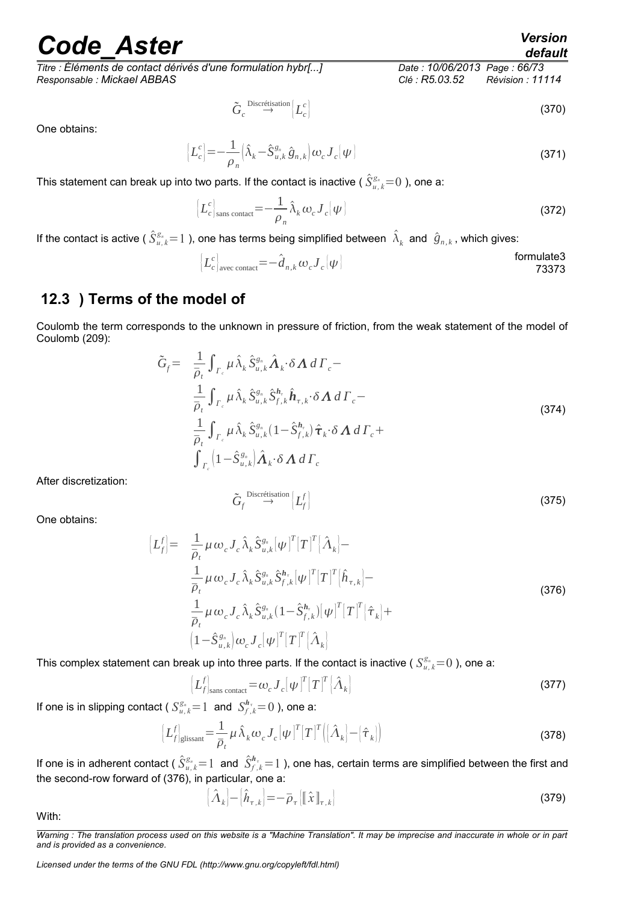$$\tilde{G}_c \overset{\text{Discrétisation}}{\rightarrow} \left[ L_c^c \right] \tag{370}$$

One obtains:

$$\left[ L_c^c \right] = -\frac{1}{\rho_n} \left( \hat{\lambda}_k - \hat{S}_{u,k}^{g_n} \hat{g}_{n,k} \right) \omega_c J_c \left[ \psi \right] \tag{371}$$

This statement can break up into two parts. If the contact is inactive ( $\hat{S}_{u,k}^{g_n} = 0$ ), one a:

$$\left[ L_c^c \right]_{\text{sans contact}} = -\frac{1}{\rho_n} \hat{\lambda}_k \omega_c J_c \left[ \psi \right] \tag{372}$$

If the contact is active ( $\hat{S}_{u,k}^{g_n} = 1$ ), one has terms being simplified between $\hat{\lambda}_k$ and $\hat{g}_{n,k}$, which gives:

$$\left[ L_c^c \right]_{\text{avec contact}} = -\hat{d}_{n,k} \omega_c J_c \left[ \psi \right]$$ formulate3 73373

## 12.3 ) Terms of the model of

Coulomb the term corresponds to the unknown in pressure of friction, from the weak statement of the model of Coulomb (209):

$$\begin{aligned} \tilde{G}_f = & \frac{1}{\bar{\rho}_t} \int_{\Gamma_c} \mu \hat{\lambda}_k \hat{S}_{u,k}^{g_n} \hat{\boldsymbol{\Lambda}}_k \cdot \delta \boldsymbol{\Lambda} \, d\Gamma_c - \\ & \frac{1}{\bar{\rho}_t} \int_{\Gamma_c} \mu \hat{\lambda}_k \hat{S}_{u,k}^{g_n} \hat{S}_{f,k}^{\boldsymbol{h}_\tau} \hat{\boldsymbol{h}}_{\tau,k} \cdot \delta \boldsymbol{\Lambda} \, d\Gamma_c - \\ & \frac{1}{\bar{\rho}_t} \int_{\Gamma_c} \mu \hat{\lambda}_k \hat{S}_{u,k}^{g_n} (1 - \hat{S}_{f,k}^{\boldsymbol{h}_\tau}) \hat{\boldsymbol{\tau}}_k \cdot \delta \boldsymbol{\Lambda} \, d\Gamma_c + \\ & \int_{\Gamma_c} \left( 1 - \hat{S}_{u,k}^{g_n} \right) \hat{\boldsymbol{\Lambda}}_k \cdot \delta \boldsymbol{\Lambda} \, d\Gamma_c \end{aligned} \tag{374}$$

After discretization:

$$\tilde{G}_f \overset{\text{Discrétisation}}{\rightarrow} \left[ L_f^f \right] \tag{375}$$

One obtains:

$$\begin{aligned} \left[ L_f^f \right] = & \frac{1}{\bar{\rho}_t} \mu \omega_c J_c \hat{\lambda}_k \hat{S}_{u,k}^{g_n} \left[ \psi \right]^T \left[ T \right]^T \left[ \hat{\Lambda}_k \right] - \\ & \frac{1}{\bar{\rho}_t} \mu \omega_c J_c \hat{\lambda}_k \hat{S}_{u,k}^{g_n} \hat{S}_{f,k}^{\boldsymbol{h}_\tau} \left[ \psi \right]^T \left[ T \right]^T \left[ \hat{h}_{\tau,k} \right] - \\ & \frac{1}{\bar{\rho}_t} \mu \omega_c J_c \hat{\lambda}_k \hat{S}_{u,k}^{g_n} (1 - \hat{S}_{f,k}^{\boldsymbol{h}_\tau}) \left[ \psi \right]^T \left[ T \right]^T \left[ \hat{\tau}_k \right] + \\ & \left( 1 - \hat{S}_{u,k}^{g_n} \right) \omega_c J_c \left[ \psi \right]^T \left[ T \right]^T \left[ \hat{\Lambda}_k \right] \end{aligned} \tag{376}$$

This complex statement can break up into three parts. If the contact is inactive ( $S_{u,k}^{g_n} = 0$ ), one a:

$$\left[ L_f^f \right]_{\text{sans contact}} = \omega_c J_c \left[ \psi \right]^T \left[ T \right]^T \left[ \hat{\Lambda}_k \right] \tag{377}$$

If one is in slipping contact ( $S_{u,k}^{g_n} = 1$ and $S_{f,k}^{\boldsymbol{h}_\tau} = 0$ ), one a:

$$\left[ L_f^f \right]_{\text{glissant}} = \frac{1}{\bar{\rho}_t} \mu \hat{\lambda}_k \omega_c J_c \left[ \psi \right]^T \left[ T \right]^T \left( \left[ \hat{\Lambda}_k \right] - \left[ \hat{\tau}_k \right] \right) \tag{378}$$

If one is in adherent contact ( $\hat{S}_{u,k}^{g_n} = 1$ and $\hat{S}_{f,k}^{\boldsymbol{h}_\tau} = 1$ ), one has, certain terms are simplified between the first and the second-row forward of (376), in particular, one a:

$$\left[ \hat{\Lambda}_k \right] - \left[ \hat{h}_{\tau,k} \right] = -\bar{\rho}_\tau \left[ [\![ \hat{x} ]\!]_{\tau,k} \right] \tag{379}$$

With: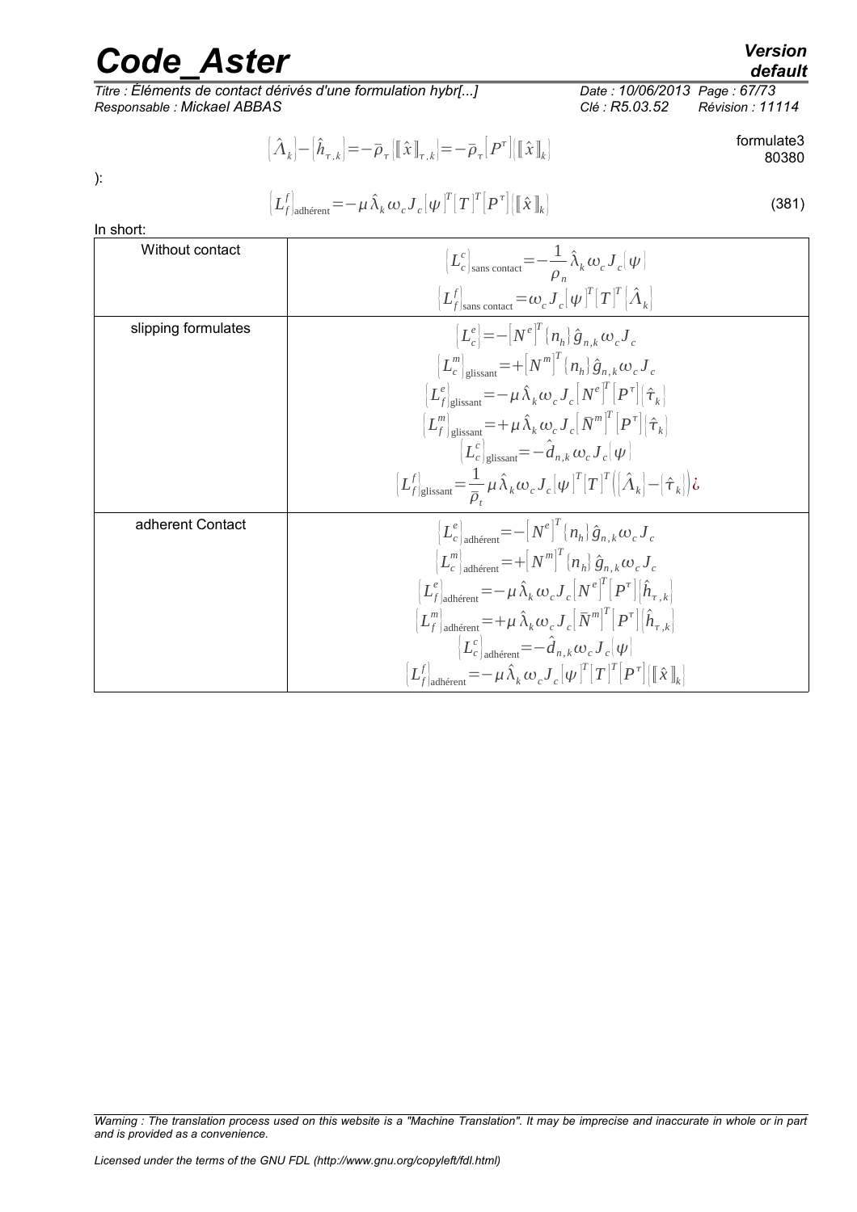$$\{\hat{\Lambda}_k\} - \{\hat{h}_{\tau,k}\} = -\bar{\rho}_\tau \{[\![\hat{x}]\!]_{\tau,k}\} = -\bar{\rho}_\tau [P^\tau] \{[\![\hat{x}]\!]_k\}$$ formulate3 80380

):

$$\{L_f^f\}_{\text{adhérent}} = -\mu \hat{\lambda}_k \omega_c J_c [\psi]^T [T]^T [P^\tau] \{[\![\hat{x}]\!]_k\} \quad (381)$$

In short:

| | |
|---|---|
| Without contact | $\{L_c^c\}_{\text{sans contact}} = -\dfrac{1}{\rho_n} \hat{\lambda}_k \omega_c J_c \{\psi\}$ <br> $\{L_f^f\}_{\text{sans contact}} = \omega_c J_c [\psi]^T [T]^T \{\hat{\Lambda}_k\}$ |
| slipping formulates | $\{L_c^e\} = -[N^e]^T \{n_h\} \hat{g}_{n,k} \omega_c J_c$ <br> $\{L_c^m\}_{\text{glissant}} = +[N^m]^T \{n_h\} \hat{g}_{n,k} \omega_c J_c$ <br> $\{L_f^e\}_{\text{glissant}} = -\mu \hat{\lambda}_k \omega_c J_c [N^e]^T [P^\tau] \{\hat{\tau}_k\}$ <br> $\{L_f^m\}_{\text{glissant}} = +\mu \hat{\lambda}_k \omega_c J_c [\bar{N}^m]^T [P^\tau] \{\hat{\tau}_k\}$ <br> $\{L_c^c\}_{\text{glissant}} = -\hat{d}_{n,k} \omega_c J_c \{\psi\}$ <br> $\{L_f^f\}_{\text{glissant}} = \dfrac{1}{\bar{\rho}_t} \mu \hat{\lambda}_k \omega_c J_c [\psi]^T [T]^T (\{\hat{\Lambda}_k\} - \{\hat{\tau}_k\})¿$ |
| adherent Contact | $\{L_c^e\}_{\text{adhérent}} = -[N^e]^T \{n_h\} \hat{g}_{n,k} \omega_c J_c$ <br> $\{L_c^m\}_{\text{adhérent}} = +[N^m]^T \{n_h\} \hat{g}_{n,k} \omega_c J_c$ <br> $\{L_f^e\}_{\text{adhérent}} = -\mu \hat{\lambda}_k \omega_c J_c [N^e]^T [P^\tau] \{\hat{h}_{\tau,k}\}$ <br> $\{L_f^m\}_{\text{adhérent}} = +\mu \hat{\lambda}_k \omega_c J_c [\bar{N}^m]^T [P^\tau] \{\hat{h}_{\tau,k}\}$ <br> $\{L_c^c\}_{\text{adhérent}} = -\hat{d}_{n,k} \omega_c J_c \{\psi\}$ <br> $\{L_f^f\}_{\text{adhérent}} = -\mu \hat{\lambda}_k \omega_c J_c [\psi]^T [T]^T [P^\tau] \{[\![\hat{x}]\!]_k\}$ |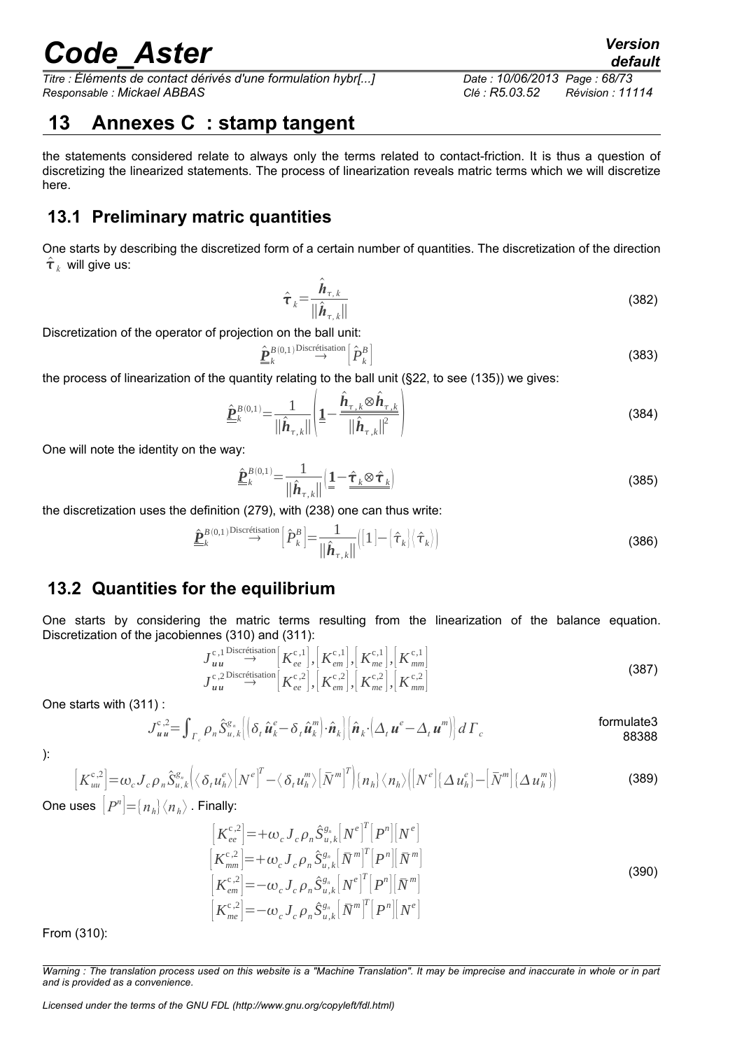# 13 Annexes C : stamp tangent

the statements considered relate to always only the terms related to contact-friction. It is thus a question of discretizing the linearized statements. The process of linearization reveals matric terms which we will discretize here.

## 13.1 Preliminary matric quantities

One starts by describing the discretized form of a certain number of quantities. The discretization of the direction $\hat{\boldsymbol{\tau}}_k$ will give us:

$$\hat{\boldsymbol{\tau}}_k = \frac{\hat{\boldsymbol{h}}_{\tau,k}}{\|\hat{\boldsymbol{h}}_{\tau,k}\|} \tag{382}$$

Discretization of the operator of projection on the ball unit:

$$\underline{\underline{\hat{\boldsymbol{P}}}}_k^{B(0,1)} \overset{\text{Discrétisation}}{\rightarrow} \left[\hat{P}_k^B\right] \tag{383}$$

the process of linearization of the quantity relating to the ball unit (§22, to see (135)) we gives:

$$\underline{\underline{\hat{\boldsymbol{P}}}}_k^{B(0,1)} = \frac{1}{\|\hat{\boldsymbol{h}}_{\tau,k}\|}\left(\underline{\underline{\mathbf{1}}} - \frac{\hat{\boldsymbol{h}}_{\tau,k} \otimes \hat{\boldsymbol{h}}_{\tau,k}}{\|\hat{\boldsymbol{h}}_{\tau,k}\|^2}\right) \tag{384}$$

One will note the identity on the way:

$$\underline{\underline{\hat{\boldsymbol{P}}}}_k^{B(0,1)} = \frac{1}{\|\hat{\boldsymbol{h}}_{\tau,k}\|}\left(\underline{\underline{\mathbf{1}}} - \underline{\underline{\hat{\boldsymbol{\tau}}_k \otimes \hat{\boldsymbol{\tau}}_k}}\right) \tag{385}$$

the discretization uses the definition (279), with (238) one can thus write:

$$\underline{\underline{\hat{\boldsymbol{P}}}}_k^{B(0,1)} \overset{\text{Discrétisation}}{\rightarrow} \left[\hat{P}_k^B\right] = \frac{1}{\|\hat{\boldsymbol{h}}_{\tau,k}\|}\left(\left[1\right] - \left\{\hat{\tau}_k\right\}\left\langle\hat{\tau}_k\right\rangle\right) \tag{386}$$

## 13.2 Quantities for the equilibrium

One starts by considering the matric terms resulting from the linearization of the balance equation. Discretization of the jacobiennes (310) and (311):

$$\begin{aligned} J_{\boldsymbol{uu}}^{c,1} &\overset{\text{Discrétisation}}{\rightarrow} \left[K_{ee}^{c,1}\right], \left[K_{em}^{c,1}\right], \left[K_{me}^{c,1}\right], \left[K_{mm}^{c,1}\right] \\ J_{\boldsymbol{uu}}^{c,2} &\overset{\text{Discrétisation}}{\rightarrow} \left[K_{ee}^{c,2}\right], \left[K_{em}^{c,2}\right], \left[K_{me}^{c,2}\right], \left[K_{mm}^{c,2}\right] \end{aligned} \tag{387}$$

One starts with (311) :

$$J_{\boldsymbol{uu}}^{c,2} = \int_{\Gamma_c} \rho_n \hat{S}_{u,k}^{g_n} \left(\left(\delta_t \hat{\boldsymbol{u}}_k^e - \delta_t \hat{\boldsymbol{u}}_k^m\right) \cdot \hat{\boldsymbol{n}}_k\right) \left(\hat{\boldsymbol{n}}_k \cdot \left(\Delta_t \boldsymbol{u}^e - \Delta_t \boldsymbol{u}^m\right)\right) d\Gamma_c \qquad \text{formulate3 88388}$$

):

$$\left[K_{uu}^{c,2}\right] = \omega_c J_c \rho_n \hat{S}_{u,k}^{g_n} \left(\left\langle \delta_t u_h^e \right\rangle \left[N^e\right]^T - \left\langle \delta_t u_h^m \right\rangle \left[\bar{N}^m\right]^T\right) \left\{n_h\right\} \left\langle n_h \right\rangle \left(\left[N^e\right]\left\{\Delta u_h^e\right\} - \left[\bar{N}^m\right]\left\{\Delta u_h^m\right\}\right) \tag{389}$$

One uses $\left[P^n\right] = \left\{n_h\right\}\left\langle n_h\right\rangle$ . Finally:

$$\begin{aligned} \left[K_{ee}^{c,2}\right] &= +\omega_c J_c \rho_n \hat{S}_{u,k}^{g_n} \left[N^e\right]^T \left[P^n\right] \left[N^e\right] \\ \left[K_{mm}^{c,2}\right] &= +\omega_c J_c \rho_n \hat{S}_{u,k}^{g_n} \left[\bar{N}^m\right]^T \left[P^n\right] \left[\bar{N}^m\right] \\ \left[K_{em}^{c,2}\right] &= -\omega_c J_c \rho_n \hat{S}_{u,k}^{g_n} \left[N^e\right]^T \left[P^n\right] \left[\bar{N}^m\right] \\ \left[K_{me}^{c,2}\right] &= -\omega_c J_c \rho_n \hat{S}_{u,k}^{g_n} \left[\bar{N}^m\right]^T \left[P^n\right] \left[N^e\right] \end{aligned} \tag{390}$$

From (310):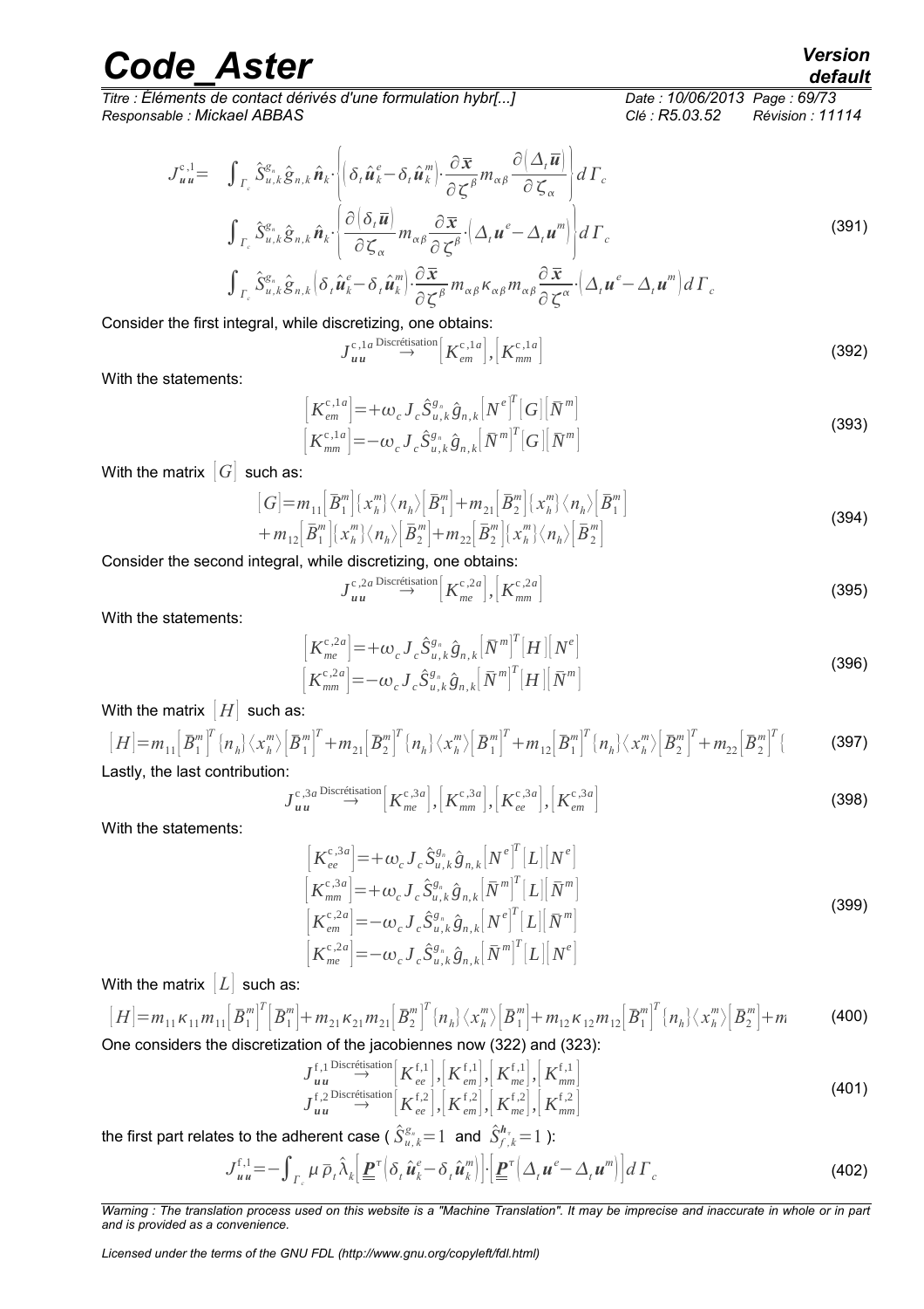$$J_{\boldsymbol{uu}}^{c,1}= \int_{\Gamma_c} \hat{S}_{u,k}^{g_n} \hat{g}_{n,k} \hat{\boldsymbol{n}}_k \cdot \left\{ \left( \delta_t \hat{\boldsymbol{u}}_k^e - \delta_t \hat{\boldsymbol{u}}_k^m \right) \cdot \frac{\partial \overline{\boldsymbol{x}}}{\partial \zeta^\beta} m_{\alpha\beta} \frac{\partial (\Delta_t \overline{\boldsymbol{u}})}{\partial \zeta_\alpha} \right\} d\Gamma_c$$
$$\int_{\Gamma_c} \hat{S}_{u,k}^{g_n} \hat{g}_{n,k} \hat{\boldsymbol{n}}_k \cdot \left\{ \frac{\partial (\delta_t \overline{\boldsymbol{u}})}{\partial \zeta_\alpha} m_{\alpha\beta} \frac{\partial \overline{\boldsymbol{x}}}{\partial \zeta^\beta} \cdot \left( \Delta_t \boldsymbol{u}^e - \Delta_t \boldsymbol{u}^m \right) \right\} d\Gamma_c \tag{391}$$
$$\int_{\Gamma_c} \hat{S}_{u,k}^{g_n} \hat{g}_{n,k} \left( \delta_t \hat{\boldsymbol{u}}_k^e - \delta_t \hat{\boldsymbol{u}}_k^m \right) \cdot \frac{\partial \overline{\boldsymbol{x}}}{\partial \zeta^\beta} m_{\alpha\beta} \kappa_{\alpha\beta} m_{\alpha\beta} \frac{\partial \overline{\boldsymbol{x}}}{\partial \zeta^\alpha} \cdot \left( \Delta_t \boldsymbol{u}^e - \Delta_t \boldsymbol{u}^m \right) d\Gamma_c$$

Consider the first integral, while discretizing, one obtains:

$$J_{\boldsymbol{uu}}^{c,1a} \overset{\text{Discrétisation}}{\rightarrow} \left[ K_{em}^{c,1a} \right], \left[ K_{mm}^{c,1a} \right] \tag{392}$$

With the statements:

$$\left[ K_{em}^{c,1a} \right] = +\omega_c J_c \hat{S}_{u,k}^{g_n} \hat{g}_{n,k} \left[ N^e \right]^T \left[ G \right] \left[ \overline{N}^m \right]$$
$$\left[ K_{mm}^{c,1a} \right] = -\omega_c J_c \hat{S}_{u,k}^{g_n} \hat{g}_{n,k} \left[ \overline{N}^m \right]^T \left[ G \right] \left[ \overline{N}^m \right] \tag{393}$$

With the matrix $[G]$ such as:

$$[G] = m_{11} \left[ \overline{B}_1^m \right] \{ x_h^m \} \langle n_h \rangle \left[ \overline{B}_1^m \right] + m_{21} \left[ \overline{B}_2^m \right] \{ x_h^m \} \langle n_h \rangle \left[ \overline{B}_1^m \right]$$
$$+ m_{12} \left[ \overline{B}_1^m \right] \{ x_h^m \} \langle n_h \rangle \left[ \overline{B}_2^m \right] + m_{22} \left[ \overline{B}_2^m \right] \{ x_h^m \} \langle n_h \rangle \left[ \overline{B}_2^m \right] \tag{394}$$

Consider the second integral, while discretizing, one obtains:

$$J_{\boldsymbol{uu}}^{c,2a} \overset{\text{Discrétisation}}{\rightarrow} \left[ K_{me}^{c,2a} \right], \left[ K_{mm}^{c,2a} \right] \tag{395}$$

With the statements:

$$\left[ K_{me}^{c,2a} \right] = +\omega_c J_c \hat{S}_{u,k}^{g_n} \hat{g}_{n,k} \left[ \overline{N}^m \right]^T \left[ H \right] \left[ N^e \right]$$
$$\left[ K_{mm}^{c,2a} \right] = -\omega_c J_c \hat{S}_{u,k}^{g_n} \hat{g}_{n,k} \left[ \overline{N}^m \right]^T \left[ H \right] \left[ \overline{N}^m \right] \tag{396}$$

With the matrix $[H]$ such as:

$$[H] = m_{11} \left[ \overline{B}_1^m \right]^T \{ n_h \} \langle x_h^m \rangle \left[ \overline{B}_1^m \right]^T + m_{21} \left[ \overline{B}_2^m \right]^T \{ n_h \} \langle x_h^m \rangle \left[ \overline{B}_1^m \right]^T + m_{12} \left[ \overline{B}_1^m \right]^T \{ n_h \} \langle x_h^m \rangle \left[ \overline{B}_2^m \right]^T + m_{22} \left[ \overline{B}_2^m \right]^T \{ \tag{397}$$

Lastly, the last contribution:

$$J_{\boldsymbol{uu}}^{c,3a} \overset{\text{Discrétisation}}{\rightarrow} \left[ K_{me}^{c,3a} \right], \left[ K_{mm}^{c,3a} \right], \left[ K_{ee}^{c,3a} \right], \left[ K_{em}^{c,3a} \right] \tag{398}$$

With the statements:

$$\left[ K_{ee}^{c,3a} \right] = +\omega_c J_c \hat{S}_{u,k}^{g_n} \hat{g}_{n,k} \left[ N^e \right]^T \left[ L \right] \left[ N^e \right]$$
$$\left[ K_{mm}^{c,3a} \right] = +\omega_c J_c \hat{S}_{u,k}^{g_n} \hat{g}_{n,k} \left[ \overline{N}^m \right]^T \left[ L \right] \left[ \overline{N}^m \right]$$
$$\left[ K_{em}^{c,2a} \right] = -\omega_c J_c \hat{S}_{u,k}^{g_n} \hat{g}_{n,k} \left[ N^e \right]^T \left[ L \right] \left[ \overline{N}^m \right] \tag{399}$$
$$\left[ K_{me}^{c,2a} \right] = -\omega_c J_c \hat{S}_{u,k}^{g_n} \hat{g}_{n,k} \left[ \overline{N}^m \right]^T \left[ L \right] \left[ N^e \right]$$

With the matrix $[L]$ such as:

$$[H] = m_{11} \kappa_{11} m_{11} \left[ \overline{B}_1^m \right]^T \left[ \overline{B}_1^m \right] + m_{21} \kappa_{21} m_{21} \left[ \overline{B}_2^m \right]^T \{ n_h \} \langle x_h^m \rangle \left[ \overline{B}_1^m \right] + m_{12} \kappa_{12} m_{12} \left[ \overline{B}_1^m \right]^T \{ n_h \} \langle x_h^m \rangle \left[ \overline{B}_2^m \right] + m \tag{400}$$

One considers the discretization of the jacobiennes now (322) and (323):

$$J_{\boldsymbol{uu}}^{f,1} \overset{\text{Discrétisation}}{\rightarrow} \left[ K_{ee}^{f,1} \right], \left[ K_{em}^{f,1} \right], \left[ K_{me}^{f,1} \right], \left[ K_{mm}^{f,1} \right]$$
$$J_{\boldsymbol{uu}}^{f,2} \overset{\text{Discrétisation}}{\rightarrow} \left[ K_{ee}^{f,2} \right], \left[ K_{em}^{f,2} \right], \left[ K_{me}^{f,2} \right], \left[ K_{mm}^{f,2} \right] \tag{401}$$

the first part relates to the adherent case ( $\hat{S}_{u,k}^{g_n} = 1$ and $\hat{S}_{f,k}^{\boldsymbol{h}_\tau} = 1$ ):

$$J_{\boldsymbol{uu}}^{f,1} = -\int_{\Gamma_c} \mu \overline{\rho}_t \hat{\lambda}_k \left[ \underline{\underline{\boldsymbol{P}}}^\tau \left( \delta_t \hat{\boldsymbol{u}}_k^e - \delta_t \hat{\boldsymbol{u}}_k^m \right) \right] \cdot \left[ \underline{\underline{\boldsymbol{P}}}^\tau \left( \Delta_t \boldsymbol{u}^e - \Delta_t \boldsymbol{u}^m \right) \right] d\Gamma_c \tag{402}$$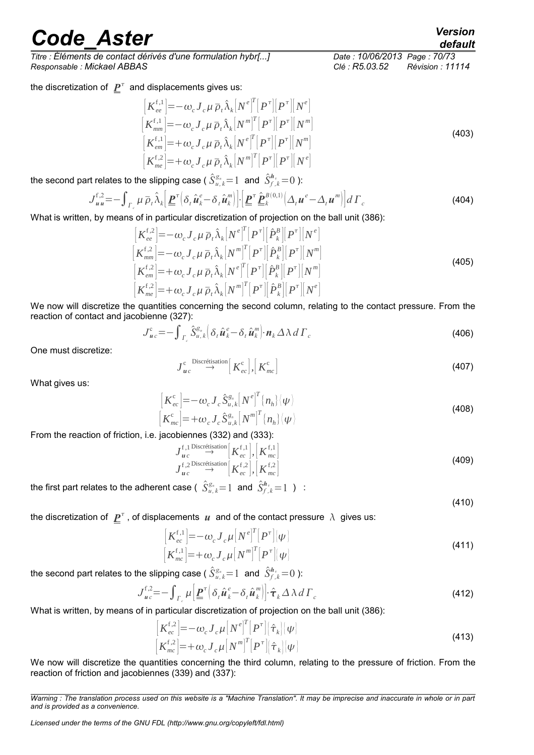the discretization of $\underline{\underline{\boldsymbol{P}}}^{\tau}$ and displacements gives us:

$$
\begin{aligned}
\left[K_{ee}^{\mathrm{f},1}\right] &= -\omega_c J_c \mu \bar{\rho}_t \hat{\lambda}_k \left[N^e\right]^T \left[P^{\tau}\right]\left[P^{\tau}\right]\left[N^e\right] \\
\left[K_{mm}^{\mathrm{f},1}\right] &= -\omega_c J_c \mu \bar{\rho}_t \hat{\lambda}_k \left[N^m\right]^T \left[P^{\tau}\right]\left[P^{\tau}\right]\left[N^m\right] \\
\left[K_{em}^{\mathrm{f},1}\right] &= +\omega_c J_c \mu \bar{\rho}_t \hat{\lambda}_k \left[N^e\right]^T \left[P^{\tau}\right]\left[P^{\tau}\right]\left[N^m\right] \\
\left[K_{me}^{\mathrm{f},2}\right] &= +\omega_c J_c \mu \bar{\rho}_t \hat{\lambda}_k \left[N^m\right]^T \left[P^{\tau}\right]\left[P^{\tau}\right]\left[N^e\right]
\end{aligned}
\tag{403}
$$

the second part relates to the slipping case ( $\hat{S}_{u,k}^{g_n}=1$ and $\hat{S}_{f,k}^{\boldsymbol{h}_{\tau}}=0$ ):

$$
J_{\boldsymbol{u}\boldsymbol{u}}^{\mathrm{f},2} = -\int_{\Gamma_c} \mu \bar{\rho}_t \hat{\lambda}_k \left[\underline{\underline{\boldsymbol{P}}}^{\tau}\left(\delta_t \hat{\boldsymbol{u}}_k^e - \delta_t \hat{\boldsymbol{u}}_k^m\right)\right] \cdot \left[\underline{\underline{\boldsymbol{P}}}^{\tau} \hat{\underline{\underline{\boldsymbol{P}}}}_k^{B(0,1)} \left(\Delta_t \boldsymbol{u}^e - \Delta_t \boldsymbol{u}^m\right)\right] d\Gamma_c
\tag{404}
$$

What is written, by means of in particular discretization of projection on the ball unit (386):

$$
\begin{aligned}
\left[K_{ee}^{\mathrm{f},2}\right] &= -\omega_c J_c \mu \bar{\rho}_t \hat{\lambda}_k \left[N^e\right]^T \left[P^{\tau}\right]\left[\hat{P}_k^B\right]\left[P^{\tau}\right]\left[N^e\right] \\
\left[K_{mm}^{\mathrm{f},2}\right] &= -\omega_c J_c \mu \bar{\rho}_t \hat{\lambda}_k \left[N^m\right]^T \left[P^{\tau}\right]\left[\hat{P}_k^B\right]\left[P^{\tau}\right]\left[N^m\right] \\
\left[K_{em}^{\mathrm{f},2}\right] &= +\omega_c J_c \mu \bar{\rho}_t \hat{\lambda}_k \left[N^e\right]^T \left[P^{\tau}\right]\left[\hat{P}_k^B\right]\left[P^{\tau}\right]\left[N^m\right] \\
\left[K_{me}^{\mathrm{f},2}\right] &= +\omega_c J_c \mu \bar{\rho}_t \hat{\lambda}_k \left[N^m\right]^T \left[P^{\tau}\right]\left[\hat{P}_k^B\right]\left[P^{\tau}\right]\left[N^e\right]
\end{aligned}
\tag{405}
$$

We now will discretize the quantities concerning the second column, relating to the contact pressure. From the reaction of contact and jacobienne (327):

$$
J_{\boldsymbol{u}c}^{\mathrm{c}} = -\int_{\Gamma_c} \hat{S}_{u,k}^{g_n} \left(\delta_t \hat{\boldsymbol{u}}_k^e - \delta_t \hat{\boldsymbol{u}}_k^m\right) \cdot \boldsymbol{n}_k \Delta\lambda \, d\Gamma_c
\tag{406}
$$

One must discretize:

$$
J_{\boldsymbol{u}c}^{\mathrm{c}} \overset{\text{Discrétisation}}{\rightarrow} \left[K_{ec}^{\mathrm{c}}\right], \left[K_{mc}^{\mathrm{c}}\right]
\tag{407}
$$

What gives us:

$$
\begin{aligned}
\left[K_{ec}^{\mathrm{c}}\right] &= -\omega_c J_c \hat{S}_{u,k}^{g_n} \left[N^e\right]^T \{n_h\} \langle\psi\rangle \\
\left[K_{mc}^{\mathrm{c}}\right] &= +\omega_c J_c \hat{S}_{u,k}^{g_n} \left[N^m\right]^T \{n_h\} \langle\psi\rangle
\end{aligned}
\tag{408}
$$

From the reaction of friction, i.e. jacobiennes (332) and (333):

$$
\begin{aligned}
J_{\boldsymbol{u}c}^{\mathrm{f},1} &\overset{\text{Discrétisation}}{\rightarrow} \left[K_{ec}^{\mathrm{f},1}\right], \left[K_{mc}^{\mathrm{f},1}\right] \\
J_{\boldsymbol{u}c}^{\mathrm{f},2} &\overset{\text{Discrétisation}}{\rightarrow} \left[K_{ec}^{\mathrm{f},2}\right], \left[K_{mc}^{\mathrm{f},2}\right]
\end{aligned}
\tag{409}
$$

the first part relates to the adherent case ( $\hat{S}_{u,k}^{g_n}=1$ and $\hat{S}_{f,k}^{\boldsymbol{h}_{\tau}}=1$ ) :

$$
\tag{410}
$$

the discretization of $\underline{\underline{\boldsymbol{P}}}^{\tau}$, of displacements $\boldsymbol{u}$ and of the contact pressure $\lambda$ gives us:

$$
\begin{aligned}
\left[K_{ec}^{\mathrm{f},1}\right] &= -\omega_c J_c \mu \left[N^e\right]^T \left[P^{\tau}\right] \langle\psi\rangle \\
\left[K_{mc}^{\mathrm{f},1}\right] &= +\omega_c J_c \mu \left[N^m\right]^T \left[P^{\tau}\right] \langle\psi\rangle
\end{aligned}
\tag{411}
$$

the second part relates to the slipping case ( $\hat{S}_{u,k}^{g_n}=1$ and $\hat{S}_{f,k}^{\boldsymbol{h}_{\tau}}=0$ ):

$$
J_{\boldsymbol{u}c}^{\mathrm{f},2} = -\int_{\Gamma_c} \mu \left[\underline{\underline{\boldsymbol{P}}}^{\tau}\left(\delta_t \hat{\boldsymbol{u}}_k^e - \delta_t \hat{\boldsymbol{u}}_k^m\right)\right] \cdot \hat{\boldsymbol{\tau}}_k \Delta\lambda \, d\Gamma_c
\tag{412}
$$

What is written, by means of in particular discretization of projection on the ball unit (386):

$$
\begin{aligned}
\left[K_{ec}^{\mathrm{f},2}\right] &= -\omega_c J_c \mu \left[N^e\right]^T \left[P^{\tau}\right] \{\hat{\tau}_k\} \langle\psi\rangle \\
\left[K_{mc}^{\mathrm{f},2}\right] &= +\omega_c J_c \mu \left[N^m\right]^T \left[P^{\tau}\right] \{\hat{\tau}_k\} \langle\psi\rangle
\end{aligned}
\tag{413}
$$

We now will discretize the quantities concerning the third column, relating to the pressure of friction. From the reaction of friction and jacobiennes (339) and (337):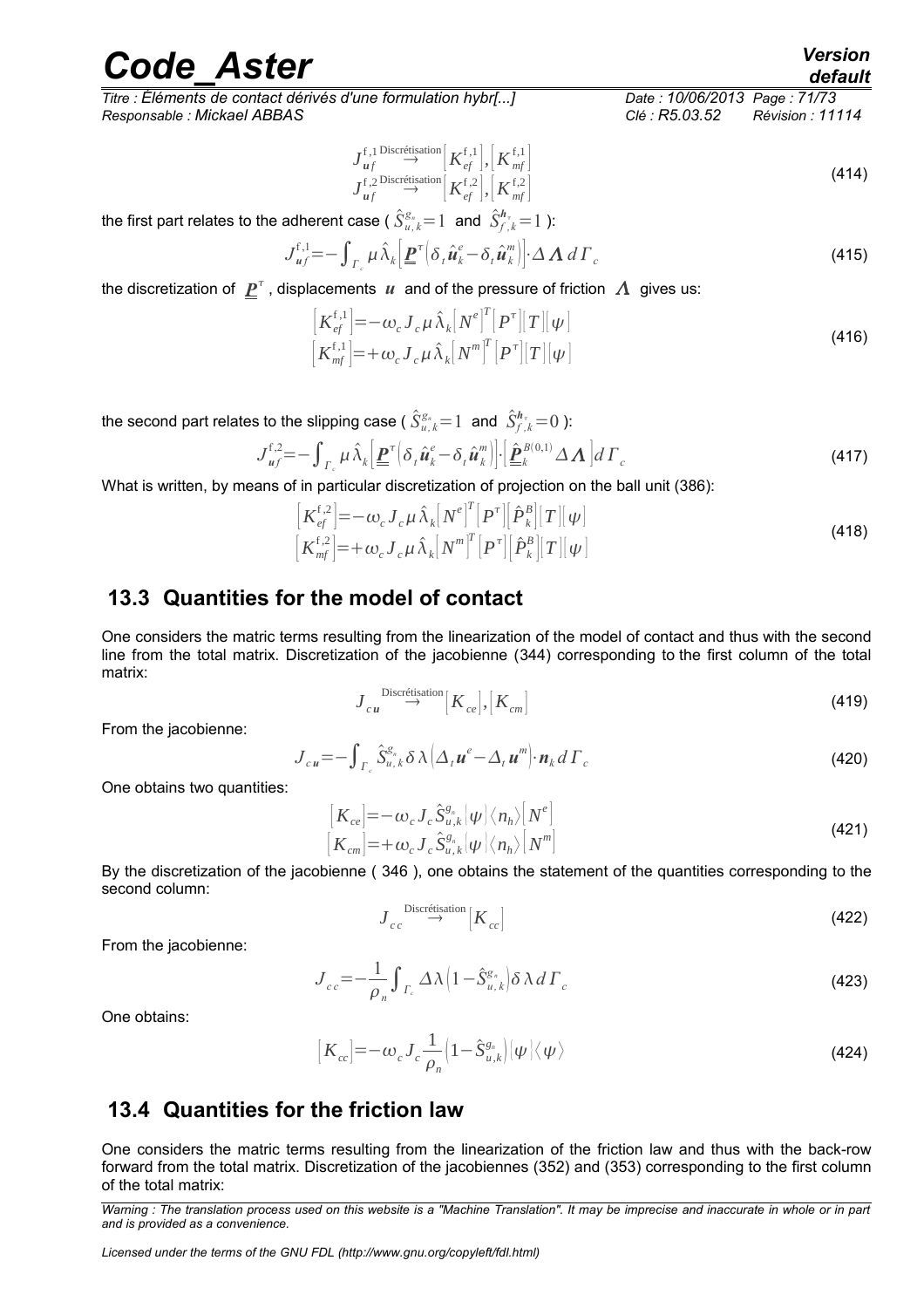$$J_{\boldsymbol{u}f}^{\mathrm{f},1} \overset{\text{Discrétisation}}{\rightarrow} \left[K_{ef}^{\mathrm{f},1}\right], \left[K_{mf}^{\mathrm{f},1}\right]$$
$$J_{\boldsymbol{u}f}^{\mathrm{f},2} \overset{\text{Discrétisation}}{\rightarrow} \left[K_{ef}^{\mathrm{f},2}\right], \left[K_{mf}^{\mathrm{f},2}\right] \tag{414}$$

the first part relates to the adherent case ( $\hat{S}_{u,k}^{g_n}=1$ and $\hat{S}_{f,k}^{\boldsymbol{h}_\tau}=1$ ):

$$J_{\boldsymbol{u}f}^{\mathrm{f},1}=-\int_{\Gamma_c} \mu \hat{\lambda}_k \left[\underline{\underline{\boldsymbol{P}}}^\tau \left(\delta_t \hat{\boldsymbol{u}}_k^e - \delta_t \hat{\boldsymbol{u}}_k^m\right)\right] \cdot \Delta \boldsymbol{\Lambda} \, d\Gamma_c \tag{415}$$

the discretization of $\underline{\underline{\boldsymbol{P}}}^\tau$, displacements $\boldsymbol{u}$ and of the pressure of friction $\boldsymbol{\Lambda}$ gives us:

$$\left[K_{ef}^{\mathrm{f},1}\right]=-\omega_c J_c \mu \hat{\lambda}_k \left[N^e\right]^T \left[P^\tau\right] \left[T\right] \left[\psi\right]$$
$$\left[K_{mf}^{\mathrm{f},1}\right]=+\omega_c J_c \mu \hat{\lambda}_k \left[N^m\right]^T \left[P^\tau\right] \left[T\right] \left[\psi\right] \tag{416}$$

the second part relates to the slipping case ( $\hat{S}_{u,k}^{g_n}=1$ and $\hat{S}_{f,k}^{\boldsymbol{h}_\tau}=0$ ):

$$J_{\boldsymbol{u}f}^{\mathrm{f},2}=-\int_{\Gamma_c} \mu \hat{\lambda}_k \left[\underline{\underline{\boldsymbol{P}}}^\tau \left(\delta_t \hat{\boldsymbol{u}}_k^e - \delta_t \hat{\boldsymbol{u}}_k^m\right)\right] \cdot \left[\underline{\underline{\hat{\boldsymbol{P}}}}_k^{B(0,1)} \Delta \boldsymbol{\Lambda}\right] d\Gamma_c \tag{417}$$

What is written, by means of in particular discretization of projection on the ball unit (386):

$$\left[K_{ef}^{\mathrm{f},2}\right]=-\omega_c J_c \mu \hat{\lambda}_k \left[N^e\right]^T \left[P^\tau\right] \left[\hat{P}_k^B\right] \left[T\right] \left[\psi\right]$$
$$\left[K_{mf}^{\mathrm{f},2}\right]=+\omega_c J_c \mu \hat{\lambda}_k \left[N^m\right]^T \left[P^\tau\right] \left[\hat{P}_k^B\right] \left[T\right] \left[\psi\right] \tag{418}$$

## 13.3 Quantities for the model of contact

One considers the matric terms resulting from the linearization of the model of contact and thus with the second line from the total matrix. Discretization of the jacobienne (344) corresponding to the first column of the total matrix:

$$J_{c\boldsymbol{u}} \overset{\text{Discrétisation}}{\rightarrow} \left[K_{ce}\right], \left[K_{cm}\right] \tag{419}$$

From the jacobienne:

$$J_{c\boldsymbol{u}}=-\int_{\Gamma_c} \hat{S}_{u,k}^{g_n} \delta \lambda \left(\Delta_t \boldsymbol{u}^e - \Delta_t \boldsymbol{u}^m\right) \cdot \boldsymbol{n}_k \, d\Gamma_c \tag{420}$$

One obtains two quantities:

$$\left[K_{ce}\right]=-\omega_c J_c \hat{S}_{u,k}^{g_n} \left[\psi\right] \langle n_h \rangle \left[N^e\right]$$
$$\left[K_{cm}\right]=+\omega_c J_c \hat{S}_{u,k}^{g_n} \left[\psi\right] \langle n_h \rangle \left[N^m\right] \tag{421}$$

By the discretization of the jacobienne ( 346 ), one obtains the statement of the quantities corresponding to the second column:

$$J_{cc} \overset{\text{Discrétisation}}{\rightarrow} \left[K_{cc}\right] \tag{422}$$

From the jacobienne:

$$J_{cc}=-\frac{1}{\rho_n} \int_{\Gamma_c} \Delta \lambda \left(1-\hat{S}_{u,k}^{g_n}\right) \delta \lambda \, d\Gamma_c \tag{423}$$

One obtains:

$$\left[K_{cc}\right]=-\omega_c J_c \frac{1}{\rho_n} \left(1-\hat{S}_{u,k}^{g_n}\right) \left[\psi\right] \langle \psi \rangle \tag{424}$$

## 13.4 Quantities for the friction law

One considers the matric terms resulting from the linearization of the friction law and thus with the back-row forward from the total matrix. Discretization of the jacobiennes (352) and (353) corresponding to the first column of the total matrix: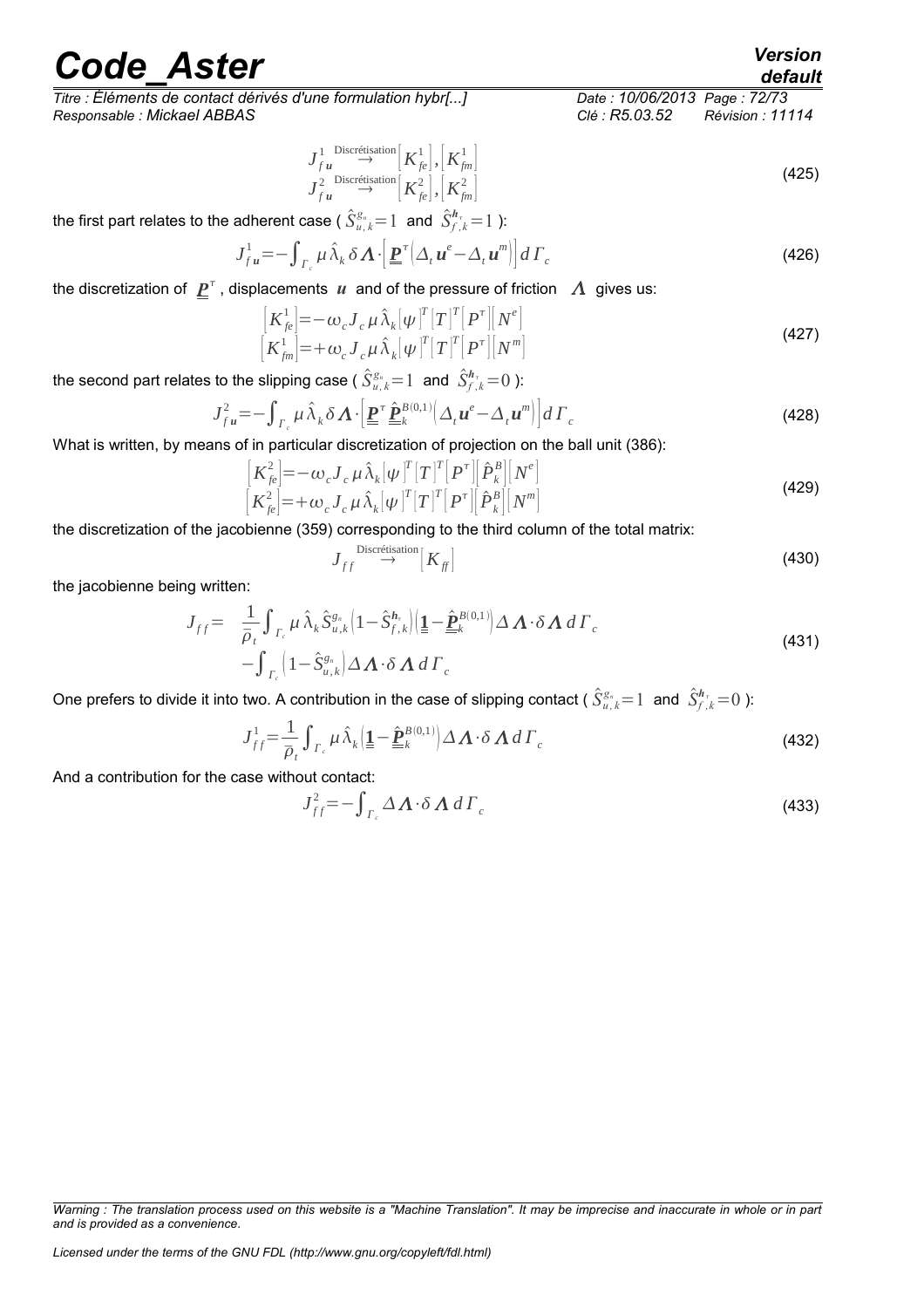$$J_{f\boldsymbol{u}}^{1} \overset{\text{Discrétisation}}{\rightarrow} \left[K_{fe}^{1}\right], \left[K_{fm}^{1}\right]$$
$$J_{f\boldsymbol{u}}^{2} \overset{\text{Discrétisation}}{\rightarrow} \left[K_{fe}^{2}\right], \left[K_{fm}^{2}\right] \tag{425}$$

the first part relates to the adherent case ( $\hat{S}_{u,k}^{g_n}=1$ and $\hat{S}_{f,k}^{\boldsymbol{h}_\tau}=1$ ):

$$J_{f\boldsymbol{u}}^{1}=-\int_{\Gamma_c} \mu \hat{\lambda}_k \delta \boldsymbol{\Lambda} \cdot \left[ \underline{\underline{\boldsymbol{P}}}^{\tau} \left( \Delta_t \boldsymbol{u}^{e} - \Delta_t \boldsymbol{u}^{m} \right) \right] d\Gamma_c \tag{426}$$

the discretization of $\underline{\underline{\boldsymbol{P}}}^{\tau}$, displacements $\boldsymbol{u}$ and of the pressure of friction $\boldsymbol{\Lambda}$ gives us:

$$\left[K_{fe}^{1}\right]=-\omega_c J_c \mu \hat{\lambda}_k [\psi]^T [T]^T \left[P^{\tau}\right]\left[N^{e}\right]$$
$$\left[K_{fm}^{1}\right]=+\omega_c J_c \mu \hat{\lambda}_k [\psi]^T [T]^T \left[P^{\tau}\right]\left[N^{m}\right] \tag{427}$$

the second part relates to the slipping case ( $\hat{S}_{u,k}^{g_n}=1$ and $\hat{S}_{f,k}^{\boldsymbol{h}_\tau}=0$ ):

$$J_{f\boldsymbol{u}}^{2}=-\int_{\Gamma_c} \mu \hat{\lambda}_k \delta \boldsymbol{\Lambda} \cdot \left[ \underline{\underline{\boldsymbol{P}}}^{\tau} \underline{\underline{\hat{\boldsymbol{P}}}}_k^{B(0,1)} \left( \Delta_t \boldsymbol{u}^{e} - \Delta_t \boldsymbol{u}^{m} \right) \right] d\Gamma_c \tag{428}$$

What is written, by means of in particular discretization of projection on the ball unit (386):

$$\left[K_{fe}^{2}\right]=-\omega_c J_c \mu \hat{\lambda}_k [\psi]^T [T]^T \left[P^{\tau}\right]\left[\hat{P}_k^{B}\right]\left[N^{e}\right]$$
$$\left[K_{fe}^{2}\right]=+\omega_c J_c \mu \hat{\lambda}_k [\psi]^T [T]^T \left[P^{\tau}\right]\left[\hat{P}_k^{B}\right]\left[N^{m}\right] \tag{429}$$

the discretization of the jacobienne (359) corresponding to the third column of the total matrix:

$$J_{ff} \overset{\text{Discrétisation}}{\rightarrow} \left[K_{ff}\right] \tag{430}$$

the jacobienne being written:

$$J_{ff}= \frac{1}{\bar{\rho}_t} \int_{\Gamma_c} \mu \hat{\lambda}_k \hat{S}_{u,k}^{g_n} \left(1-\hat{S}_{f,k}^{\boldsymbol{h}_\tau}\right) \left( \underline{\underline{\boldsymbol{1}}} - \underline{\underline{\hat{\boldsymbol{P}}}}_k^{B(0,1)} \right) \Delta \boldsymbol{\Lambda} \cdot \delta \boldsymbol{\Lambda} \, d\Gamma_c$$
$$-\int_{\Gamma_c} \left(1-\hat{S}_{u,k}^{g_n}\right) \Delta \boldsymbol{\Lambda} \cdot \delta \boldsymbol{\Lambda} \, d\Gamma_c \tag{431}$$

One prefers to divide it into two. A contribution in the case of slipping contact ( $\hat{S}_{u,k}^{g_n}=1$ and $\hat{S}_{f,k}^{\boldsymbol{h}_\tau}=0$ ):

$$J_{ff}^{1}=\frac{1}{\bar{\rho}_t} \int_{\Gamma_c} \mu \hat{\lambda}_k \left( \underline{\underline{\boldsymbol{1}}} - \underline{\underline{\hat{\boldsymbol{P}}}}_k^{B(0,1)} \right) \Delta \boldsymbol{\Lambda} \cdot \delta \boldsymbol{\Lambda} \, d\Gamma_c \tag{432}$$

And a contribution for the case without contact:

$$J_{ff}^{2}=-\int_{\Gamma_c} \Delta \boldsymbol{\Lambda} \cdot \delta \boldsymbol{\Lambda} \, d\Gamma_c \tag{433}$$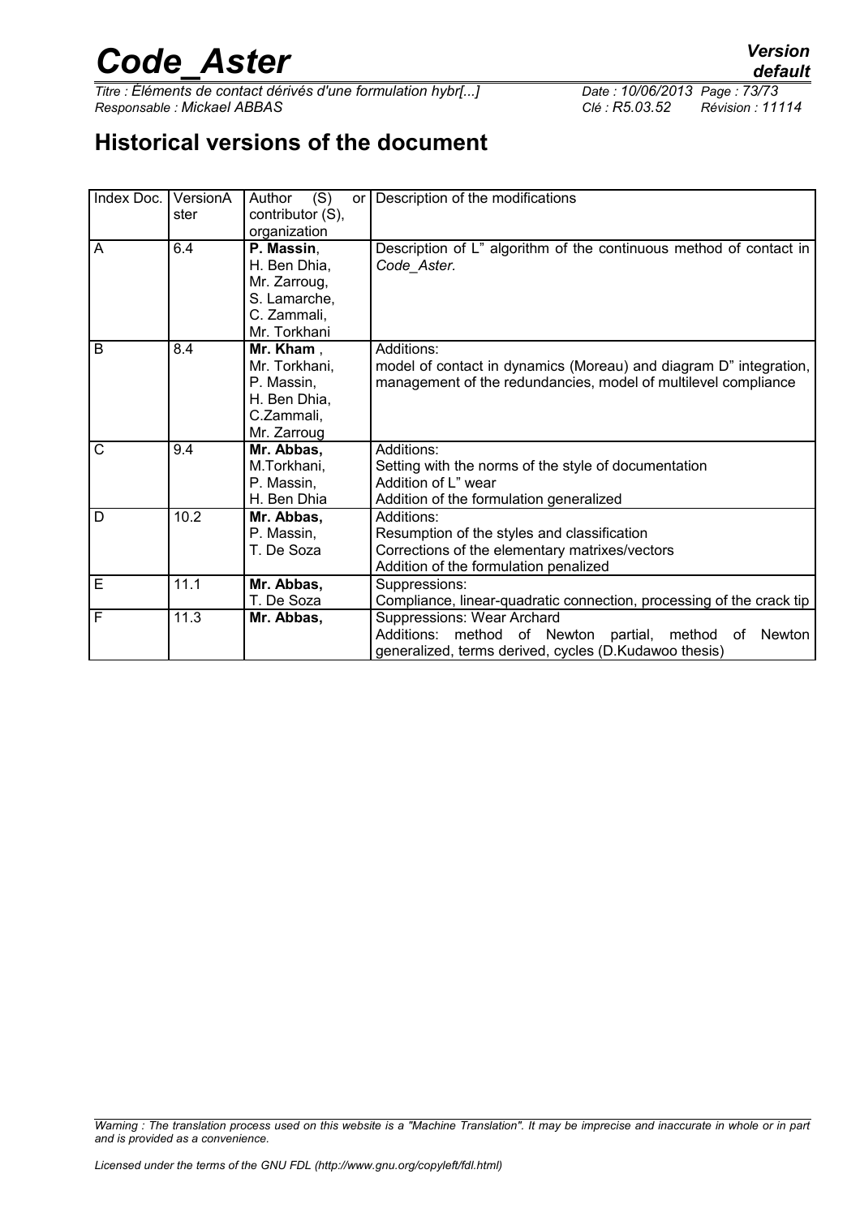## Historical versions of the document

| Index Doc. | VersionAster | Author (S) or contributor (S), organization | Description of the modifications |
|---|---|---|---|
| A | 6.4 | **P. Massin**, H. Ben Dhia, Mr. Zarroug, S. Lamarche, C. Zammali, Mr. Torkhani | Description of L" algorithm of the continuous method of contact in *Code_Aster.* |
| B | 8.4 | **Mr. Kham** , Mr. Torkhani, P. Massin, H. Ben Dhia, C.Zammali, Mr. Zarroug | Additions: model of contact in dynamics (Moreau) and diagram D" integration, management of the redundancies, model of multilevel compliance |
| C | 9.4 | **Mr. Abbas,** M.Torkhani, P. Massin, H. Ben Dhia | Additions: Setting with the norms of the style of documentation Addition of L" wear Addition of the formulation generalized |
| D | 10.2 | **Mr. Abbas,** P. Massin, T. De Soza | Additions: Resumption of the styles and classification Corrections of the elementary matrixes/vectors Addition of the formulation penalized |
| E | 11.1 | **Mr. Abbas,** T. De Soza | Suppressions: Compliance, linear-quadratic connection, processing of the crack tip |
| F | 11.3 | **Mr. Abbas,** | Suppressions: Wear Archard Additions: method of Newton partial, method of Newton generalized, terms derived, cycles (D.Kudawoo thesis) |